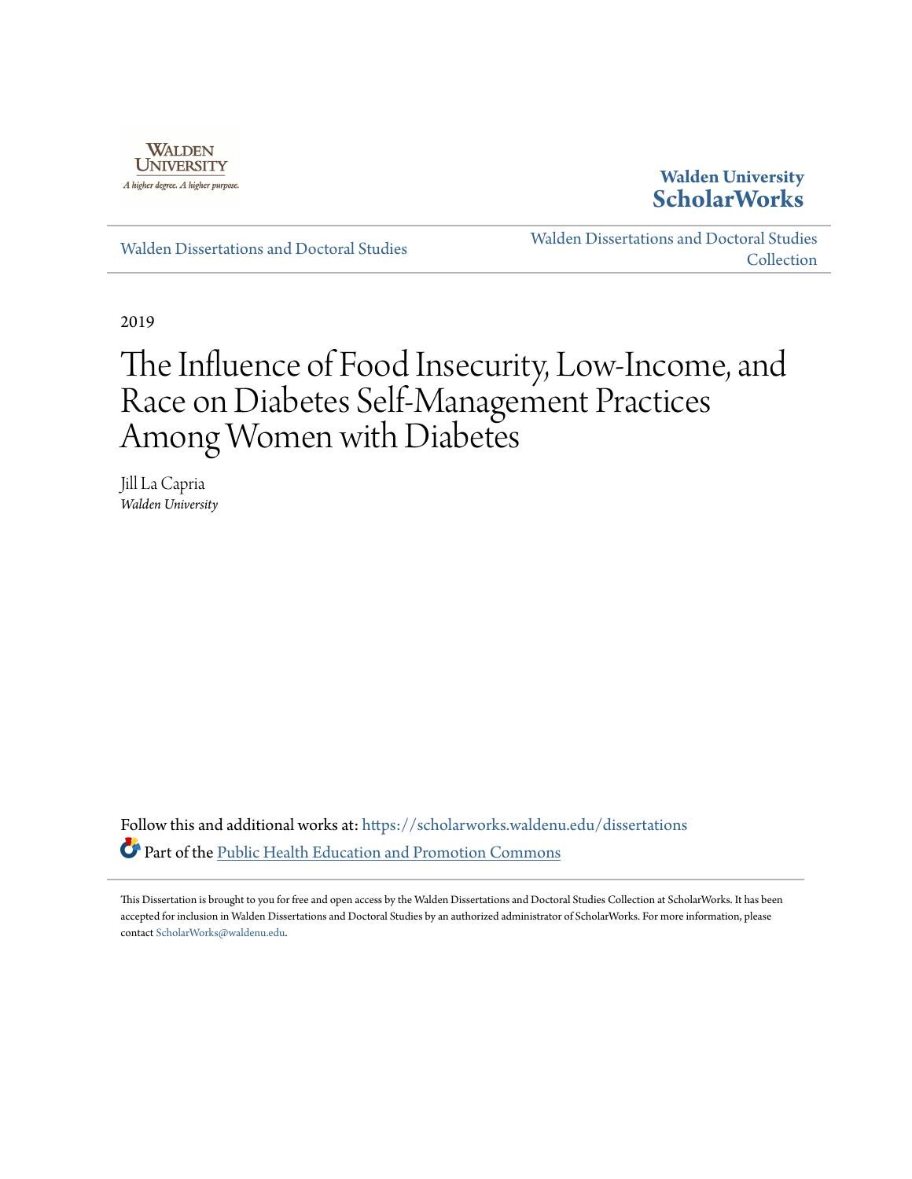Walden University

A higher degree. A higher purpose.

Walden University **ScholarWorks**

Walden Dissertations and Doctoral Studies

Walden Dissertations and Doctoral Studies Collection

2019

# The Influence of Food Insecurity, Low-Income, and Race on Diabetes Self-Management Practices Among Women with Diabetes

Jill La Capria
*Walden University*

Follow this and additional works at: https://scholarworks.waldenu.edu/dissertations

Part of the Public Health Education and Promotion Commons

This Dissertation is brought to you for free and open access by the Walden Dissertations and Doctoral Studies Collection at ScholarWorks. It has been accepted for inclusion in Walden Dissertations and Doctoral Studies by an authorized administrator of ScholarWorks. For more information, please contact ScholarWorks@waldenu.edu.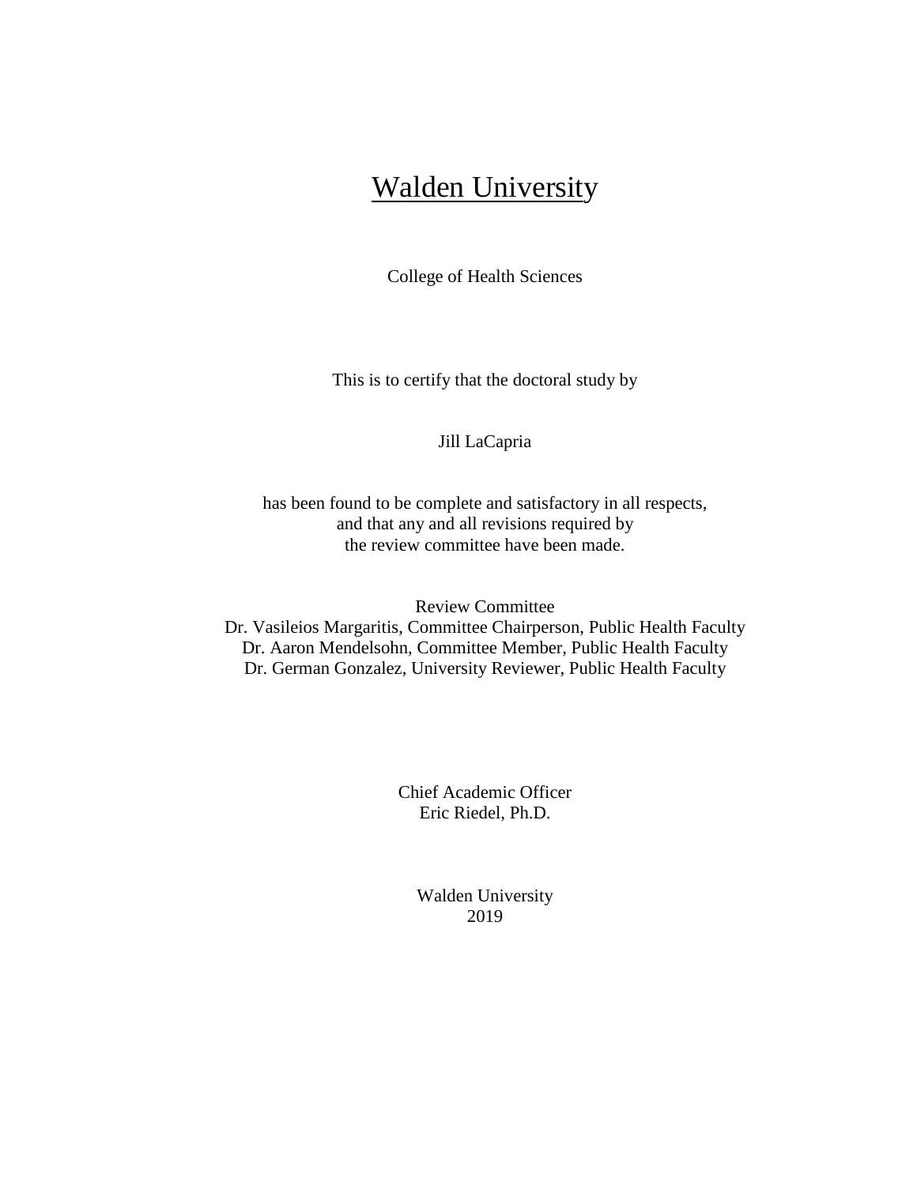# Walden University

College of Health Sciences

This is to certify that the doctoral study by

Jill LaCapria

has been found to be complete and satisfactory in all respects,
and that any and all revisions required by
the review committee have been made.

Review Committee
Dr. Vasileios Margaritis, Committee Chairperson, Public Health Faculty
Dr. Aaron Mendelsohn, Committee Member, Public Health Faculty
Dr. German Gonzalez, University Reviewer, Public Health Faculty

Chief Academic Officer
Eric Riedel, Ph.D.

Walden University
2019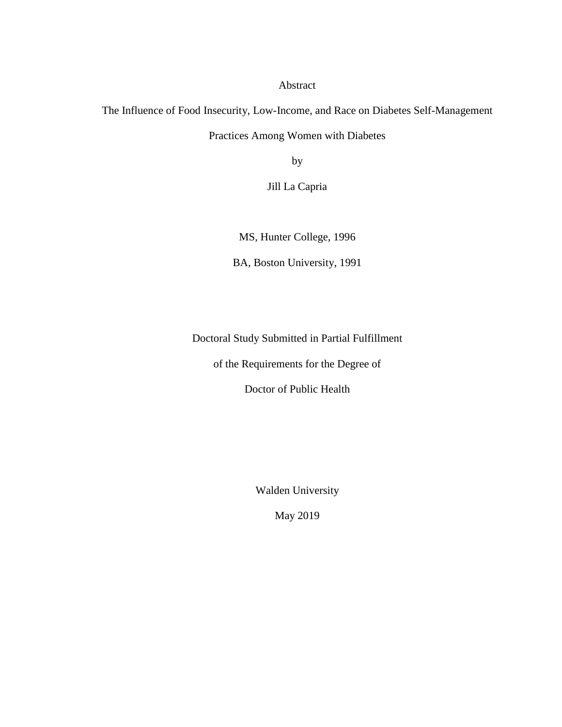Abstract

The Influence of Food Insecurity, Low-Income, and Race on Diabetes Self-Management

Practices Among Women with Diabetes

by

Jill La Capria

MS, Hunter College, 1996

BA, Boston University, 1991

Doctoral Study Submitted in Partial Fulfillment

of the Requirements for the Degree of

Doctor of Public Health

Walden University

May 2019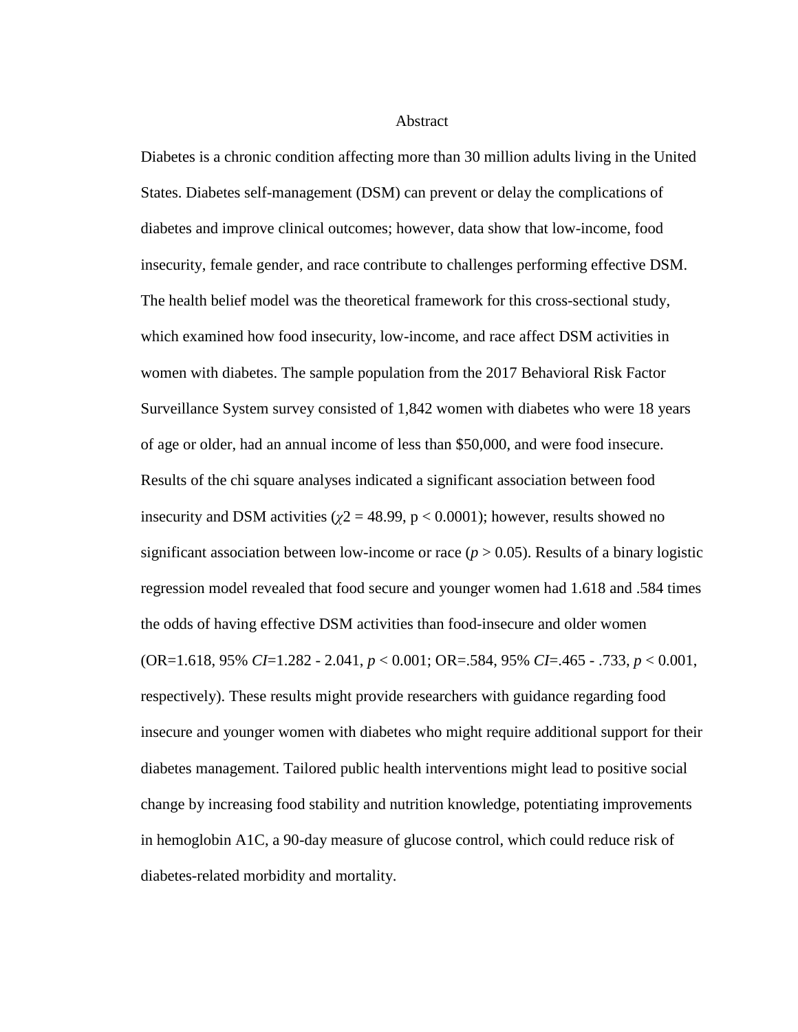# Abstract

Diabetes is a chronic condition affecting more than 30 million adults living in the United States. Diabetes self-management (DSM) can prevent or delay the complications of diabetes and improve clinical outcomes; however, data show that low-income, food insecurity, female gender, and race contribute to challenges performing effective DSM. The health belief model was the theoretical framework for this cross-sectional study, which examined how food insecurity, low-income, and race affect DSM activities in women with diabetes. The sample population from the 2017 Behavioral Risk Factor Surveillance System survey consisted of 1,842 women with diabetes who were 18 years of age or older, had an annual income of less than $50,000, and were food insecure. Results of the chi square analyses indicated a significant association between food insecurity and DSM activities ($\chi 2 = 48.99$, $p < 0.0001$); however, results showed no significant association between low-income or race ($p > 0.05$). Results of a binary logistic regression model revealed that food secure and younger women had 1.618 and .584 times the odds of having effective DSM activities than food-insecure and older women (OR=1.618, 95% *CI*=1.282 - 2.041, $p < 0.001$; OR=.584, 95% *CI*=.465 - .733, $p < 0.001$, respectively). These results might provide researchers with guidance regarding food insecure and younger women with diabetes who might require additional support for their diabetes management. Tailored public health interventions might lead to positive social change by increasing food stability and nutrition knowledge, potentiating improvements in hemoglobin A1C, a 90-day measure of glucose control, which could reduce risk of diabetes-related morbidity and mortality.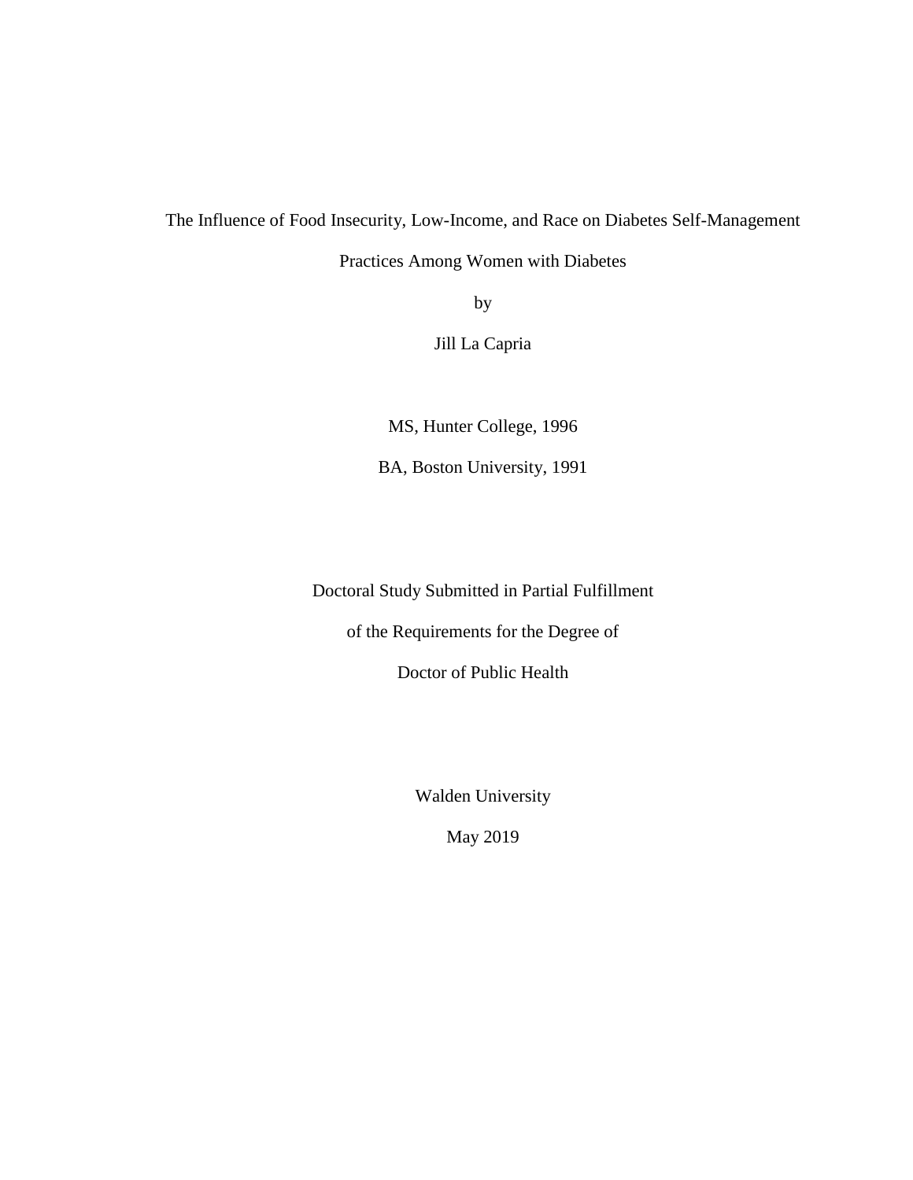The Influence of Food Insecurity, Low-Income, and Race on Diabetes Self-Management Practices Among Women with Diabetes

by

Jill La Capria

MS, Hunter College, 1996

BA, Boston University, 1991

Doctoral Study Submitted in Partial Fulfillment

of the Requirements for the Degree of

Doctor of Public Health

Walden University

May 2019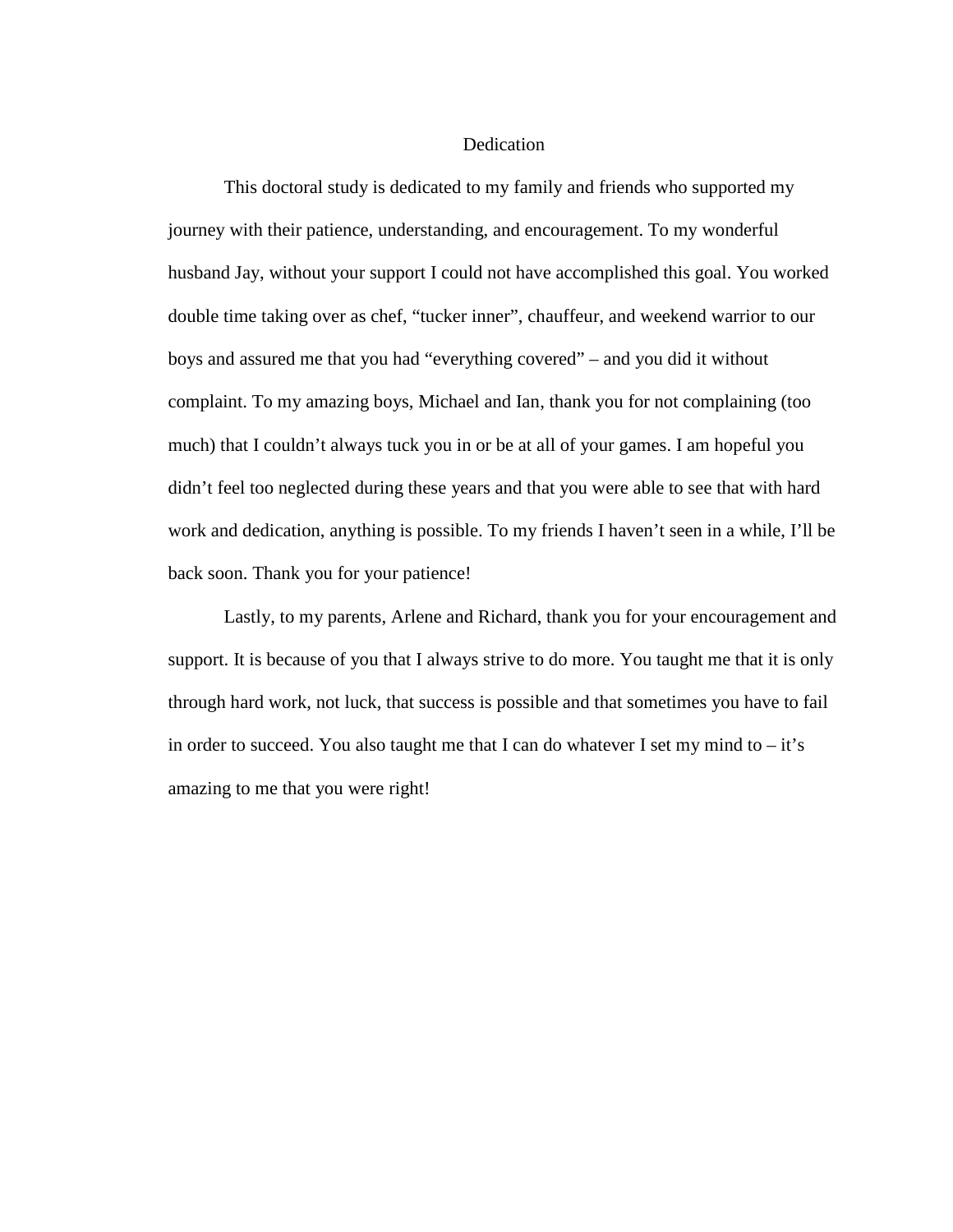# Dedication

This doctoral study is dedicated to my family and friends who supported my journey with their patience, understanding, and encouragement. To my wonderful husband Jay, without your support I could not have accomplished this goal. You worked double time taking over as chef, “tucker inner”, chauffeur, and weekend warrior to our boys and assured me that you had “everything covered” – and you did it without complaint. To my amazing boys, Michael and Ian, thank you for not complaining (too much) that I couldn’t always tuck you in or be at all of your games. I am hopeful you didn’t feel too neglected during these years and that you were able to see that with hard work and dedication, anything is possible. To my friends I haven’t seen in a while, I’ll be back soon. Thank you for your patience!

Lastly, to my parents, Arlene and Richard, thank you for your encouragement and support. It is because of you that I always strive to do more. You taught me that it is only through hard work, not luck, that success is possible and that sometimes you have to fail in order to succeed. You also taught me that I can do whatever I set my mind to – it’s amazing to me that you were right!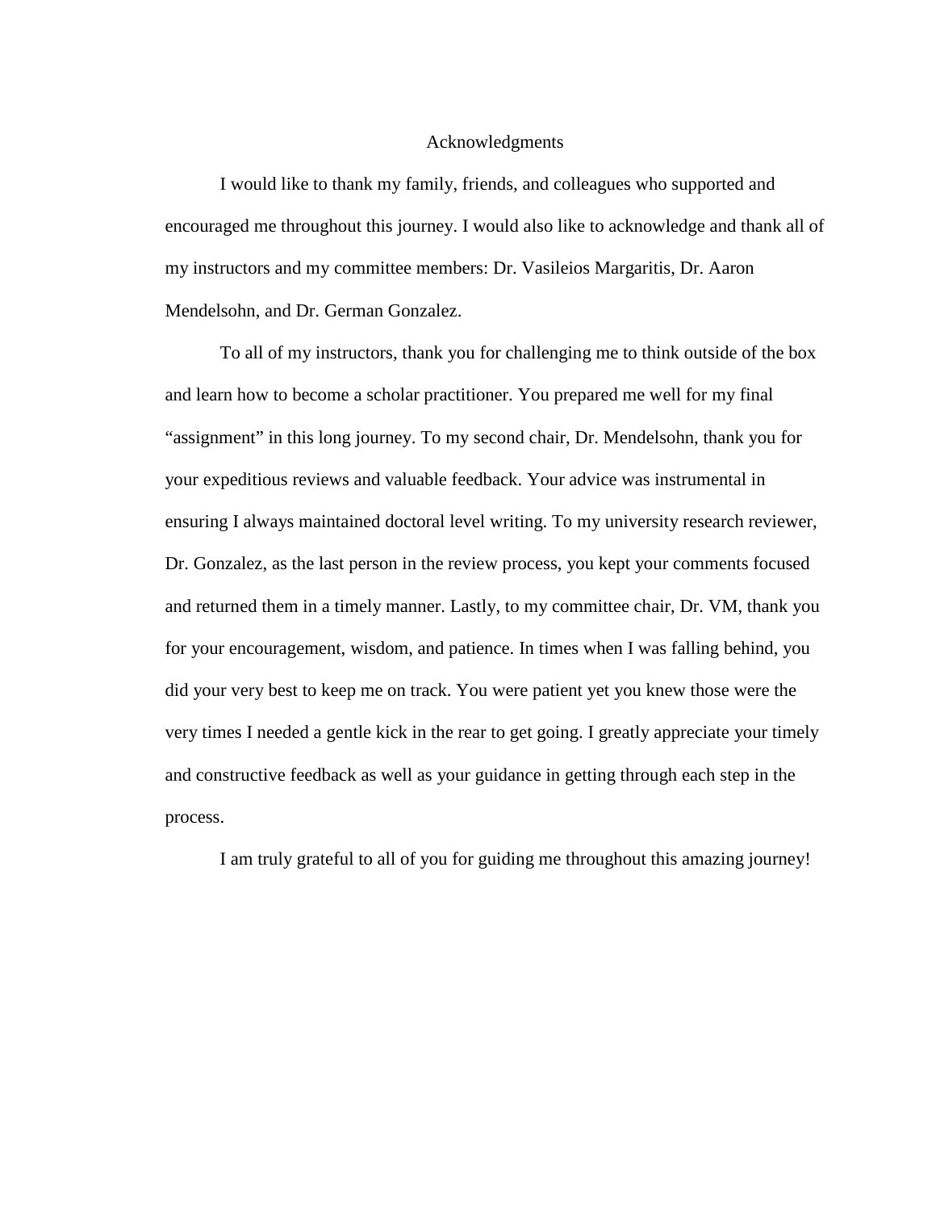# Acknowledgments

I would like to thank my family, friends, and colleagues who supported and encouraged me throughout this journey. I would also like to acknowledge and thank all of my instructors and my committee members: Dr. Vasileios Margaritis, Dr. Aaron Mendelsohn, and Dr. German Gonzalez.

To all of my instructors, thank you for challenging me to think outside of the box and learn how to become a scholar practitioner. You prepared me well for my final "assignment" in this long journey. To my second chair, Dr. Mendelsohn, thank you for your expeditious reviews and valuable feedback. Your advice was instrumental in ensuring I always maintained doctoral level writing. To my university research reviewer, Dr. Gonzalez, as the last person in the review process, you kept your comments focused and returned them in a timely manner. Lastly, to my committee chair, Dr. VM, thank you for your encouragement, wisdom, and patience. In times when I was falling behind, you did your very best to keep me on track. You were patient yet you knew those were the very times I needed a gentle kick in the rear to get going. I greatly appreciate your timely and constructive feedback as well as your guidance in getting through each step in the process.

I am truly grateful to all of you for guiding me throughout this amazing journey!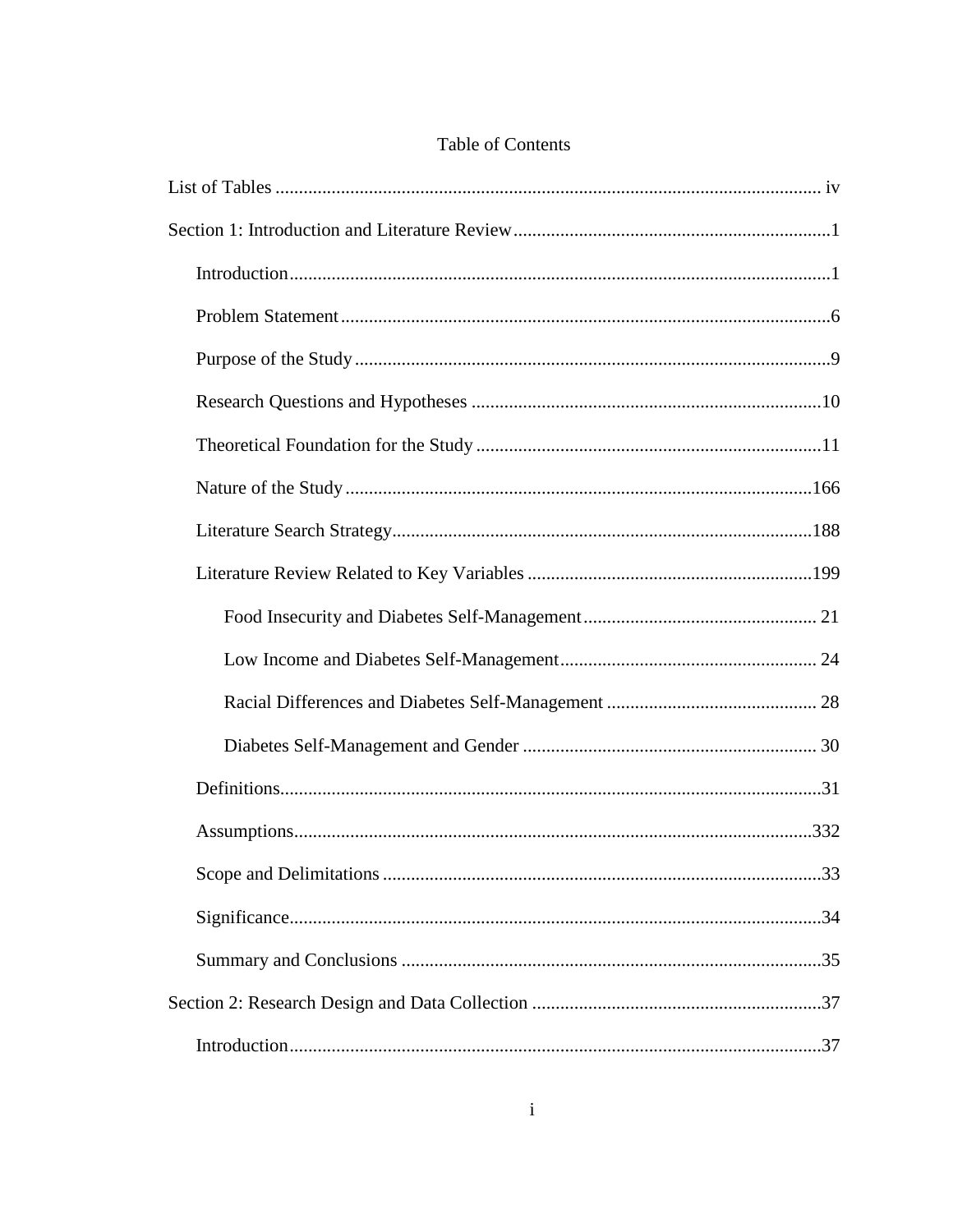# Table of Contents

List of Tables ..................................................................................................................... iv

Section 1: Introduction and Literature Review....................................................................1

- Introduction....................................................................................................................1
- Problem Statement.........................................................................................................6
- Purpose of the Study......................................................................................................9
- Research Questions and Hypotheses ...........................................................................10
- Theoretical Foundation for the Study..........................................................................11
- Nature of the Study....................................................................................................166
- Literature Search Strategy..........................................................................................188
- Literature Review Related to Key Variables .............................................................199
  - Food Insecurity and Diabetes Self-Management.................................................. 21
  - Low Income and Diabetes Self-Management....................................................... 24
  - Racial Differences and Diabetes Self-Management ............................................. 28
  - Diabetes Self-Management and Gender ............................................................... 30
- Definitions...................................................................................................................31
- Assumptions..............................................................................................................332
- Scope and Delimitations .............................................................................................33
- Significance.................................................................................................................34
- Summary and Conclusions ..........................................................................................35

Section 2: Research Design and Data Collection ..............................................................37

- Introduction..................................................................................................................37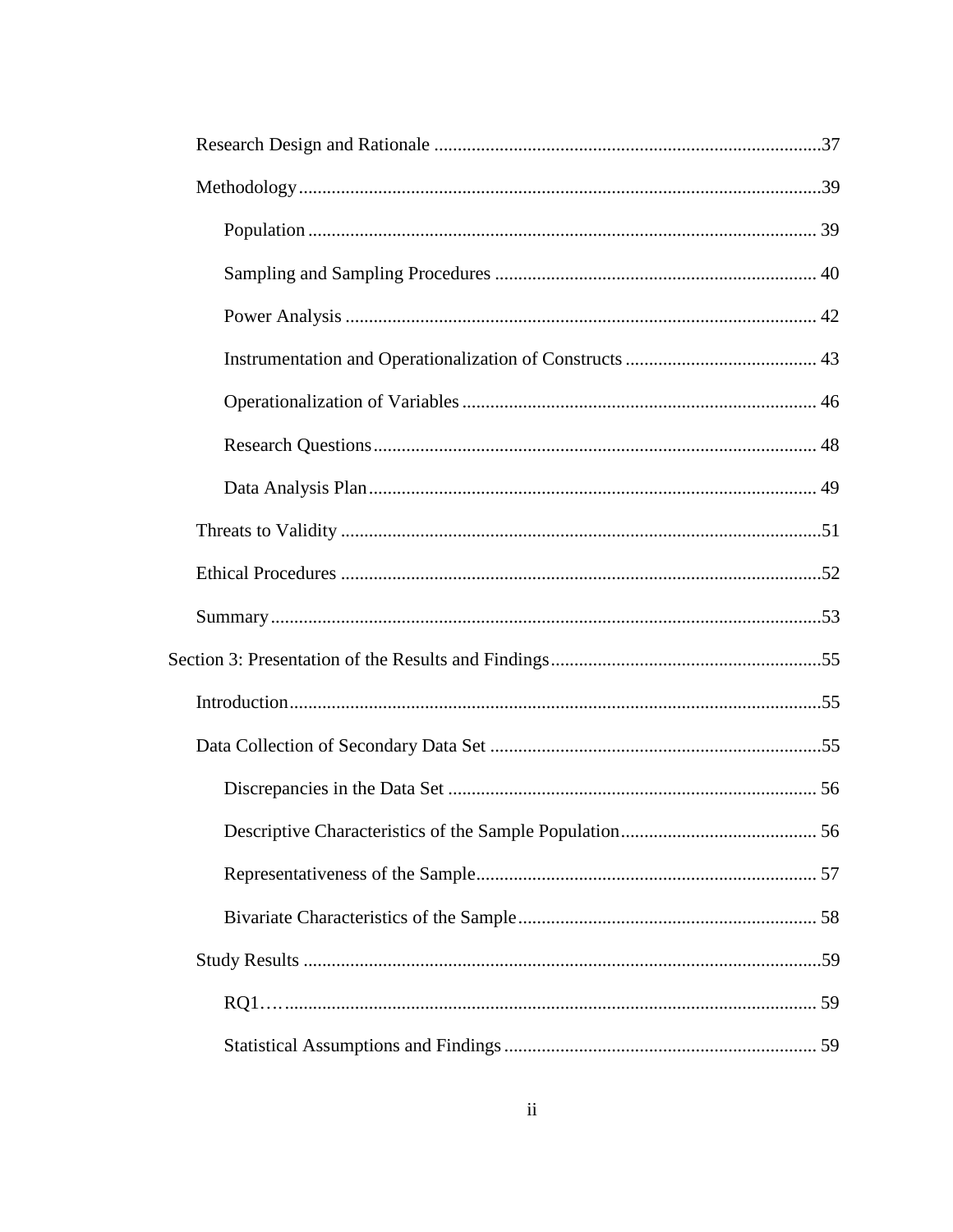Research Design and Rationale ....................................................................................37

Methodology...............................................................................................................39

Population ............................................................................................................ 39

Sampling and Sampling Procedures .................................................................... 40

Power Analysis .................................................................................................... 42

Instrumentation and Operationalization of Constructs ......................................... 43

Operationalization of Variables ........................................................................... 46

Research Questions.............................................................................................. 48

Data Analysis Plan............................................................................................... 49

Threats to Validity ......................................................................................................51

Ethical Procedures ......................................................................................................52

Summary.....................................................................................................................53

Section 3: Presentation of the Results and Findings..........................................................55

Introduction.................................................................................................................55

Data Collection of Secondary Data Set .......................................................................55

Discrepancies in the Data Set ............................................................................... 56

Descriptive Characteristics of the Sample Population.......................................... 56

Representativeness of the Sample......................................................................... 57

Bivariate Characteristics of the Sample ............................................................... 58

Study Results ..............................................................................................................59

RQ1….................................................................................................................. 59

Statistical Assumptions and Findings .................................................................. 59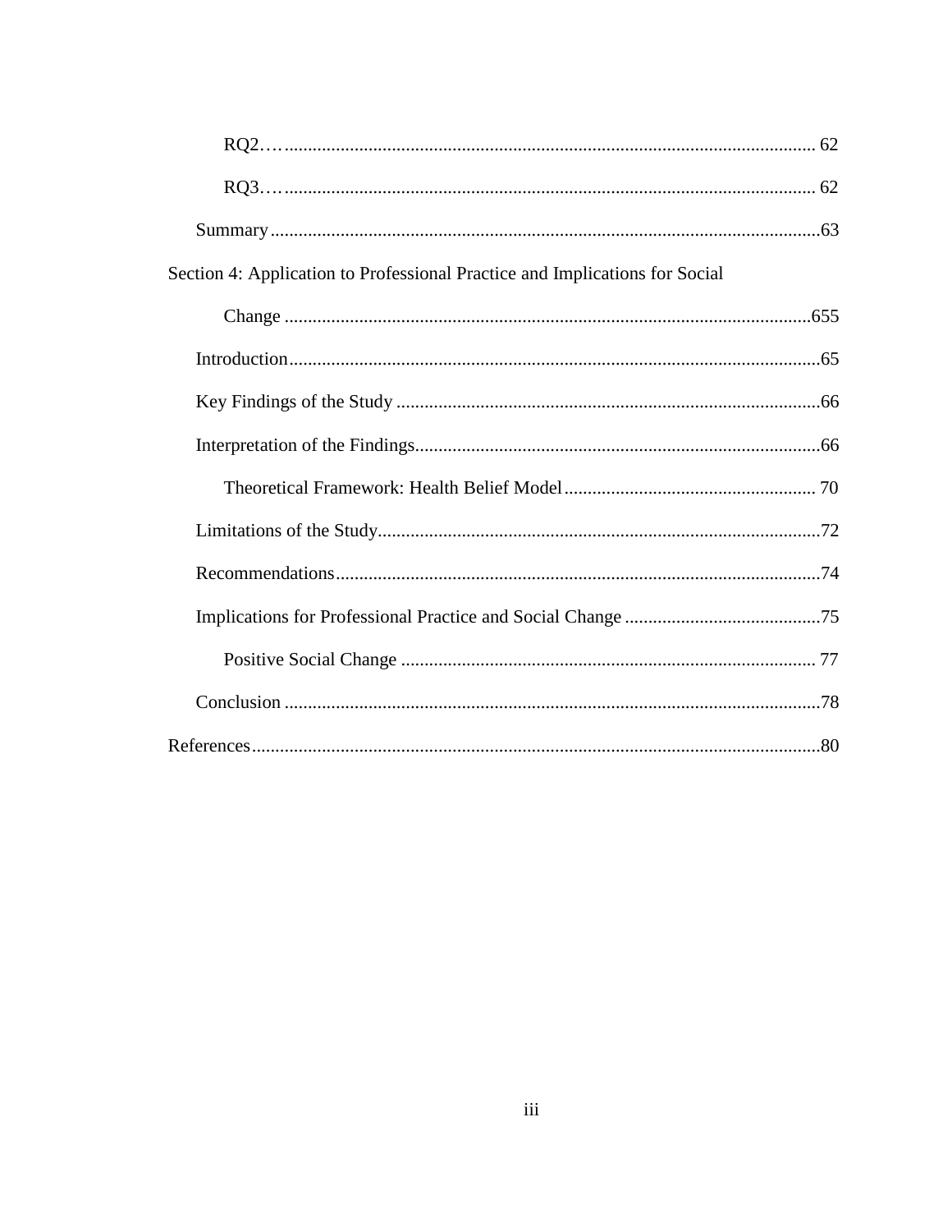RQ2…	62

RQ3…	62

Summary	63

Section 4: Application to Professional Practice and Implications for Social Change	655

Introduction	65

Key Findings of the Study	66

Interpretation of the Findings	66

Theoretical Framework: Health Belief Model	70

Limitations of the Study	72

Recommendations	74

Implications for Professional Practice and Social Change	75

Positive Social Change	77

Conclusion	78

References	80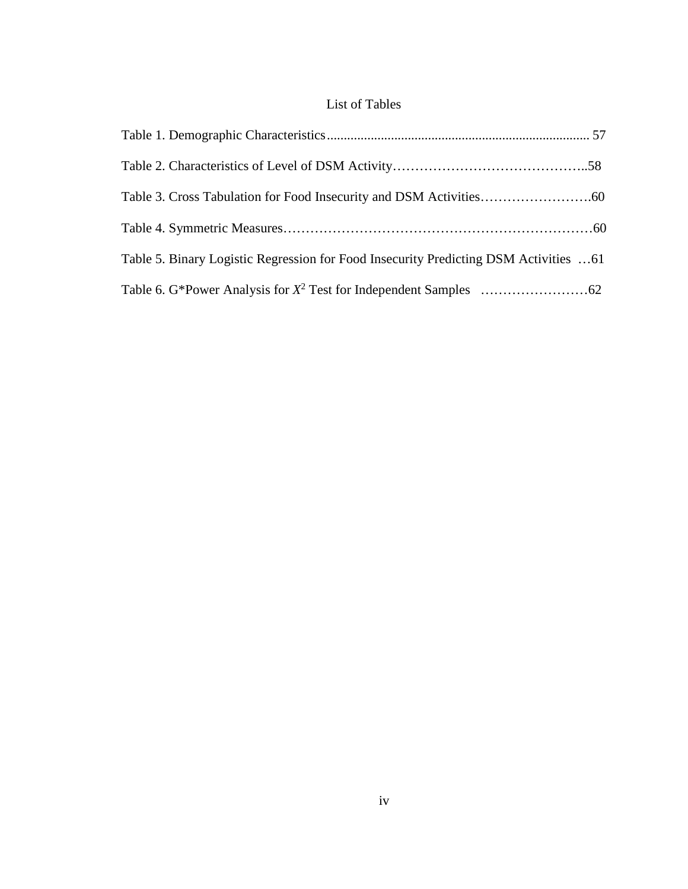# List of Tables

Table 1. Demographic Characteristics ............................................................................. 57

Table 2. Characteristics of Level of DSM Activity……………………………………..58

Table 3. Cross Tabulation for Food Insecurity and DSM Activities…………………….60

Table 4. Symmetric Measures……………………………………………………………60

Table 5. Binary Logistic Regression for Food Insecurity Predicting DSM Activities …61

Table 6. G*Power Analysis for $X^2$ Test for Independent Samples ……………………62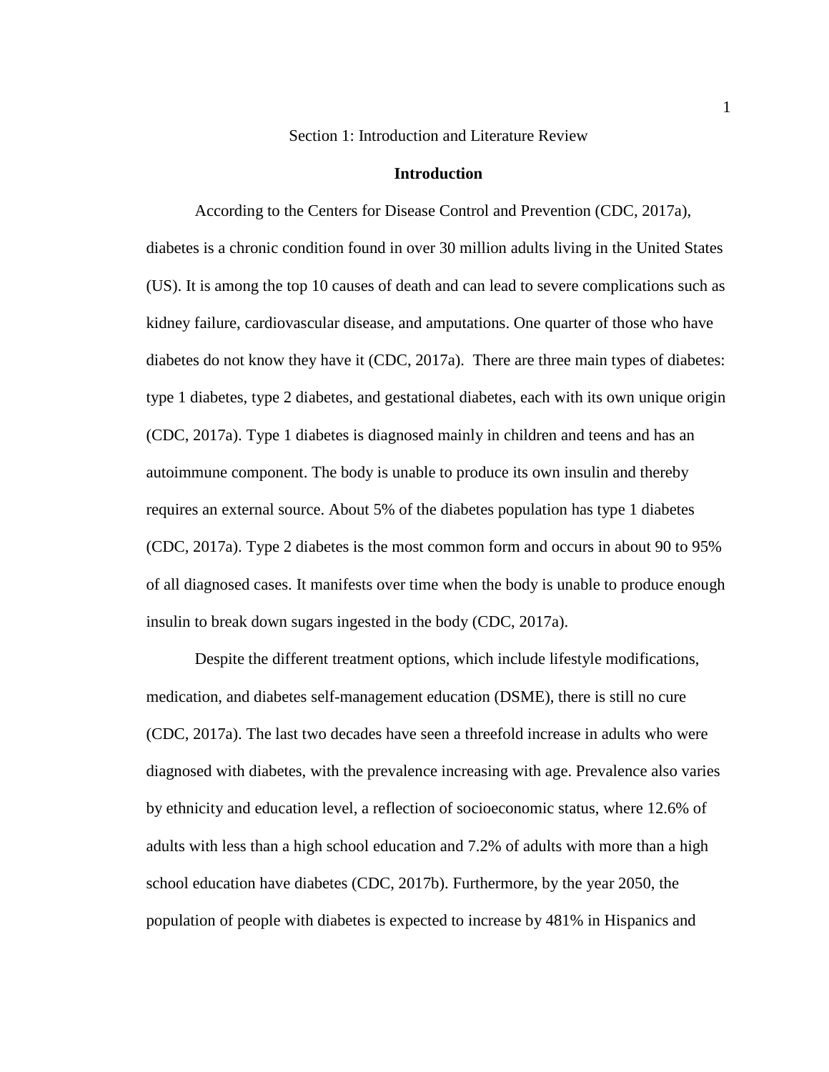# Section 1: Introduction and Literature Review

## Introduction

According to the Centers for Disease Control and Prevention (CDC, 2017a), diabetes is a chronic condition found in over 30 million adults living in the United States (US). It is among the top 10 causes of death and can lead to severe complications such as kidney failure, cardiovascular disease, and amputations. One quarter of those who have diabetes do not know they have it (CDC, 2017a). There are three main types of diabetes: type 1 diabetes, type 2 diabetes, and gestational diabetes, each with its own unique origin (CDC, 2017a). Type 1 diabetes is diagnosed mainly in children and teens and has an autoimmune component. The body is unable to produce its own insulin and thereby requires an external source. About 5% of the diabetes population has type 1 diabetes (CDC, 2017a). Type 2 diabetes is the most common form and occurs in about 90 to 95% of all diagnosed cases. It manifests over time when the body is unable to produce enough insulin to break down sugars ingested in the body (CDC, 2017a).

Despite the different treatment options, which include lifestyle modifications, medication, and diabetes self-management education (DSME), there is still no cure (CDC, 2017a). The last two decades have seen a threefold increase in adults who were diagnosed with diabetes, with the prevalence increasing with age. Prevalence also varies by ethnicity and education level, a reflection of socioeconomic status, where 12.6% of adults with less than a high school education and 7.2% of adults with more than a high school education have diabetes (CDC, 2017b). Furthermore, by the year 2050, the population of people with diabetes is expected to increase by 481% in Hispanics and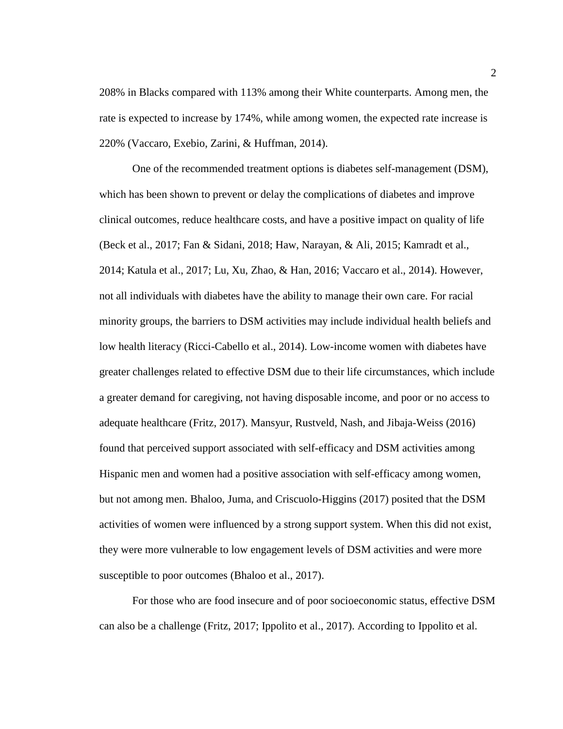208% in Blacks compared with 113% among their White counterparts. Among men, the rate is expected to increase by 174%, while among women, the expected rate increase is 220% (Vaccaro, Exebio, Zarini, & Huffman, 2014).

One of the recommended treatment options is diabetes self-management (DSM), which has been shown to prevent or delay the complications of diabetes and improve clinical outcomes, reduce healthcare costs, and have a positive impact on quality of life (Beck et al., 2017; Fan & Sidani, 2018; Haw, Narayan, & Ali, 2015; Kamradt et al., 2014; Katula et al., 2017; Lu, Xu, Zhao, & Han, 2016; Vaccaro et al., 2014). However, not all individuals with diabetes have the ability to manage their own care. For racial minority groups, the barriers to DSM activities may include individual health beliefs and low health literacy (Ricci-Cabello et al., 2014). Low-income women with diabetes have greater challenges related to effective DSM due to their life circumstances, which include a greater demand for caregiving, not having disposable income, and poor or no access to adequate healthcare (Fritz, 2017). Mansyur, Rustveld, Nash, and Jibaja-Weiss (2016) found that perceived support associated with self-efficacy and DSM activities among Hispanic men and women had a positive association with self-efficacy among women, but not among men. Bhaloo, Juma, and Criscuolo-Higgins (2017) posited that the DSM activities of women were influenced by a strong support system. When this did not exist, they were more vulnerable to low engagement levels of DSM activities and were more susceptible to poor outcomes (Bhaloo et al., 2017).

For those who are food insecure and of poor socioeconomic status, effective DSM can also be a challenge (Fritz, 2017; Ippolito et al., 2017). According to Ippolito et al.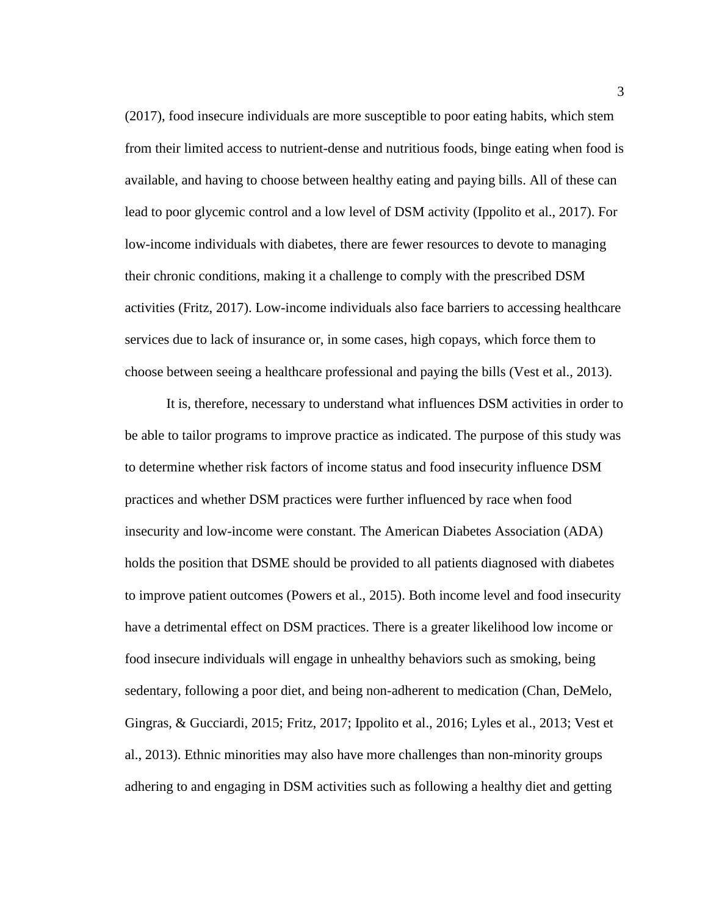(2017), food insecure individuals are more susceptible to poor eating habits, which stem from their limited access to nutrient-dense and nutritious foods, binge eating when food is available, and having to choose between healthy eating and paying bills. All of these can lead to poor glycemic control and a low level of DSM activity (Ippolito et al., 2017). For low-income individuals with diabetes, there are fewer resources to devote to managing their chronic conditions, making it a challenge to comply with the prescribed DSM activities (Fritz, 2017). Low-income individuals also face barriers to accessing healthcare services due to lack of insurance or, in some cases, high copays, which force them to choose between seeing a healthcare professional and paying the bills (Vest et al., 2013).

It is, therefore, necessary to understand what influences DSM activities in order to be able to tailor programs to improve practice as indicated. The purpose of this study was to determine whether risk factors of income status and food insecurity influence DSM practices and whether DSM practices were further influenced by race when food insecurity and low-income were constant. The American Diabetes Association (ADA) holds the position that DSME should be provided to all patients diagnosed with diabetes to improve patient outcomes (Powers et al., 2015). Both income level and food insecurity have a detrimental effect on DSM practices. There is a greater likelihood low income or food insecure individuals will engage in unhealthy behaviors such as smoking, being sedentary, following a poor diet, and being non-adherent to medication (Chan, DeMelo, Gingras, & Gucciardi, 2015; Fritz, 2017; Ippolito et al., 2016; Lyles et al., 2013; Vest et al., 2013). Ethnic minorities may also have more challenges than non-minority groups adhering to and engaging in DSM activities such as following a healthy diet and getting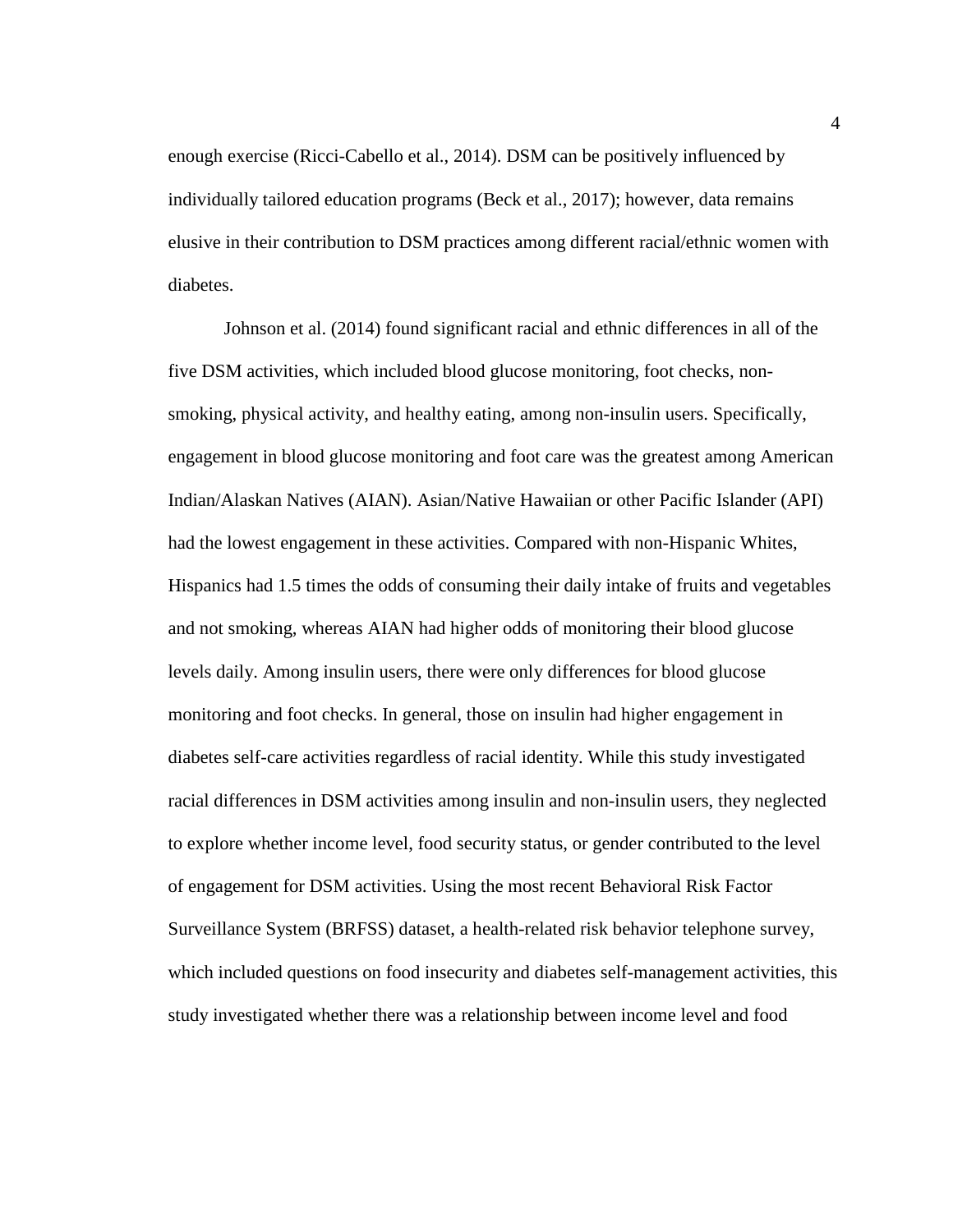enough exercise (Ricci-Cabello et al., 2014). DSM can be positively influenced by individually tailored education programs (Beck et al., 2017); however, data remains elusive in their contribution to DSM practices among different racial/ethnic women with diabetes.

Johnson et al. (2014) found significant racial and ethnic differences in all of the five DSM activities, which included blood glucose monitoring, foot checks, non-smoking, physical activity, and healthy eating, among non-insulin users. Specifically, engagement in blood glucose monitoring and foot care was the greatest among American Indian/Alaskan Natives (AIAN). Asian/Native Hawaiian or other Pacific Islander (API) had the lowest engagement in these activities. Compared with non-Hispanic Whites, Hispanics had 1.5 times the odds of consuming their daily intake of fruits and vegetables and not smoking, whereas AIAN had higher odds of monitoring their blood glucose levels daily. Among insulin users, there were only differences for blood glucose monitoring and foot checks. In general, those on insulin had higher engagement in diabetes self-care activities regardless of racial identity. While this study investigated racial differences in DSM activities among insulin and non-insulin users, they neglected to explore whether income level, food security status, or gender contributed to the level of engagement for DSM activities. Using the most recent Behavioral Risk Factor Surveillance System (BRFSS) dataset, a health-related risk behavior telephone survey, which included questions on food insecurity and diabetes self-management activities, this study investigated whether there was a relationship between income level and food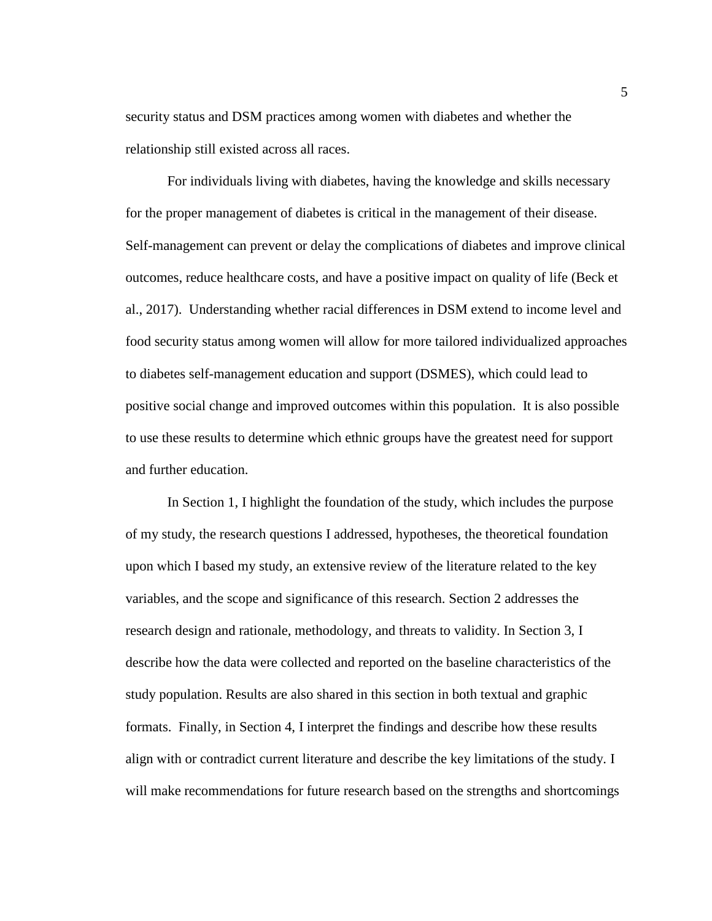security status and DSM practices among women with diabetes and whether the relationship still existed across all races.

For individuals living with diabetes, having the knowledge and skills necessary for the proper management of diabetes is critical in the management of their disease. Self-management can prevent or delay the complications of diabetes and improve clinical outcomes, reduce healthcare costs, and have a positive impact on quality of life (Beck et al., 2017). Understanding whether racial differences in DSM extend to income level and food security status among women will allow for more tailored individualized approaches to diabetes self-management education and support (DSMES), which could lead to positive social change and improved outcomes within this population. It is also possible to use these results to determine which ethnic groups have the greatest need for support and further education.

In Section 1, I highlight the foundation of the study, which includes the purpose of my study, the research questions I addressed, hypotheses, the theoretical foundation upon which I based my study, an extensive review of the literature related to the key variables, and the scope and significance of this research. Section 2 addresses the research design and rationale, methodology, and threats to validity. In Section 3, I describe how the data were collected and reported on the baseline characteristics of the study population. Results are also shared in this section in both textual and graphic formats. Finally, in Section 4, I interpret the findings and describe how these results align with or contradict current literature and describe the key limitations of the study. I will make recommendations for future research based on the strengths and shortcomings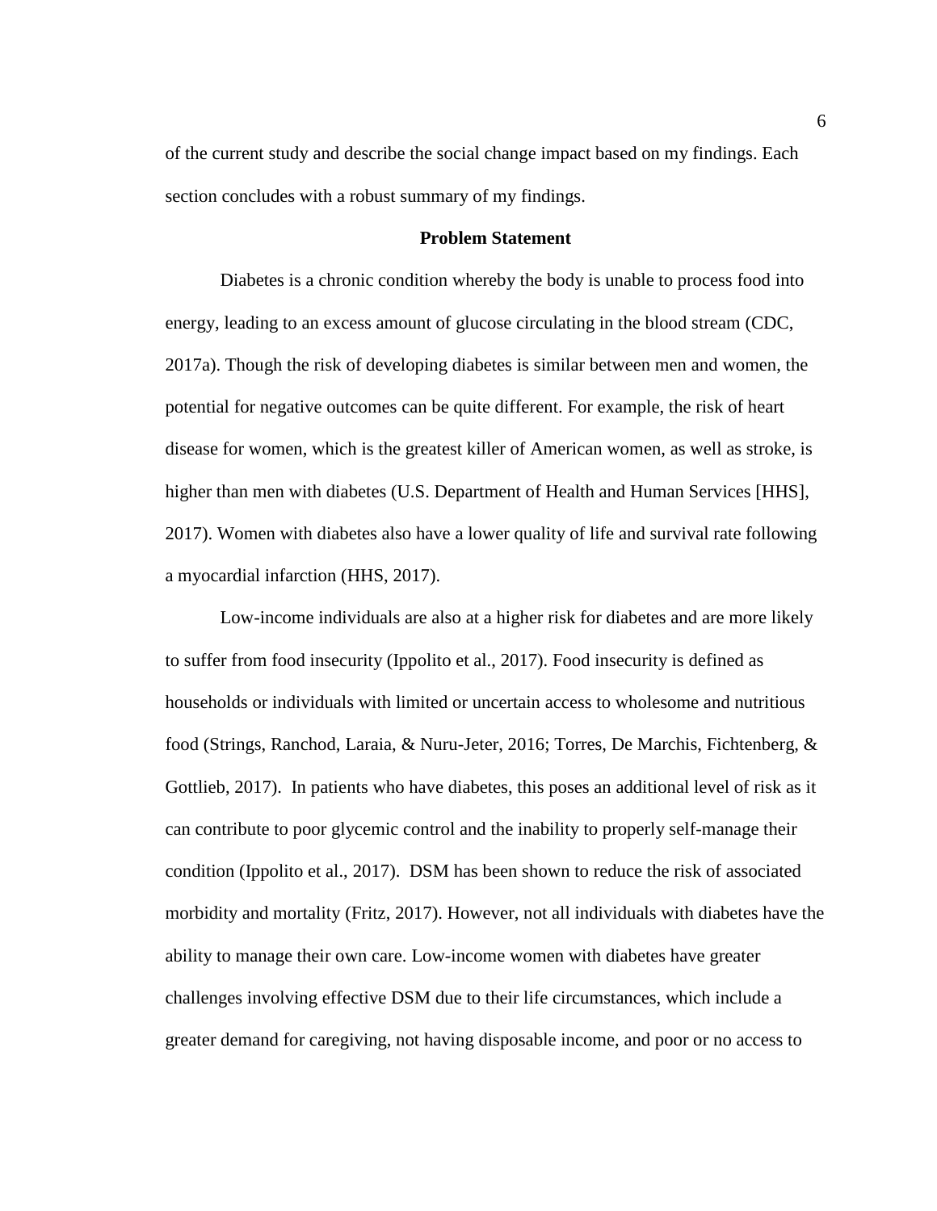of the current study and describe the social change impact based on my findings. Each section concludes with a robust summary of my findings.

## Problem Statement

Diabetes is a chronic condition whereby the body is unable to process food into energy, leading to an excess amount of glucose circulating in the blood stream (CDC, 2017a). Though the risk of developing diabetes is similar between men and women, the potential for negative outcomes can be quite different. For example, the risk of heart disease for women, which is the greatest killer of American women, as well as stroke, is higher than men with diabetes (U.S. Department of Health and Human Services [HHS], 2017). Women with diabetes also have a lower quality of life and survival rate following a myocardial infarction (HHS, 2017).

Low-income individuals are also at a higher risk for diabetes and are more likely to suffer from food insecurity (Ippolito et al., 2017). Food insecurity is defined as households or individuals with limited or uncertain access to wholesome and nutritious food (Strings, Ranchod, Laraia, & Nuru-Jeter, 2016; Torres, De Marchis, Fichtenberg, & Gottlieb, 2017). In patients who have diabetes, this poses an additional level of risk as it can contribute to poor glycemic control and the inability to properly self-manage their condition (Ippolito et al., 2017). DSM has been shown to reduce the risk of associated morbidity and mortality (Fritz, 2017). However, not all individuals with diabetes have the ability to manage their own care. Low-income women with diabetes have greater challenges involving effective DSM due to their life circumstances, which include a greater demand for caregiving, not having disposable income, and poor or no access to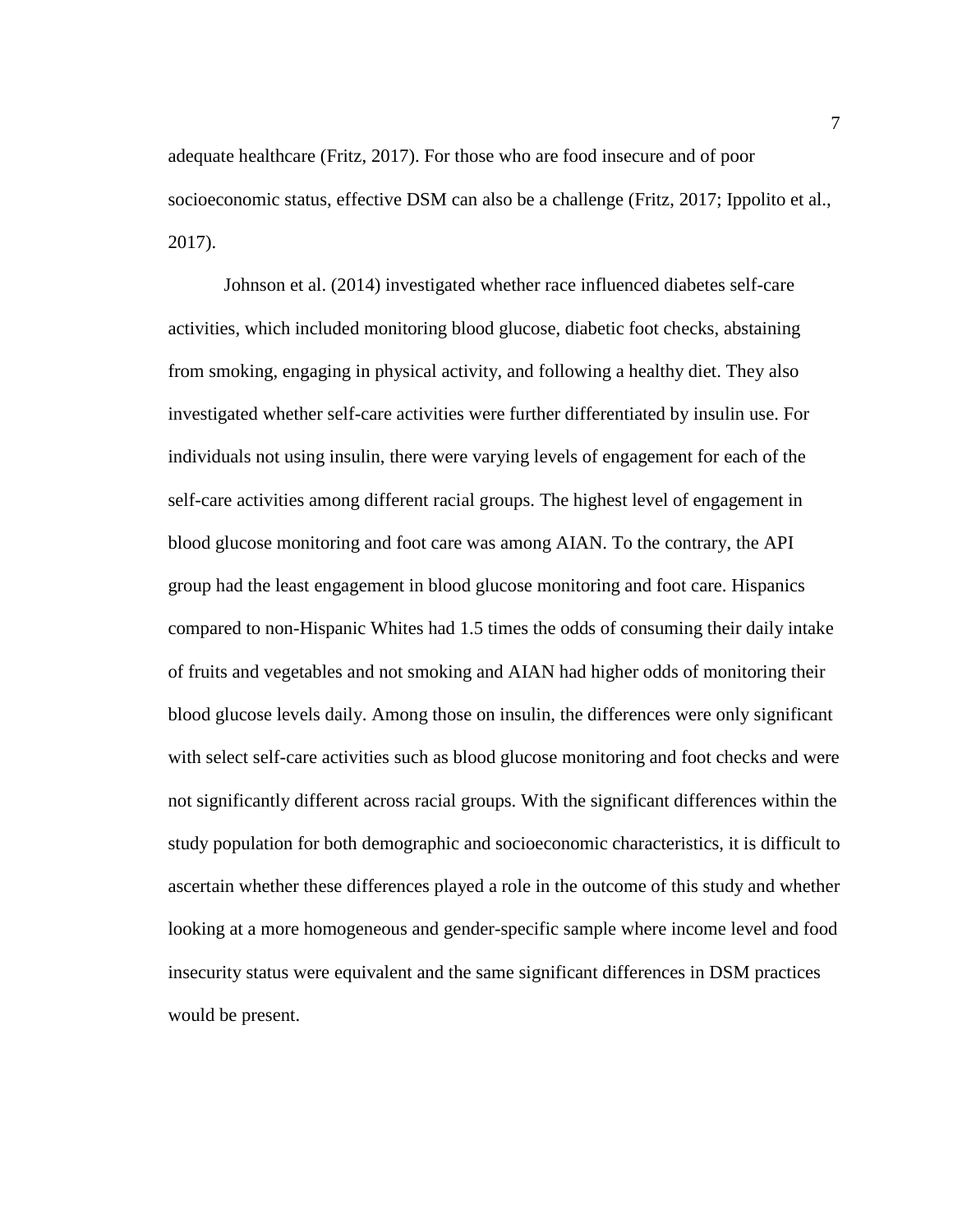adequate healthcare (Fritz, 2017). For those who are food insecure and of poor socioeconomic status, effective DSM can also be a challenge (Fritz, 2017; Ippolito et al., 2017).

Johnson et al. (2014) investigated whether race influenced diabetes self-care activities, which included monitoring blood glucose, diabetic foot checks, abstaining from smoking, engaging in physical activity, and following a healthy diet. They also investigated whether self-care activities were further differentiated by insulin use. For individuals not using insulin, there were varying levels of engagement for each of the self-care activities among different racial groups. The highest level of engagement in blood glucose monitoring and foot care was among AIAN. To the contrary, the API group had the least engagement in blood glucose monitoring and foot care. Hispanics compared to non-Hispanic Whites had 1.5 times the odds of consuming their daily intake of fruits and vegetables and not smoking and AIAN had higher odds of monitoring their blood glucose levels daily. Among those on insulin, the differences were only significant with select self-care activities such as blood glucose monitoring and foot checks and were not significantly different across racial groups. With the significant differences within the study population for both demographic and socioeconomic characteristics, it is difficult to ascertain whether these differences played a role in the outcome of this study and whether looking at a more homogeneous and gender-specific sample where income level and food insecurity status were equivalent and the same significant differences in DSM practices would be present.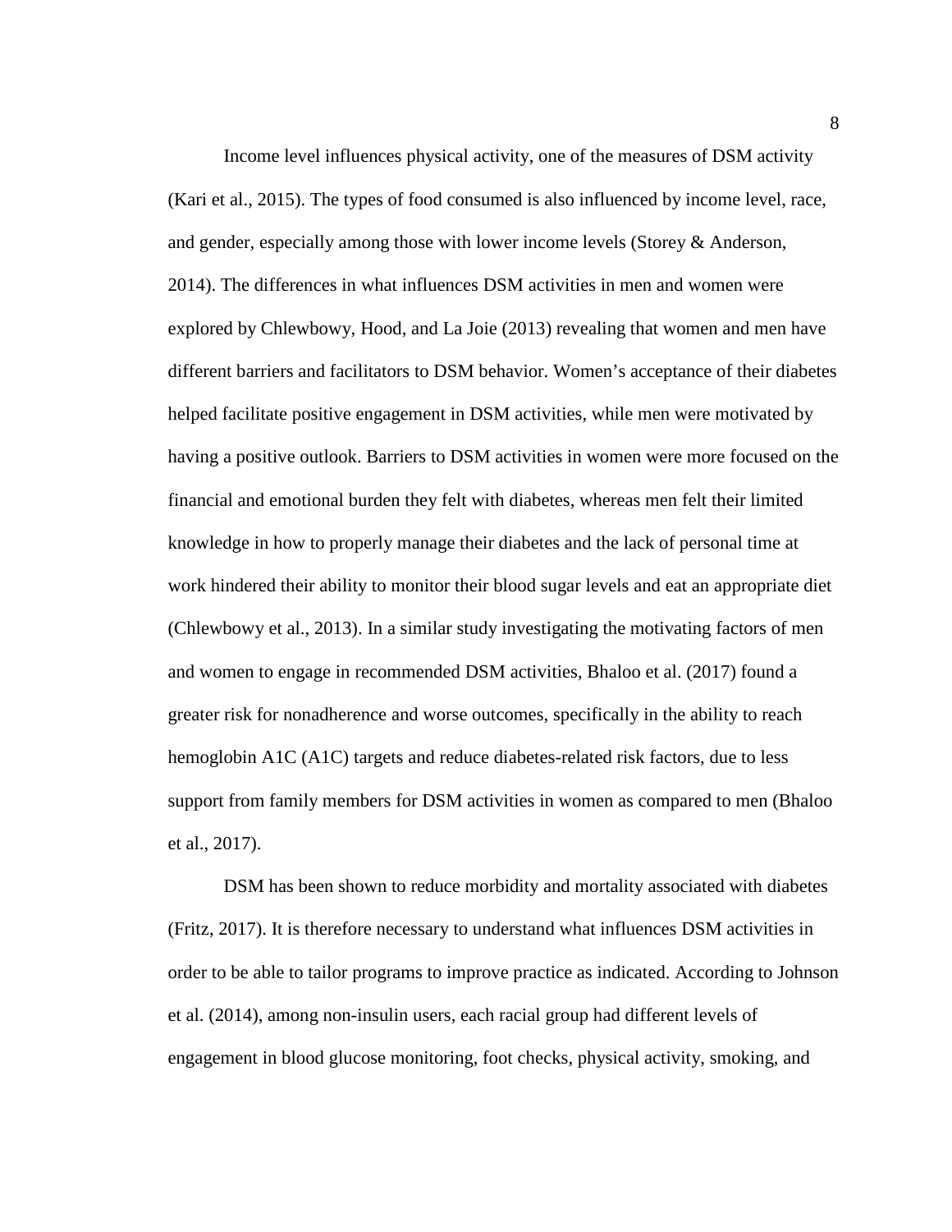Income level influences physical activity, one of the measures of DSM activity (Kari et al., 2015). The types of food consumed is also influenced by income level, race, and gender, especially among those with lower income levels (Storey & Anderson, 2014). The differences in what influences DSM activities in men and women were explored by Chlewbowy, Hood, and La Joie (2013) revealing that women and men have different barriers and facilitators to DSM behavior. Women's acceptance of their diabetes helped facilitate positive engagement in DSM activities, while men were motivated by having a positive outlook. Barriers to DSM activities in women were more focused on the financial and emotional burden they felt with diabetes, whereas men felt their limited knowledge in how to properly manage their diabetes and the lack of personal time at work hindered their ability to monitor their blood sugar levels and eat an appropriate diet (Chlewbowy et al., 2013). In a similar study investigating the motivating factors of men and women to engage in recommended DSM activities, Bhaloo et al. (2017) found a greater risk for nonadherence and worse outcomes, specifically in the ability to reach hemoglobin A1C (A1C) targets and reduce diabetes-related risk factors, due to less support from family members for DSM activities in women as compared to men (Bhaloo et al., 2017).

DSM has been shown to reduce morbidity and mortality associated with diabetes (Fritz, 2017). It is therefore necessary to understand what influences DSM activities in order to be able to tailor programs to improve practice as indicated. According to Johnson et al. (2014), among non-insulin users, each racial group had different levels of engagement in blood glucose monitoring, foot checks, physical activity, smoking, and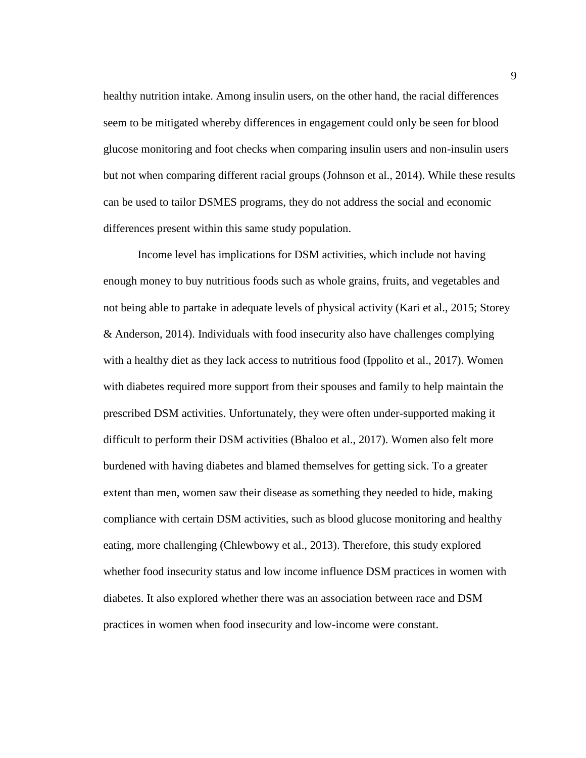healthy nutrition intake. Among insulin users, on the other hand, the racial differences seem to be mitigated whereby differences in engagement could only be seen for blood glucose monitoring and foot checks when comparing insulin users and non-insulin users but not when comparing different racial groups (Johnson et al., 2014). While these results can be used to tailor DSMES programs, they do not address the social and economic differences present within this same study population.

Income level has implications for DSM activities, which include not having enough money to buy nutritious foods such as whole grains, fruits, and vegetables and not being able to partake in adequate levels of physical activity (Kari et al., 2015; Storey & Anderson, 2014). Individuals with food insecurity also have challenges complying with a healthy diet as they lack access to nutritious food (Ippolito et al., 2017). Women with diabetes required more support from their spouses and family to help maintain the prescribed DSM activities. Unfortunately, they were often under-supported making it difficult to perform their DSM activities (Bhaloo et al., 2017). Women also felt more burdened with having diabetes and blamed themselves for getting sick. To a greater extent than men, women saw their disease as something they needed to hide, making compliance with certain DSM activities, such as blood glucose monitoring and healthy eating, more challenging (Chlewbowy et al., 2013). Therefore, this study explored whether food insecurity status and low income influence DSM practices in women with diabetes. It also explored whether there was an association between race and DSM practices in women when food insecurity and low-income were constant.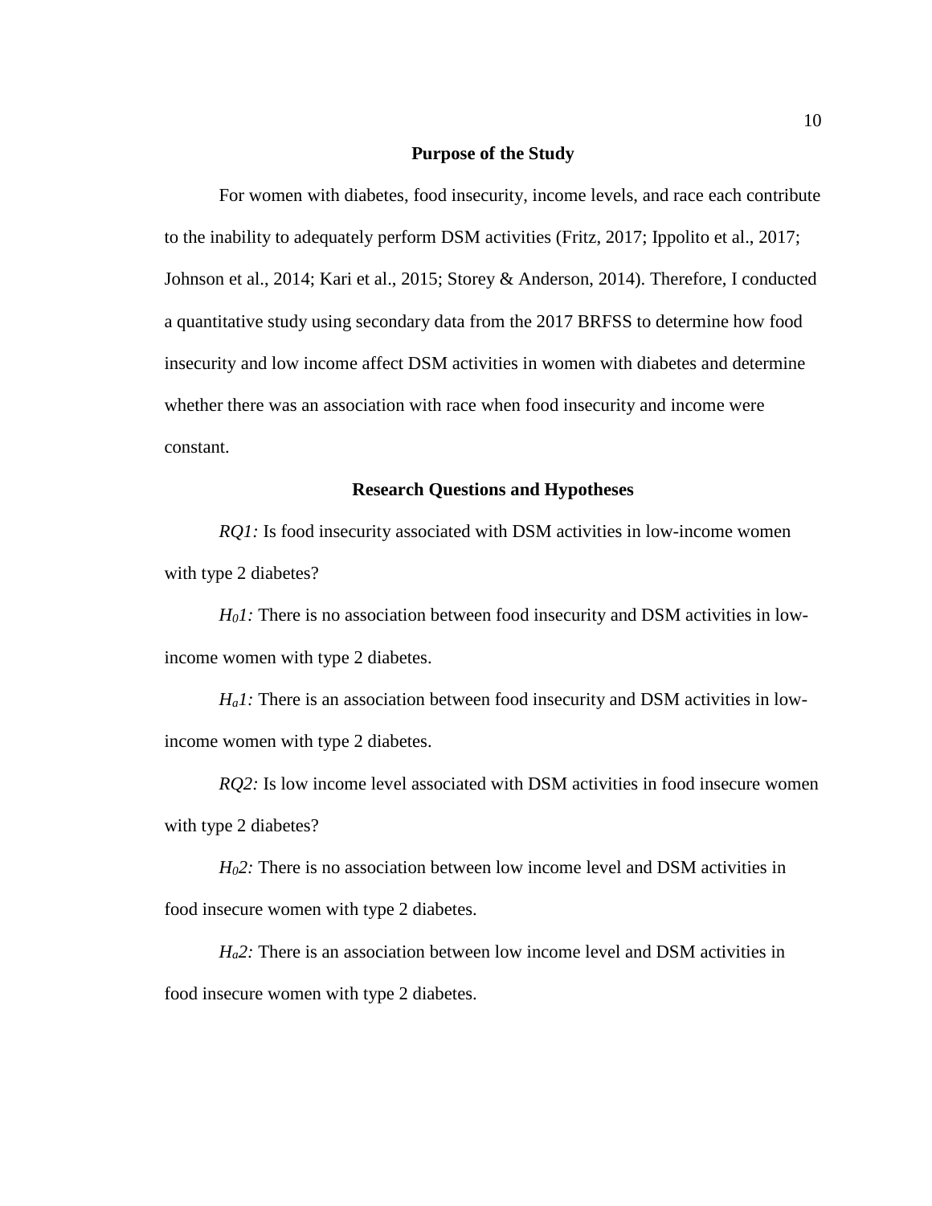## Purpose of the Study

For women with diabetes, food insecurity, income levels, and race each contribute to the inability to adequately perform DSM activities (Fritz, 2017; Ippolito et al., 2017; Johnson et al., 2014; Kari et al., 2015; Storey & Anderson, 2014). Therefore, I conducted a quantitative study using secondary data from the 2017 BRFSS to determine how food insecurity and low income affect DSM activities in women with diabetes and determine whether there was an association with race when food insecurity and income were constant.

## Research Questions and Hypotheses

*RQ1:* Is food insecurity associated with DSM activities in low-income women with type 2 diabetes?

*$H_01$:* There is no association between food insecurity and DSM activities in low-income women with type 2 diabetes.

*$H_a1$:* There is an association between food insecurity and DSM activities in low-income women with type 2 diabetes.

*RQ2:* Is low income level associated with DSM activities in food insecure women with type 2 diabetes?

*$H_02$:* There is no association between low income level and DSM activities in food insecure women with type 2 diabetes.

*$H_a2$:* There is an association between low income level and DSM activities in food insecure women with type 2 diabetes.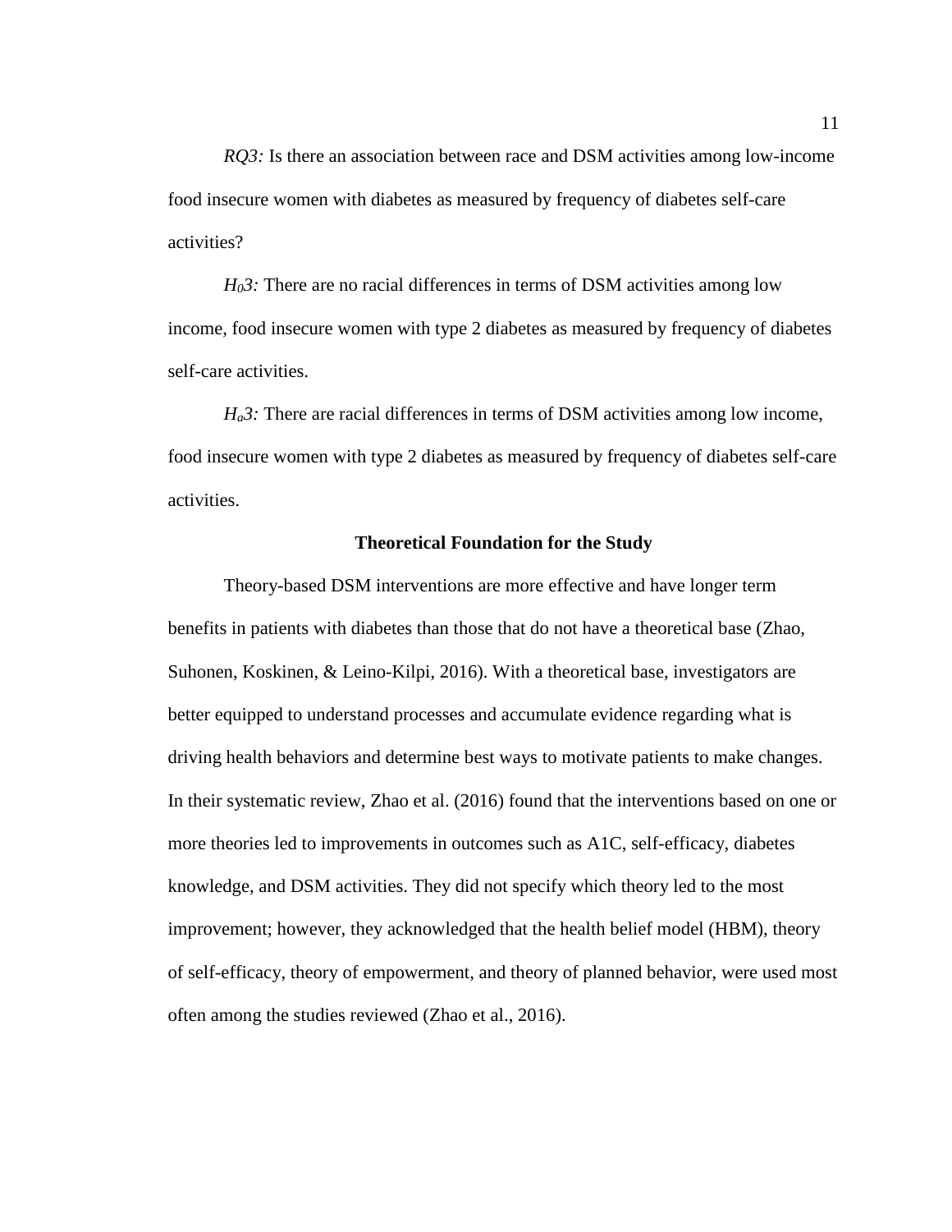*RQ3:* Is there an association between race and DSM activities among low-income food insecure women with diabetes as measured by frequency of diabetes self-care activities?

*$H_0$3:* There are no racial differences in terms of DSM activities among low income, food insecure women with type 2 diabetes as measured by frequency of diabetes self-care activities.

*$H_a$3:* There are racial differences in terms of DSM activities among low income, food insecure women with type 2 diabetes as measured by frequency of diabetes self-care activities.

## Theoretical Foundation for the Study

Theory-based DSM interventions are more effective and have longer term benefits in patients with diabetes than those that do not have a theoretical base (Zhao, Suhonen, Koskinen, & Leino-Kilpi, 2016). With a theoretical base, investigators are better equipped to understand processes and accumulate evidence regarding what is driving health behaviors and determine best ways to motivate patients to make changes. In their systematic review, Zhao et al. (2016) found that the interventions based on one or more theories led to improvements in outcomes such as A1C, self-efficacy, diabetes knowledge, and DSM activities. They did not specify which theory led to the most improvement; however, they acknowledged that the health belief model (HBM), theory of self-efficacy, theory of empowerment, and theory of planned behavior, were used most often among the studies reviewed (Zhao et al., 2016).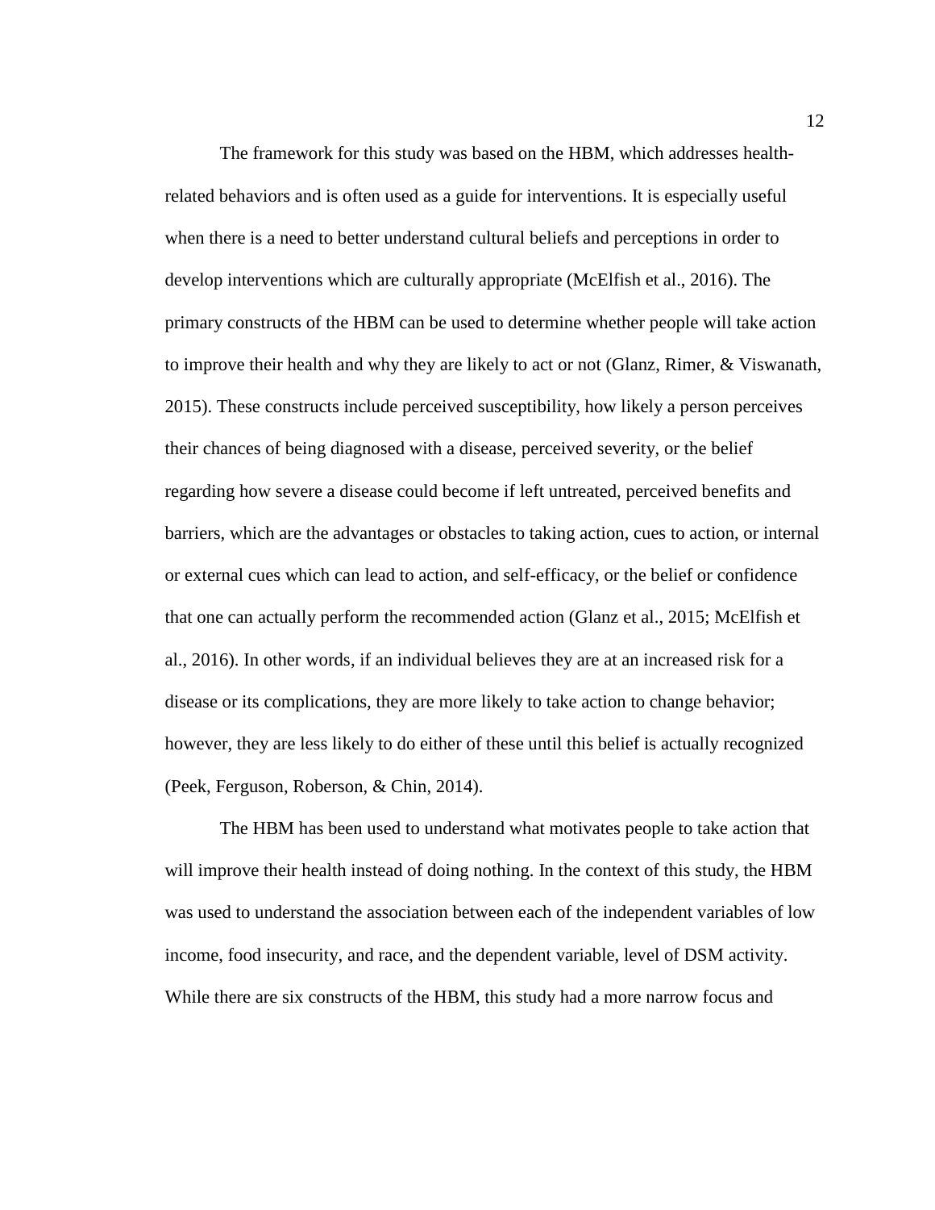The framework for this study was based on the HBM, which addresses health-related behaviors and is often used as a guide for interventions. It is especially useful when there is a need to better understand cultural beliefs and perceptions in order to develop interventions which are culturally appropriate (McElfish et al., 2016). The primary constructs of the HBM can be used to determine whether people will take action to improve their health and why they are likely to act or not (Glanz, Rimer, & Viswanath, 2015). These constructs include perceived susceptibility, how likely a person perceives their chances of being diagnosed with a disease, perceived severity, or the belief regarding how severe a disease could become if left untreated, perceived benefits and barriers, which are the advantages or obstacles to taking action, cues to action, or internal or external cues which can lead to action, and self-efficacy, or the belief or confidence that one can actually perform the recommended action (Glanz et al., 2015; McElfish et al., 2016). In other words, if an individual believes they are at an increased risk for a disease or its complications, they are more likely to take action to change behavior; however, they are less likely to do either of these until this belief is actually recognized (Peek, Ferguson, Roberson, & Chin, 2014).

The HBM has been used to understand what motivates people to take action that will improve their health instead of doing nothing. In the context of this study, the HBM was used to understand the association between each of the independent variables of low income, food insecurity, and race, and the dependent variable, level of DSM activity. While there are six constructs of the HBM, this study had a more narrow focus and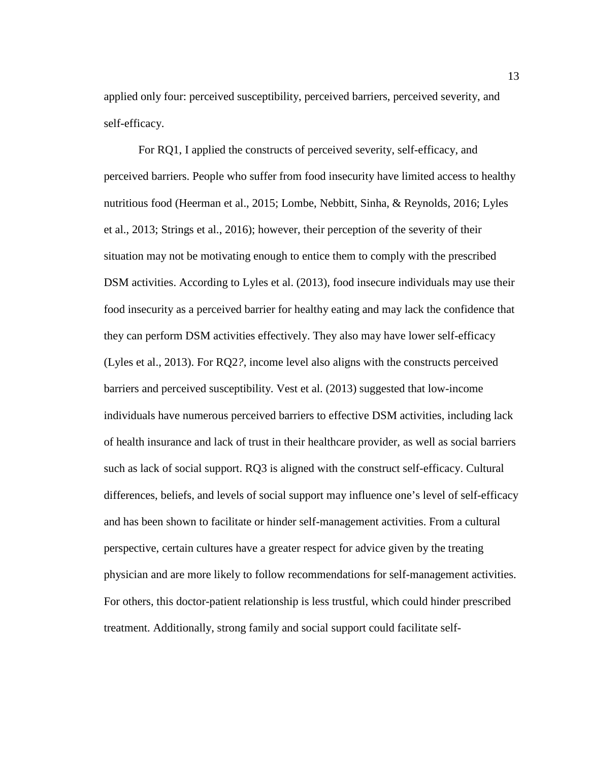applied only four: perceived susceptibility, perceived barriers, perceived severity, and self-efficacy.

For RQ1, I applied the constructs of perceived severity, self-efficacy, and perceived barriers. People who suffer from food insecurity have limited access to healthy nutritious food (Heerman et al., 2015; Lombe, Nebbitt, Sinha, & Reynolds, 2016; Lyles et al., 2013; Strings et al., 2016); however, their perception of the severity of their situation may not be motivating enough to entice them to comply with the prescribed DSM activities. According to Lyles et al. (2013), food insecure individuals may use their food insecurity as a perceived barrier for healthy eating and may lack the confidence that they can perform DSM activities effectively. They also may have lower self-efficacy (Lyles et al., 2013). For RQ2*?*, income level also aligns with the constructs perceived barriers and perceived susceptibility. Vest et al. (2013) suggested that low-income individuals have numerous perceived barriers to effective DSM activities, including lack of health insurance and lack of trust in their healthcare provider, as well as social barriers such as lack of social support. RQ3 is aligned with the construct self-efficacy. Cultural differences, beliefs, and levels of social support may influence one's level of self-efficacy and has been shown to facilitate or hinder self-management activities. From a cultural perspective, certain cultures have a greater respect for advice given by the treating physician and are more likely to follow recommendations for self-management activities. For others, this doctor-patient relationship is less trustful, which could hinder prescribed treatment. Additionally, strong family and social support could facilitate self-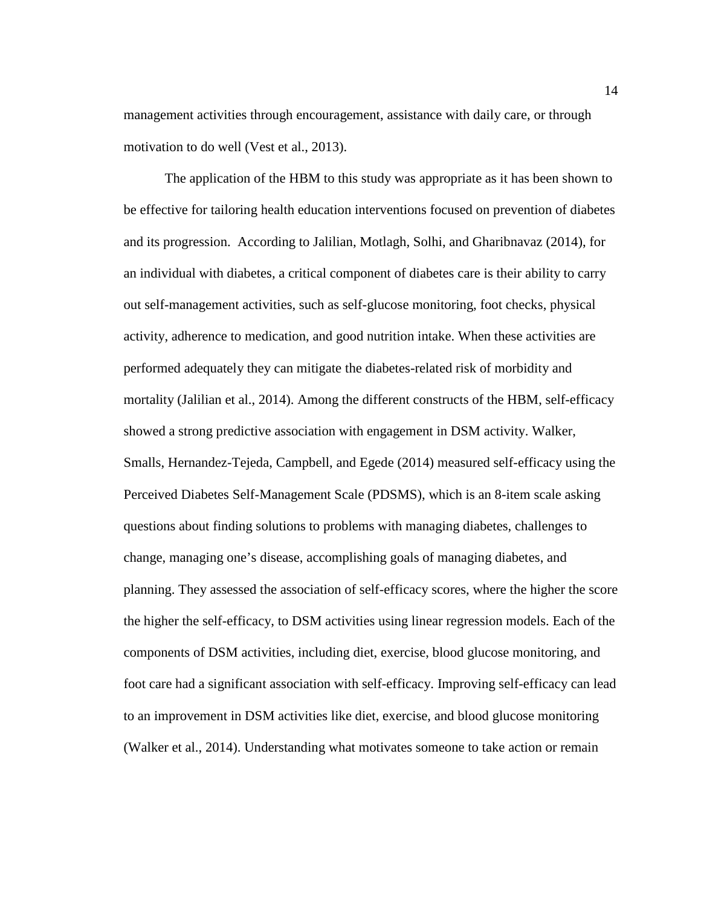management activities through encouragement, assistance with daily care, or through motivation to do well (Vest et al., 2013).

The application of the HBM to this study was appropriate as it has been shown to be effective for tailoring health education interventions focused on prevention of diabetes and its progression. According to Jalilian, Motlagh, Solhi, and Gharibnavaz (2014), for an individual with diabetes, a critical component of diabetes care is their ability to carry out self-management activities, such as self-glucose monitoring, foot checks, physical activity, adherence to medication, and good nutrition intake. When these activities are performed adequately they can mitigate the diabetes-related risk of morbidity and mortality (Jalilian et al., 2014). Among the different constructs of the HBM, self-efficacy showed a strong predictive association with engagement in DSM activity. Walker, Smalls, Hernandez-Tejeda, Campbell, and Egede (2014) measured self-efficacy using the Perceived Diabetes Self-Management Scale (PDSMS), which is an 8-item scale asking questions about finding solutions to problems with managing diabetes, challenges to change, managing one's disease, accomplishing goals of managing diabetes, and planning. They assessed the association of self-efficacy scores, where the higher the score the higher the self-efficacy, to DSM activities using linear regression models. Each of the components of DSM activities, including diet, exercise, blood glucose monitoring, and foot care had a significant association with self-efficacy. Improving self-efficacy can lead to an improvement in DSM activities like diet, exercise, and blood glucose monitoring (Walker et al., 2014). Understanding what motivates someone to take action or remain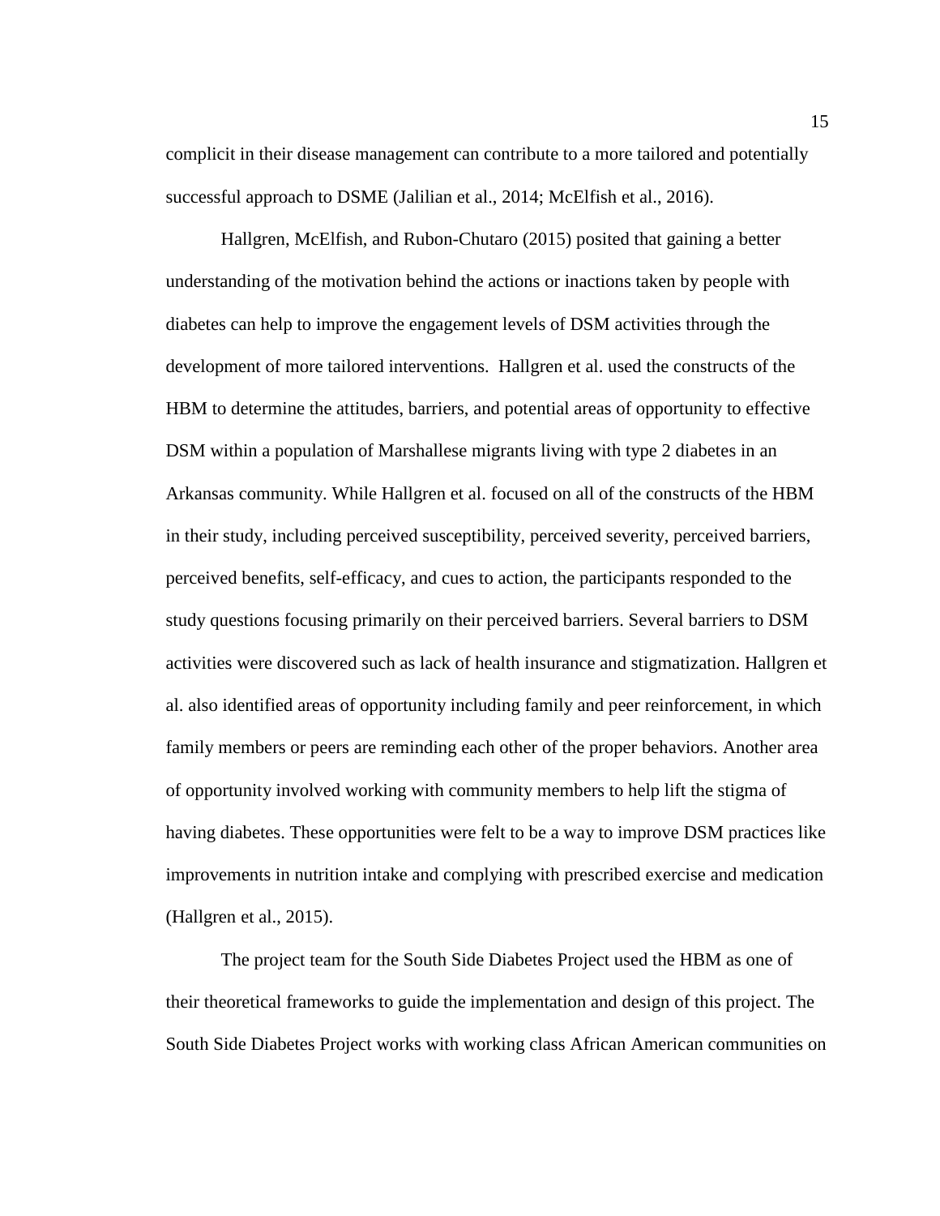complicit in their disease management can contribute to a more tailored and potentially successful approach to DSME (Jalilian et al., 2014; McElfish et al., 2016).

Hallgren, McElfish, and Rubon-Chutaro (2015) posited that gaining a better understanding of the motivation behind the actions or inactions taken by people with diabetes can help to improve the engagement levels of DSM activities through the development of more tailored interventions.  Hallgren et al. used the constructs of the HBM to determine the attitudes, barriers, and potential areas of opportunity to effective DSM within a population of Marshallese migrants living with type 2 diabetes in an Arkansas community. While Hallgren et al. focused on all of the constructs of the HBM in their study, including perceived susceptibility, perceived severity, perceived barriers, perceived benefits, self-efficacy, and cues to action, the participants responded to the study questions focusing primarily on their perceived barriers. Several barriers to DSM activities were discovered such as lack of health insurance and stigmatization. Hallgren et al. also identified areas of opportunity including family and peer reinforcement, in which family members or peers are reminding each other of the proper behaviors. Another area of opportunity involved working with community members to help lift the stigma of having diabetes. These opportunities were felt to be a way to improve DSM practices like improvements in nutrition intake and complying with prescribed exercise and medication (Hallgren et al., 2015).

The project team for the South Side Diabetes Project used the HBM as one of their theoretical frameworks to guide the implementation and design of this project. The South Side Diabetes Project works with working class African American communities on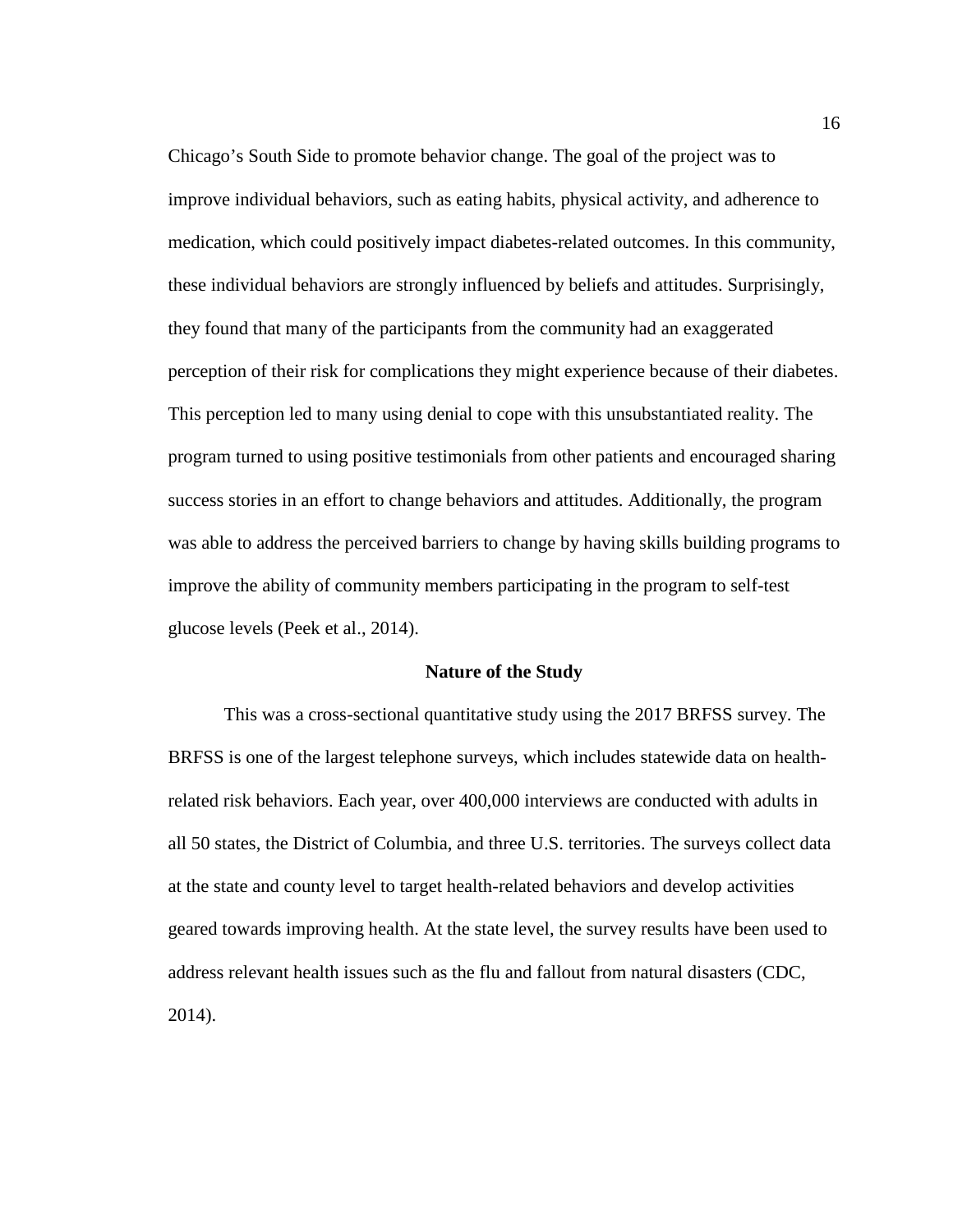Chicago's South Side to promote behavior change. The goal of the project was to improve individual behaviors, such as eating habits, physical activity, and adherence to medication, which could positively impact diabetes-related outcomes. In this community, these individual behaviors are strongly influenced by beliefs and attitudes. Surprisingly, they found that many of the participants from the community had an exaggerated perception of their risk for complications they might experience because of their diabetes. This perception led to many using denial to cope with this unsubstantiated reality. The program turned to using positive testimonials from other patients and encouraged sharing success stories in an effort to change behaviors and attitudes. Additionally, the program was able to address the perceived barriers to change by having skills building programs to improve the ability of community members participating in the program to self-test glucose levels (Peek et al., 2014).

## Nature of the Study

This was a cross-sectional quantitative study using the 2017 BRFSS survey. The BRFSS is one of the largest telephone surveys, which includes statewide data on health-related risk behaviors. Each year, over 400,000 interviews are conducted with adults in all 50 states, the District of Columbia, and three U.S. territories. The surveys collect data at the state and county level to target health-related behaviors and develop activities geared towards improving health. At the state level, the survey results have been used to address relevant health issues such as the flu and fallout from natural disasters (CDC, 2014).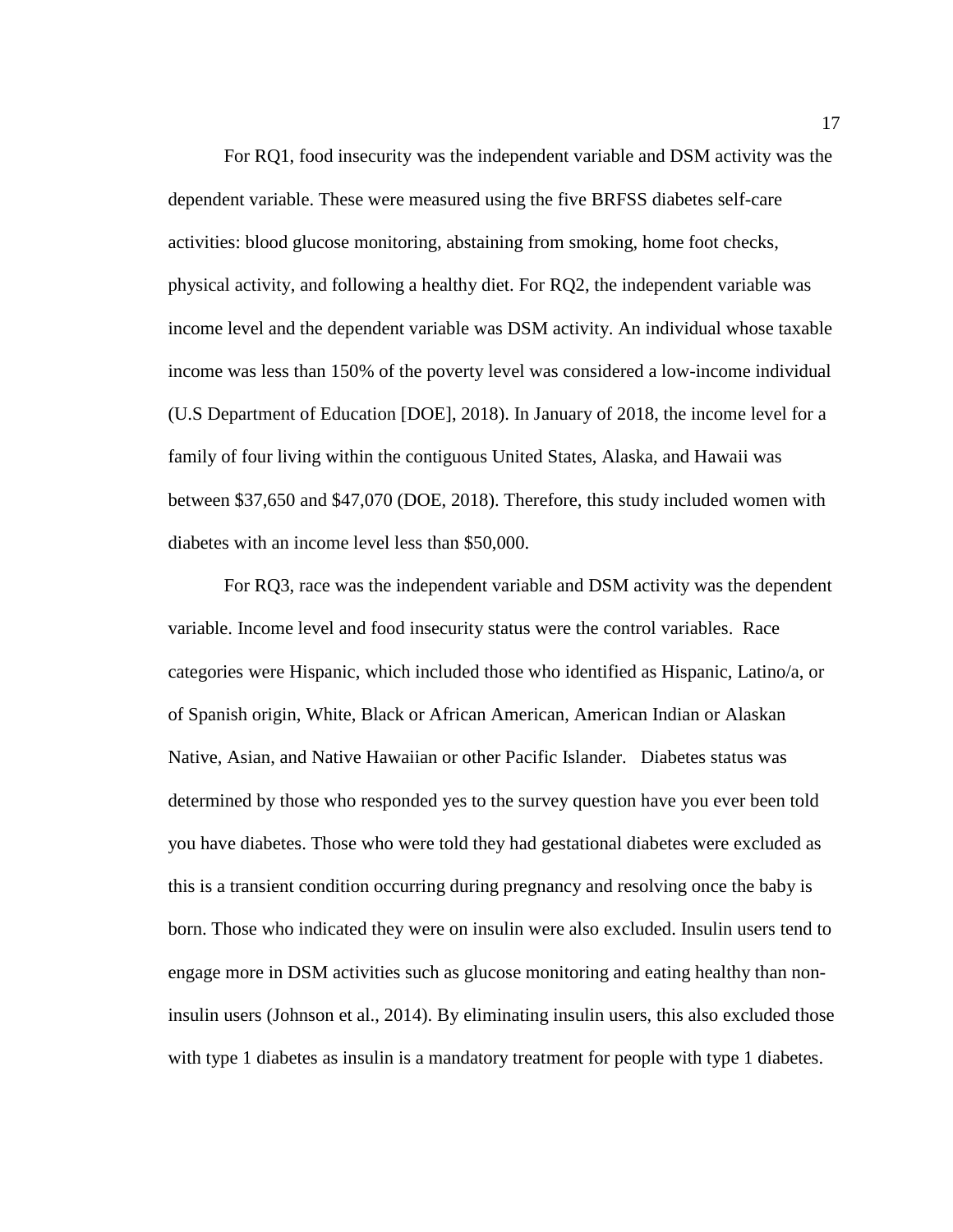For RQ1, food insecurity was the independent variable and DSM activity was the dependent variable. These were measured using the five BRFSS diabetes self-care activities: blood glucose monitoring, abstaining from smoking, home foot checks, physical activity, and following a healthy diet. For RQ2, the independent variable was income level and the dependent variable was DSM activity. An individual whose taxable income was less than 150% of the poverty level was considered a low-income individual (U.S Department of Education [DOE], 2018). In January of 2018, the income level for a family of four living within the contiguous United States, Alaska, and Hawaii was between $37,650 and $47,070 (DOE, 2018). Therefore, this study included women with diabetes with an income level less than $50,000.

For RQ3, race was the independent variable and DSM activity was the dependent variable. Income level and food insecurity status were the control variables. Race categories were Hispanic, which included those who identified as Hispanic, Latino/a, or of Spanish origin, White, Black or African American, American Indian or Alaskan Native, Asian, and Native Hawaiian or other Pacific Islander. Diabetes status was determined by those who responded yes to the survey question have you ever been told you have diabetes. Those who were told they had gestational diabetes were excluded as this is a transient condition occurring during pregnancy and resolving once the baby is born. Those who indicated they were on insulin were also excluded. Insulin users tend to engage more in DSM activities such as glucose monitoring and eating healthy than non-insulin users (Johnson et al., 2014). By eliminating insulin users, this also excluded those with type 1 diabetes as insulin is a mandatory treatment for people with type 1 diabetes.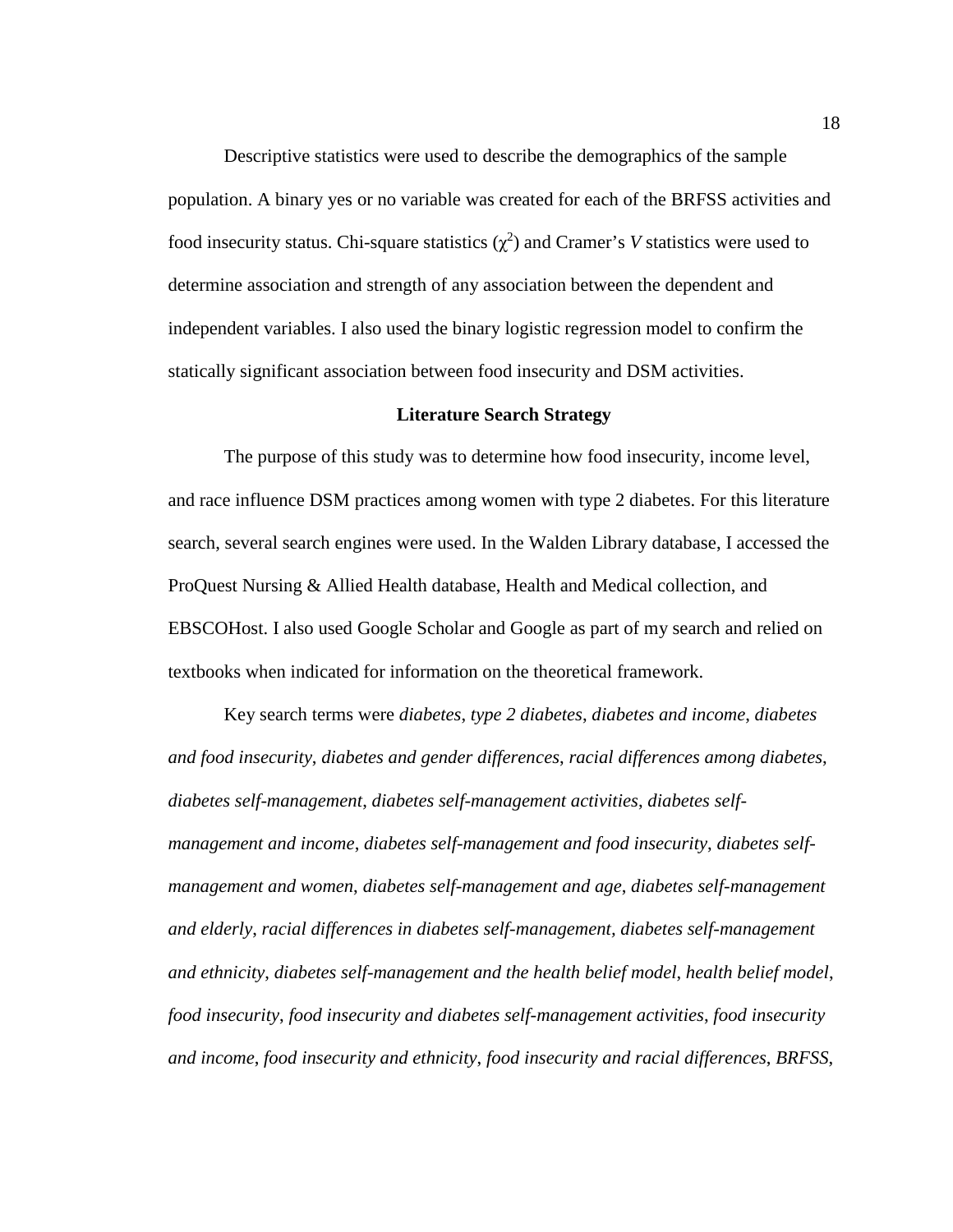Descriptive statistics were used to describe the demographics of the sample population. A binary yes or no variable was created for each of the BRFSS activities and food insecurity status. Chi-square statistics ($\chi^2$) and Cramer's *V* statistics were used to determine association and strength of any association between the dependent and independent variables. I also used the binary logistic regression model to confirm the statically significant association between food insecurity and DSM activities.

## Literature Search Strategy

The purpose of this study was to determine how food insecurity, income level, and race influence DSM practices among women with type 2 diabetes. For this literature search, several search engines were used. In the Walden Library database, I accessed the ProQuest Nursing & Allied Health database, Health and Medical collection, and EBSCOHost. I also used Google Scholar and Google as part of my search and relied on textbooks when indicated for information on the theoretical framework.

Key search terms were *diabetes*, *type 2 diabetes*, *diabetes and income*, *diabetes and food insecurity*, *diabetes and gender differences*, *racial differences among diabetes*, *diabetes self-management*, *diabetes self-management activities*, *diabetes self-management and income*, *diabetes self-management and food insecurity*, *diabetes self-management and women*, *diabetes self-management and age*, *diabetes self-management and elderly*, *racial differences in diabetes self-management*, *diabetes self-management and ethnicity*, *diabetes self-management and the health belief model*, *health belief model*, *food insecurity*, *food insecurity and diabetes self-management activities*, *food insecurity and income*, *food insecurity and ethnicity*, *food insecurity and racial differences*, *BRFSS*,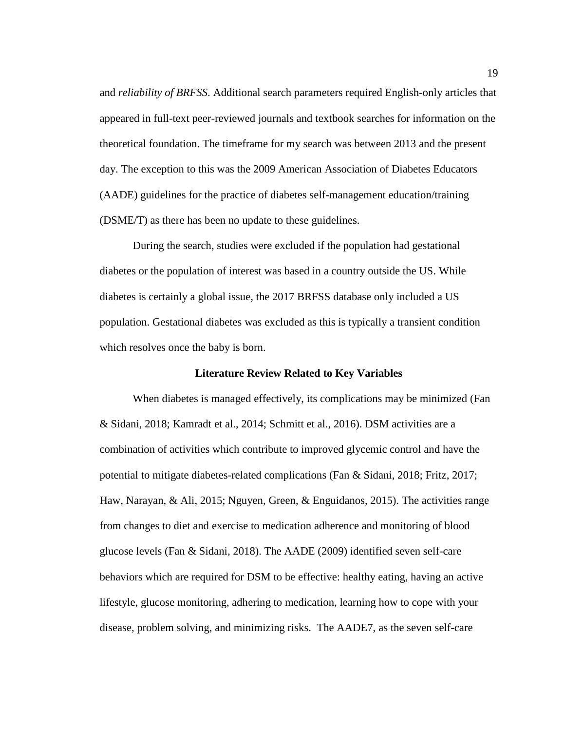and *reliability of BRFSS*. Additional search parameters required English-only articles that appeared in full-text peer-reviewed journals and textbook searches for information on the theoretical foundation. The timeframe for my search was between 2013 and the present day. The exception to this was the 2009 American Association of Diabetes Educators (AADE) guidelines for the practice of diabetes self-management education/training (DSME/T) as there has been no update to these guidelines.

During the search, studies were excluded if the population had gestational diabetes or the population of interest was based in a country outside the US. While diabetes is certainly a global issue, the 2017 BRFSS database only included a US population. Gestational diabetes was excluded as this is typically a transient condition which resolves once the baby is born.

## Literature Review Related to Key Variables

When diabetes is managed effectively, its complications may be minimized (Fan & Sidani, 2018; Kamradt et al., 2014; Schmitt et al., 2016). DSM activities are a combination of activities which contribute to improved glycemic control and have the potential to mitigate diabetes-related complications (Fan & Sidani, 2018; Fritz, 2017; Haw, Narayan, & Ali, 2015; Nguyen, Green, & Enguidanos, 2015). The activities range from changes to diet and exercise to medication adherence and monitoring of blood glucose levels (Fan & Sidani, 2018). The AADE (2009) identified seven self-care behaviors which are required for DSM to be effective: healthy eating, having an active lifestyle, glucose monitoring, adhering to medication, learning how to cope with your disease, problem solving, and minimizing risks. The AADE7, as the seven self-care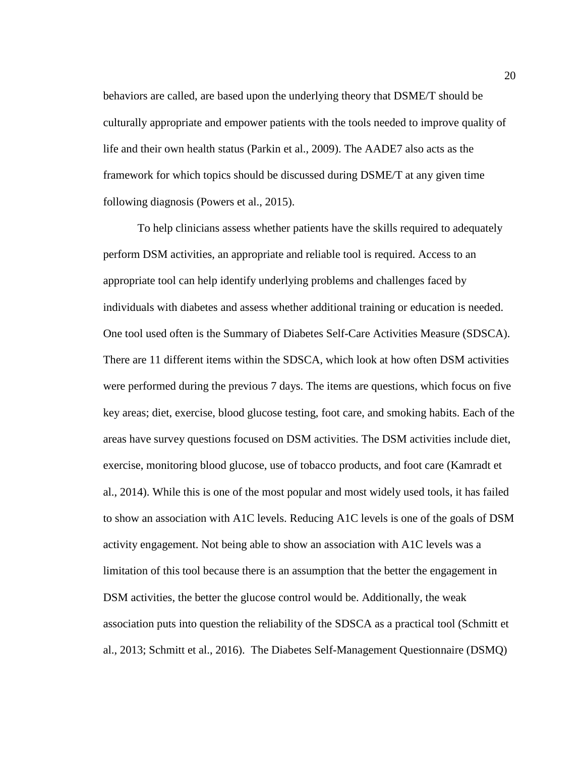behaviors are called, are based upon the underlying theory that DSME/T should be culturally appropriate and empower patients with the tools needed to improve quality of life and their own health status (Parkin et al., 2009). The AADE7 also acts as the framework for which topics should be discussed during DSME/T at any given time following diagnosis (Powers et al., 2015).

To help clinicians assess whether patients have the skills required to adequately perform DSM activities, an appropriate and reliable tool is required. Access to an appropriate tool can help identify underlying problems and challenges faced by individuals with diabetes and assess whether additional training or education is needed. One tool used often is the Summary of Diabetes Self-Care Activities Measure (SDSCA). There are 11 different items within the SDSCA, which look at how often DSM activities were performed during the previous 7 days. The items are questions, which focus on five key areas; diet, exercise, blood glucose testing, foot care, and smoking habits. Each of the areas have survey questions focused on DSM activities. The DSM activities include diet, exercise, monitoring blood glucose, use of tobacco products, and foot care (Kamradt et al., 2014). While this is one of the most popular and most widely used tools, it has failed to show an association with A1C levels. Reducing A1C levels is one of the goals of DSM activity engagement. Not being able to show an association with A1C levels was a limitation of this tool because there is an assumption that the better the engagement in DSM activities, the better the glucose control would be. Additionally, the weak association puts into question the reliability of the SDSCA as a practical tool (Schmitt et al., 2013; Schmitt et al., 2016). The Diabetes Self-Management Questionnaire (DSMQ)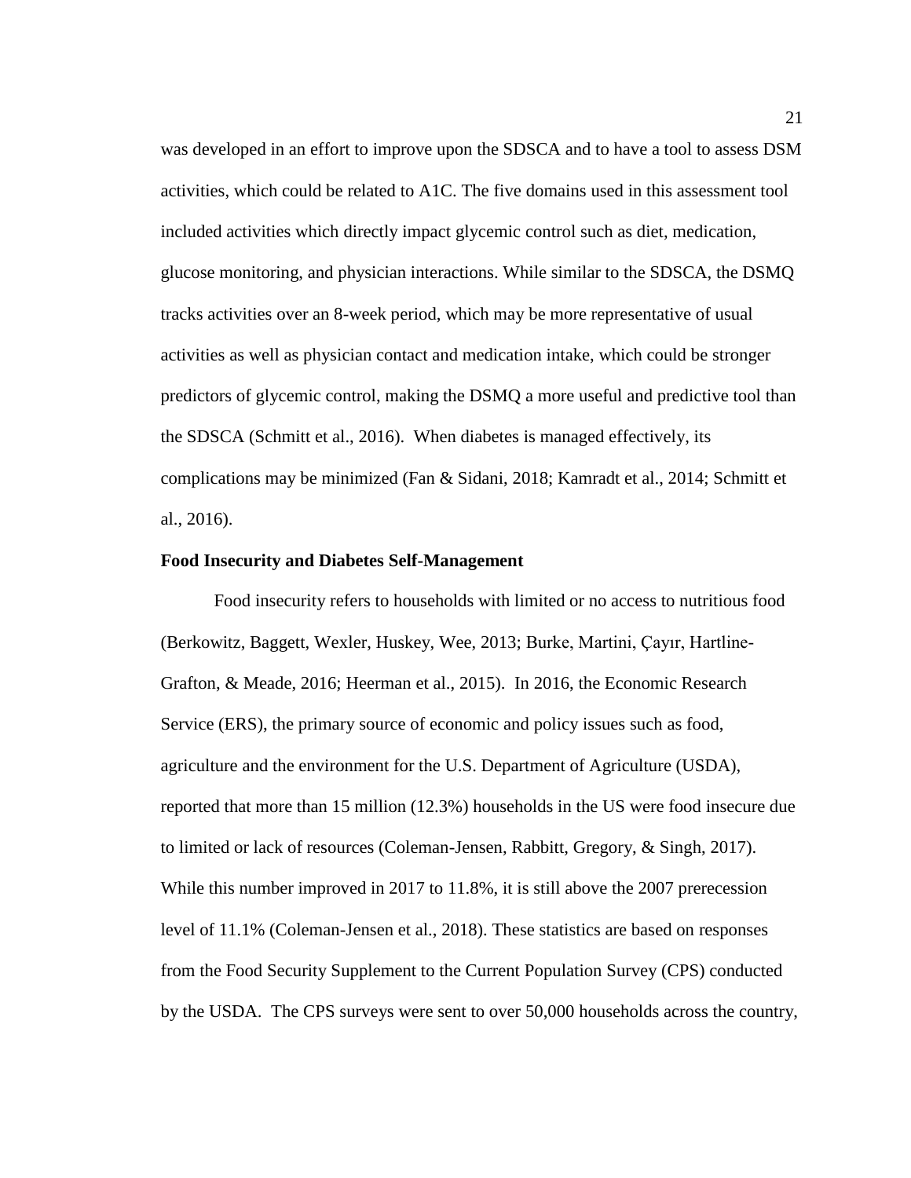was developed in an effort to improve upon the SDSCA and to have a tool to assess DSM activities, which could be related to A1C. The five domains used in this assessment tool included activities which directly impact glycemic control such as diet, medication, glucose monitoring, and physician interactions. While similar to the SDSCA, the DSMQ tracks activities over an 8-week period, which may be more representative of usual activities as well as physician contact and medication intake, which could be stronger predictors of glycemic control, making the DSMQ a more useful and predictive tool than the SDSCA (Schmitt et al., 2016). When diabetes is managed effectively, its complications may be minimized (Fan & Sidani, 2018; Kamradt et al., 2014; Schmitt et al., 2016).

**Food Insecurity and Diabetes Self-Management**

Food insecurity refers to households with limited or no access to nutritious food (Berkowitz, Baggett, Wexler, Huskey, Wee, 2013; Burke, Martini, Çayır, Hartline-Grafton, & Meade, 2016; Heerman et al., 2015). In 2016, the Economic Research Service (ERS), the primary source of economic and policy issues such as food, agriculture and the environment for the U.S. Department of Agriculture (USDA), reported that more than 15 million (12.3%) households in the US were food insecure due to limited or lack of resources (Coleman-Jensen, Rabbitt, Gregory, & Singh, 2017). While this number improved in 2017 to 11.8%, it is still above the 2007 prerecession level of 11.1% (Coleman-Jensen et al., 2018). These statistics are based on responses from the Food Security Supplement to the Current Population Survey (CPS) conducted by the USDA. The CPS surveys were sent to over 50,000 households across the country,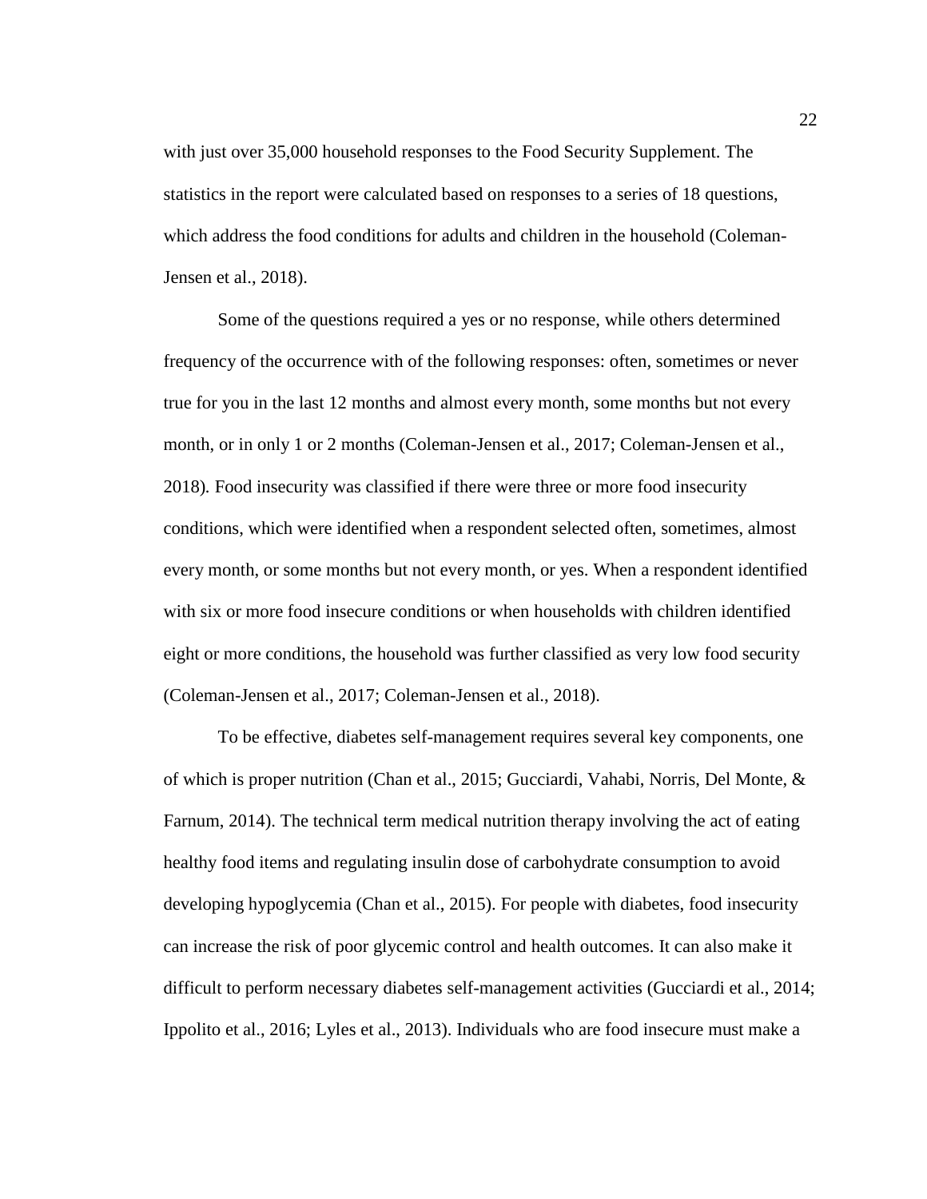with just over 35,000 household responses to the Food Security Supplement. The statistics in the report were calculated based on responses to a series of 18 questions, which address the food conditions for adults and children in the household (Coleman-Jensen et al., 2018).

Some of the questions required a yes or no response, while others determined frequency of the occurrence with of the following responses: often, sometimes or never true for you in the last 12 months and almost every month, some months but not every month, or in only 1 or 2 months (Coleman-Jensen et al., 2017; Coleman-Jensen et al., 2018). Food insecurity was classified if there were three or more food insecurity conditions, which were identified when a respondent selected often, sometimes, almost every month, or some months but not every month, or yes. When a respondent identified with six or more food insecure conditions or when households with children identified eight or more conditions, the household was further classified as very low food security (Coleman-Jensen et al., 2017; Coleman-Jensen et al., 2018).

To be effective, diabetes self-management requires several key components, one of which is proper nutrition (Chan et al., 2015; Gucciardi, Vahabi, Norris, Del Monte, & Farnum, 2014). The technical term medical nutrition therapy involving the act of eating healthy food items and regulating insulin dose of carbohydrate consumption to avoid developing hypoglycemia (Chan et al., 2015). For people with diabetes, food insecurity can increase the risk of poor glycemic control and health outcomes. It can also make it difficult to perform necessary diabetes self-management activities (Gucciardi et al., 2014; Ippolito et al., 2016; Lyles et al., 2013). Individuals who are food insecure must make a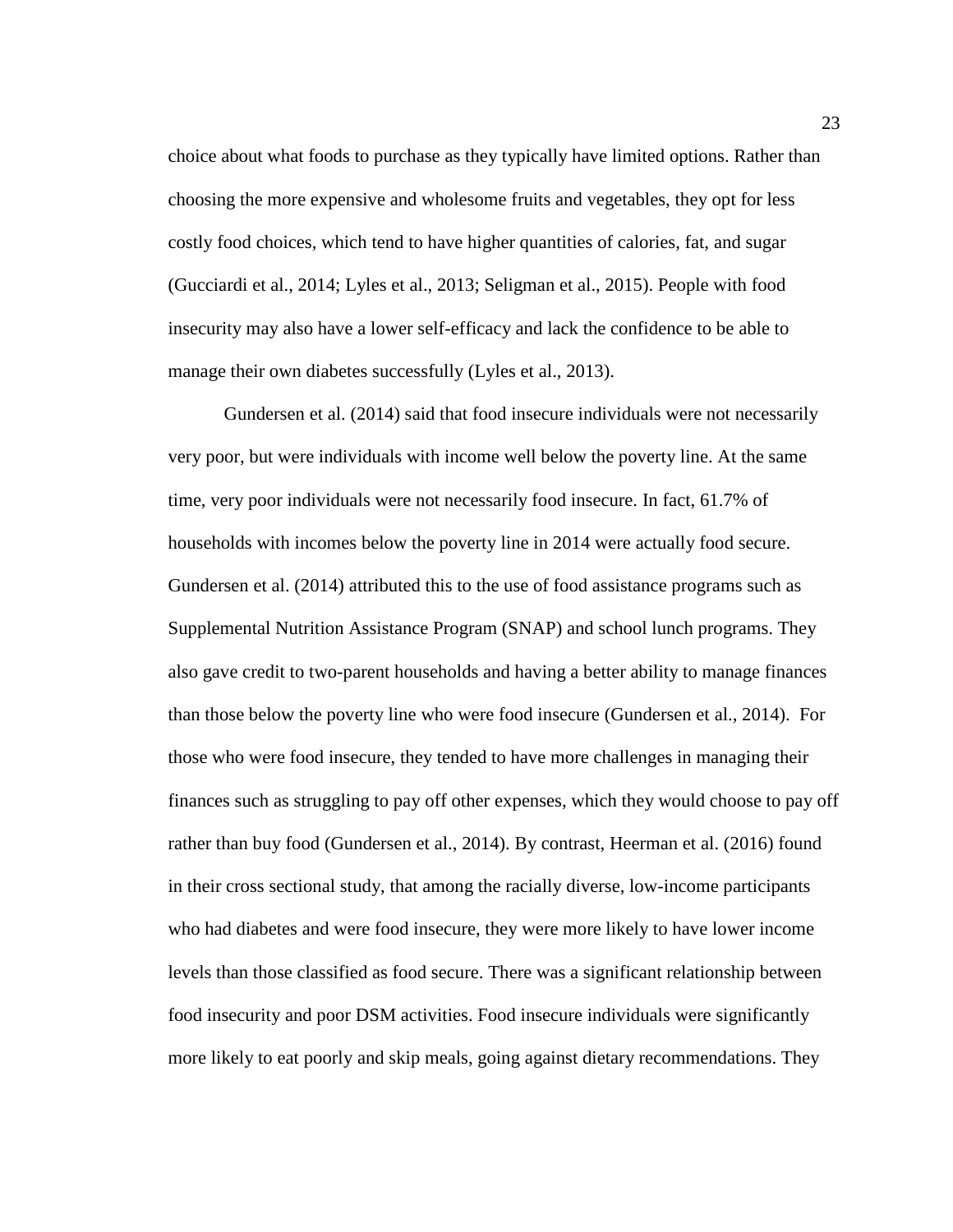choice about what foods to purchase as they typically have limited options. Rather than choosing the more expensive and wholesome fruits and vegetables, they opt for less costly food choices, which tend to have higher quantities of calories, fat, and sugar (Gucciardi et al., 2014; Lyles et al., 2013; Seligman et al., 2015). People with food insecurity may also have a lower self-efficacy and lack the confidence to be able to manage their own diabetes successfully (Lyles et al., 2013).

Gundersen et al. (2014) said that food insecure individuals were not necessarily very poor, but were individuals with income well below the poverty line. At the same time, very poor individuals were not necessarily food insecure. In fact, 61.7% of households with incomes below the poverty line in 2014 were actually food secure. Gundersen et al. (2014) attributed this to the use of food assistance programs such as Supplemental Nutrition Assistance Program (SNAP) and school lunch programs. They also gave credit to two-parent households and having a better ability to manage finances than those below the poverty line who were food insecure (Gundersen et al., 2014). For those who were food insecure, they tended to have more challenges in managing their finances such as struggling to pay off other expenses, which they would choose to pay off rather than buy food (Gundersen et al., 2014). By contrast, Heerman et al. (2016) found in their cross sectional study, that among the racially diverse, low-income participants who had diabetes and were food insecure, they were more likely to have lower income levels than those classified as food secure. There was a significant relationship between food insecurity and poor DSM activities. Food insecure individuals were significantly more likely to eat poorly and skip meals, going against dietary recommendations. They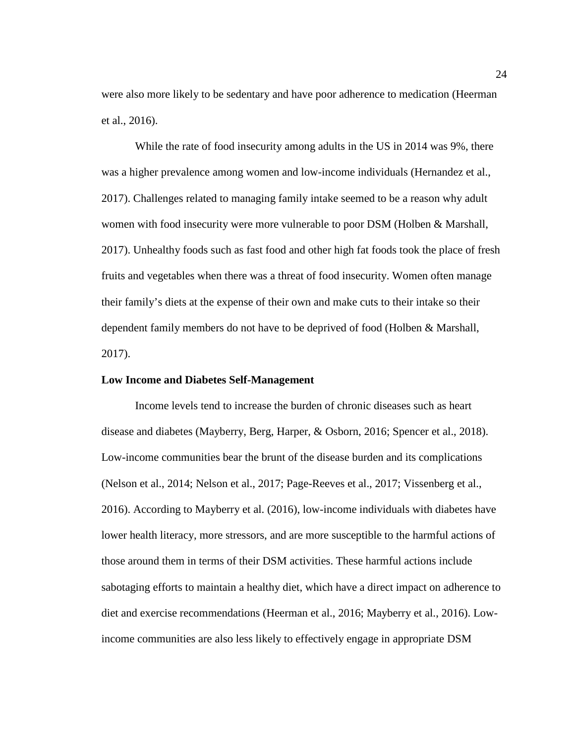were also more likely to be sedentary and have poor adherence to medication (Heerman et al., 2016).

While the rate of food insecurity among adults in the US in 2014 was 9%, there was a higher prevalence among women and low-income individuals (Hernandez et al., 2017). Challenges related to managing family intake seemed to be a reason why adult women with food insecurity were more vulnerable to poor DSM (Holben & Marshall, 2017). Unhealthy foods such as fast food and other high fat foods took the place of fresh fruits and vegetables when there was a threat of food insecurity. Women often manage their family's diets at the expense of their own and make cuts to their intake so their dependent family members do not have to be deprived of food (Holben & Marshall, 2017).

### Low Income and Diabetes Self-Management

Income levels tend to increase the burden of chronic diseases such as heart disease and diabetes (Mayberry, Berg, Harper, & Osborn, 2016; Spencer et al., 2018). Low-income communities bear the brunt of the disease burden and its complications (Nelson et al., 2014; Nelson et al., 2017; Page-Reeves et al., 2017; Vissenberg et al., 2016). According to Mayberry et al. (2016), low-income individuals with diabetes have lower health literacy, more stressors, and are more susceptible to the harmful actions of those around them in terms of their DSM activities. These harmful actions include sabotaging efforts to maintain a healthy diet, which have a direct impact on adherence to diet and exercise recommendations (Heerman et al., 2016; Mayberry et al., 2016). Low-income communities are also less likely to effectively engage in appropriate DSM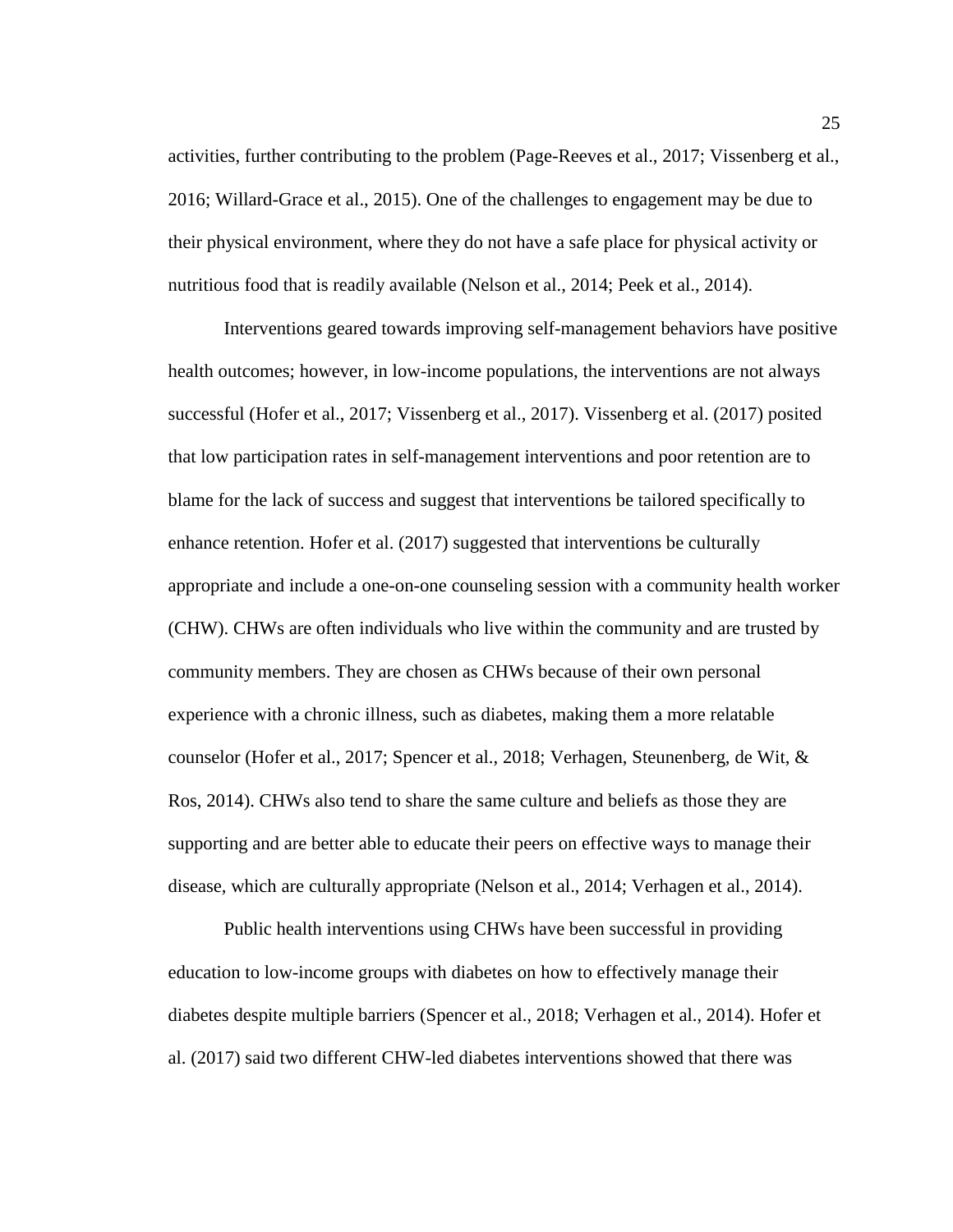activities, further contributing to the problem (Page-Reeves et al., 2017; Vissenberg et al., 2016; Willard-Grace et al., 2015). One of the challenges to engagement may be due to their physical environment, where they do not have a safe place for physical activity or nutritious food that is readily available (Nelson et al., 2014; Peek et al., 2014).

Interventions geared towards improving self-management behaviors have positive health outcomes; however, in low-income populations, the interventions are not always successful (Hofer et al., 2017; Vissenberg et al., 2017). Vissenberg et al. (2017) posited that low participation rates in self-management interventions and poor retention are to blame for the lack of success and suggest that interventions be tailored specifically to enhance retention. Hofer et al. (2017) suggested that interventions be culturally appropriate and include a one-on-one counseling session with a community health worker (CHW). CHWs are often individuals who live within the community and are trusted by community members. They are chosen as CHWs because of their own personal experience with a chronic illness, such as diabetes, making them a more relatable counselor (Hofer et al., 2017; Spencer et al., 2018; Verhagen, Steunenberg, de Wit, & Ros, 2014). CHWs also tend to share the same culture and beliefs as those they are supporting and are better able to educate their peers on effective ways to manage their disease, which are culturally appropriate (Nelson et al., 2014; Verhagen et al., 2014).

Public health interventions using CHWs have been successful in providing education to low-income groups with diabetes on how to effectively manage their diabetes despite multiple barriers (Spencer et al., 2018; Verhagen et al., 2014). Hofer et al. (2017) said two different CHW-led diabetes interventions showed that there was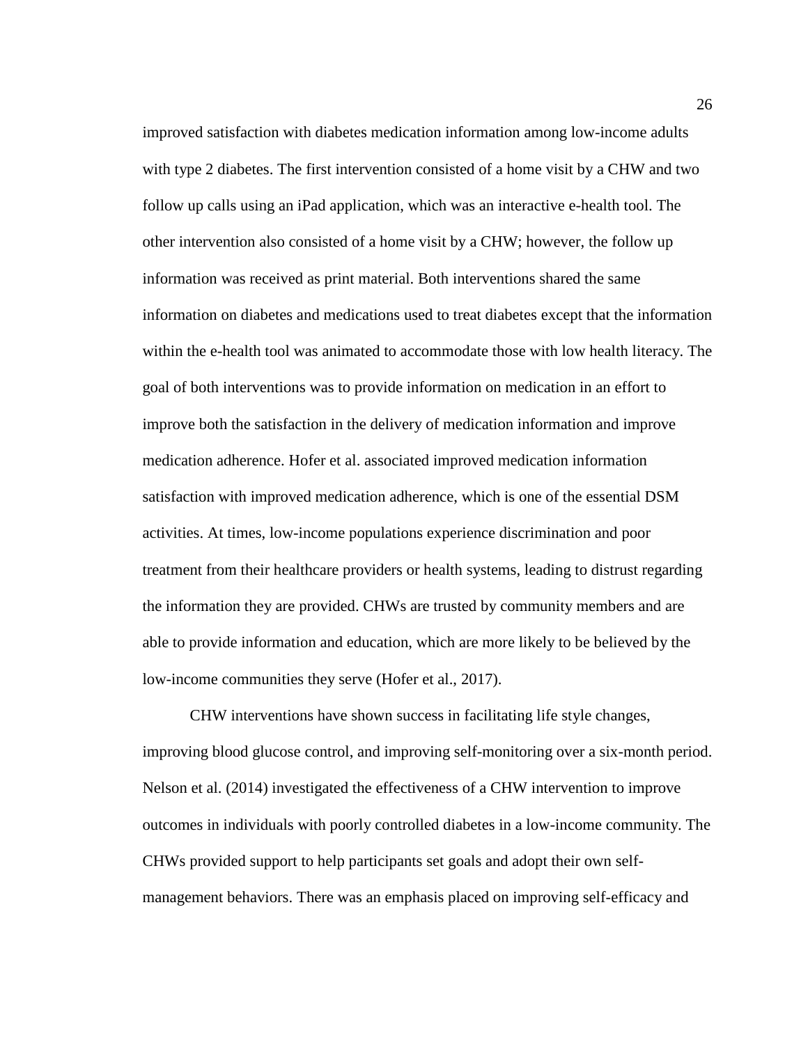improved satisfaction with diabetes medication information among low-income adults with type 2 diabetes. The first intervention consisted of a home visit by a CHW and two follow up calls using an iPad application, which was an interactive e-health tool. The other intervention also consisted of a home visit by a CHW; however, the follow up information was received as print material. Both interventions shared the same information on diabetes and medications used to treat diabetes except that the information within the e-health tool was animated to accommodate those with low health literacy. The goal of both interventions was to provide information on medication in an effort to improve both the satisfaction in the delivery of medication information and improve medication adherence. Hofer et al. associated improved medication information satisfaction with improved medication adherence, which is one of the essential DSM activities. At times, low-income populations experience discrimination and poor treatment from their healthcare providers or health systems, leading to distrust regarding the information they are provided. CHWs are trusted by community members and are able to provide information and education, which are more likely to be believed by the low-income communities they serve (Hofer et al., 2017).

CHW interventions have shown success in facilitating life style changes, improving blood glucose control, and improving self-monitoring over a six-month period. Nelson et al. (2014) investigated the effectiveness of a CHW intervention to improve outcomes in individuals with poorly controlled diabetes in a low-income community. The CHWs provided support to help participants set goals and adopt their own self-management behaviors. There was an emphasis placed on improving self-efficacy and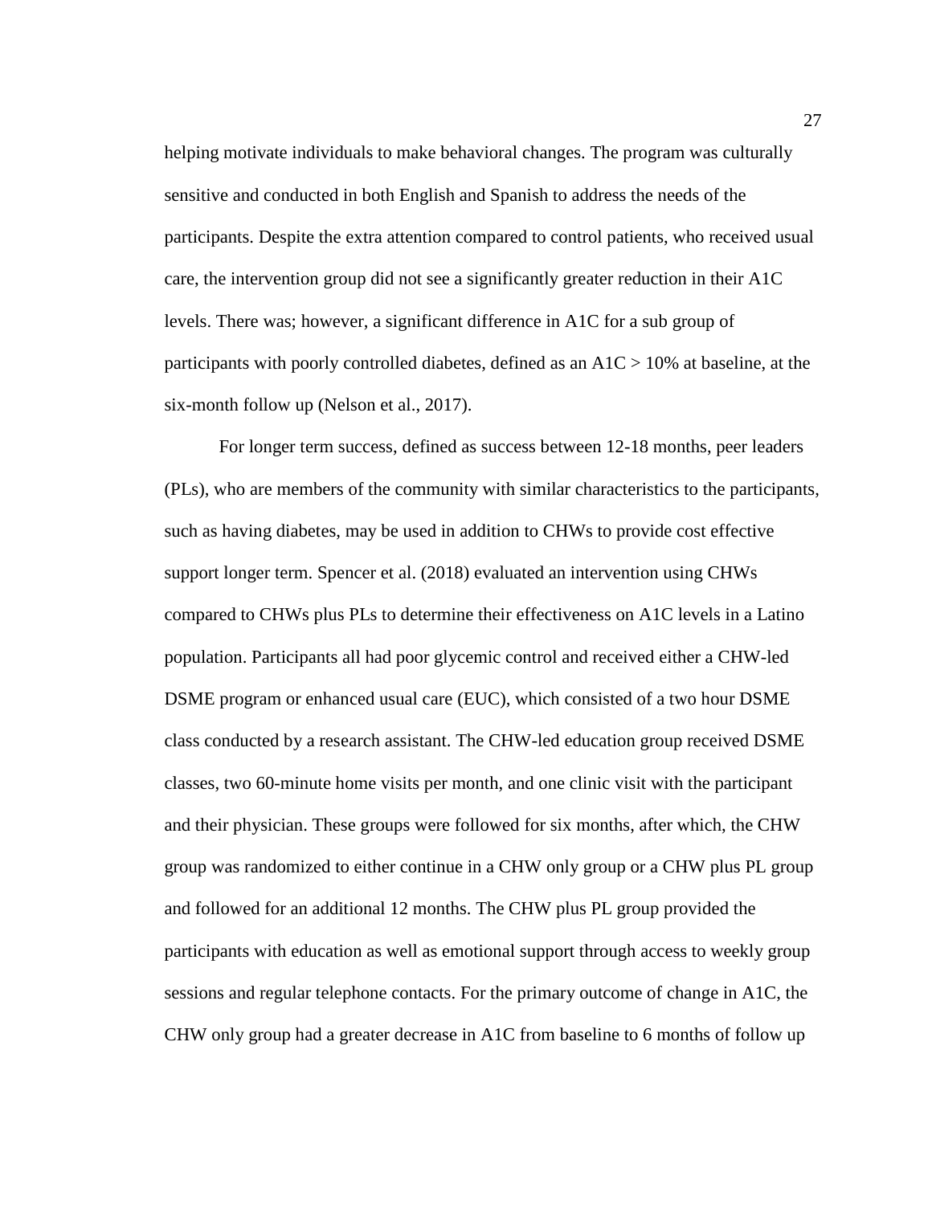helping motivate individuals to make behavioral changes. The program was culturally sensitive and conducted in both English and Spanish to address the needs of the participants. Despite the extra attention compared to control patients, who received usual care, the intervention group did not see a significantly greater reduction in their A1C levels. There was; however, a significant difference in A1C for a sub group of participants with poorly controlled diabetes, defined as an A1C > 10% at baseline, at the six-month follow up (Nelson et al., 2017).

For longer term success, defined as success between 12-18 months, peer leaders (PLs), who are members of the community with similar characteristics to the participants, such as having diabetes, may be used in addition to CHWs to provide cost effective support longer term. Spencer et al. (2018) evaluated an intervention using CHWs compared to CHWs plus PLs to determine their effectiveness on A1C levels in a Latino population. Participants all had poor glycemic control and received either a CHW-led DSME program or enhanced usual care (EUC), which consisted of a two hour DSME class conducted by a research assistant. The CHW-led education group received DSME classes, two 60-minute home visits per month, and one clinic visit with the participant and their physician. These groups were followed for six months, after which, the CHW group was randomized to either continue in a CHW only group or a CHW plus PL group and followed for an additional 12 months. The CHW plus PL group provided the participants with education as well as emotional support through access to weekly group sessions and regular telephone contacts. For the primary outcome of change in A1C, the CHW only group had a greater decrease in A1C from baseline to 6 months of follow up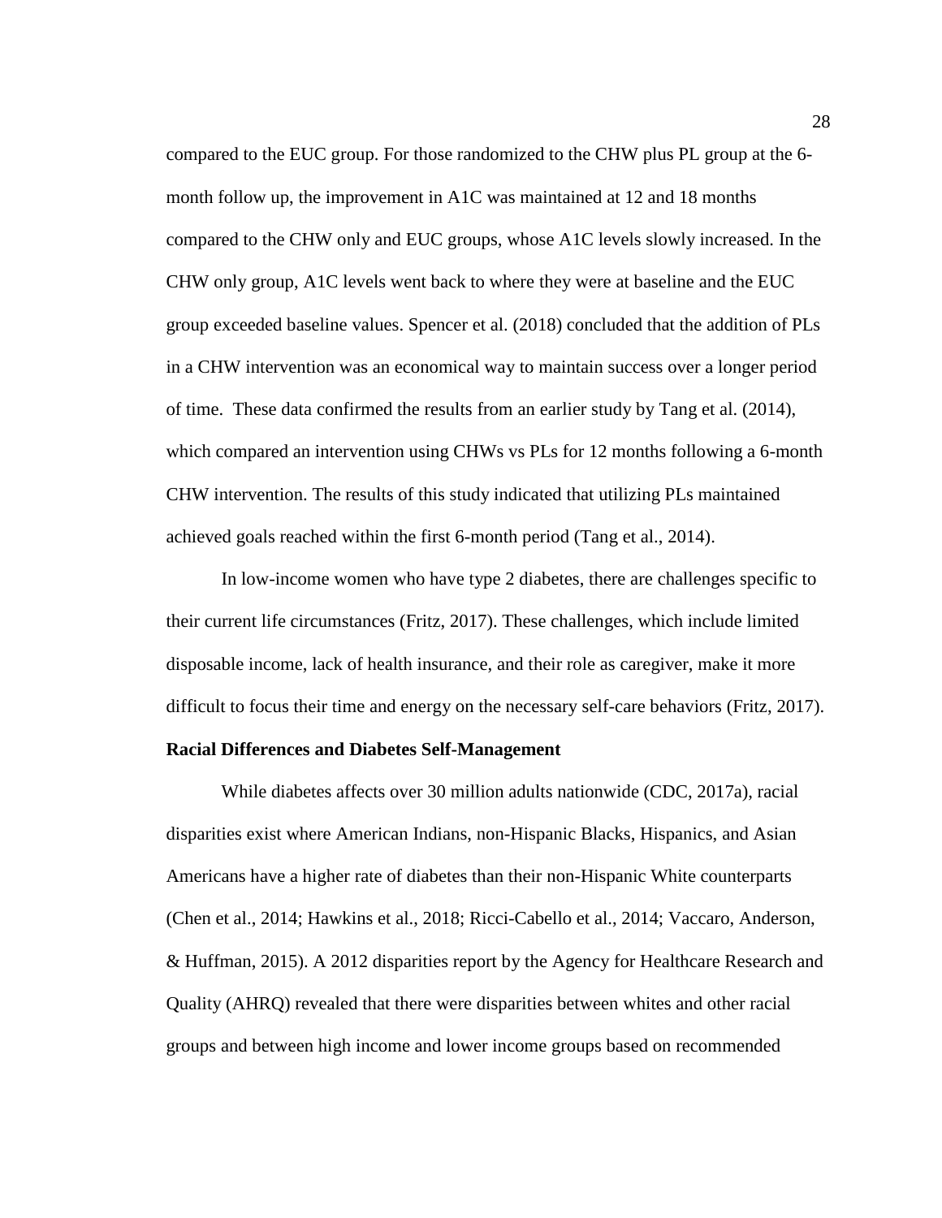compared to the EUC group. For those randomized to the CHW plus PL group at the 6-month follow up, the improvement in A1C was maintained at 12 and 18 months compared to the CHW only and EUC groups, whose A1C levels slowly increased. In the CHW only group, A1C levels went back to where they were at baseline and the EUC group exceeded baseline values. Spencer et al. (2018) concluded that the addition of PLs in a CHW intervention was an economical way to maintain success over a longer period of time. These data confirmed the results from an earlier study by Tang et al. (2014), which compared an intervention using CHWs vs PLs for 12 months following a 6-month CHW intervention. The results of this study indicated that utilizing PLs maintained achieved goals reached within the first 6-month period (Tang et al., 2014).

In low-income women who have type 2 diabetes, there are challenges specific to their current life circumstances (Fritz, 2017). These challenges, which include limited disposable income, lack of health insurance, and their role as caregiver, make it more difficult to focus their time and energy on the necessary self-care behaviors (Fritz, 2017).

**Racial Differences and Diabetes Self-Management**

While diabetes affects over 30 million adults nationwide (CDC, 2017a), racial disparities exist where American Indians, non-Hispanic Blacks, Hispanics, and Asian Americans have a higher rate of diabetes than their non-Hispanic White counterparts (Chen et al., 2014; Hawkins et al., 2018; Ricci-Cabello et al., 2014; Vaccaro, Anderson, & Huffman, 2015). A 2012 disparities report by the Agency for Healthcare Research and Quality (AHRQ) revealed that there were disparities between whites and other racial groups and between high income and lower income groups based on recommended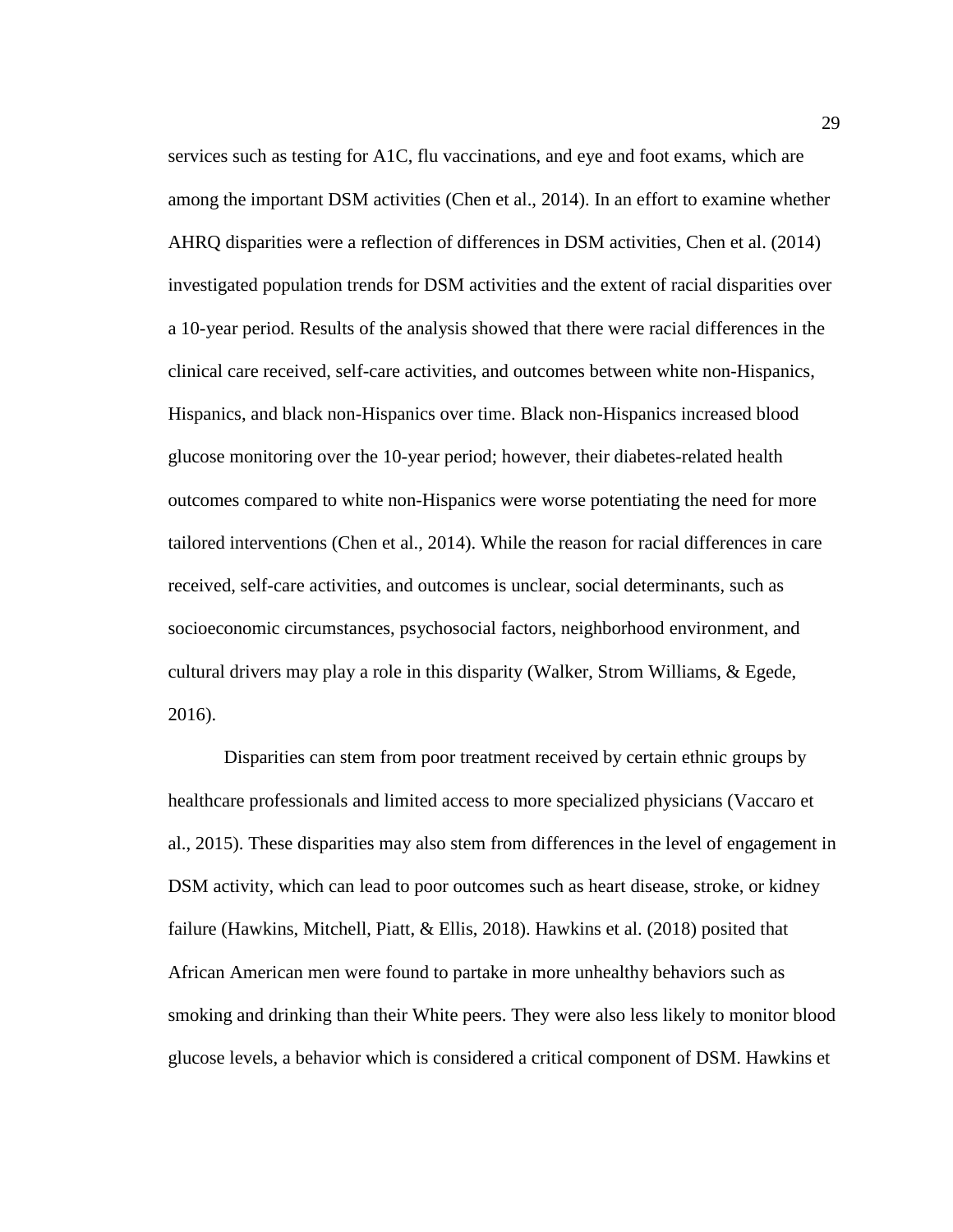services such as testing for A1C, flu vaccinations, and eye and foot exams, which are among the important DSM activities (Chen et al., 2014). In an effort to examine whether AHRQ disparities were a reflection of differences in DSM activities, Chen et al. (2014) investigated population trends for DSM activities and the extent of racial disparities over a 10-year period. Results of the analysis showed that there were racial differences in the clinical care received, self-care activities, and outcomes between white non-Hispanics, Hispanics, and black non-Hispanics over time. Black non-Hispanics increased blood glucose monitoring over the 10-year period; however, their diabetes-related health outcomes compared to white non-Hispanics were worse potentiating the need for more tailored interventions (Chen et al., 2014). While the reason for racial differences in care received, self-care activities, and outcomes is unclear, social determinants, such as socioeconomic circumstances, psychosocial factors, neighborhood environment, and cultural drivers may play a role in this disparity (Walker, Strom Williams, & Egede, 2016).

Disparities can stem from poor treatment received by certain ethnic groups by healthcare professionals and limited access to more specialized physicians (Vaccaro et al., 2015). These disparities may also stem from differences in the level of engagement in DSM activity, which can lead to poor outcomes such as heart disease, stroke, or kidney failure (Hawkins, Mitchell, Piatt, & Ellis, 2018). Hawkins et al. (2018) posited that African American men were found to partake in more unhealthy behaviors such as smoking and drinking than their White peers. They were also less likely to monitor blood glucose levels, a behavior which is considered a critical component of DSM. Hawkins et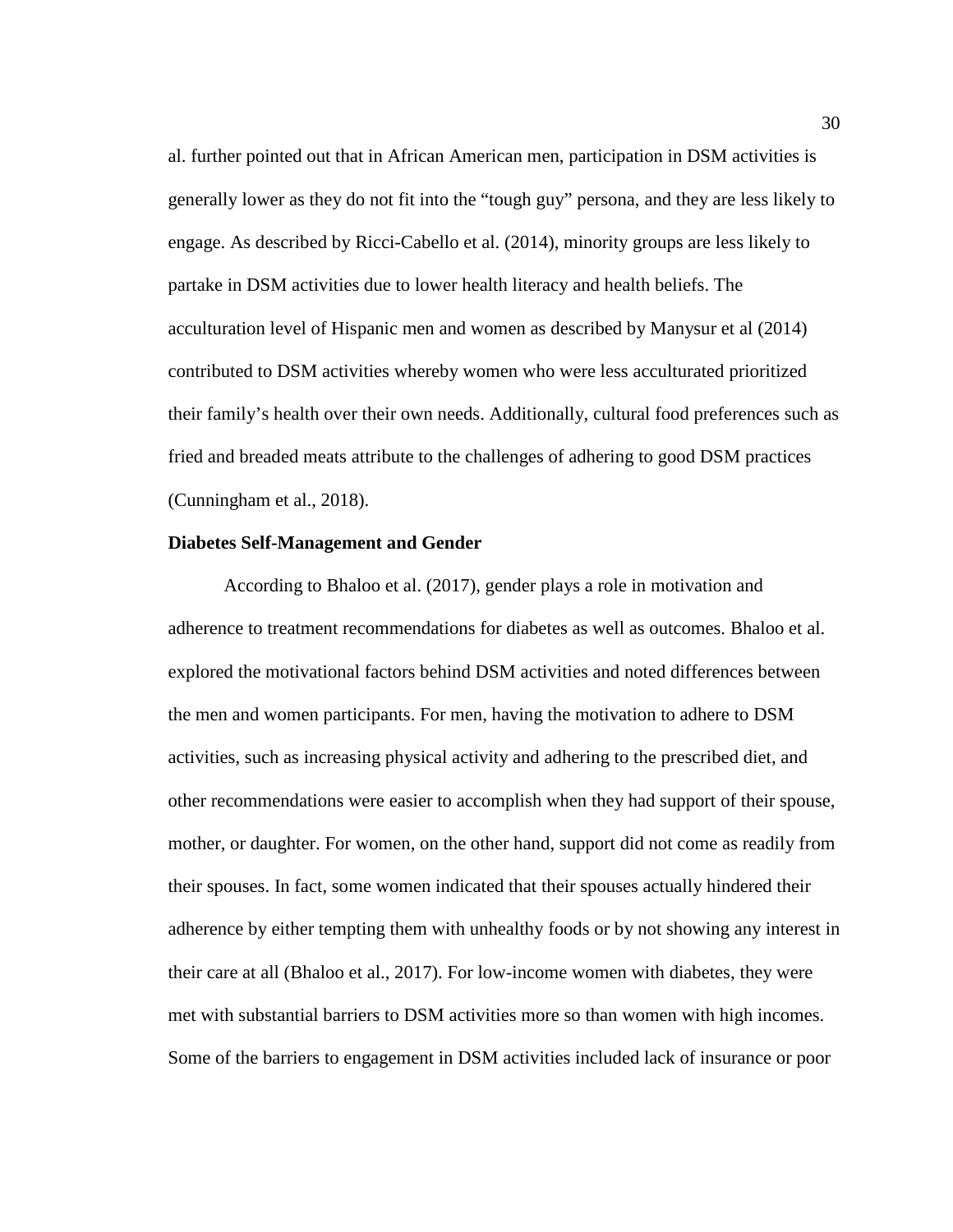al. further pointed out that in African American men, participation in DSM activities is generally lower as they do not fit into the "tough guy" persona, and they are less likely to engage. As described by Ricci-Cabello et al. (2014), minority groups are less likely to partake in DSM activities due to lower health literacy and health beliefs. The acculturation level of Hispanic men and women as described by Manysur et al (2014) contributed to DSM activities whereby women who were less acculturated prioritized their family's health over their own needs. Additionally, cultural food preferences such as fried and breaded meats attribute to the challenges of adhering to good DSM practices (Cunningham et al., 2018).

**Diabetes Self-Management and Gender**

According to Bhaloo et al. (2017), gender plays a role in motivation and adherence to treatment recommendations for diabetes as well as outcomes. Bhaloo et al. explored the motivational factors behind DSM activities and noted differences between the men and women participants. For men, having the motivation to adhere to DSM activities, such as increasing physical activity and adhering to the prescribed diet, and other recommendations were easier to accomplish when they had support of their spouse, mother, or daughter. For women, on the other hand, support did not come as readily from their spouses. In fact, some women indicated that their spouses actually hindered their adherence by either tempting them with unhealthy foods or by not showing any interest in their care at all (Bhaloo et al., 2017). For low-income women with diabetes, they were met with substantial barriers to DSM activities more so than women with high incomes. Some of the barriers to engagement in DSM activities included lack of insurance or poor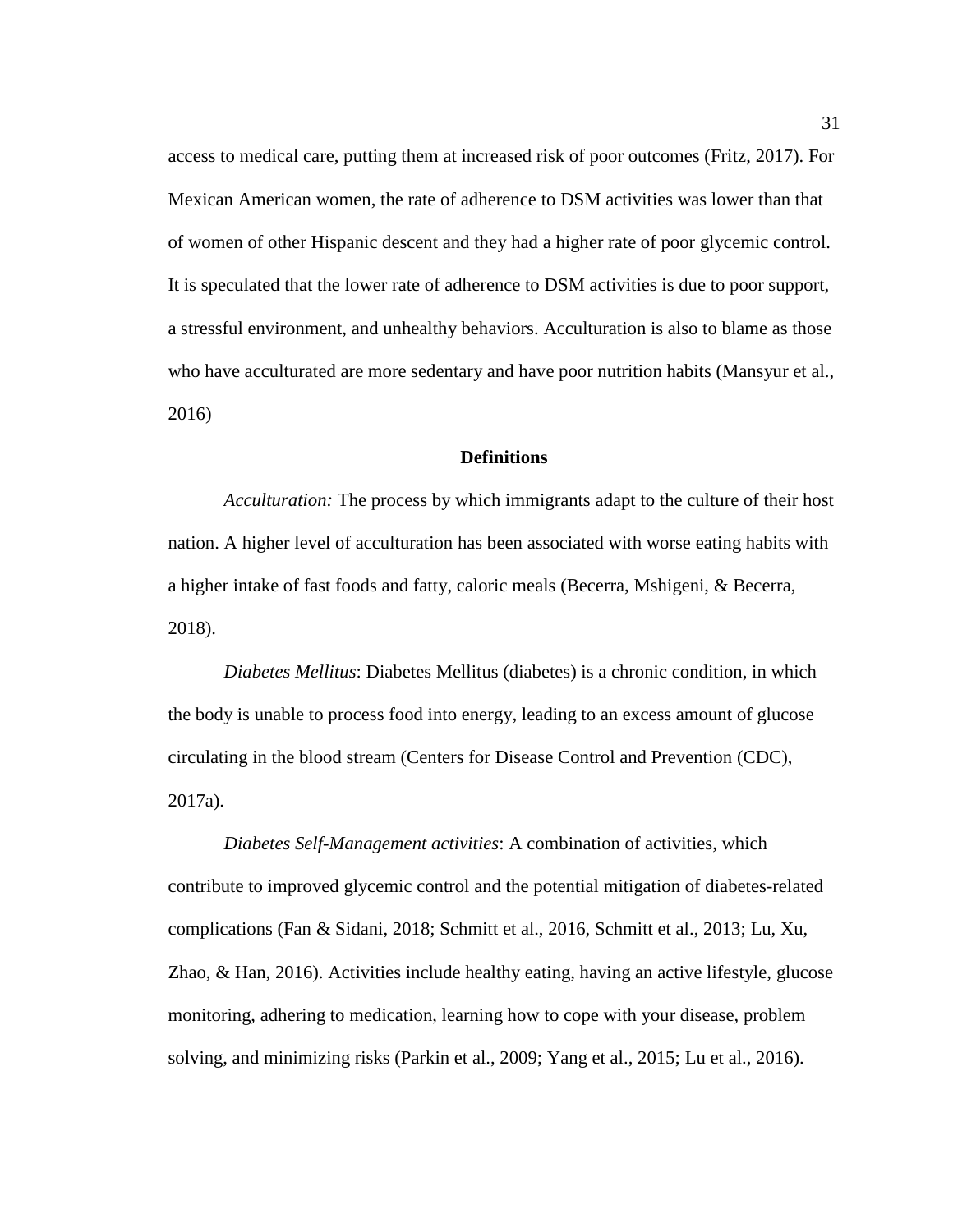access to medical care, putting them at increased risk of poor outcomes (Fritz, 2017). For Mexican American women, the rate of adherence to DSM activities was lower than that of women of other Hispanic descent and they had a higher rate of poor glycemic control. It is speculated that the lower rate of adherence to DSM activities is due to poor support, a stressful environment, and unhealthy behaviors. Acculturation is also to blame as those who have acculturated are more sedentary and have poor nutrition habits (Mansyur et al., 2016)

## Definitions

*Acculturation:* The process by which immigrants adapt to the culture of their host nation. A higher level of acculturation has been associated with worse eating habits with a higher intake of fast foods and fatty, caloric meals (Becerra, Mshigeni, & Becerra, 2018).

*Diabetes Mellitus*: Diabetes Mellitus (diabetes) is a chronic condition, in which the body is unable to process food into energy, leading to an excess amount of glucose circulating in the blood stream (Centers for Disease Control and Prevention (CDC), 2017a).

*Diabetes Self-Management activities*: A combination of activities, which contribute to improved glycemic control and the potential mitigation of diabetes-related complications (Fan & Sidani, 2018; Schmitt et al., 2016, Schmitt et al., 2013; Lu, Xu, Zhao, & Han, 2016). Activities include healthy eating, having an active lifestyle, glucose monitoring, adhering to medication, learning how to cope with your disease, problem solving, and minimizing risks (Parkin et al., 2009; Yang et al., 2015; Lu et al., 2016).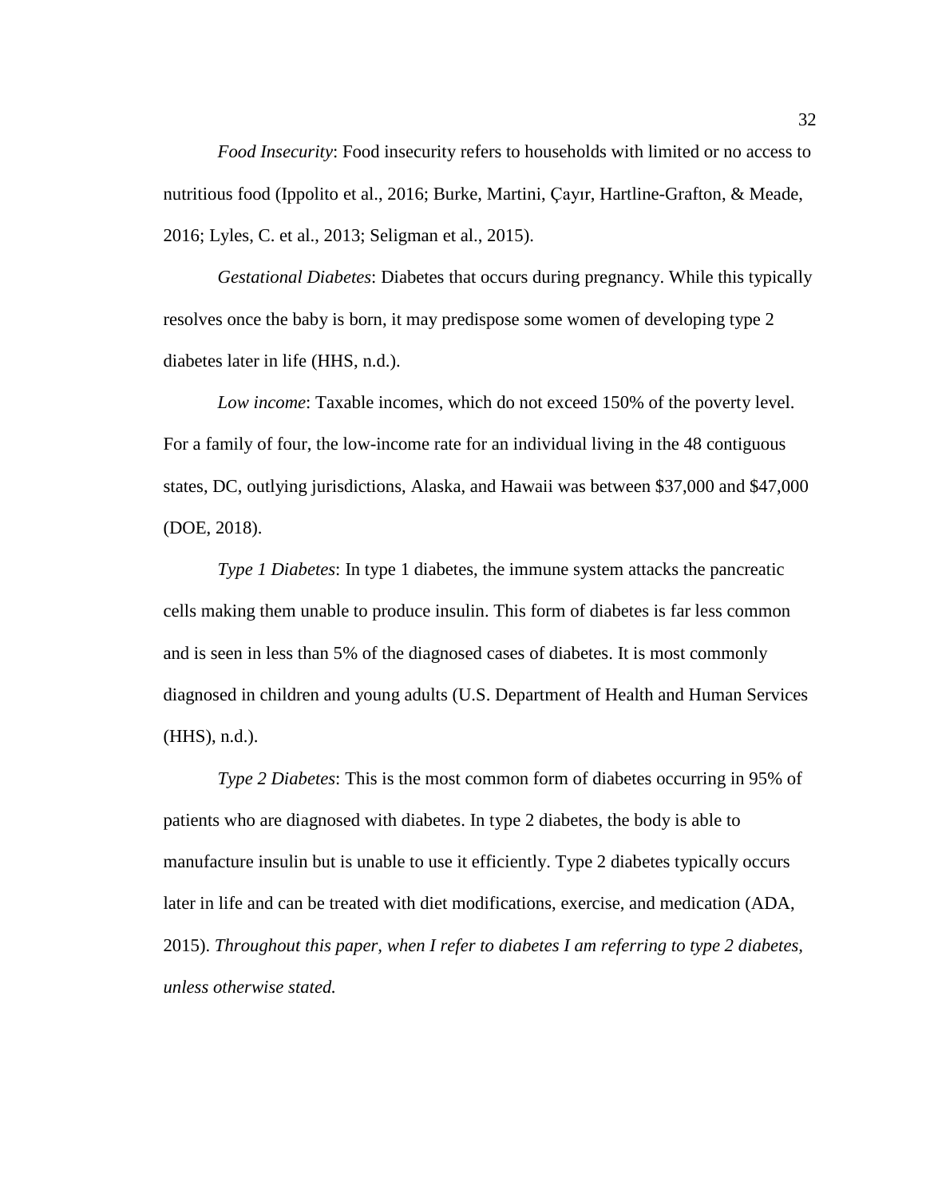*Food Insecurity*: Food insecurity refers to households with limited or no access to nutritious food (Ippolito et al., 2016; Burke, Martini, Çayır, Hartline-Grafton, & Meade, 2016; Lyles, C. et al., 2013; Seligman et al., 2015).

*Gestational Diabetes*: Diabetes that occurs during pregnancy. While this typically resolves once the baby is born, it may predispose some women of developing type 2 diabetes later in life (HHS, n.d.).

*Low income*: Taxable incomes, which do not exceed 150% of the poverty level. For a family of four, the low-income rate for an individual living in the 48 contiguous states, DC, outlying jurisdictions, Alaska, and Hawaii was between \$37,000 and \$47,000 (DOE, 2018).

*Type 1 Diabetes*: In type 1 diabetes, the immune system attacks the pancreatic cells making them unable to produce insulin. This form of diabetes is far less common and is seen in less than 5% of the diagnosed cases of diabetes. It is most commonly diagnosed in children and young adults (U.S. Department of Health and Human Services (HHS), n.d.).

*Type 2 Diabetes*: This is the most common form of diabetes occurring in 95% of patients who are diagnosed with diabetes. In type 2 diabetes, the body is able to manufacture insulin but is unable to use it efficiently. Type 2 diabetes typically occurs later in life and can be treated with diet modifications, exercise, and medication (ADA, 2015). *Throughout this paper, when I refer to diabetes I am referring to type 2 diabetes, unless otherwise stated.*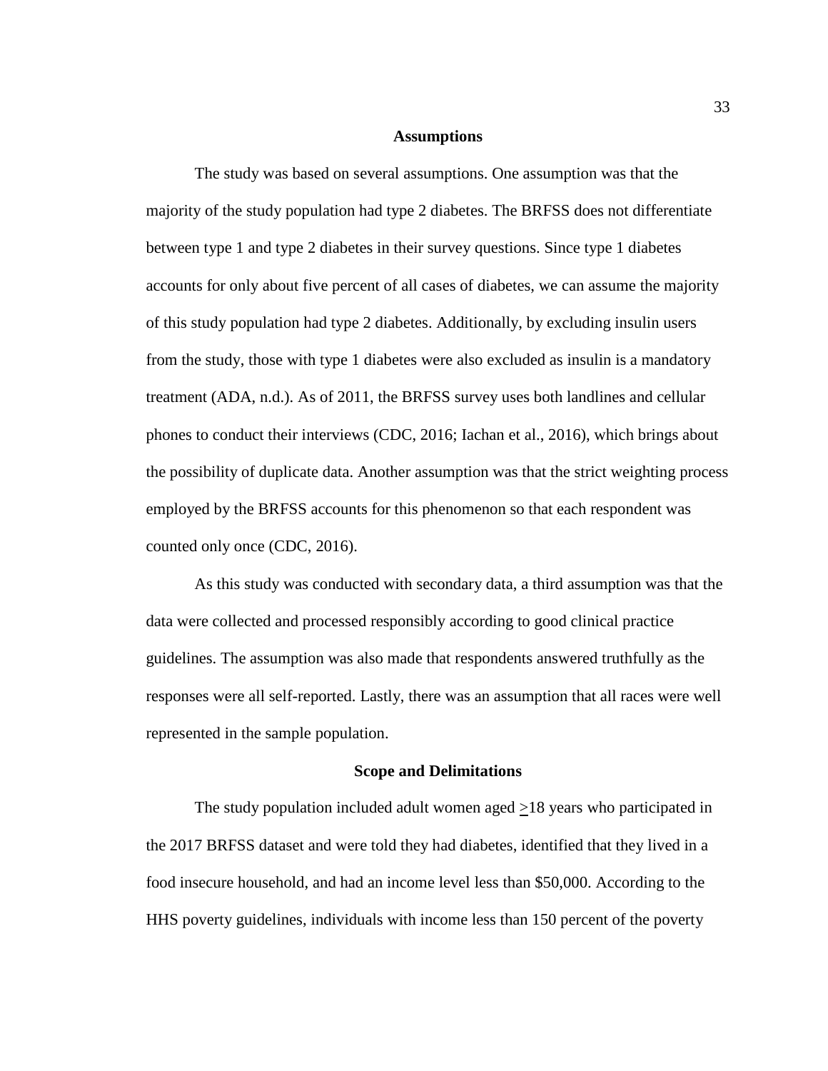## Assumptions

The study was based on several assumptions. One assumption was that the majority of the study population had type 2 diabetes. The BRFSS does not differentiate between type 1 and type 2 diabetes in their survey questions. Since type 1 diabetes accounts for only about five percent of all cases of diabetes, we can assume the majority of this study population had type 2 diabetes. Additionally, by excluding insulin users from the study, those with type 1 diabetes were also excluded as insulin is a mandatory treatment (ADA, n.d.). As of 2011, the BRFSS survey uses both landlines and cellular phones to conduct their interviews (CDC, 2016; Iachan et al., 2016), which brings about the possibility of duplicate data. Another assumption was that the strict weighting process employed by the BRFSS accounts for this phenomenon so that each respondent was counted only once (CDC, 2016).

As this study was conducted with secondary data, a third assumption was that the data were collected and processed responsibly according to good clinical practice guidelines. The assumption was also made that respondents answered truthfully as the responses were all self-reported. Lastly, there was an assumption that all races were well represented in the sample population.

## Scope and Delimitations

The study population included adult women aged ≥18 years who participated in the 2017 BRFSS dataset and were told they had diabetes, identified that they lived in a food insecure household, and had an income level less than $50,000. According to the HHS poverty guidelines, individuals with income less than 150 percent of the poverty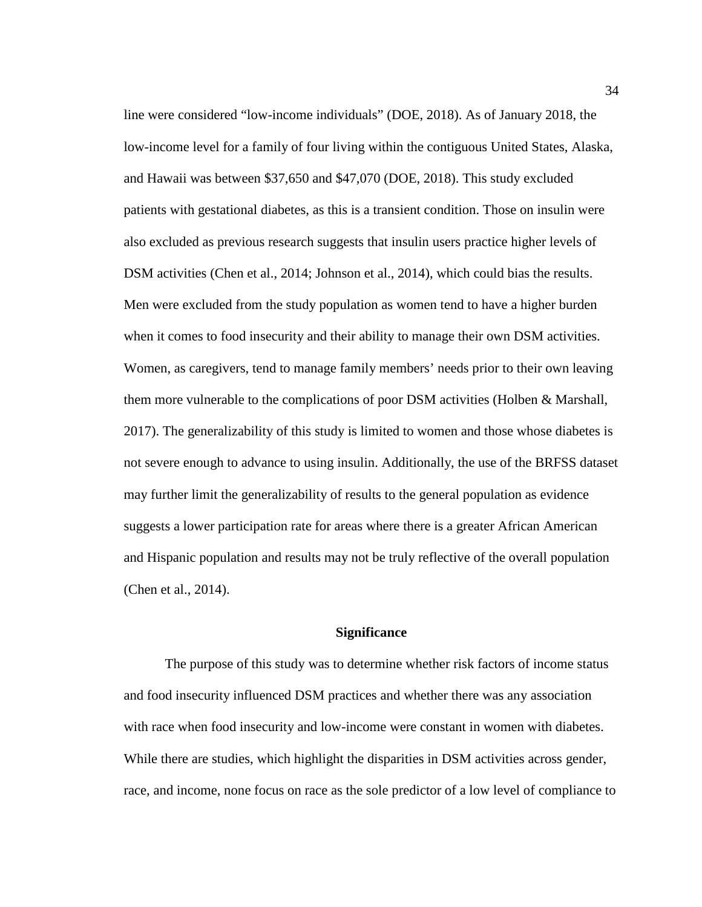line were considered “low-income individuals” (DOE, 2018). As of January 2018, the low-income level for a family of four living within the contiguous United States, Alaska, and Hawaii was between $37,650 and $47,070 (DOE, 2018). This study excluded patients with gestational diabetes, as this is a transient condition. Those on insulin were also excluded as previous research suggests that insulin users practice higher levels of DSM activities (Chen et al., 2014; Johnson et al., 2014), which could bias the results. Men were excluded from the study population as women tend to have a higher burden when it comes to food insecurity and their ability to manage their own DSM activities. Women, as caregivers, tend to manage family members’ needs prior to their own leaving them more vulnerable to the complications of poor DSM activities (Holben & Marshall, 2017). The generalizability of this study is limited to women and those whose diabetes is not severe enough to advance to using insulin. Additionally, the use of the BRFSS dataset may further limit the generalizability of results to the general population as evidence suggests a lower participation rate for areas where there is a greater African American and Hispanic population and results may not be truly reflective of the overall population (Chen et al., 2014).

## Significance

The purpose of this study was to determine whether risk factors of income status and food insecurity influenced DSM practices and whether there was any association with race when food insecurity and low-income were constant in women with diabetes. While there are studies, which highlight the disparities in DSM activities across gender, race, and income, none focus on race as the sole predictor of a low level of compliance to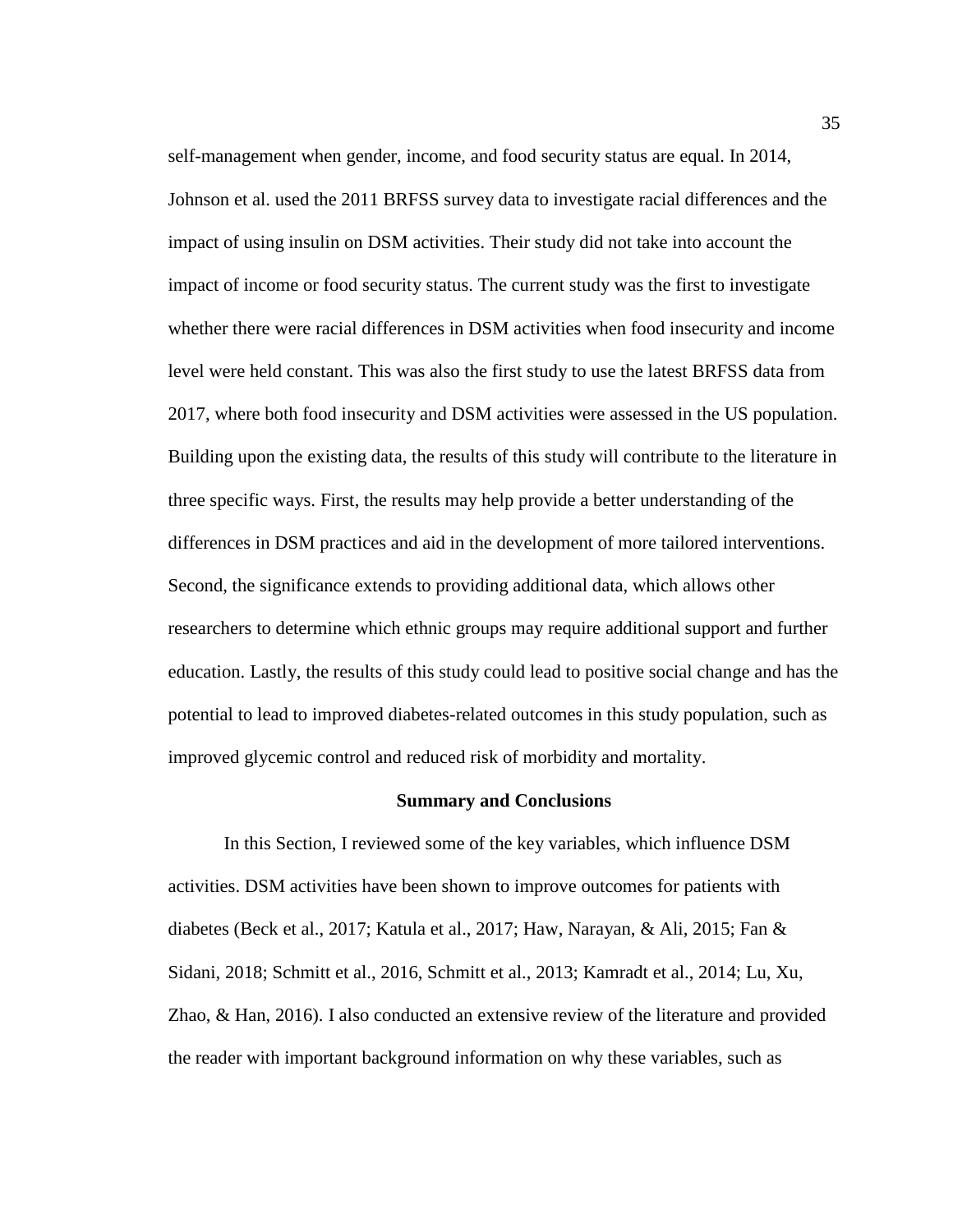self-management when gender, income, and food security status are equal. In 2014, Johnson et al. used the 2011 BRFSS survey data to investigate racial differences and the impact of using insulin on DSM activities. Their study did not take into account the impact of income or food security status. The current study was the first to investigate whether there were racial differences in DSM activities when food insecurity and income level were held constant. This was also the first study to use the latest BRFSS data from 2017, where both food insecurity and DSM activities were assessed in the US population. Building upon the existing data, the results of this study will contribute to the literature in three specific ways. First, the results may help provide a better understanding of the differences in DSM practices and aid in the development of more tailored interventions. Second, the significance extends to providing additional data, which allows other researchers to determine which ethnic groups may require additional support and further education. Lastly, the results of this study could lead to positive social change and has the potential to lead to improved diabetes-related outcomes in this study population, such as improved glycemic control and reduced risk of morbidity and mortality.

## Summary and Conclusions

In this Section, I reviewed some of the key variables, which influence DSM activities. DSM activities have been shown to improve outcomes for patients with diabetes (Beck et al., 2017; Katula et al., 2017; Haw, Narayan, & Ali, 2015; Fan & Sidani, 2018; Schmitt et al., 2016, Schmitt et al., 2013; Kamradt et al., 2014; Lu, Xu, Zhao, & Han, 2016). I also conducted an extensive review of the literature and provided the reader with important background information on why these variables, such as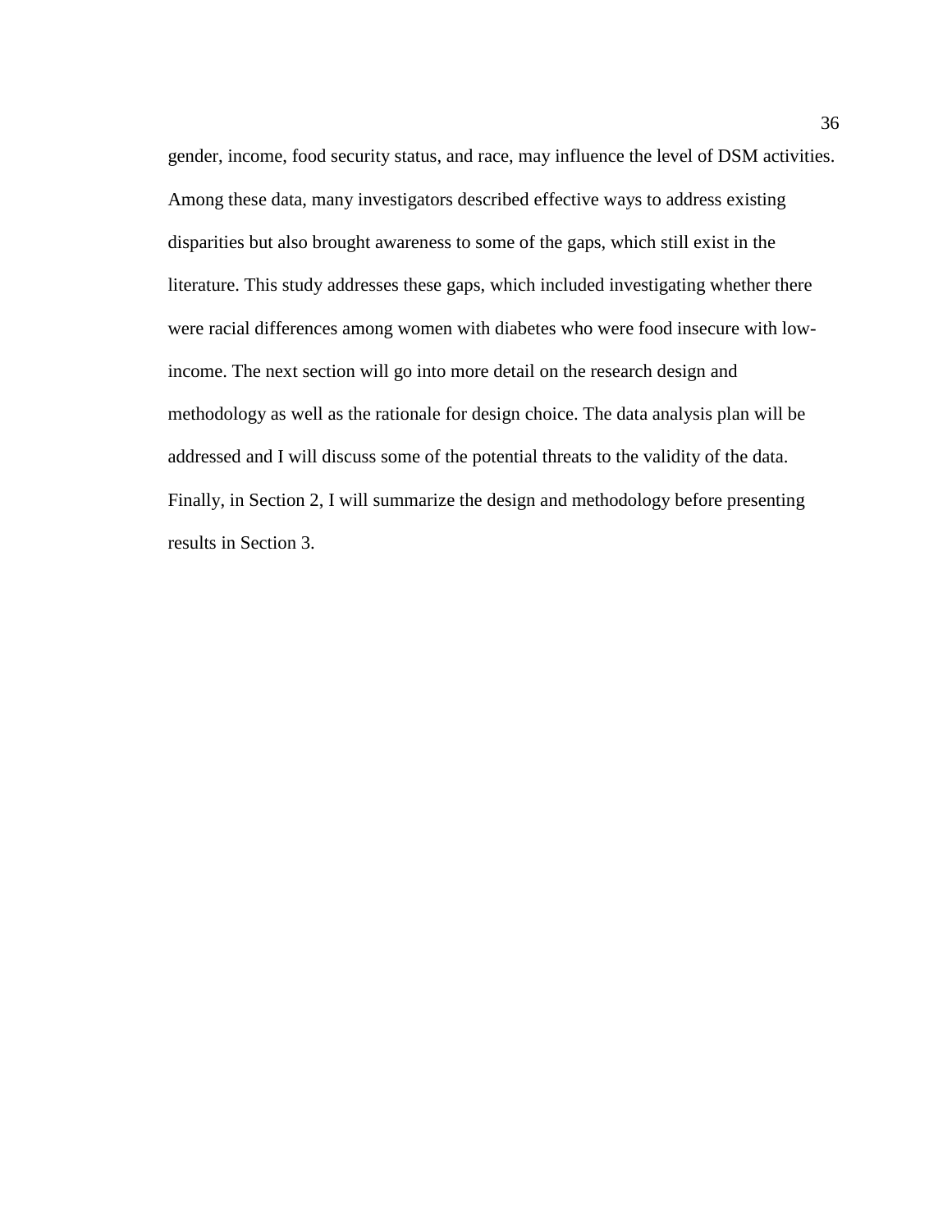gender, income, food security status, and race, may influence the level of DSM activities. Among these data, many investigators described effective ways to address existing disparities but also brought awareness to some of the gaps, which still exist in the literature. This study addresses these gaps, which included investigating whether there were racial differences among women with diabetes who were food insecure with low-income. The next section will go into more detail on the research design and methodology as well as the rationale for design choice. The data analysis plan will be addressed and I will discuss some of the potential threats to the validity of the data. Finally, in Section 2, I will summarize the design and methodology before presenting results in Section 3.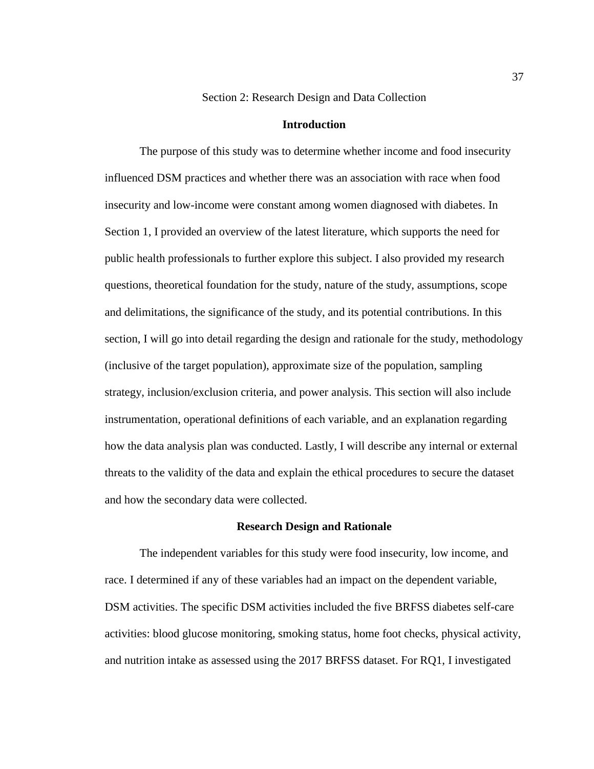# Section 2: Research Design and Data Collection

## Introduction

The purpose of this study was to determine whether income and food insecurity influenced DSM practices and whether there was an association with race when food insecurity and low-income were constant among women diagnosed with diabetes. In Section 1, I provided an overview of the latest literature, which supports the need for public health professionals to further explore this subject. I also provided my research questions, theoretical foundation for the study, nature of the study, assumptions, scope and delimitations, the significance of the study, and its potential contributions. In this section, I will go into detail regarding the design and rationale for the study, methodology (inclusive of the target population), approximate size of the population, sampling strategy, inclusion/exclusion criteria, and power analysis. This section will also include instrumentation, operational definitions of each variable, and an explanation regarding how the data analysis plan was conducted. Lastly, I will describe any internal or external threats to the validity of the data and explain the ethical procedures to secure the dataset and how the secondary data were collected.

## Research Design and Rationale

The independent variables for this study were food insecurity, low income, and race. I determined if any of these variables had an impact on the dependent variable, DSM activities. The specific DSM activities included the five BRFSS diabetes self-care activities: blood glucose monitoring, smoking status, home foot checks, physical activity, and nutrition intake as assessed using the 2017 BRFSS dataset. For RQ1, I investigated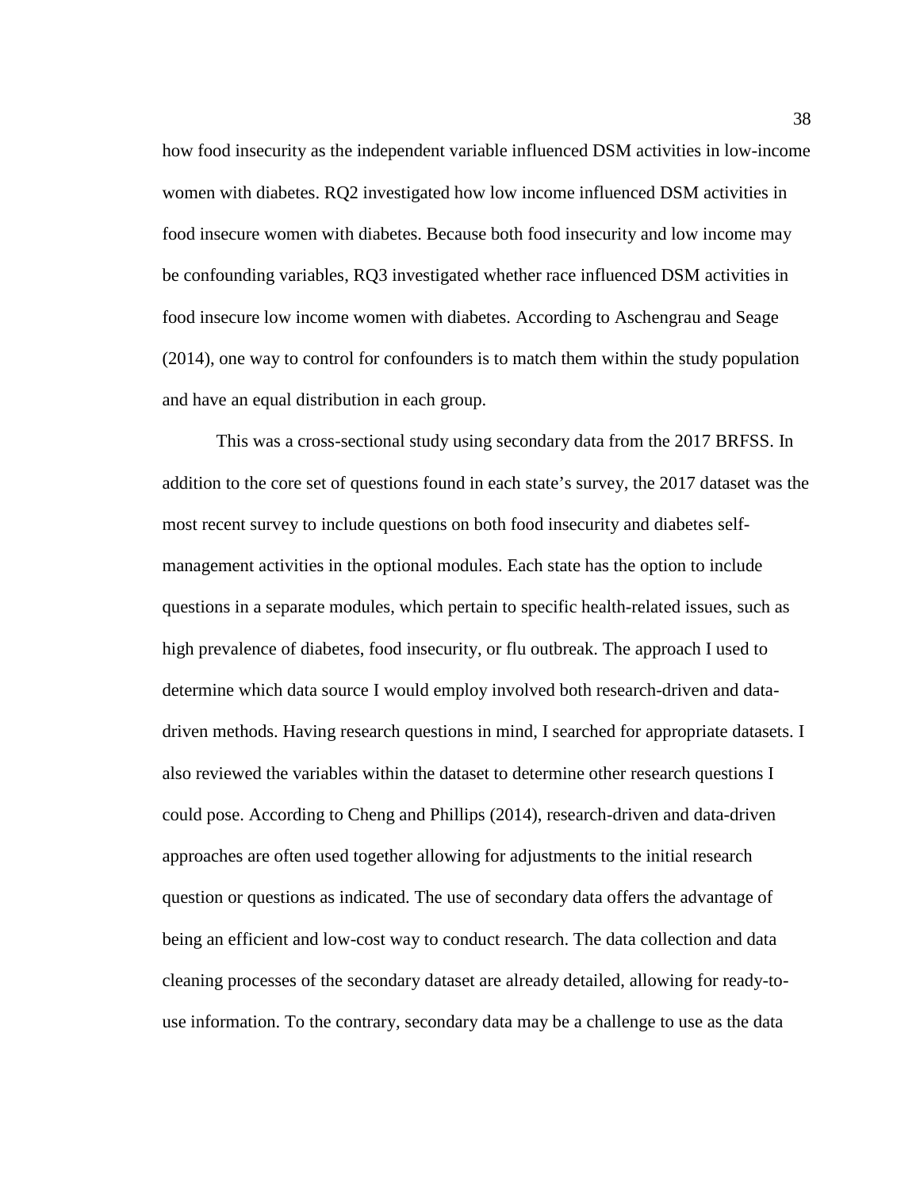how food insecurity as the independent variable influenced DSM activities in low-income women with diabetes. RQ2 investigated how low income influenced DSM activities in food insecure women with diabetes. Because both food insecurity and low income may be confounding variables, RQ3 investigated whether race influenced DSM activities in food insecure low income women with diabetes. According to Aschengrau and Seage (2014), one way to control for confounders is to match them within the study population and have an equal distribution in each group.

This was a cross-sectional study using secondary data from the 2017 BRFSS. In addition to the core set of questions found in each state's survey, the 2017 dataset was the most recent survey to include questions on both food insecurity and diabetes self-management activities in the optional modules. Each state has the option to include questions in a separate modules, which pertain to specific health-related issues, such as high prevalence of diabetes, food insecurity, or flu outbreak. The approach I used to determine which data source I would employ involved both research-driven and data-driven methods. Having research questions in mind, I searched for appropriate datasets. I also reviewed the variables within the dataset to determine other research questions I could pose. According to Cheng and Phillips (2014), research-driven and data-driven approaches are often used together allowing for adjustments to the initial research question or questions as indicated. The use of secondary data offers the advantage of being an efficient and low-cost way to conduct research. The data collection and data cleaning processes of the secondary dataset are already detailed, allowing for ready-to-use information. To the contrary, secondary data may be a challenge to use as the data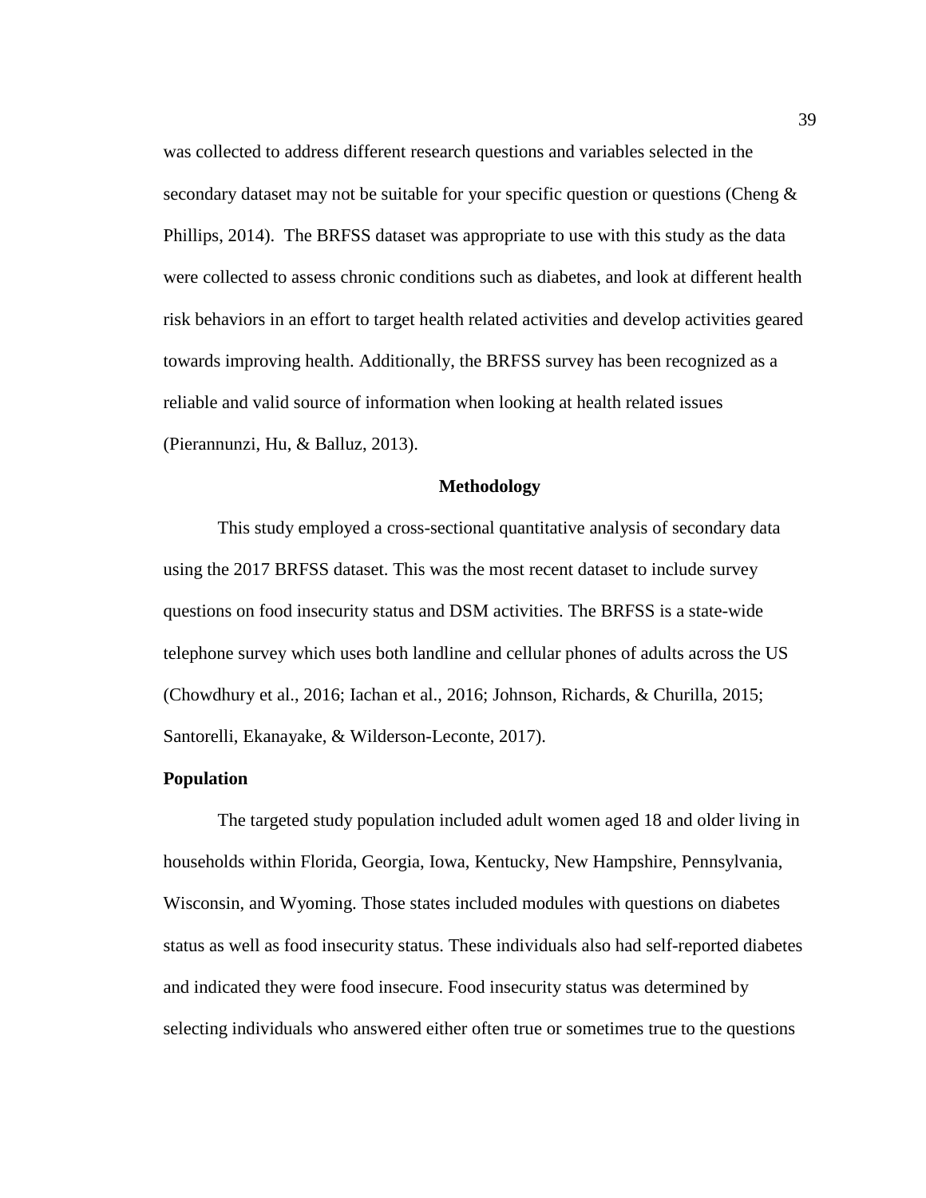was collected to address different research questions and variables selected in the secondary dataset may not be suitable for your specific question or questions (Cheng & Phillips, 2014). The BRFSS dataset was appropriate to use with this study as the data were collected to assess chronic conditions such as diabetes, and look at different health risk behaviors in an effort to target health related activities and develop activities geared towards improving health. Additionally, the BRFSS survey has been recognized as a reliable and valid source of information when looking at health related issues (Pierannunzi, Hu, & Balluz, 2013).

## Methodology

This study employed a cross-sectional quantitative analysis of secondary data using the 2017 BRFSS dataset. This was the most recent dataset to include survey questions on food insecurity status and DSM activities. The BRFSS is a state-wide telephone survey which uses both landline and cellular phones of adults across the US (Chowdhury et al., 2016; Iachan et al., 2016; Johnson, Richards, & Churilla, 2015; Santorelli, Ekanayake, & Wilderson-Leconte, 2017).

### Population

The targeted study population included adult women aged 18 and older living in households within Florida, Georgia, Iowa, Kentucky, New Hampshire, Pennsylvania, Wisconsin, and Wyoming. Those states included modules with questions on diabetes status as well as food insecurity status. These individuals also had self-reported diabetes and indicated they were food insecure. Food insecurity status was determined by selecting individuals who answered either often true or sometimes true to the questions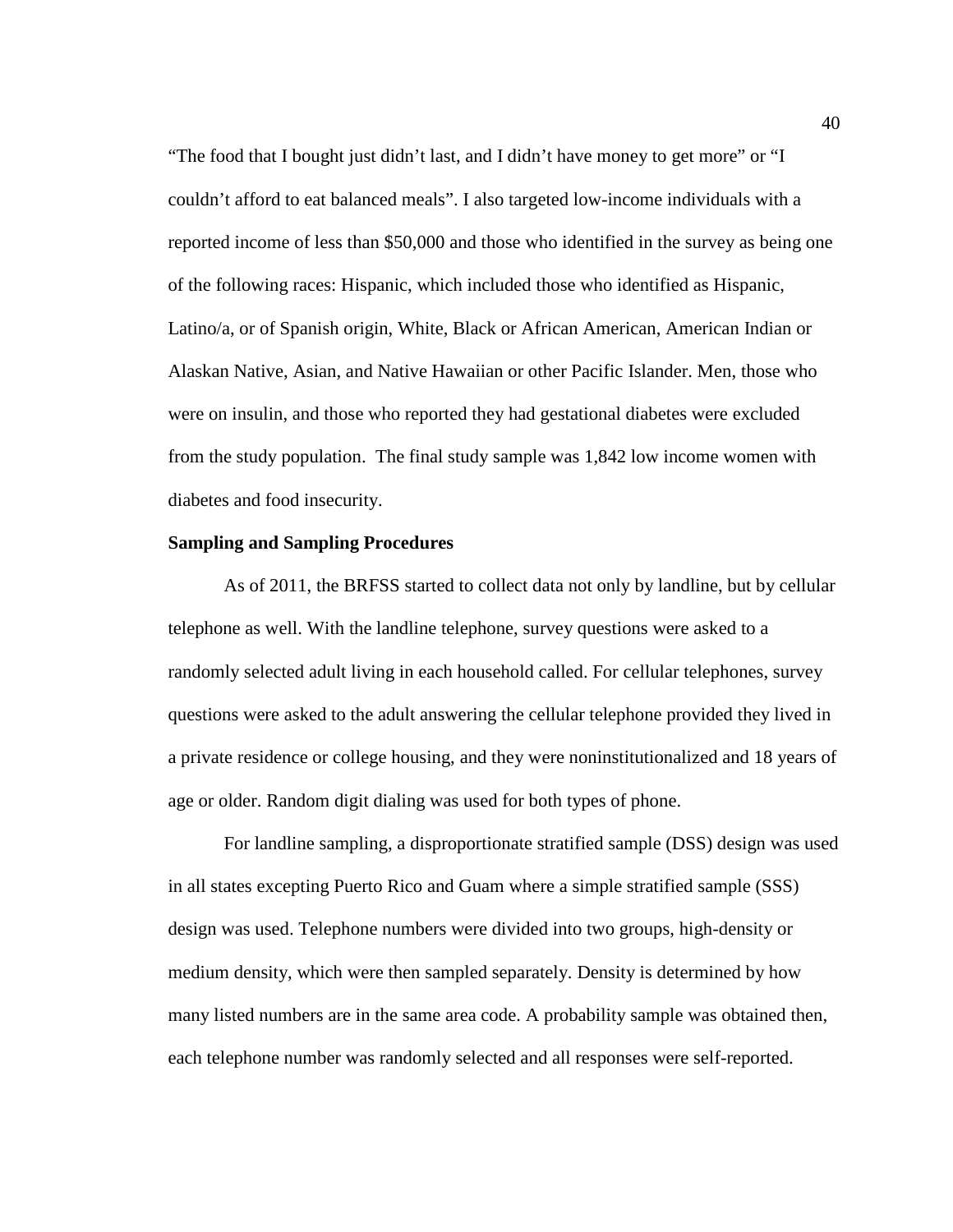"The food that I bought just didn't last, and I didn't have money to get more" or "I couldn't afford to eat balanced meals". I also targeted low-income individuals with a reported income of less than $50,000 and those who identified in the survey as being one of the following races: Hispanic, which included those who identified as Hispanic, Latino/a, or of Spanish origin, White, Black or African American, American Indian or Alaskan Native, Asian, and Native Hawaiian or other Pacific Islander. Men, those who were on insulin, and those who reported they had gestational diabetes were excluded from the study population. The final study sample was 1,842 low income women with diabetes and food insecurity.

**Sampling and Sampling Procedures**

As of 2011, the BRFSS started to collect data not only by landline, but by cellular telephone as well. With the landline telephone, survey questions were asked to a randomly selected adult living in each household called. For cellular telephones, survey questions were asked to the adult answering the cellular telephone provided they lived in a private residence or college housing, and they were noninstitutionalized and 18 years of age or older. Random digit dialing was used for both types of phone.

For landline sampling, a disproportionate stratified sample (DSS) design was used in all states excepting Puerto Rico and Guam where a simple stratified sample (SSS) design was used. Telephone numbers were divided into two groups, high-density or medium density, which were then sampled separately. Density is determined by how many listed numbers are in the same area code. A probability sample was obtained then, each telephone number was randomly selected and all responses were self-reported.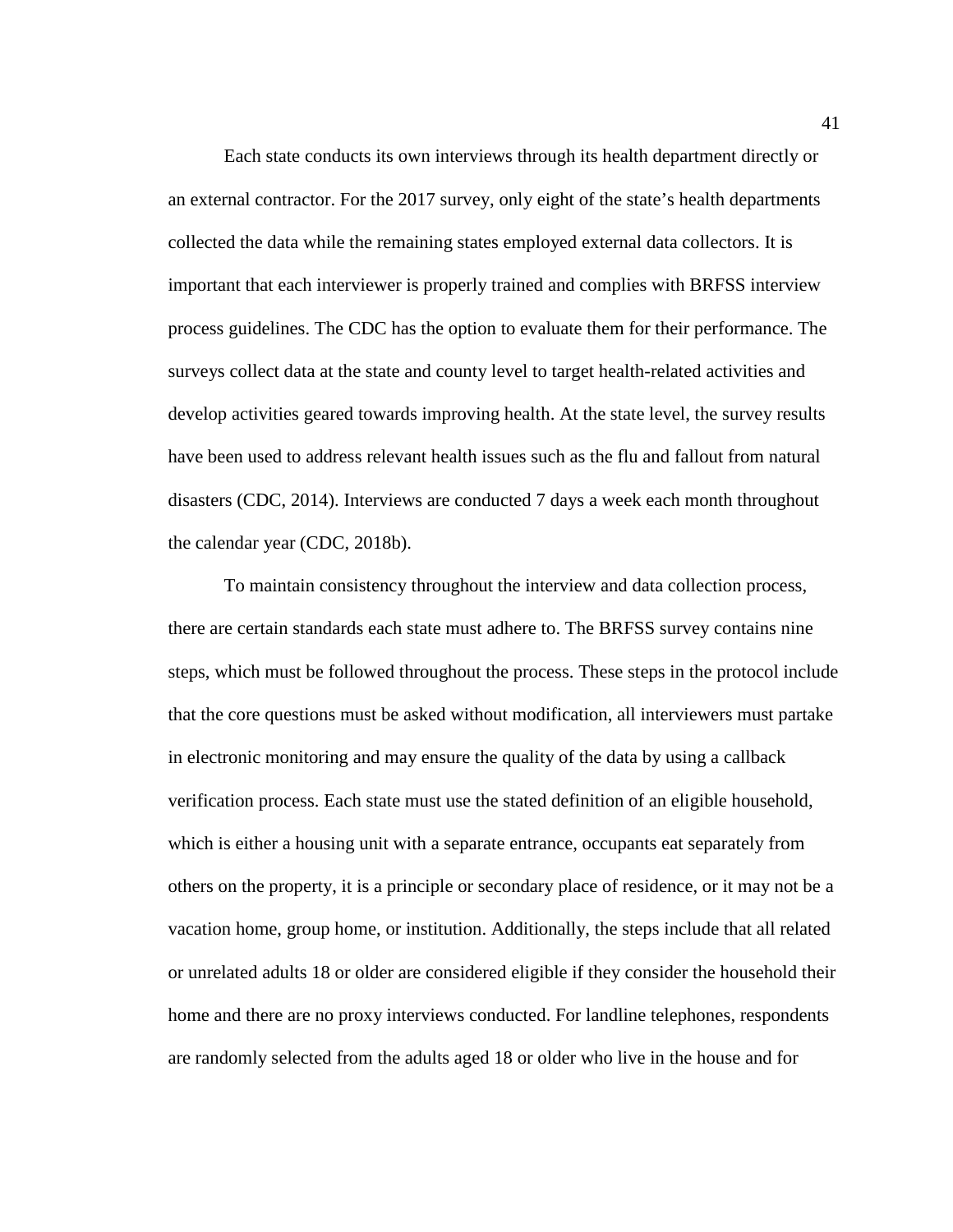Each state conducts its own interviews through its health department directly or an external contractor. For the 2017 survey, only eight of the state's health departments collected the data while the remaining states employed external data collectors. It is important that each interviewer is properly trained and complies with BRFSS interview process guidelines. The CDC has the option to evaluate them for their performance. The surveys collect data at the state and county level to target health-related activities and develop activities geared towards improving health. At the state level, the survey results have been used to address relevant health issues such as the flu and fallout from natural disasters (CDC, 2014). Interviews are conducted 7 days a week each month throughout the calendar year (CDC, 2018b).

To maintain consistency throughout the interview and data collection process, there are certain standards each state must adhere to. The BRFSS survey contains nine steps, which must be followed throughout the process. These steps in the protocol include that the core questions must be asked without modification, all interviewers must partake in electronic monitoring and may ensure the quality of the data by using a callback verification process. Each state must use the stated definition of an eligible household, which is either a housing unit with a separate entrance, occupants eat separately from others on the property, it is a principle or secondary place of residence, or it may not be a vacation home, group home, or institution. Additionally, the steps include that all related or unrelated adults 18 or older are considered eligible if they consider the household their home and there are no proxy interviews conducted. For landline telephones, respondents are randomly selected from the adults aged 18 or older who live in the house and for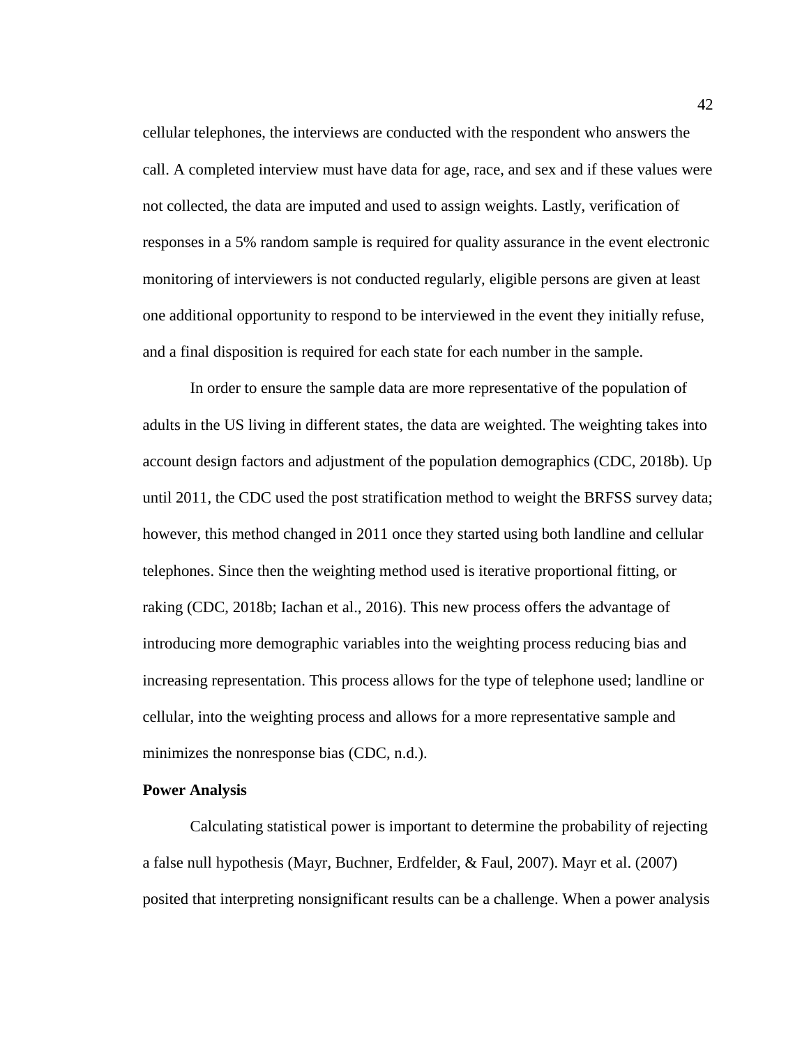cellular telephones, the interviews are conducted with the respondent who answers the call. A completed interview must have data for age, race, and sex and if these values were not collected, the data are imputed and used to assign weights. Lastly, verification of responses in a 5% random sample is required for quality assurance in the event electronic monitoring of interviewers is not conducted regularly, eligible persons are given at least one additional opportunity to respond to be interviewed in the event they initially refuse, and a final disposition is required for each state for each number in the sample.

In order to ensure the sample data are more representative of the population of adults in the US living in different states, the data are weighted. The weighting takes into account design factors and adjustment of the population demographics (CDC, 2018b). Up until 2011, the CDC used the post stratification method to weight the BRFSS survey data; however, this method changed in 2011 once they started using both landline and cellular telephones. Since then the weighting method used is iterative proportional fitting, or raking (CDC, 2018b; Iachan et al., 2016). This new process offers the advantage of introducing more demographic variables into the weighting process reducing bias and increasing representation. This process allows for the type of telephone used; landline or cellular, into the weighting process and allows for a more representative sample and minimizes the nonresponse bias (CDC, n.d.).

**Power Analysis**

Calculating statistical power is important to determine the probability of rejecting a false null hypothesis (Mayr, Buchner, Erdfelder, & Faul, 2007). Mayr et al. (2007) posited that interpreting nonsignificant results can be a challenge. When a power analysis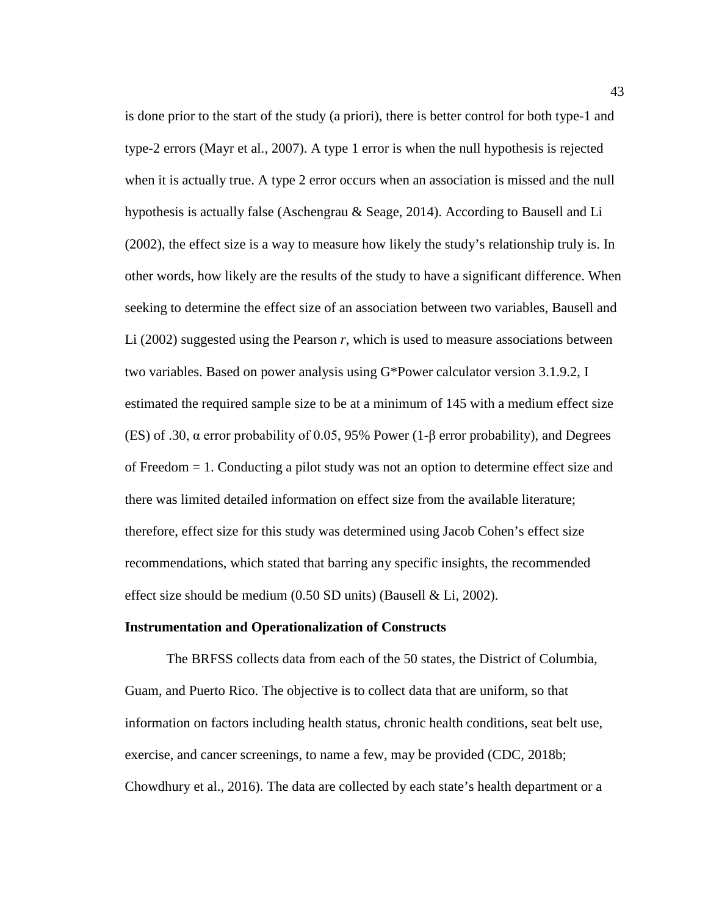is done prior to the start of the study (a priori), there is better control for both type-1 and type-2 errors (Mayr et al., 2007). A type 1 error is when the null hypothesis is rejected when it is actually true. A type 2 error occurs when an association is missed and the null hypothesis is actually false (Aschengrau & Seage, 2014). According to Bausell and Li (2002), the effect size is a way to measure how likely the study's relationship truly is. In other words, how likely are the results of the study to have a significant difference. When seeking to determine the effect size of an association between two variables, Bausell and Li (2002) suggested using the Pearson *r*, which is used to measure associations between two variables. Based on power analysis using G*Power calculator version 3.1.9.2, I estimated the required sample size to be at a minimum of 145 with a medium effect size (ES) of .30, $\alpha$ error probability of 0.05, 95% Power (1-$\beta$ error probability), and Degrees of Freedom = 1. Conducting a pilot study was not an option to determine effect size and there was limited detailed information on effect size from the available literature; therefore, effect size for this study was determined using Jacob Cohen's effect size recommendations, which stated that barring any specific insights, the recommended effect size should be medium (0.50 SD units) (Bausell & Li, 2002).

## Instrumentation and Operationalization of Constructs

The BRFSS collects data from each of the 50 states, the District of Columbia, Guam, and Puerto Rico. The objective is to collect data that are uniform, so that information on factors including health status, chronic health conditions, seat belt use, exercise, and cancer screenings, to name a few, may be provided (CDC, 2018b; Chowdhury et al., 2016). The data are collected by each state's health department or a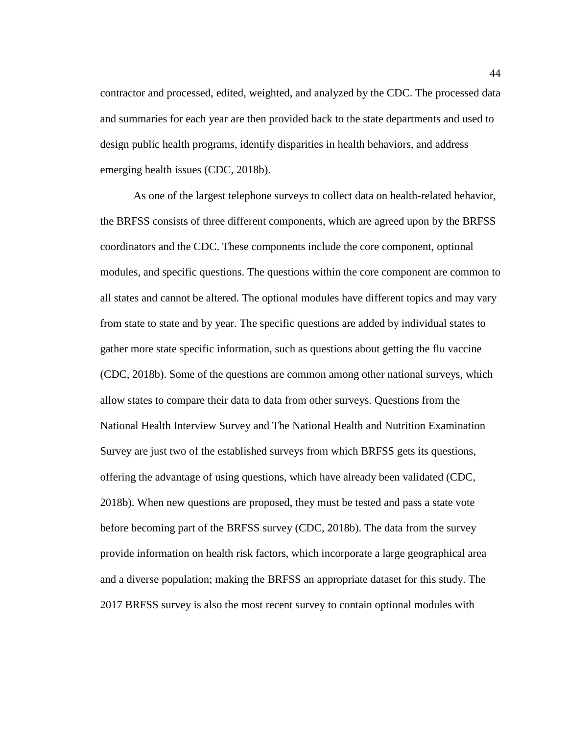contractor and processed, edited, weighted, and analyzed by the CDC. The processed data and summaries for each year are then provided back to the state departments and used to design public health programs, identify disparities in health behaviors, and address emerging health issues (CDC, 2018b).

As one of the largest telephone surveys to collect data on health-related behavior, the BRFSS consists of three different components, which are agreed upon by the BRFSS coordinators and the CDC. These components include the core component, optional modules, and specific questions. The questions within the core component are common to all states and cannot be altered. The optional modules have different topics and may vary from state to state and by year. The specific questions are added by individual states to gather more state specific information, such as questions about getting the flu vaccine (CDC, 2018b). Some of the questions are common among other national surveys, which allow states to compare their data to data from other surveys. Questions from the National Health Interview Survey and The National Health and Nutrition Examination Survey are just two of the established surveys from which BRFSS gets its questions, offering the advantage of using questions, which have already been validated (CDC, 2018b). When new questions are proposed, they must be tested and pass a state vote before becoming part of the BRFSS survey (CDC, 2018b). The data from the survey provide information on health risk factors, which incorporate a large geographical area and a diverse population; making the BRFSS an appropriate dataset for this study. The 2017 BRFSS survey is also the most recent survey to contain optional modules with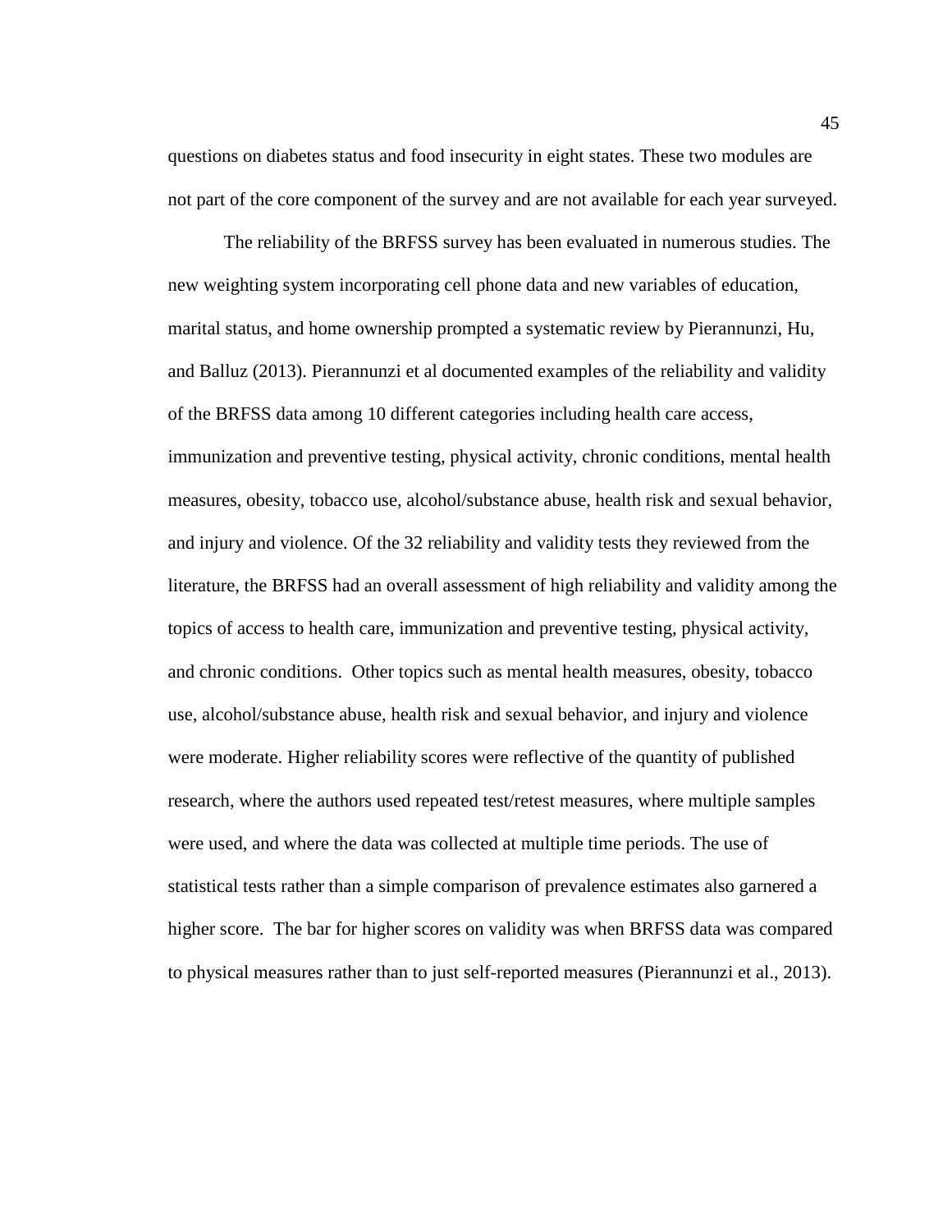questions on diabetes status and food insecurity in eight states. These two modules are not part of the core component of the survey and are not available for each year surveyed.

The reliability of the BRFSS survey has been evaluated in numerous studies. The new weighting system incorporating cell phone data and new variables of education, marital status, and home ownership prompted a systematic review by Pierannunzi, Hu, and Balluz (2013). Pierannunzi et al documented examples of the reliability and validity of the BRFSS data among 10 different categories including health care access, immunization and preventive testing, physical activity, chronic conditions, mental health measures, obesity, tobacco use, alcohol/substance abuse, health risk and sexual behavior, and injury and violence. Of the 32 reliability and validity tests they reviewed from the literature, the BRFSS had an overall assessment of high reliability and validity among the topics of access to health care, immunization and preventive testing, physical activity, and chronic conditions. Other topics such as mental health measures, obesity, tobacco use, alcohol/substance abuse, health risk and sexual behavior, and injury and violence were moderate. Higher reliability scores were reflective of the quantity of published research, where the authors used repeated test/retest measures, where multiple samples were used, and where the data was collected at multiple time periods. The use of statistical tests rather than a simple comparison of prevalence estimates also garnered a higher score. The bar for higher scores on validity was when BRFSS data was compared to physical measures rather than to just self-reported measures (Pierannunzi et al., 2013).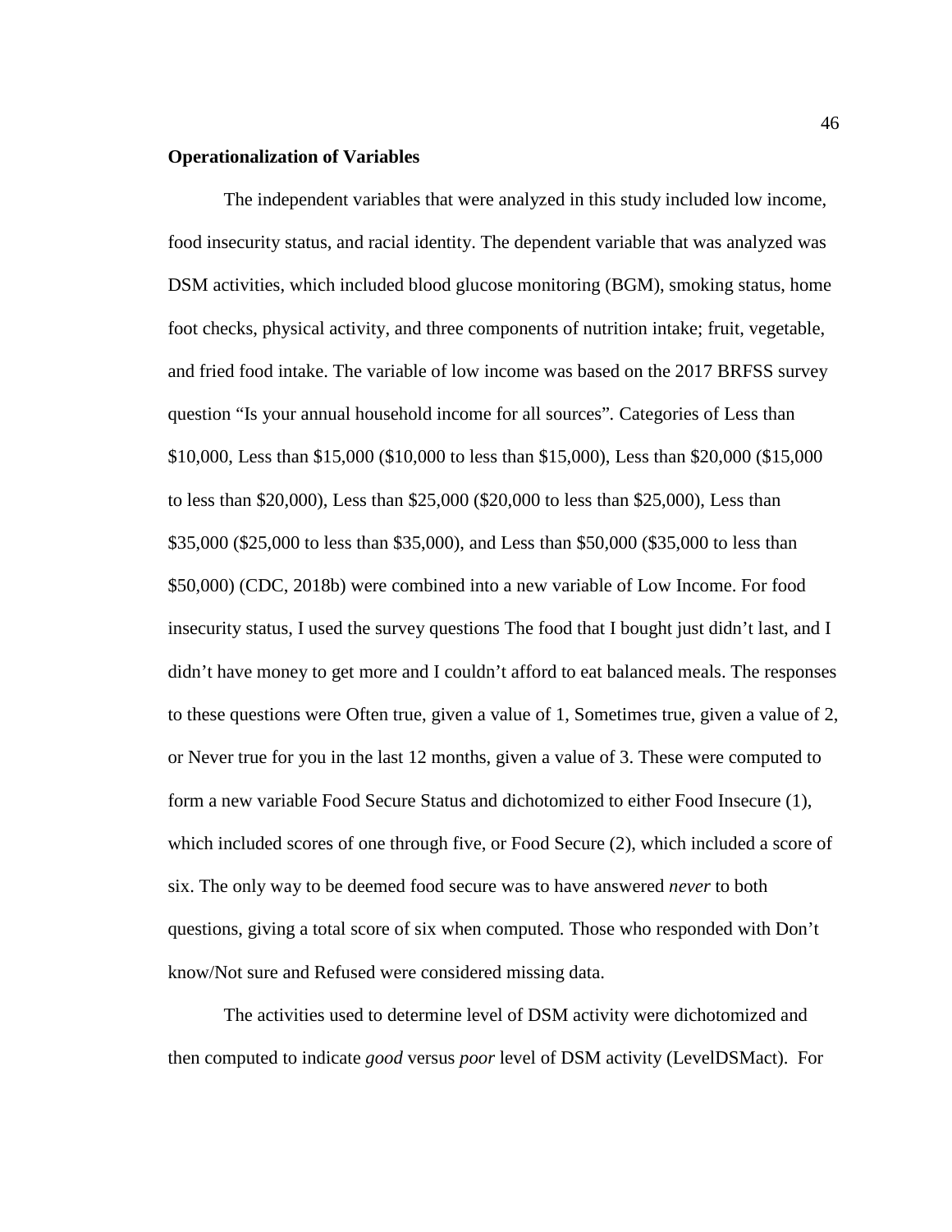**Operationalization of Variables**

The independent variables that were analyzed in this study included low income, food insecurity status, and racial identity. The dependent variable that was analyzed was DSM activities, which included blood glucose monitoring (BGM), smoking status, home foot checks, physical activity, and three components of nutrition intake; fruit, vegetable, and fried food intake. The variable of low income was based on the 2017 BRFSS survey question "Is your annual household income for all sources". Categories of Less than $10,000, Less than $15,000 ($10,000 to less than $15,000), Less than $20,000 ($15,000 to less than $20,000), Less than $25,000 ($20,000 to less than $25,000), Less than $35,000 ($25,000 to less than $35,000), and Less than $50,000 ($35,000 to less than $50,000) (CDC, 2018b) were combined into a new variable of Low Income. For food insecurity status, I used the survey questions The food that I bought just didn't last, and I didn't have money to get more and I couldn't afford to eat balanced meals. The responses to these questions were Often true, given a value of 1, Sometimes true, given a value of 2, or Never true for you in the last 12 months, given a value of 3. These were computed to form a new variable Food Secure Status and dichotomized to either Food Insecure (1), which included scores of one through five, or Food Secure (2), which included a score of six. The only way to be deemed food secure was to have answered *never* to both questions, giving a total score of six when computed. Those who responded with Don't know/Not sure and Refused were considered missing data.

The activities used to determine level of DSM activity were dichotomized and then computed to indicate *good* versus *poor* level of DSM activity (LevelDSMact). For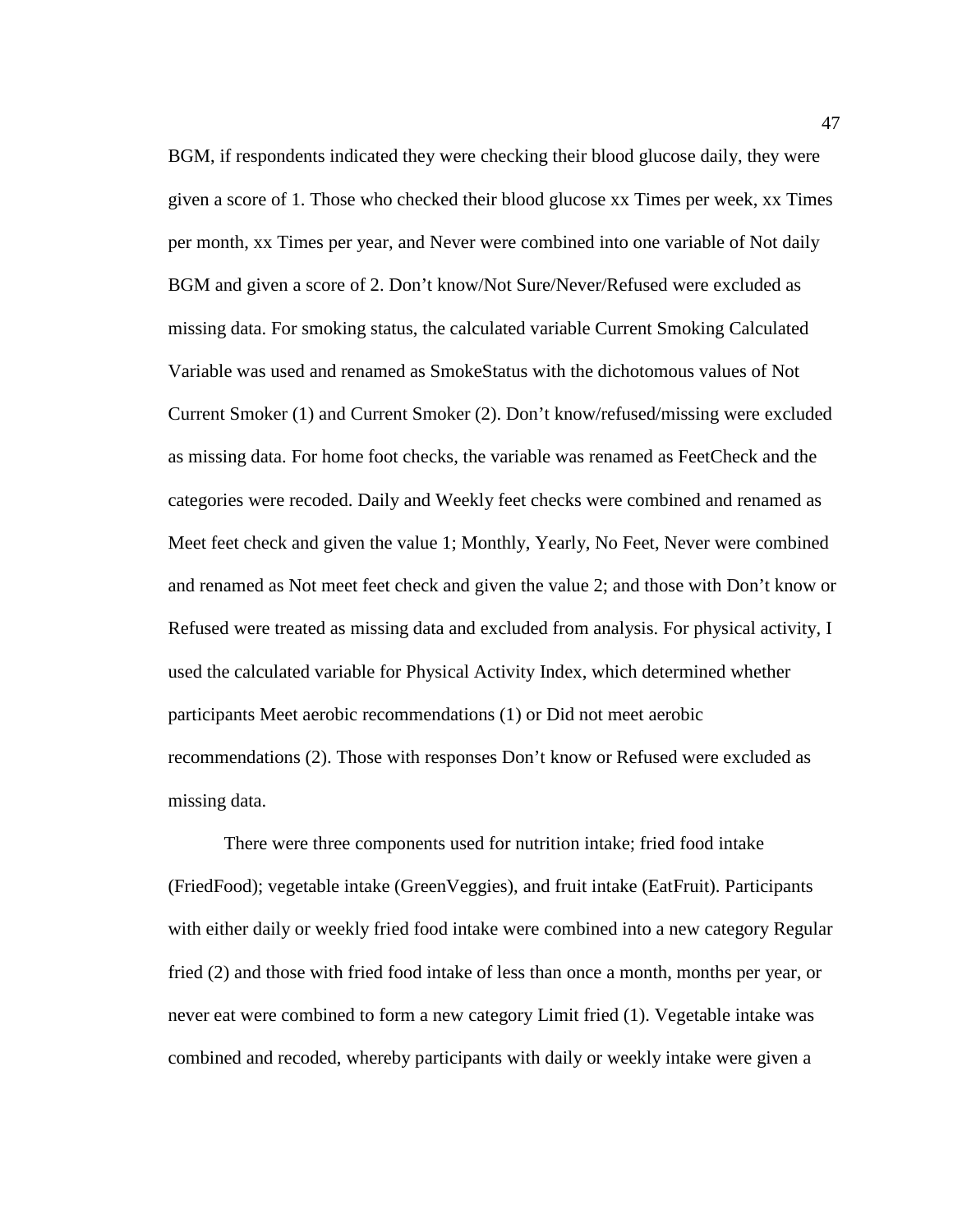BGM, if respondents indicated they were checking their blood glucose daily, they were given a score of 1. Those who checked their blood glucose xx Times per week, xx Times per month, xx Times per year, and Never were combined into one variable of Not daily BGM and given a score of 2. Don't know/Not Sure/Never/Refused were excluded as missing data. For smoking status, the calculated variable Current Smoking Calculated Variable was used and renamed as SmokeStatus with the dichotomous values of Not Current Smoker (1) and Current Smoker (2). Don't know/refused/missing were excluded as missing data. For home foot checks, the variable was renamed as FeetCheck and the categories were recoded. Daily and Weekly feet checks were combined and renamed as Meet feet check and given the value 1; Monthly, Yearly, No Feet, Never were combined and renamed as Not meet feet check and given the value 2; and those with Don't know or Refused were treated as missing data and excluded from analysis. For physical activity, I used the calculated variable for Physical Activity Index, which determined whether participants Meet aerobic recommendations (1) or Did not meet aerobic recommendations (2). Those with responses Don't know or Refused were excluded as missing data.

There were three components used for nutrition intake; fried food intake (FriedFood); vegetable intake (GreenVeggies), and fruit intake (EatFruit). Participants with either daily or weekly fried food intake were combined into a new category Regular fried (2) and those with fried food intake of less than once a month, months per year, or never eat were combined to form a new category Limit fried (1). Vegetable intake was combined and recoded, whereby participants with daily or weekly intake were given a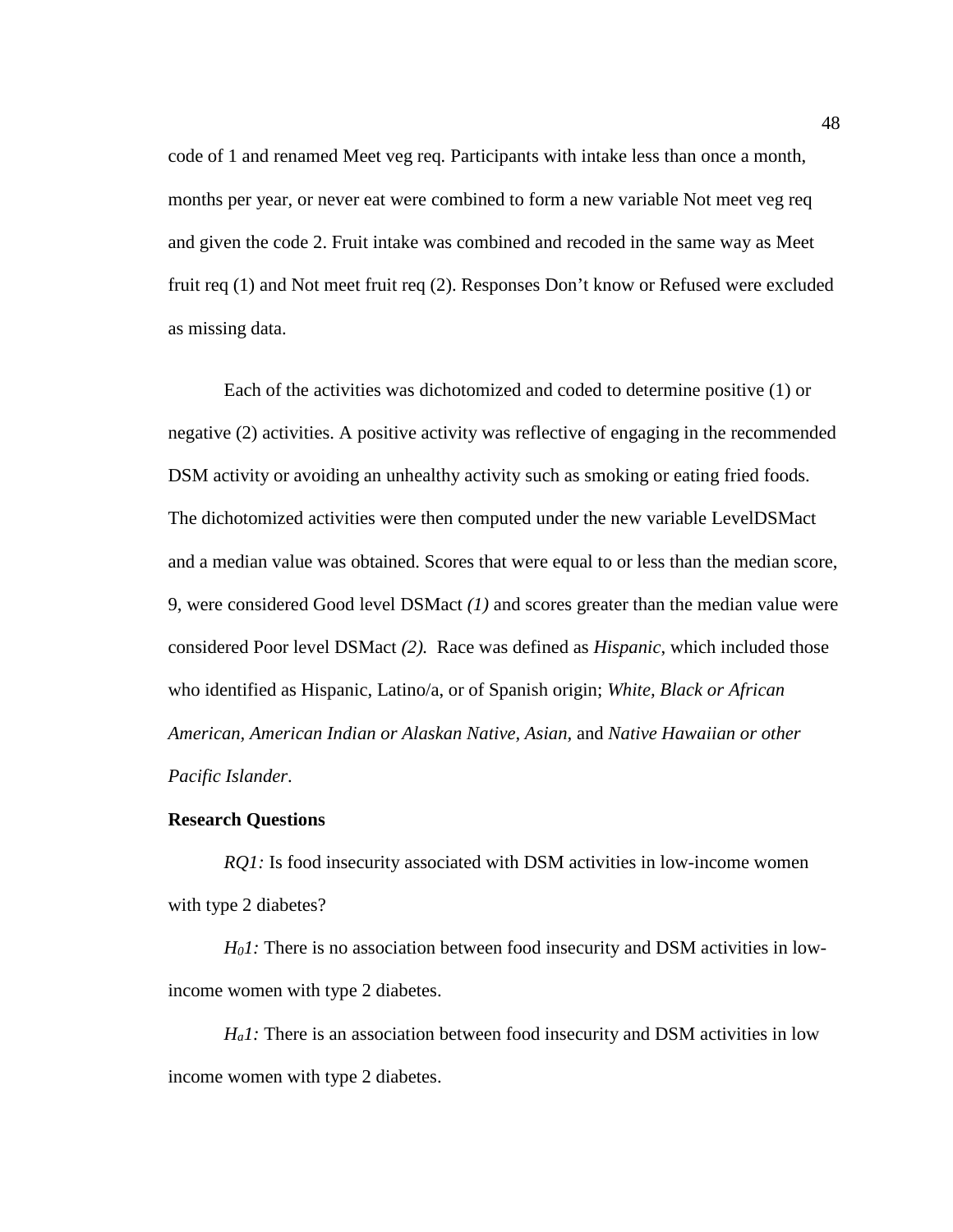code of 1 and renamed Meet veg req. Participants with intake less than once a month, months per year, or never eat were combined to form a new variable Not meet veg req and given the code 2. Fruit intake was combined and recoded in the same way as Meet fruit req (1) and Not meet fruit req (2). Responses Don't know or Refused were excluded as missing data.

Each of the activities was dichotomized and coded to determine positive (1) or negative (2) activities. A positive activity was reflective of engaging in the recommended DSM activity or avoiding an unhealthy activity such as smoking or eating fried foods. The dichotomized activities were then computed under the new variable LevelDSMact and a median value was obtained. Scores that were equal to or less than the median score, 9, were considered Good level DSMact *(1)* and scores greater than the median value were considered Poor level DSMact *(2).* Race was defined as *Hispanic*, which included those who identified as Hispanic, Latino/a, or of Spanish origin; *White, Black or African American, American Indian or Alaskan Native, Asian,* and *Native Hawaiian or other Pacific Islander*.

### Research Questions

*RQ1:* Is food insecurity associated with DSM activities in low-income women with type 2 diabetes?

*$H_0 1$:* There is no association between food insecurity and DSM activities in low-income women with type 2 diabetes.

*$H_a 1$:* There is an association between food insecurity and DSM activities in low income women with type 2 diabetes.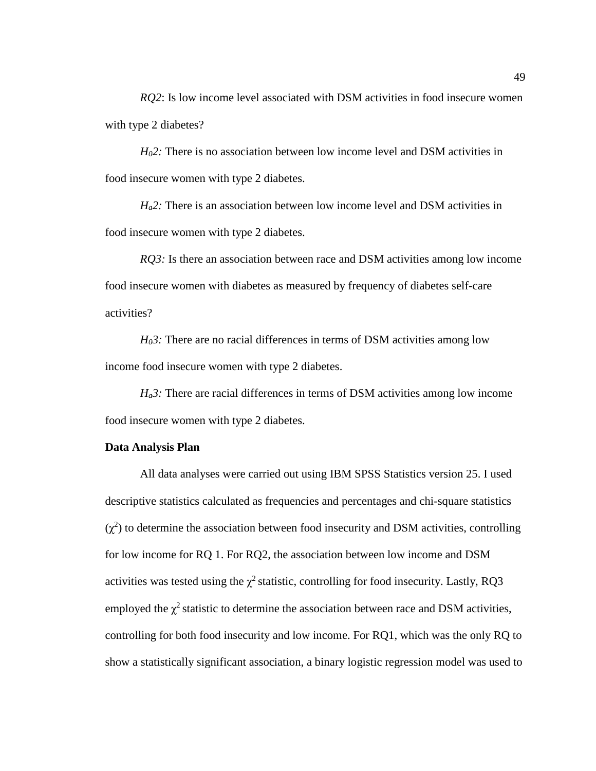*RQ2*: Is low income level associated with DSM activities in food insecure women with type 2 diabetes?

*$H_0$2:* There is no association between low income level and DSM activities in food insecure women with type 2 diabetes.

*$H_a$2:* There is an association between low income level and DSM activities in food insecure women with type 2 diabetes.

*RQ3:* Is there an association between race and DSM activities among low income food insecure women with diabetes as measured by frequency of diabetes self-care activities?

*$H_0$3:* There are no racial differences in terms of DSM activities among low income food insecure women with type 2 diabetes.

*$H_a$3:* There are racial differences in terms of DSM activities among low income food insecure women with type 2 diabetes.

**Data Analysis Plan**

All data analyses were carried out using IBM SPSS Statistics version 25. I used descriptive statistics calculated as frequencies and percentages and chi-square statistics ($\chi^2$) to determine the association between food insecurity and DSM activities, controlling for low income for RQ 1. For RQ2, the association between low income and DSM activities was tested using the $\chi^2$ statistic, controlling for food insecurity. Lastly, RQ3 employed the $\chi^2$ statistic to determine the association between race and DSM activities, controlling for both food insecurity and low income. For RQ1, which was the only RQ to show a statistically significant association, a binary logistic regression model was used to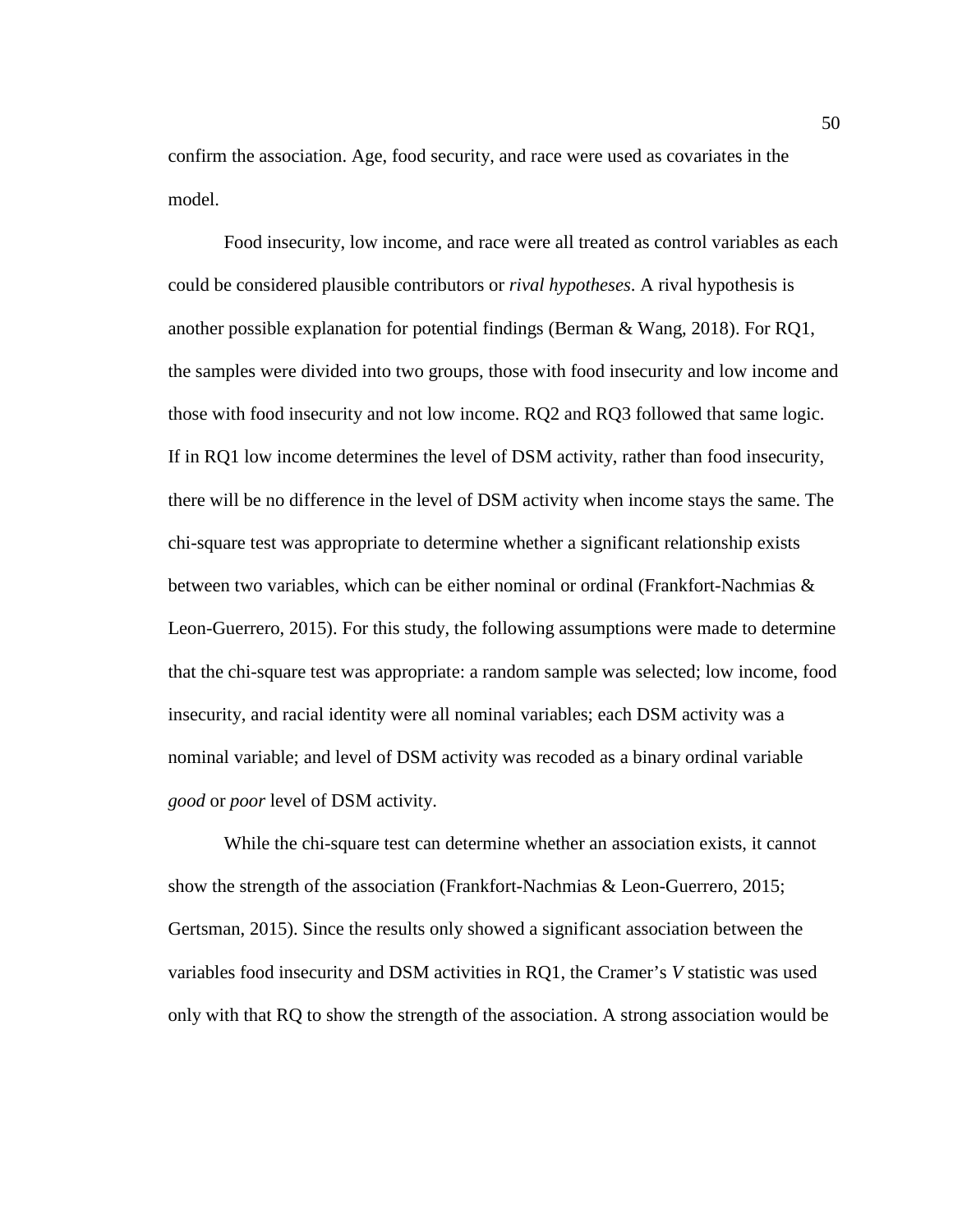confirm the association. Age, food security, and race were used as covariates in the model.

Food insecurity, low income, and race were all treated as control variables as each could be considered plausible contributors or *rival hypotheses*. A rival hypothesis is another possible explanation for potential findings (Berman & Wang, 2018). For RQ1, the samples were divided into two groups, those with food insecurity and low income and those with food insecurity and not low income. RQ2 and RQ3 followed that same logic. If in RQ1 low income determines the level of DSM activity, rather than food insecurity, there will be no difference in the level of DSM activity when income stays the same. The chi-square test was appropriate to determine whether a significant relationship exists between two variables, which can be either nominal or ordinal (Frankfort-Nachmias & Leon-Guerrero, 2015). For this study, the following assumptions were made to determine that the chi-square test was appropriate: a random sample was selected; low income, food insecurity, and racial identity were all nominal variables; each DSM activity was a nominal variable; and level of DSM activity was recoded as a binary ordinal variable *good* or *poor* level of DSM activity.

While the chi-square test can determine whether an association exists, it cannot show the strength of the association (Frankfort-Nachmias & Leon-Guerrero, 2015; Gertsman, 2015). Since the results only showed a significant association between the variables food insecurity and DSM activities in RQ1, the Cramer's *V* statistic was used only with that RQ to show the strength of the association. A strong association would be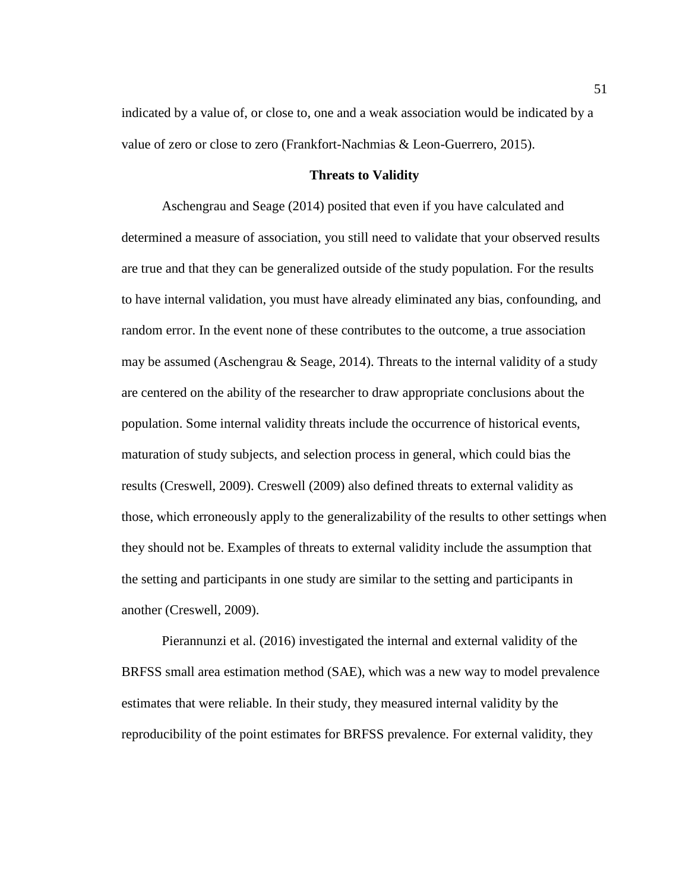indicated by a value of, or close to, one and a weak association would be indicated by a value of zero or close to zero (Frankfort-Nachmias & Leon-Guerrero, 2015).

## Threats to Validity

Aschengrau and Seage (2014) posited that even if you have calculated and determined a measure of association, you still need to validate that your observed results are true and that they can be generalized outside of the study population. For the results to have internal validation, you must have already eliminated any bias, confounding, and random error. In the event none of these contributes to the outcome, a true association may be assumed (Aschengrau & Seage, 2014). Threats to the internal validity of a study are centered on the ability of the researcher to draw appropriate conclusions about the population. Some internal validity threats include the occurrence of historical events, maturation of study subjects, and selection process in general, which could bias the results (Creswell, 2009). Creswell (2009) also defined threats to external validity as those, which erroneously apply to the generalizability of the results to other settings when they should not be. Examples of threats to external validity include the assumption that the setting and participants in one study are similar to the setting and participants in another (Creswell, 2009).

Pierannunzi et al. (2016) investigated the internal and external validity of the BRFSS small area estimation method (SAE), which was a new way to model prevalence estimates that were reliable. In their study, they measured internal validity by the reproducibility of the point estimates for BRFSS prevalence. For external validity, they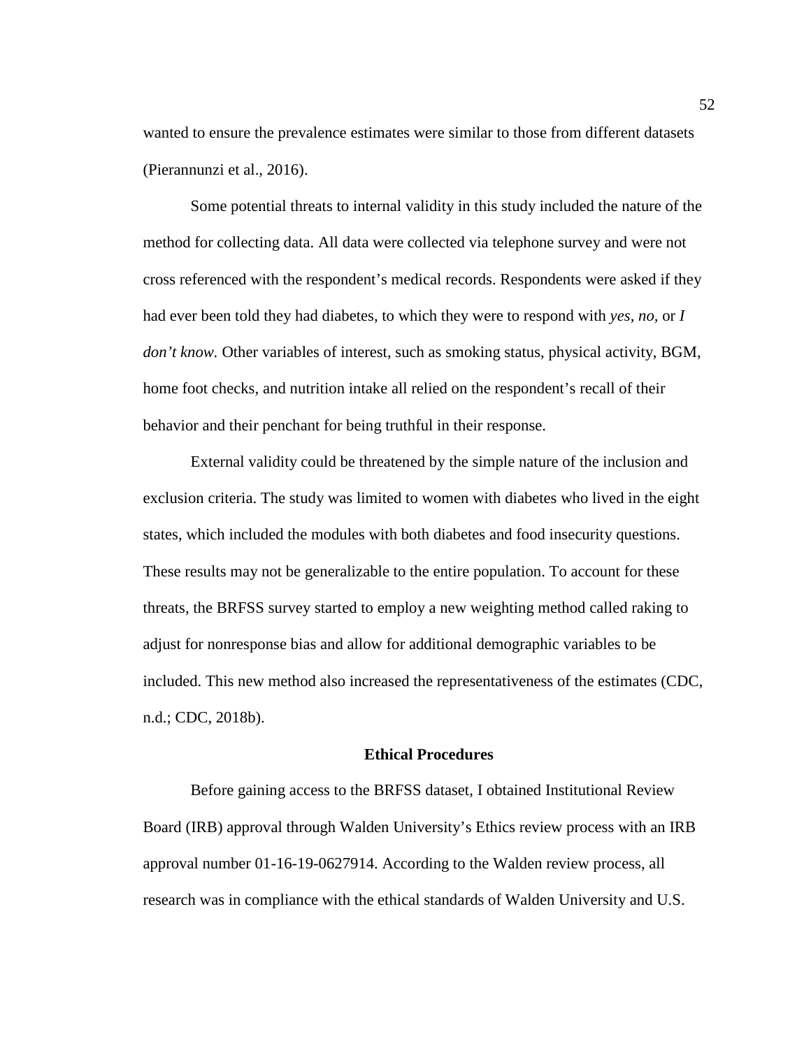wanted to ensure the prevalence estimates were similar to those from different datasets (Pierannunzi et al., 2016).

Some potential threats to internal validity in this study included the nature of the method for collecting data. All data were collected via telephone survey and were not cross referenced with the respondent's medical records. Respondents were asked if they had ever been told they had diabetes, to which they were to respond with *yes, no,* or *I don't know.* Other variables of interest, such as smoking status, physical activity, BGM, home foot checks, and nutrition intake all relied on the respondent's recall of their behavior and their penchant for being truthful in their response.

External validity could be threatened by the simple nature of the inclusion and exclusion criteria. The study was limited to women with diabetes who lived in the eight states, which included the modules with both diabetes and food insecurity questions. These results may not be generalizable to the entire population. To account for these threats, the BRFSS survey started to employ a new weighting method called raking to adjust for nonresponse bias and allow for additional demographic variables to be included. This new method also increased the representativeness of the estimates (CDC, n.d.; CDC, 2018b).

## Ethical Procedures

Before gaining access to the BRFSS dataset, I obtained Institutional Review Board (IRB) approval through Walden University's Ethics review process with an IRB approval number 01-16-19-0627914. According to the Walden review process, all research was in compliance with the ethical standards of Walden University and U.S.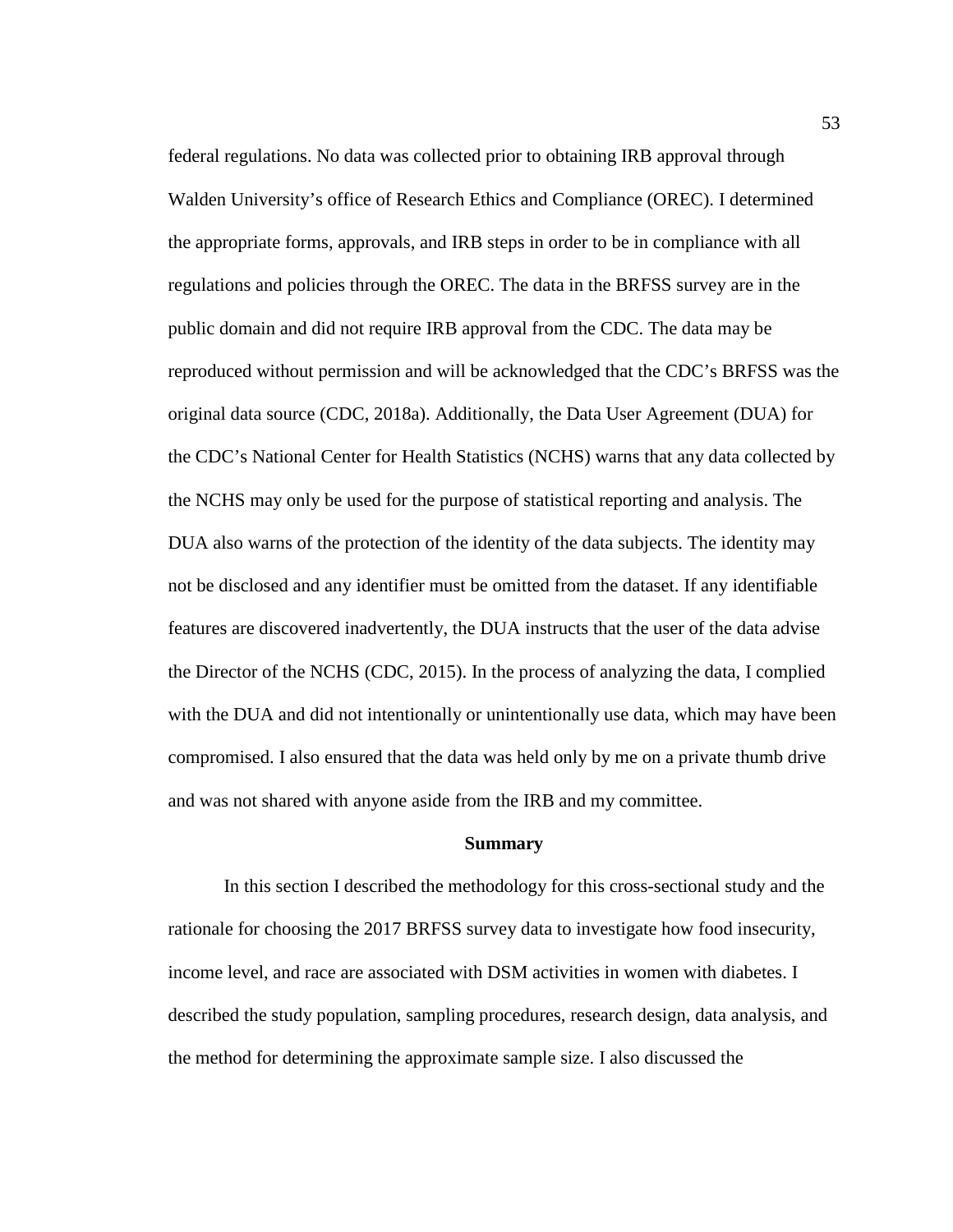federal regulations. No data was collected prior to obtaining IRB approval through Walden University's office of Research Ethics and Compliance (OREC). I determined the appropriate forms, approvals, and IRB steps in order to be in compliance with all regulations and policies through the OREC. The data in the BRFSS survey are in the public domain and did not require IRB approval from the CDC. The data may be reproduced without permission and will be acknowledged that the CDC's BRFSS was the original data source (CDC, 2018a). Additionally, the Data User Agreement (DUA) for the CDC's National Center for Health Statistics (NCHS) warns that any data collected by the NCHS may only be used for the purpose of statistical reporting and analysis. The DUA also warns of the protection of the identity of the data subjects. The identity may not be disclosed and any identifier must be omitted from the dataset. If any identifiable features are discovered inadvertently, the DUA instructs that the user of the data advise the Director of the NCHS (CDC, 2015). In the process of analyzing the data, I complied with the DUA and did not intentionally or unintentionally use data, which may have been compromised. I also ensured that the data was held only by me on a private thumb drive and was not shared with anyone aside from the IRB and my committee.

## Summary

In this section I described the methodology for this cross-sectional study and the rationale for choosing the 2017 BRFSS survey data to investigate how food insecurity, income level, and race are associated with DSM activities in women with diabetes. I described the study population, sampling procedures, research design, data analysis, and the method for determining the approximate sample size. I also discussed the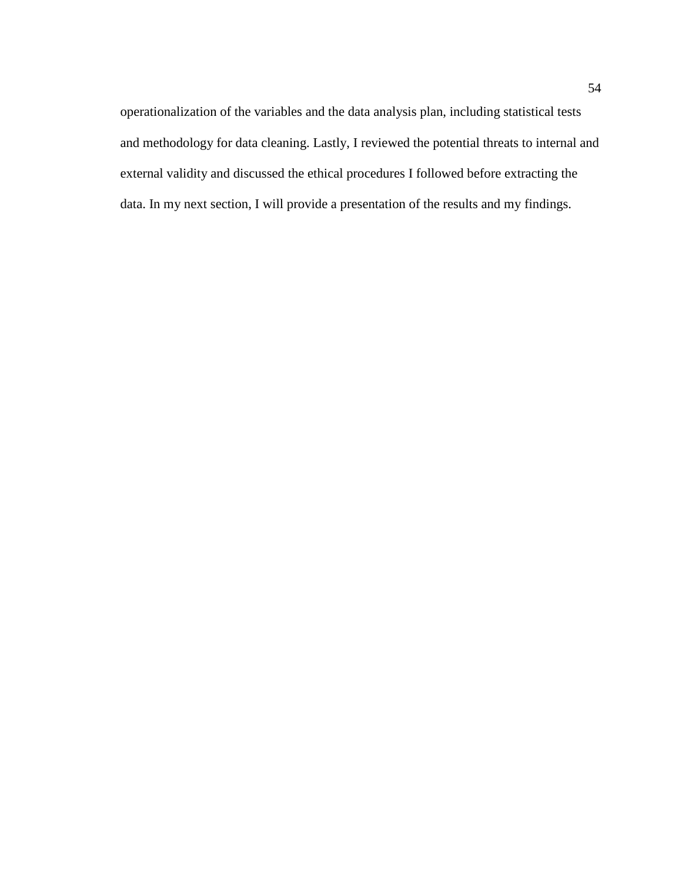operationalization of the variables and the data analysis plan, including statistical tests and methodology for data cleaning. Lastly, I reviewed the potential threats to internal and external validity and discussed the ethical procedures I followed before extracting the data. In my next section, I will provide a presentation of the results and my findings.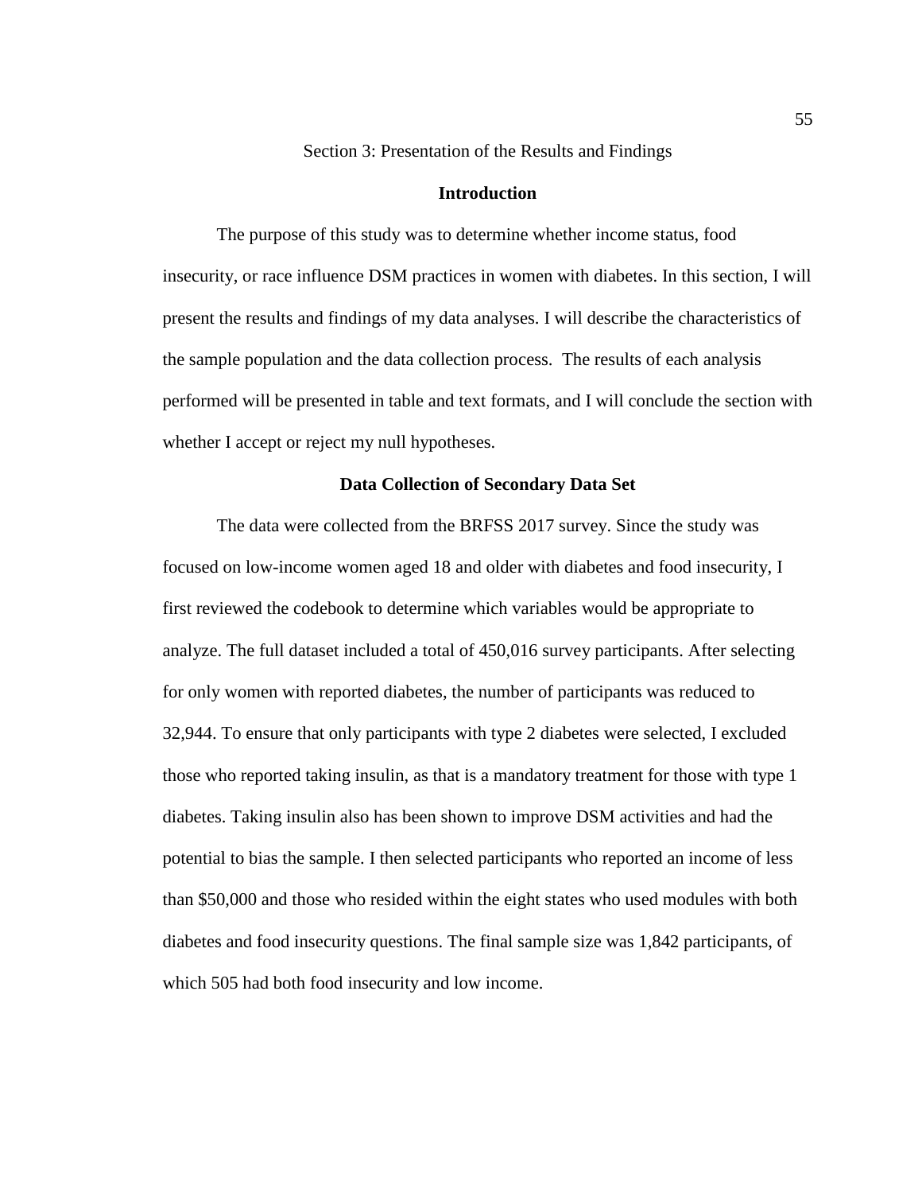# Section 3: Presentation of the Results and Findings

## Introduction

The purpose of this study was to determine whether income status, food insecurity, or race influence DSM practices in women with diabetes. In this section, I will present the results and findings of my data analyses. I will describe the characteristics of the sample population and the data collection process. The results of each analysis performed will be presented in table and text formats, and I will conclude the section with whether I accept or reject my null hypotheses.

## Data Collection of Secondary Data Set

The data were collected from the BRFSS 2017 survey. Since the study was focused on low-income women aged 18 and older with diabetes and food insecurity, I first reviewed the codebook to determine which variables would be appropriate to analyze. The full dataset included a total of 450,016 survey participants. After selecting for only women with reported diabetes, the number of participants was reduced to 32,944. To ensure that only participants with type 2 diabetes were selected, I excluded those who reported taking insulin, as that is a mandatory treatment for those with type 1 diabetes. Taking insulin also has been shown to improve DSM activities and had the potential to bias the sample. I then selected participants who reported an income of less than $50,000 and those who resided within the eight states who used modules with both diabetes and food insecurity questions. The final sample size was 1,842 participants, of which 505 had both food insecurity and low income.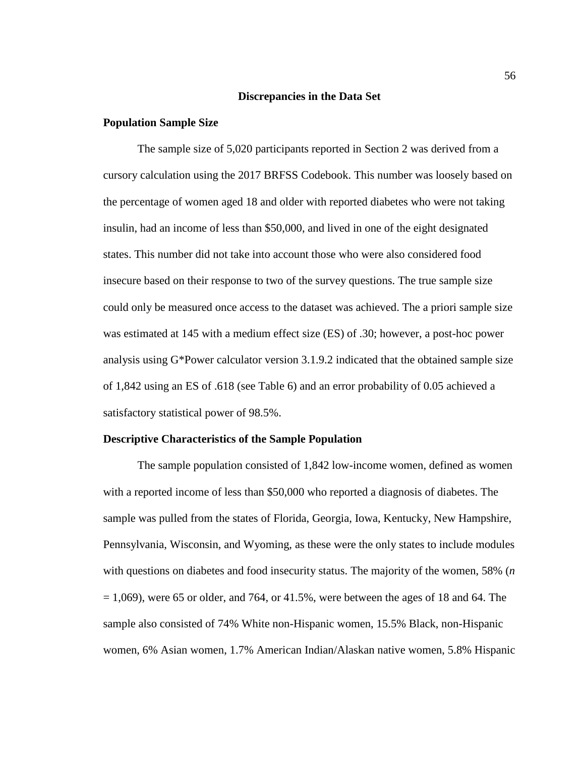## Discrepancies in the Data Set

### Population Sample Size

The sample size of 5,020 participants reported in Section 2 was derived from a cursory calculation using the 2017 BRFSS Codebook. This number was loosely based on the percentage of women aged 18 and older with reported diabetes who were not taking insulin, had an income of less than $50,000, and lived in one of the eight designated states. This number did not take into account those who were also considered food insecure based on their response to two of the survey questions. The true sample size could only be measured once access to the dataset was achieved. The a priori sample size was estimated at 145 with a medium effect size (ES) of .30; however, a post-hoc power analysis using G*Power calculator version 3.1.9.2 indicated that the obtained sample size of 1,842 using an ES of .618 (see Table 6) and an error probability of 0.05 achieved a satisfactory statistical power of 98.5%.

### Descriptive Characteristics of the Sample Population

The sample population consisted of 1,842 low-income women, defined as women with a reported income of less than $50,000 who reported a diagnosis of diabetes. The sample was pulled from the states of Florida, Georgia, Iowa, Kentucky, New Hampshire, Pennsylvania, Wisconsin, and Wyoming, as these were the only states to include modules with questions on diabetes and food insecurity status. The majority of the women, 58% ($n = 1{,}069$), were 65 or older, and 764, or 41.5%, were between the ages of 18 and 64. The sample also consisted of 74% White non-Hispanic women, 15.5% Black, non-Hispanic women, 6% Asian women, 1.7% American Indian/Alaskan native women, 5.8% Hispanic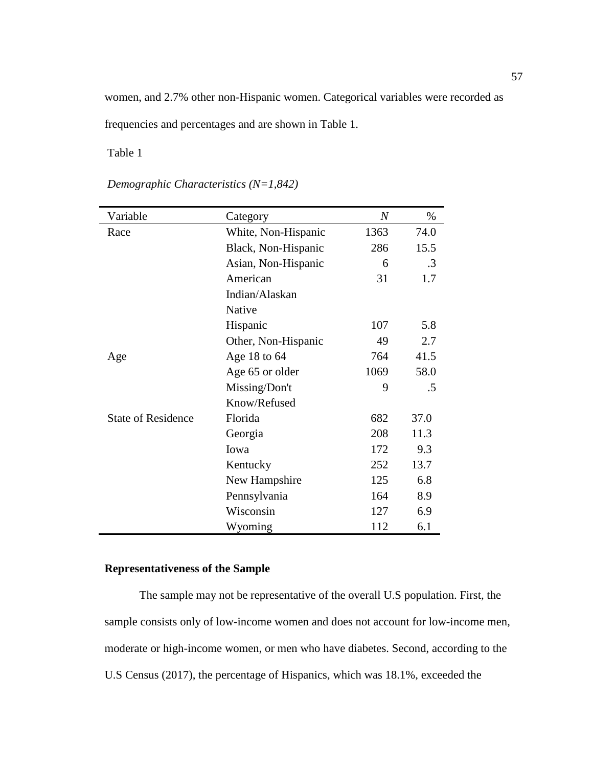women, and 2.7% other non-Hispanic women. Categorical variables were recorded as frequencies and percentages and are shown in Table 1.

Table 1

*Demographic Characteristics (N=1,842)*

| Variable | Category | *N* | % |
|---|---|---|---|
| Race | White, Non-Hispanic | 1363 | 74.0 |
| | Black, Non-Hispanic | 286 | 15.5 |
| | Asian, Non-Hispanic | 6 | .3 |
| | American Indian/Alaskan Native | 31 | 1.7 |
| | Hispanic | 107 | 5.8 |
| | Other, Non-Hispanic | 49 | 2.7 |
| Age | Age 18 to 64 | 764 | 41.5 |
| | Age 65 or older | 1069 | 58.0 |
| | Missing/Don't Know/Refused | 9 | .5 |
| State of Residence | Florida | 682 | 37.0 |
| | Georgia | 208 | 11.3 |
| | Iowa | 172 | 9.3 |
| | Kentucky | 252 | 13.7 |
| | New Hampshire | 125 | 6.8 |
| | Pennsylvania | 164 | 8.9 |
| | Wisconsin | 127 | 6.9 |
| | Wyoming | 112 | 6.1 |

### Representativeness of the Sample

The sample may not be representative of the overall U.S population. First, the sample consists only of low-income women and does not account for low-income men, moderate or high-income women, or men who have diabetes. Second, according to the U.S Census (2017), the percentage of Hispanics, which was 18.1%, exceeded the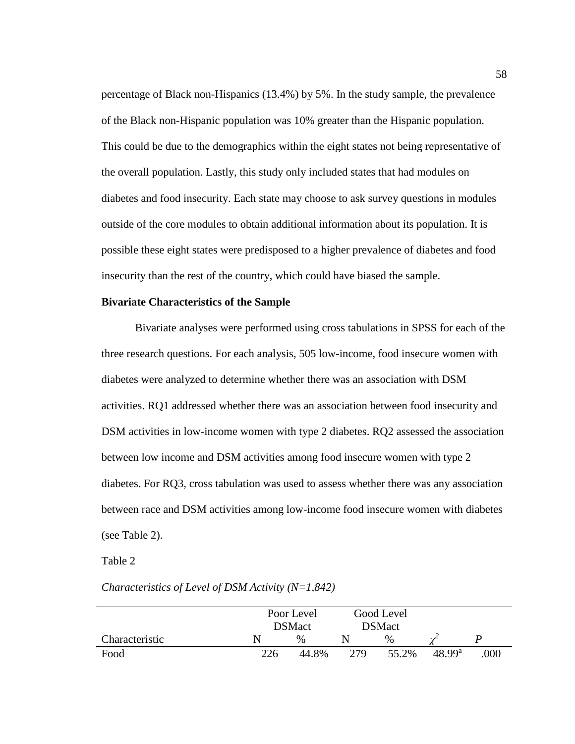percentage of Black non-Hispanics (13.4%) by 5%. In the study sample, the prevalence of the Black non-Hispanic population was 10% greater than the Hispanic population. This could be due to the demographics within the eight states not being representative of the overall population. Lastly, this study only included states that had modules on diabetes and food insecurity. Each state may choose to ask survey questions in modules outside of the core modules to obtain additional information about its population. It is possible these eight states were predisposed to a higher prevalence of diabetes and food insecurity than the rest of the country, which could have biased the sample.

**Bivariate Characteristics of the Sample**

Bivariate analyses were performed using cross tabulations in SPSS for each of the three research questions. For each analysis, 505 low-income, food insecure women with diabetes were analyzed to determine whether there was an association with DSM activities. RQ1 addressed whether there was an association between food insecurity and DSM activities in low-income women with type 2 diabetes. RQ2 assessed the association between low income and DSM activities among food insecure women with type 2 diabetes. For RQ3, cross tabulation was used to assess whether there was any association between race and DSM activities among low-income food insecure women with diabetes (see Table 2).

Table 2

*Characteristics of Level of DSM Activity (N=1,842)*

| | Poor Level DSMact | | Good Level DSMact | | | |
|---|---|---|---|---|---|---|
| Characteristic | N | % | N | % | $\chi^2$ | *P* |
| Food | 226 | 44.8% | 279 | 55.2% | 48.99[a] | .000 |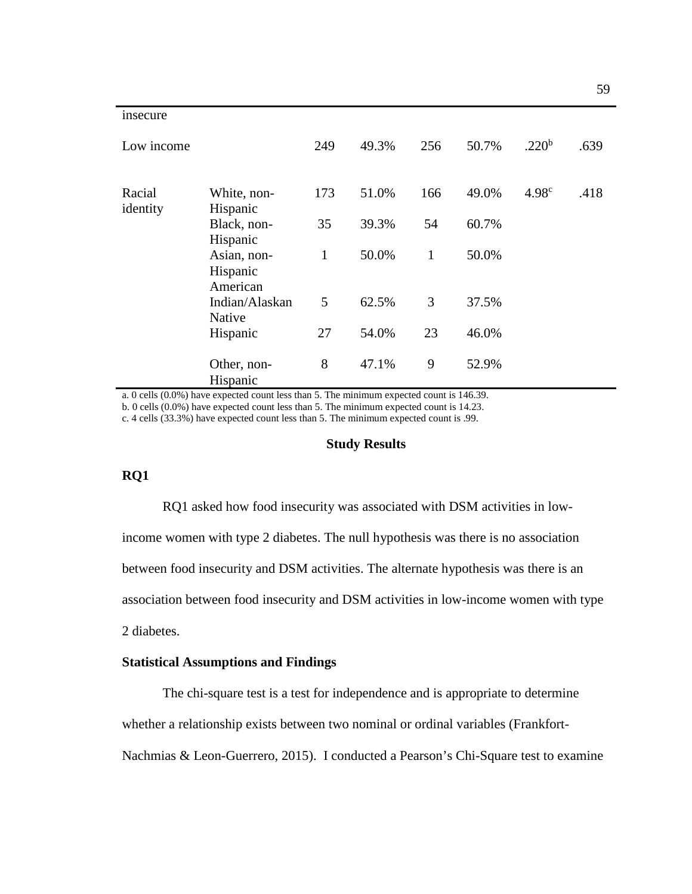| | | | | | | | |
|---|---|---|---|---|---|---|---|
| insecure | | | | | | | |
| Low income | | 249 | 49.3% | 256 | 50.7% | .220[b] | .639 |
| Racial identity | White, non-Hispanic | 173 | 51.0% | 166 | 49.0% | 4.98[c] | .418 |
| | Black, non-Hispanic | 35 | 39.3% | 54 | 60.7% | | |
| | Asian, non-Hispanic | 1 | 50.0% | 1 | 50.0% | | |
| | American Indian/Alaskan Native | 5 | 62.5% | 3 | 37.5% | | |
| | Hispanic | 27 | 54.0% | 23 | 46.0% | | |
| | Other, non-Hispanic | 8 | 47.1% | 9 | 52.9% | | |

a. 0 cells (0.0%) have expected count less than 5. The minimum expected count is 146.39.
b. 0 cells (0.0%) have expected count less than 5. The minimum expected count is 14.23.
c. 4 cells (33.3%) have expected count less than 5. The minimum expected count is .99.

## Study Results

### RQ1

RQ1 asked how food insecurity was associated with DSM activities in low-income women with type 2 diabetes. The null hypothesis was there is no association between food insecurity and DSM activities. The alternate hypothesis was there is an association between food insecurity and DSM activities in low-income women with type 2 diabetes.

### Statistical Assumptions and Findings

The chi-square test is a test for independence and is appropriate to determine whether a relationship exists between two nominal or ordinal variables (Frankfort-Nachmias & Leon-Guerrero, 2015). I conducted a Pearson's Chi-Square test to examine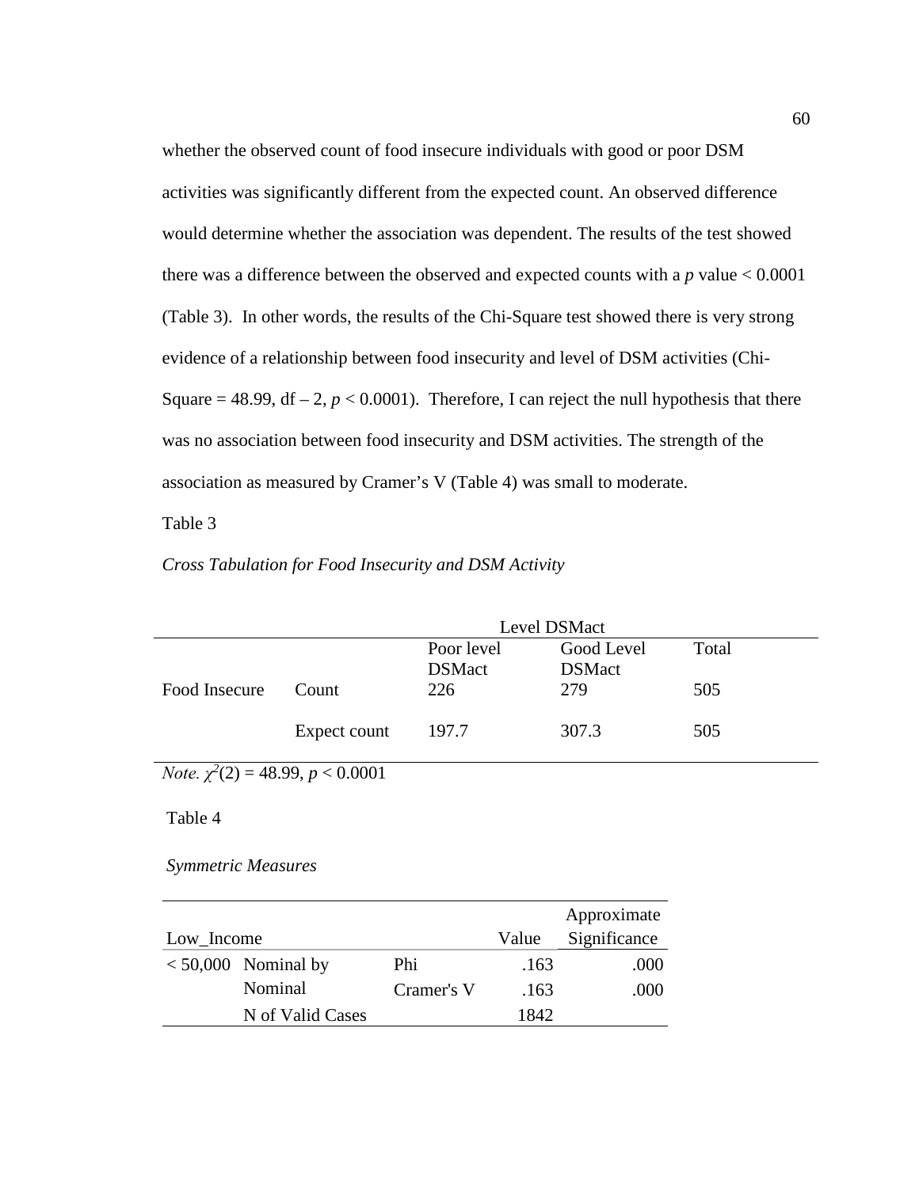whether the observed count of food insecure individuals with good or poor DSM activities was significantly different from the expected count. An observed difference would determine whether the association was dependent. The results of the test showed there was a difference between the observed and expected counts with a *p* value < 0.0001 (Table 3). In other words, the results of the Chi-Square test showed there is very strong evidence of a relationship between food insecurity and level of DSM activities (Chi-Square = 48.99, df – 2, *p* < 0.0001). Therefore, I can reject the null hypothesis that there was no association between food insecurity and DSM activities. The strength of the association as measured by Cramer's V (Table 4) was small to moderate.

Table 3

*Cross Tabulation for Food Insecurity and DSM Activity*

| | | Level DSMact | | |
|---|---|---|---|---|
| | | Poor level DSMact | Good Level DSMact | Total |
| Food Insecure | Count | 226 | 279 | 505 |
| | Expect count | 197.7 | 307.3 | 505 |

*Note.* $\chi^2(2) = 48.99$, $p < 0.0001$

Table 4

*Symmetric Measures*

| Low_Income | | | Value | Approximate Significance |
|---|---|---|---|---|
| < 50,000 | Nominal by Nominal | Phi | .163 | .000 |
| | | Cramer's V | .163 | .000 |
| | N of Valid Cases | | 1842 | |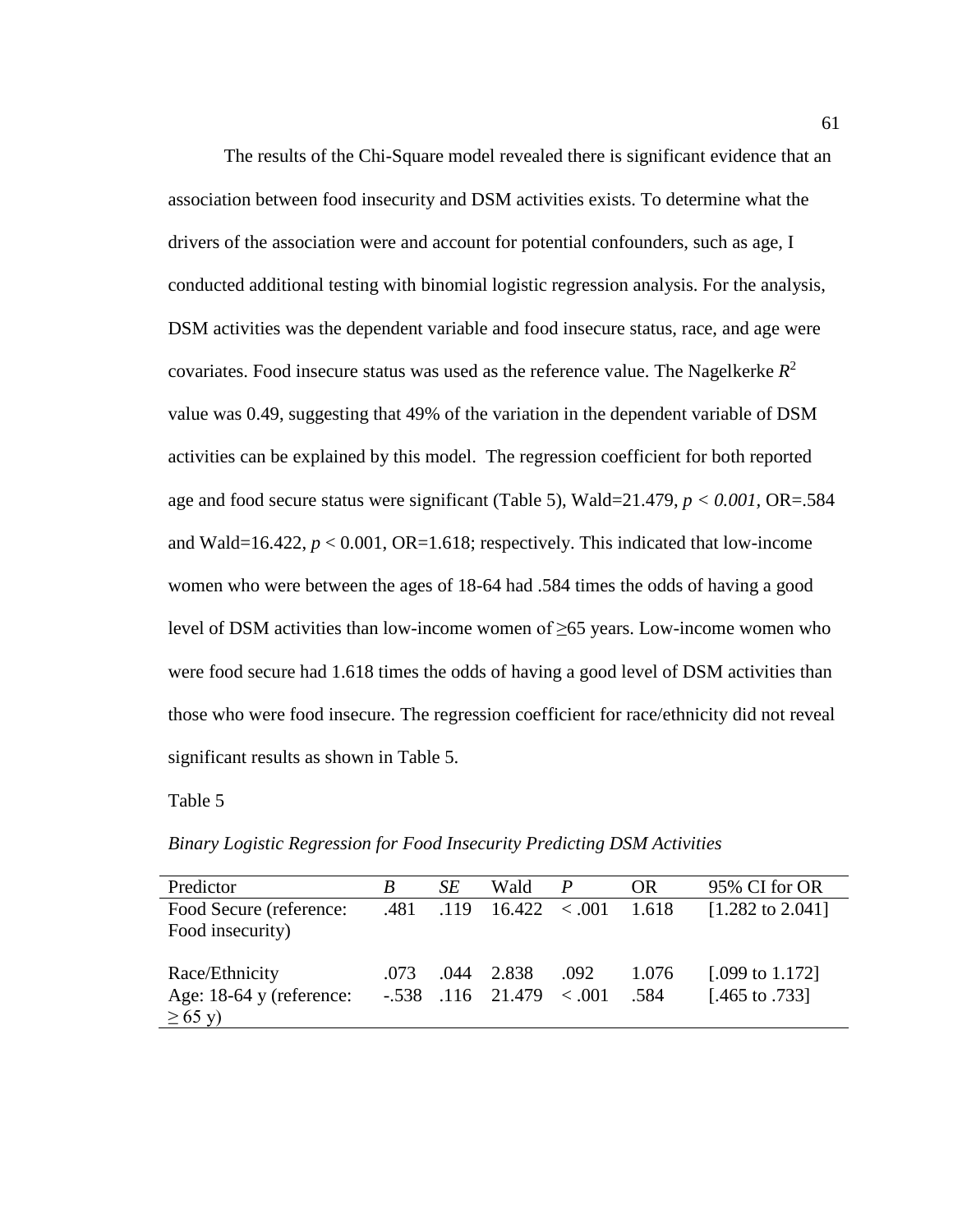The results of the Chi-Square model revealed there is significant evidence that an association between food insecurity and DSM activities exists. To determine what the drivers of the association were and account for potential confounders, such as age, I conducted additional testing with binomial logistic regression analysis. For the analysis, DSM activities was the dependent variable and food insecure status, race, and age were covariates. Food insecure status was used as the reference value. The Nagelkerke $R^2$ value was 0.49, suggesting that 49% of the variation in the dependent variable of DSM activities can be explained by this model. The regression coefficient for both reported age and food secure status were significant (Table 5), Wald=21.479, $p < 0.001$, OR=.584 and Wald=16.422, $p < 0.001$, OR=1.618; respectively. This indicated that low-income women who were between the ages of 18-64 had .584 times the odds of having a good level of DSM activities than low-income women of ≥65 years. Low-income women who were food secure had 1.618 times the odds of having a good level of DSM activities than those who were food insecure. The regression coefficient for race/ethnicity did not reveal significant results as shown in Table 5.

Table 5

*Binary Logistic Regression for Food Insecurity Predicting DSM Activities*

| Predictor | *B* | *SE* | Wald | *P* | OR | 95% CI for OR |
|---|---|---|---|---|---|---|
| Food Secure (reference: Food insecurity) | .481 | .119 | 16.422 | < .001 | 1.618 | [1.282 to 2.041] |
| Race/Ethnicity | .073 | .044 | 2.838 | .092 | 1.076 | [.099 to 1.172] |
| Age: 18-64 y (reference: ≥ 65 y) | -.538 | .116 | 21.479 | < .001 | .584 | [.465 to .733] |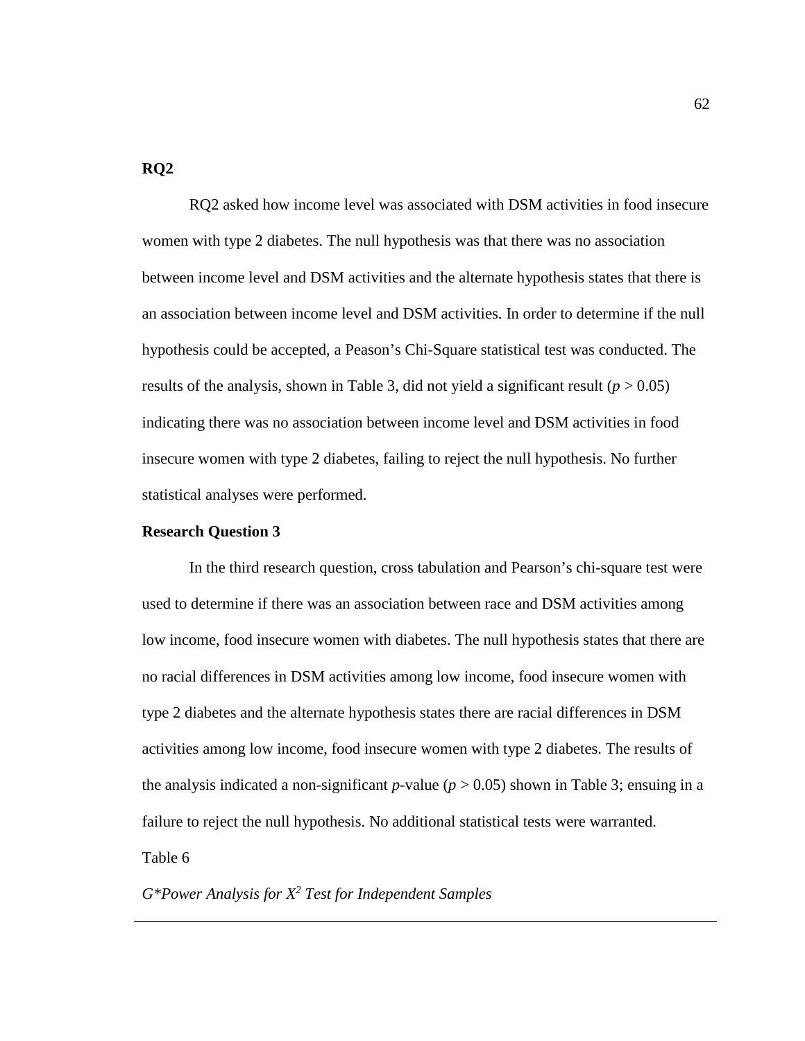## RQ2

RQ2 asked how income level was associated with DSM activities in food insecure women with type 2 diabetes. The null hypothesis was that there was no association between income level and DSM activities and the alternate hypothesis states that there is an association between income level and DSM activities. In order to determine if the null hypothesis could be accepted, a Peason's Chi-Square statistical test was conducted. The results of the analysis, shown in Table 3, did not yield a significant result ($p > 0.05$) indicating there was no association between income level and DSM activities in food insecure women with type 2 diabetes, failing to reject the null hypothesis. No further statistical analyses were performed.

### Research Question 3

In the third research question, cross tabulation and Pearson's chi-square test were used to determine if there was an association between race and DSM activities among low income, food insecure women with diabetes. The null hypothesis states that there are no racial differences in DSM activities among low income, food insecure women with type 2 diabetes and the alternate hypothesis states there are racial differences in DSM activities among low income, food insecure women with type 2 diabetes. The results of the analysis indicated a non-significant *p*-value ($p > 0.05$) shown in Table 3; ensuing in a failure to reject the null hypothesis. No additional statistical tests were warranted.

Table 6

*G\*Power Analysis for $X^2$ Test for Independent Samples*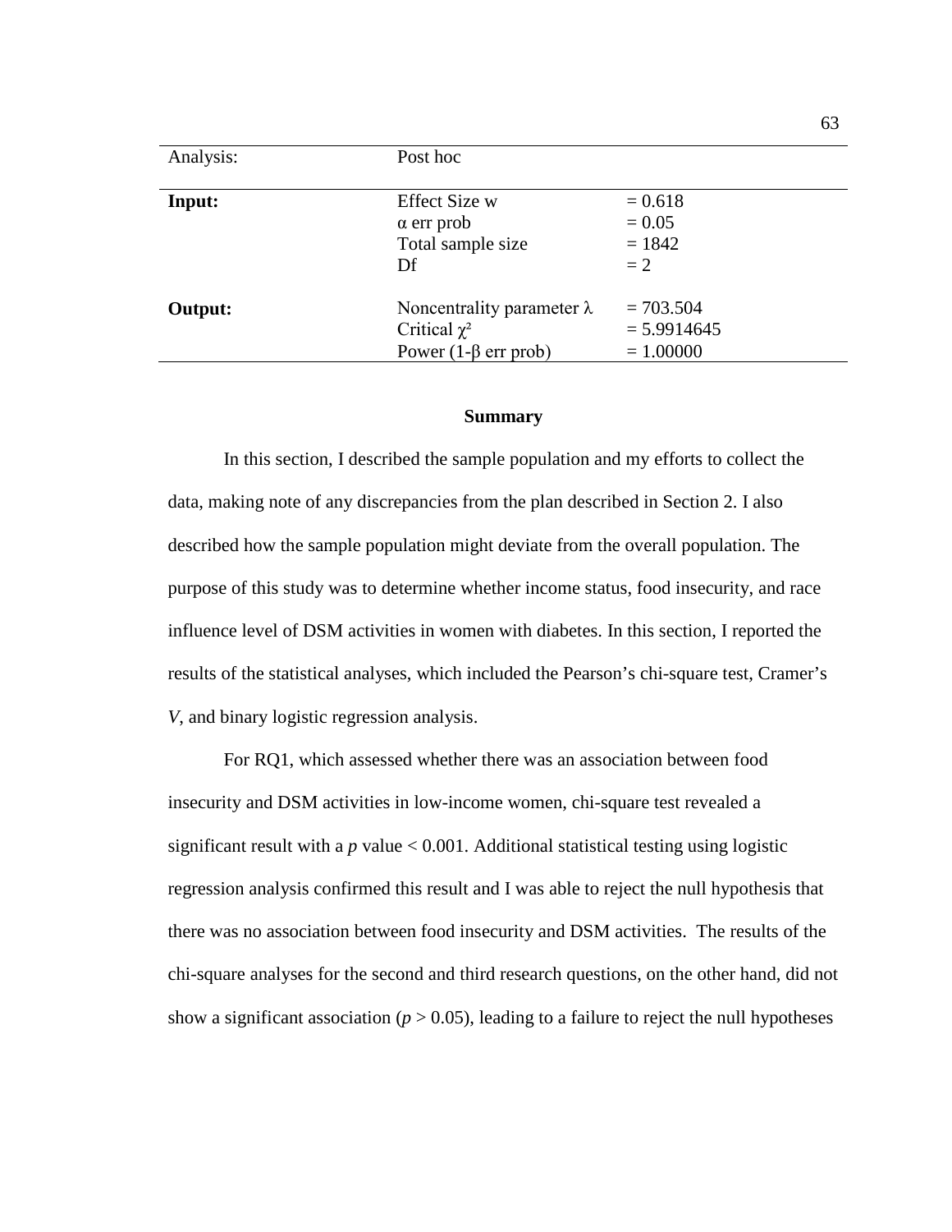| Analysis: | Post hoc | |
|---|---|---|
| **Input:** | Effect Size w | = 0.618 |
| | α err prob | = 0.05 |
| | Total sample size | = 1842 |
| | Df | = 2 |
| **Output:** | Noncentrality parameter λ | = 703.504 |
| | Critical $\chi^2$ | = 5.9914645 |
| | Power (1-β err prob) | = 1.00000 |

### Summary

In this section, I described the sample population and my efforts to collect the data, making note of any discrepancies from the plan described in Section 2. I also described how the sample population might deviate from the overall population. The purpose of this study was to determine whether income status, food insecurity, and race influence level of DSM activities in women with diabetes. In this section, I reported the results of the statistical analyses, which included the Pearson's chi-square test, Cramer's *V*, and binary logistic regression analysis.

For RQ1, which assessed whether there was an association between food insecurity and DSM activities in low-income women, chi-square test revealed a significant result with a $p$ value $< 0.001$. Additional statistical testing using logistic regression analysis confirmed this result and I was able to reject the null hypothesis that there was no association between food insecurity and DSM activities. The results of the chi-square analyses for the second and third research questions, on the other hand, did not show a significant association ($p > 0.05$), leading to a failure to reject the null hypotheses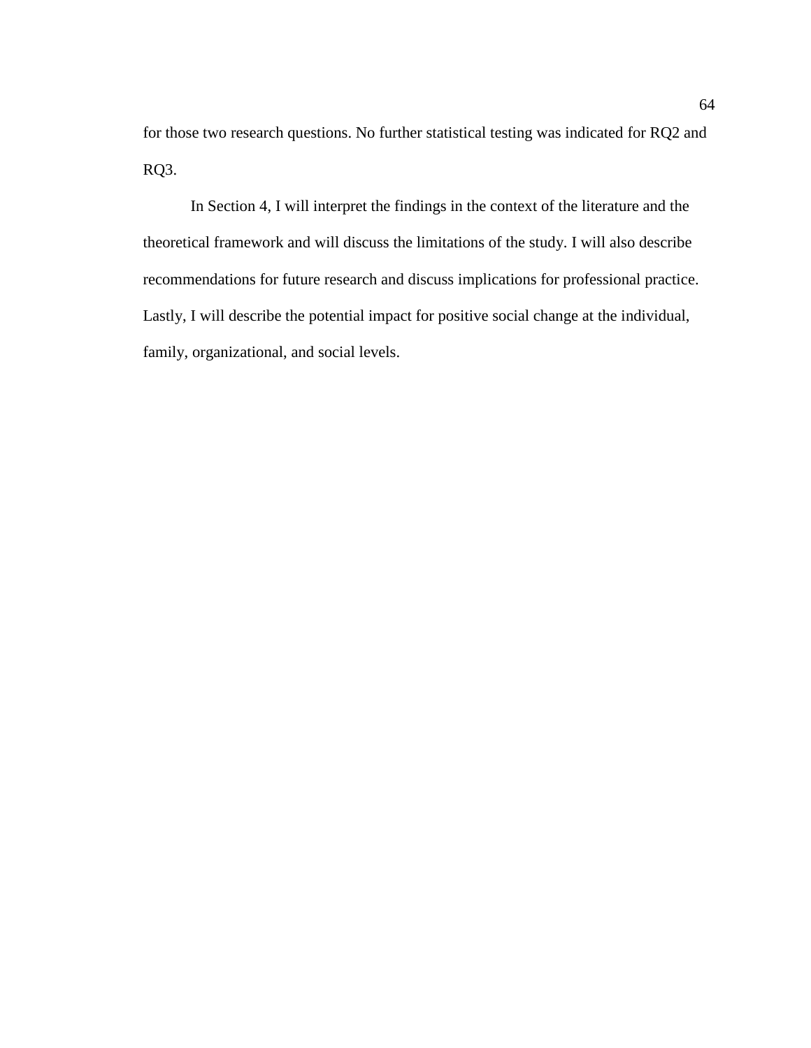for those two research questions. No further statistical testing was indicated for RQ2 and RQ3.

In Section 4, I will interpret the findings in the context of the literature and the theoretical framework and will discuss the limitations of the study. I will also describe recommendations for future research and discuss implications for professional practice. Lastly, I will describe the potential impact for positive social change at the individual, family, organizational, and social levels.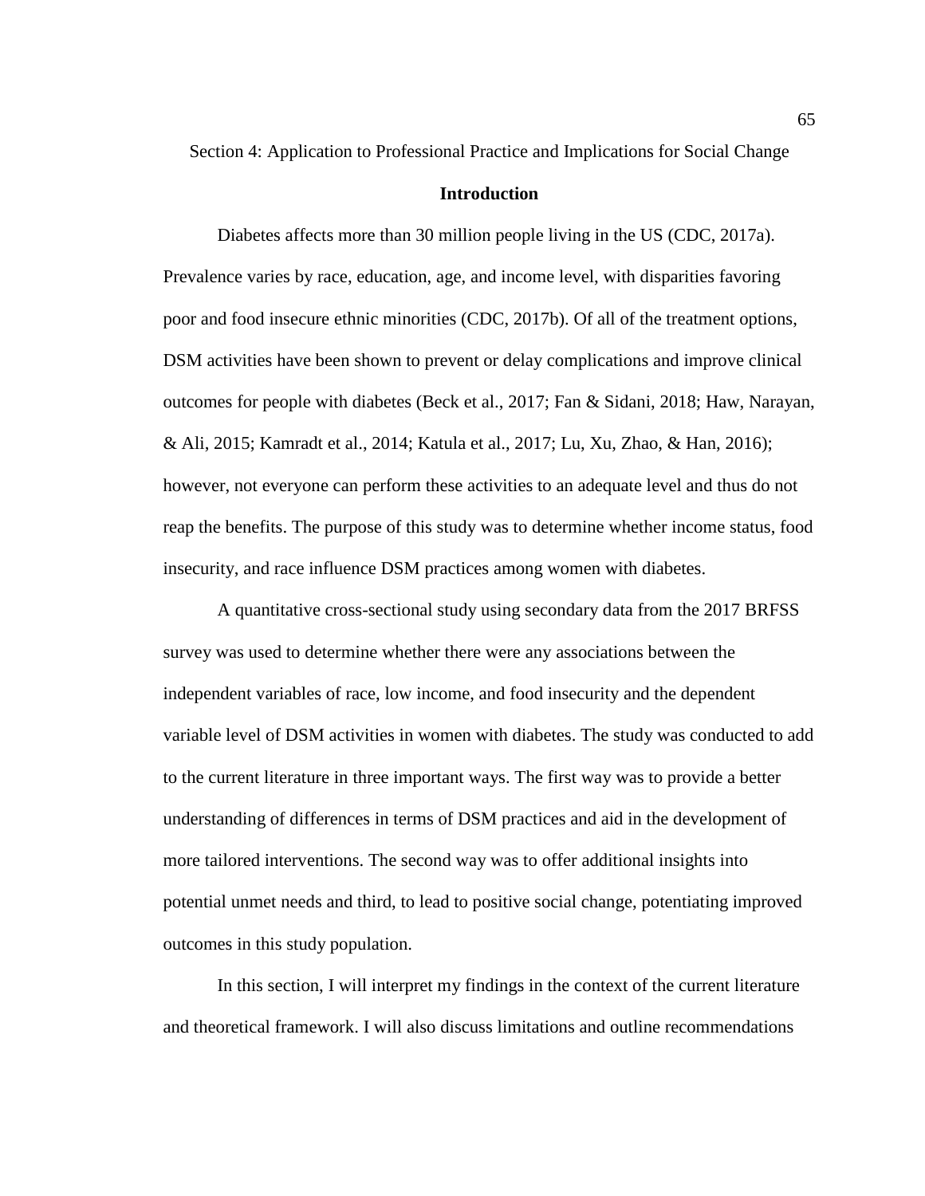# Section 4: Application to Professional Practice and Implications for Social Change

## Introduction

Diabetes affects more than 30 million people living in the US (CDC, 2017a). Prevalence varies by race, education, age, and income level, with disparities favoring poor and food insecure ethnic minorities (CDC, 2017b). Of all of the treatment options, DSM activities have been shown to prevent or delay complications and improve clinical outcomes for people with diabetes (Beck et al., 2017; Fan & Sidani, 2018; Haw, Narayan, & Ali, 2015; Kamradt et al., 2014; Katula et al., 2017; Lu, Xu, Zhao, & Han, 2016); however, not everyone can perform these activities to an adequate level and thus do not reap the benefits. The purpose of this study was to determine whether income status, food insecurity, and race influence DSM practices among women with diabetes.

A quantitative cross-sectional study using secondary data from the 2017 BRFSS survey was used to determine whether there were any associations between the independent variables of race, low income, and food insecurity and the dependent variable level of DSM activities in women with diabetes. The study was conducted to add to the current literature in three important ways. The first way was to provide a better understanding of differences in terms of DSM practices and aid in the development of more tailored interventions. The second way was to offer additional insights into potential unmet needs and third, to lead to positive social change, potentiating improved outcomes in this study population.

In this section, I will interpret my findings in the context of the current literature and theoretical framework. I will also discuss limitations and outline recommendations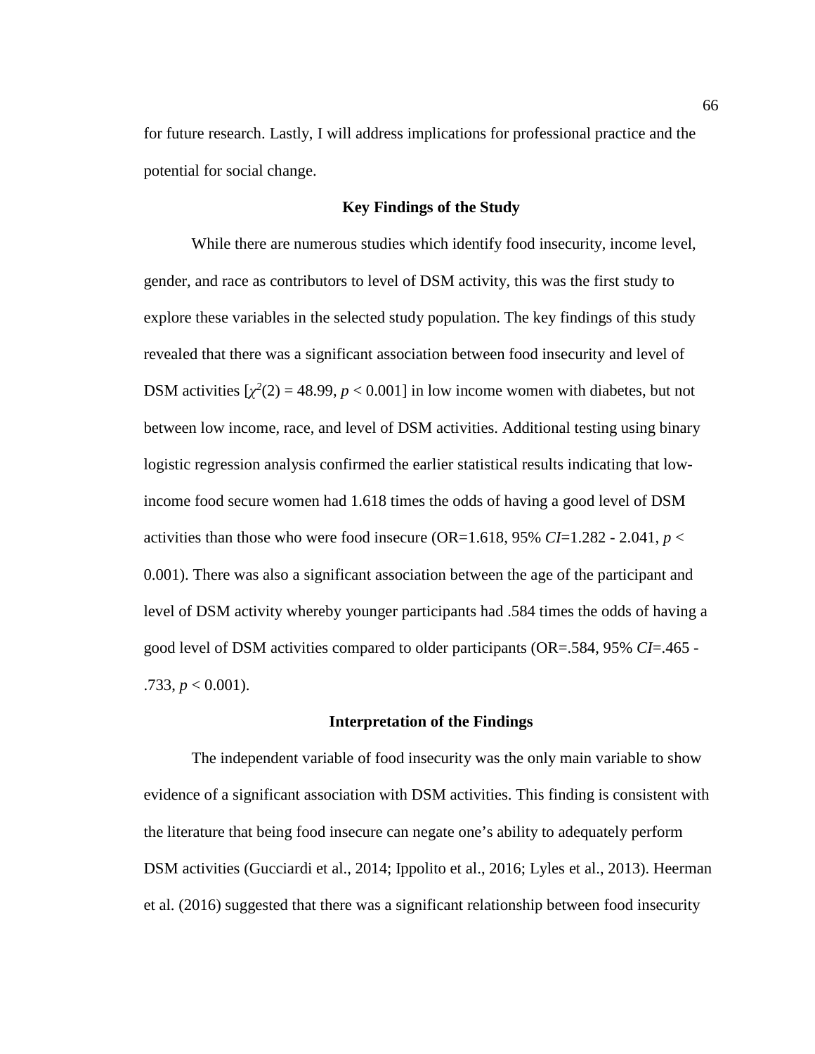for future research. Lastly, I will address implications for professional practice and the potential for social change.

## Key Findings of the Study

While there are numerous studies which identify food insecurity, income level, gender, and race as contributors to level of DSM activity, this was the first study to explore these variables in the selected study population. The key findings of this study revealed that there was a significant association between food insecurity and level of DSM activities [$\chi^2(2) = 48.99$, $p < 0.001$] in low income women with diabetes, but not between low income, race, and level of DSM activities. Additional testing using binary logistic regression analysis confirmed the earlier statistical results indicating that low-income food secure women had 1.618 times the odds of having a good level of DSM activities than those who were food insecure (OR=1.618, 95% *CI*=1.282 - 2.041, $p < 0.001$). There was also a significant association between the age of the participant and level of DSM activity whereby younger participants had .584 times the odds of having a good level of DSM activities compared to older participants (OR=.584, 95% *CI*=.465 - .733, $p < 0.001$).

## Interpretation of the Findings

The independent variable of food insecurity was the only main variable to show evidence of a significant association with DSM activities. This finding is consistent with the literature that being food insecure can negate one's ability to adequately perform DSM activities (Gucciardi et al., 2014; Ippolito et al., 2016; Lyles et al., 2013). Heerman et al. (2016) suggested that there was a significant relationship between food insecurity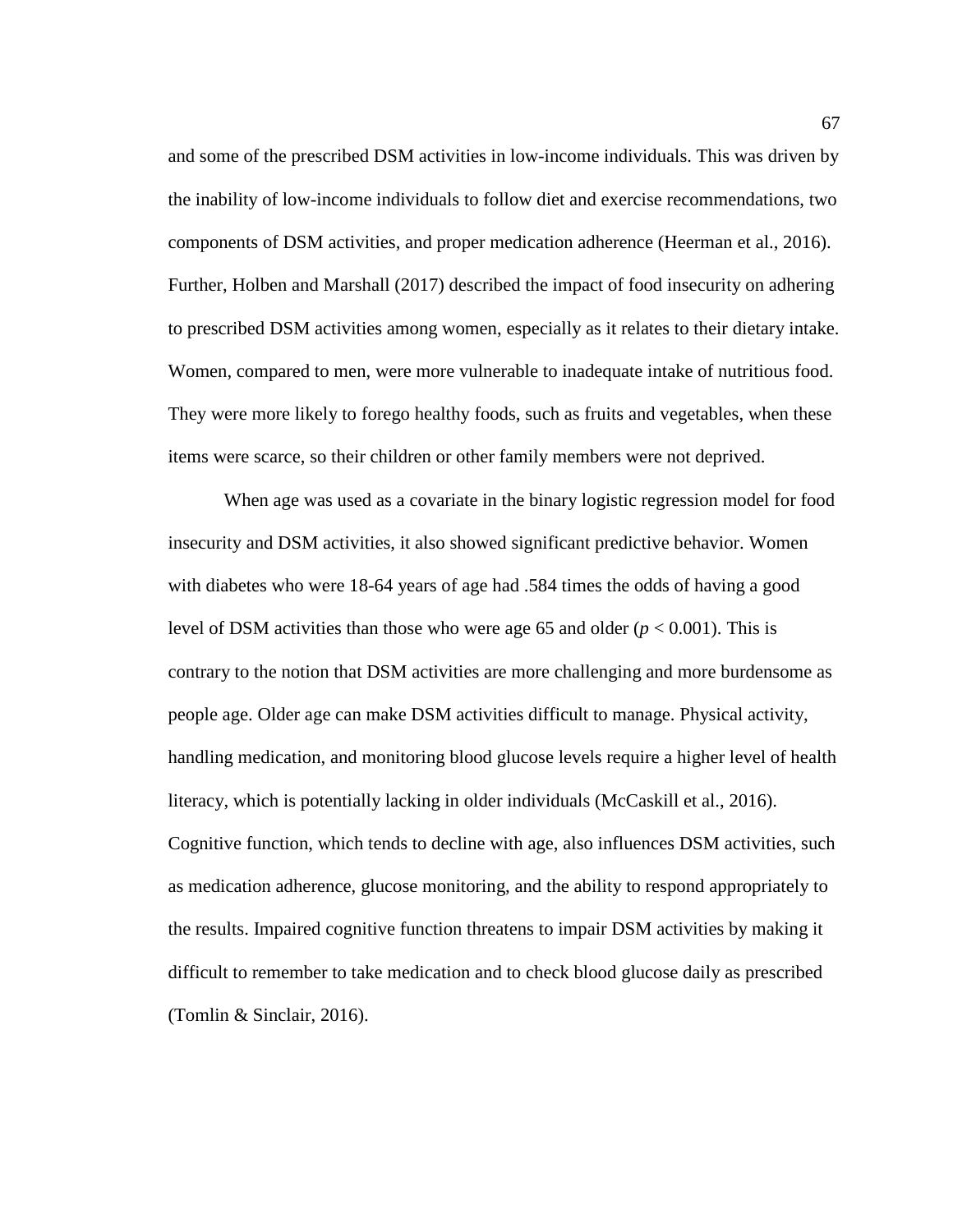and some of the prescribed DSM activities in low-income individuals. This was driven by the inability of low-income individuals to follow diet and exercise recommendations, two components of DSM activities, and proper medication adherence (Heerman et al., 2016). Further, Holben and Marshall (2017) described the impact of food insecurity on adhering to prescribed DSM activities among women, especially as it relates to their dietary intake. Women, compared to men, were more vulnerable to inadequate intake of nutritious food. They were more likely to forego healthy foods, such as fruits and vegetables, when these items were scarce, so their children or other family members were not deprived.

When age was used as a covariate in the binary logistic regression model for food insecurity and DSM activities, it also showed significant predictive behavior. Women with diabetes who were 18-64 years of age had .584 times the odds of having a good level of DSM activities than those who were age 65 and older ($p < 0.001$). This is contrary to the notion that DSM activities are more challenging and more burdensome as people age. Older age can make DSM activities difficult to manage. Physical activity, handling medication, and monitoring blood glucose levels require a higher level of health literacy, which is potentially lacking in older individuals (McCaskill et al., 2016). Cognitive function, which tends to decline with age, also influences DSM activities, such as medication adherence, glucose monitoring, and the ability to respond appropriately to the results. Impaired cognitive function threatens to impair DSM activities by making it difficult to remember to take medication and to check blood glucose daily as prescribed (Tomlin & Sinclair, 2016).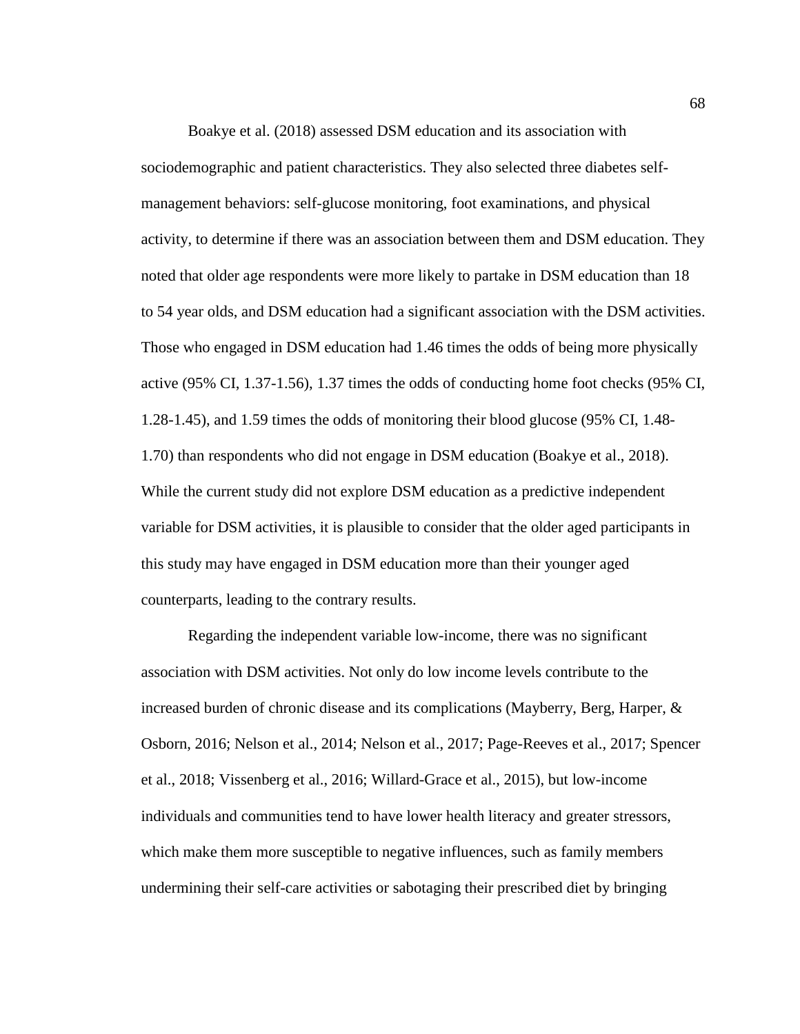Boakye et al. (2018) assessed DSM education and its association with sociodemographic and patient characteristics. They also selected three diabetes self-management behaviors: self-glucose monitoring, foot examinations, and physical activity, to determine if there was an association between them and DSM education. They noted that older age respondents were more likely to partake in DSM education than 18 to 54 year olds, and DSM education had a significant association with the DSM activities. Those who engaged in DSM education had 1.46 times the odds of being more physically active (95% CI, 1.37-1.56), 1.37 times the odds of conducting home foot checks (95% CI, 1.28-1.45), and 1.59 times the odds of monitoring their blood glucose (95% CI, 1.48-1.70) than respondents who did not engage in DSM education (Boakye et al., 2018). While the current study did not explore DSM education as a predictive independent variable for DSM activities, it is plausible to consider that the older aged participants in this study may have engaged in DSM education more than their younger aged counterparts, leading to the contrary results.

Regarding the independent variable low-income, there was no significant association with DSM activities. Not only do low income levels contribute to the increased burden of chronic disease and its complications (Mayberry, Berg, Harper, & Osborn, 2016; Nelson et al., 2014; Nelson et al., 2017; Page-Reeves et al., 2017; Spencer et al., 2018; Vissenberg et al., 2016; Willard-Grace et al., 2015), but low-income individuals and communities tend to have lower health literacy and greater stressors, which make them more susceptible to negative influences, such as family members undermining their self-care activities or sabotaging their prescribed diet by bringing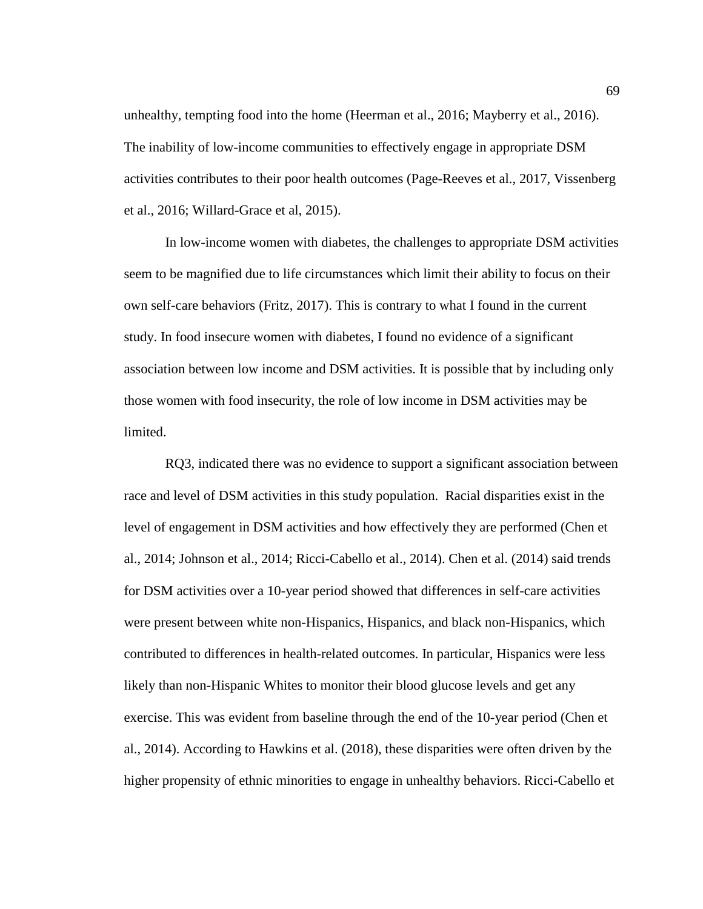unhealthy, tempting food into the home (Heerman et al., 2016; Mayberry et al., 2016). The inability of low-income communities to effectively engage in appropriate DSM activities contributes to their poor health outcomes (Page-Reeves et al., 2017, Vissenberg et al., 2016; Willard-Grace et al, 2015).

In low-income women with diabetes, the challenges to appropriate DSM activities seem to be magnified due to life circumstances which limit their ability to focus on their own self-care behaviors (Fritz, 2017). This is contrary to what I found in the current study. In food insecure women with diabetes, I found no evidence of a significant association between low income and DSM activities. It is possible that by including only those women with food insecurity, the role of low income in DSM activities may be limited.

RQ3, indicated there was no evidence to support a significant association between race and level of DSM activities in this study population. Racial disparities exist in the level of engagement in DSM activities and how effectively they are performed (Chen et al., 2014; Johnson et al., 2014; Ricci-Cabello et al., 2014). Chen et al. (2014) said trends for DSM activities over a 10-year period showed that differences in self-care activities were present between white non-Hispanics, Hispanics, and black non-Hispanics, which contributed to differences in health-related outcomes. In particular, Hispanics were less likely than non-Hispanic Whites to monitor their blood glucose levels and get any exercise. This was evident from baseline through the end of the 10-year period (Chen et al., 2014). According to Hawkins et al. (2018), these disparities were often driven by the higher propensity of ethnic minorities to engage in unhealthy behaviors. Ricci-Cabello et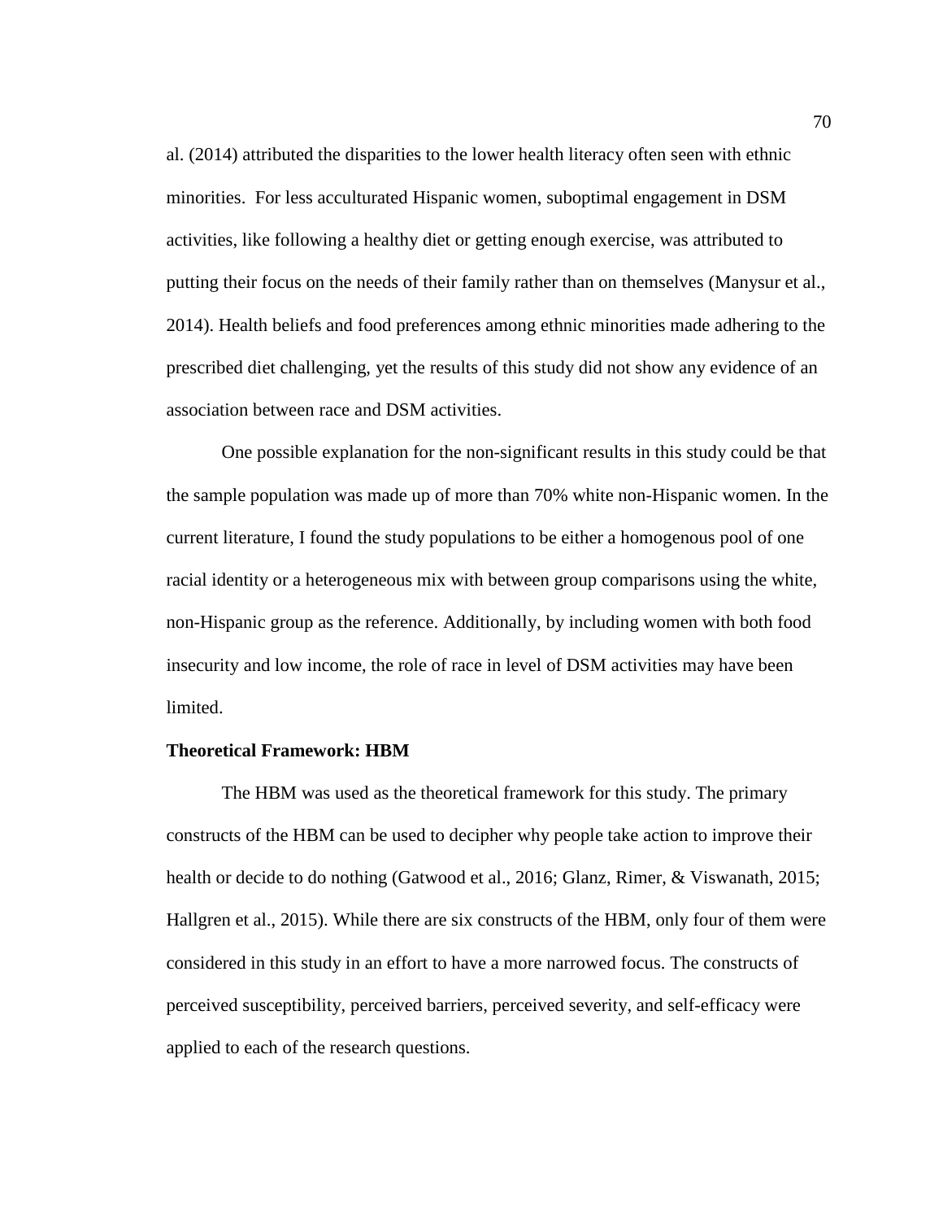al. (2014) attributed the disparities to the lower health literacy often seen with ethnic minorities. For less acculturated Hispanic women, suboptimal engagement in DSM activities, like following a healthy diet or getting enough exercise, was attributed to putting their focus on the needs of their family rather than on themselves (Manysur et al., 2014). Health beliefs and food preferences among ethnic minorities made adhering to the prescribed diet challenging, yet the results of this study did not show any evidence of an association between race and DSM activities.

One possible explanation for the non-significant results in this study could be that the sample population was made up of more than 70% white non-Hispanic women. In the current literature, I found the study populations to be either a homogenous pool of one racial identity or a heterogeneous mix with between group comparisons using the white, non-Hispanic group as the reference. Additionally, by including women with both food insecurity and low income, the role of race in level of DSM activities may have been limited.

**Theoretical Framework: HBM**

The HBM was used as the theoretical framework for this study. The primary constructs of the HBM can be used to decipher why people take action to improve their health or decide to do nothing (Gatwood et al., 2016; Glanz, Rimer, & Viswanath, 2015; Hallgren et al., 2015). While there are six constructs of the HBM, only four of them were considered in this study in an effort to have a more narrowed focus. The constructs of perceived susceptibility, perceived barriers, perceived severity, and self-efficacy were applied to each of the research questions.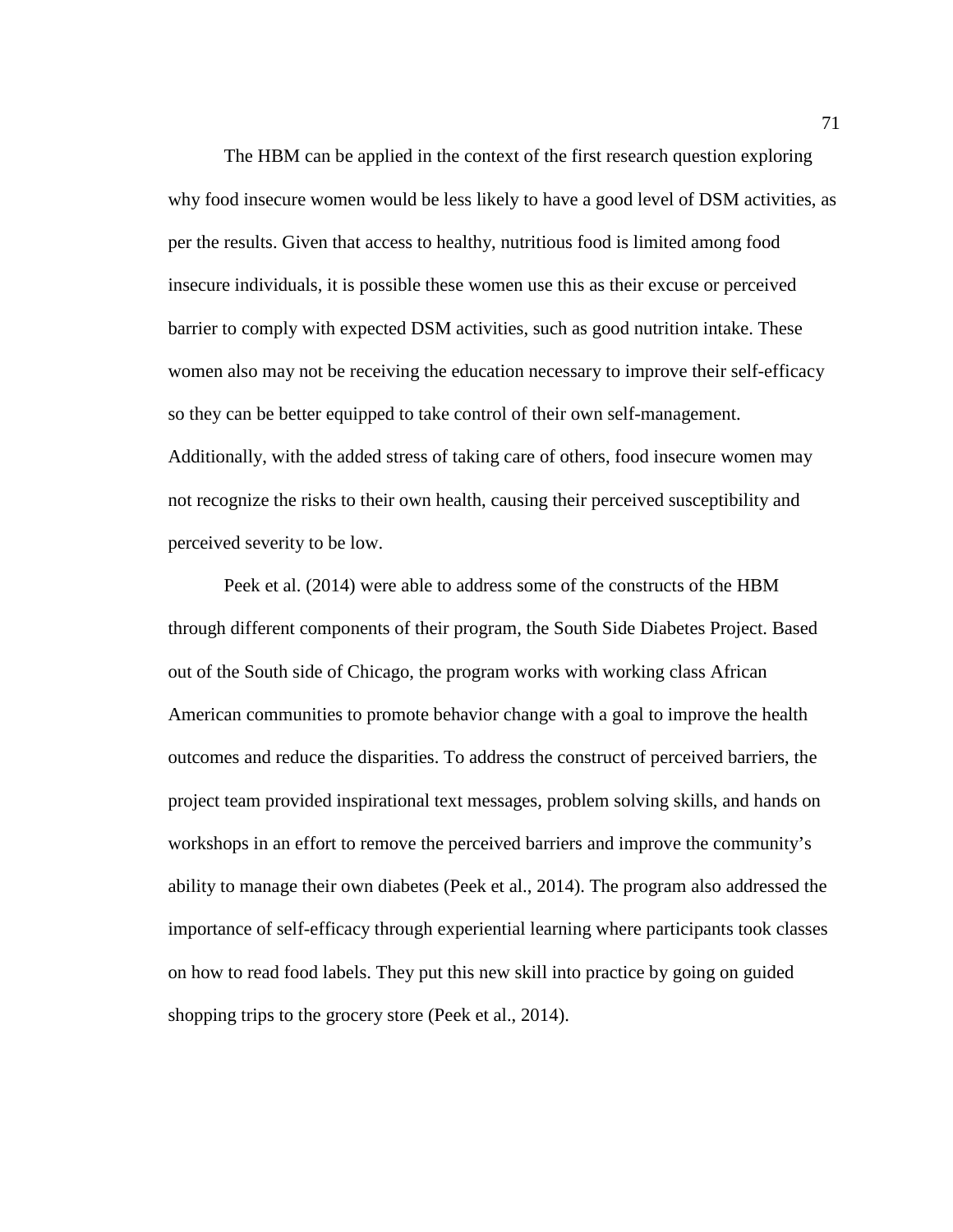The HBM can be applied in the context of the first research question exploring why food insecure women would be less likely to have a good level of DSM activities, as per the results. Given that access to healthy, nutritious food is limited among food insecure individuals, it is possible these women use this as their excuse or perceived barrier to comply with expected DSM activities, such as good nutrition intake. These women also may not be receiving the education necessary to improve their self-efficacy so they can be better equipped to take control of their own self-management. Additionally, with the added stress of taking care of others, food insecure women may not recognize the risks to their own health, causing their perceived susceptibility and perceived severity to be low.

Peek et al. (2014) were able to address some of the constructs of the HBM through different components of their program, the South Side Diabetes Project. Based out of the South side of Chicago, the program works with working class African American communities to promote behavior change with a goal to improve the health outcomes and reduce the disparities. To address the construct of perceived barriers, the project team provided inspirational text messages, problem solving skills, and hands on workshops in an effort to remove the perceived barriers and improve the community's ability to manage their own diabetes (Peek et al., 2014). The program also addressed the importance of self-efficacy through experiential learning where participants took classes on how to read food labels. They put this new skill into practice by going on guided shopping trips to the grocery store (Peek et al., 2014).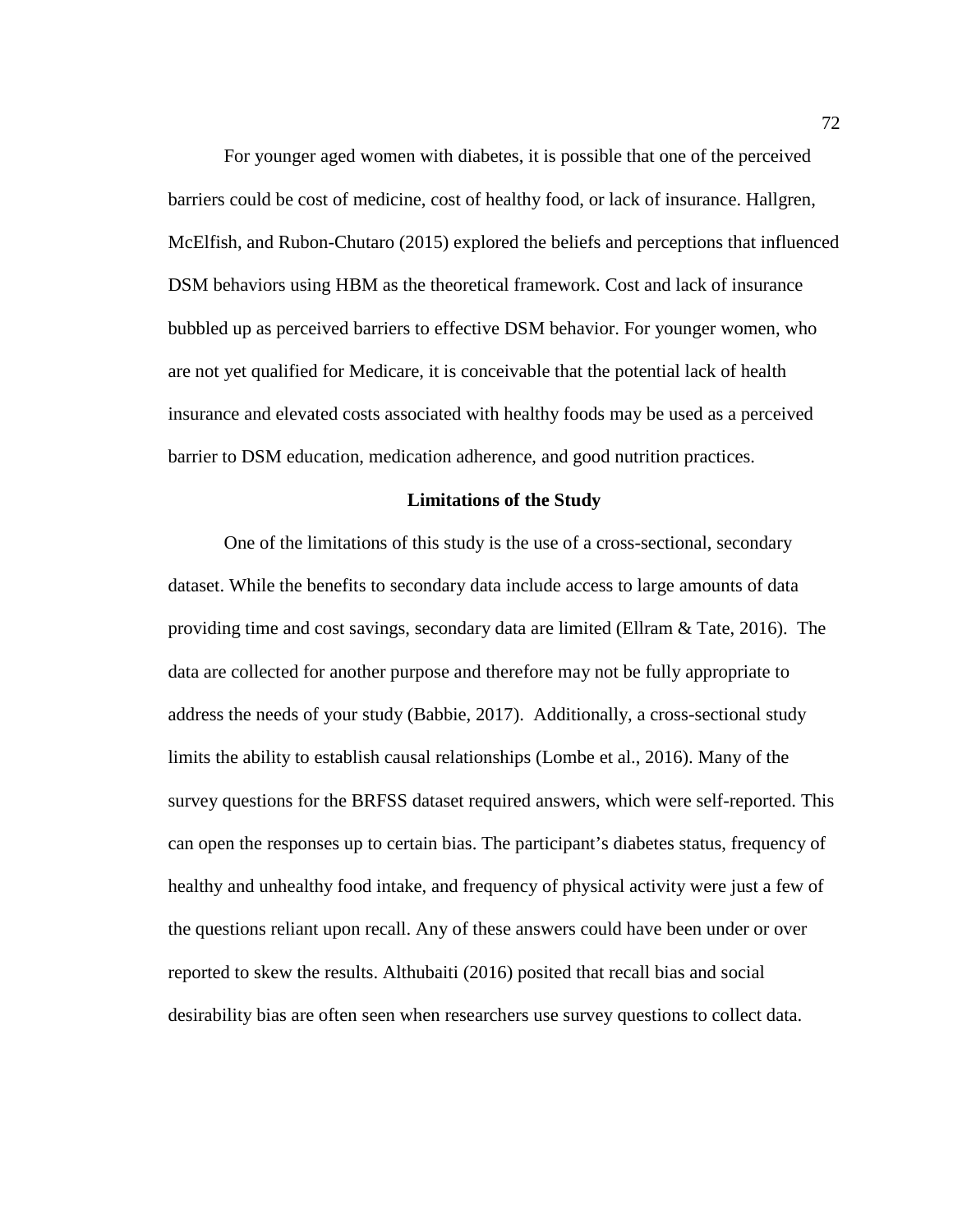For younger aged women with diabetes, it is possible that one of the perceived barriers could be cost of medicine, cost of healthy food, or lack of insurance. Hallgren, McElfish, and Rubon-Chutaro (2015) explored the beliefs and perceptions that influenced DSM behaviors using HBM as the theoretical framework. Cost and lack of insurance bubbled up as perceived barriers to effective DSM behavior. For younger women, who are not yet qualified for Medicare, it is conceivable that the potential lack of health insurance and elevated costs associated with healthy foods may be used as a perceived barrier to DSM education, medication adherence, and good nutrition practices.

## Limitations of the Study

One of the limitations of this study is the use of a cross-sectional, secondary dataset. While the benefits to secondary data include access to large amounts of data providing time and cost savings, secondary data are limited (Ellram & Tate, 2016). The data are collected for another purpose and therefore may not be fully appropriate to address the needs of your study (Babbie, 2017). Additionally, a cross-sectional study limits the ability to establish causal relationships (Lombe et al., 2016). Many of the survey questions for the BRFSS dataset required answers, which were self-reported. This can open the responses up to certain bias. The participant's diabetes status, frequency of healthy and unhealthy food intake, and frequency of physical activity were just a few of the questions reliant upon recall. Any of these answers could have been under or over reported to skew the results. Althubaiti (2016) posited that recall bias and social desirability bias are often seen when researchers use survey questions to collect data.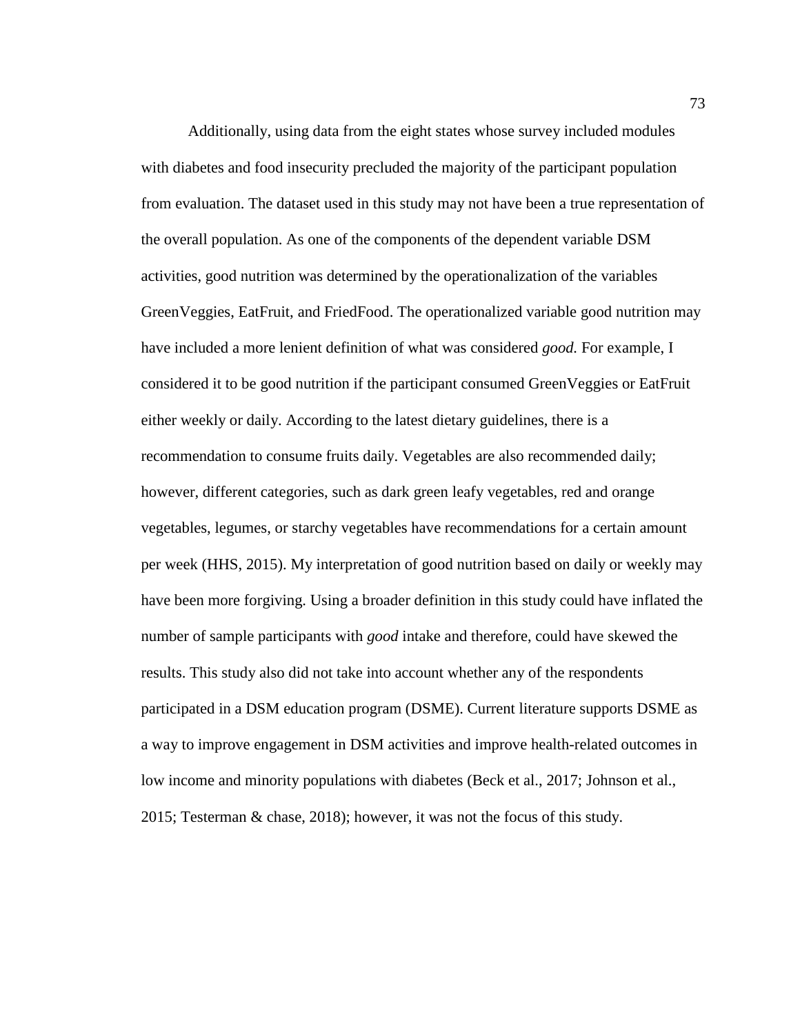Additionally, using data from the eight states whose survey included modules with diabetes and food insecurity precluded the majority of the participant population from evaluation. The dataset used in this study may not have been a true representation of the overall population. As one of the components of the dependent variable DSM activities, good nutrition was determined by the operationalization of the variables GreenVeggies, EatFruit, and FriedFood. The operationalized variable good nutrition may have included a more lenient definition of what was considered *good.* For example, I considered it to be good nutrition if the participant consumed GreenVeggies or EatFruit either weekly or daily. According to the latest dietary guidelines, there is a recommendation to consume fruits daily. Vegetables are also recommended daily; however, different categories, such as dark green leafy vegetables, red and orange vegetables, legumes, or starchy vegetables have recommendations for a certain amount per week (HHS, 2015). My interpretation of good nutrition based on daily or weekly may have been more forgiving. Using a broader definition in this study could have inflated the number of sample participants with *good* intake and therefore, could have skewed the results. This study also did not take into account whether any of the respondents participated in a DSM education program (DSME). Current literature supports DSME as a way to improve engagement in DSM activities and improve health-related outcomes in low income and minority populations with diabetes (Beck et al., 2017; Johnson et al., 2015; Testerman & chase, 2018); however, it was not the focus of this study.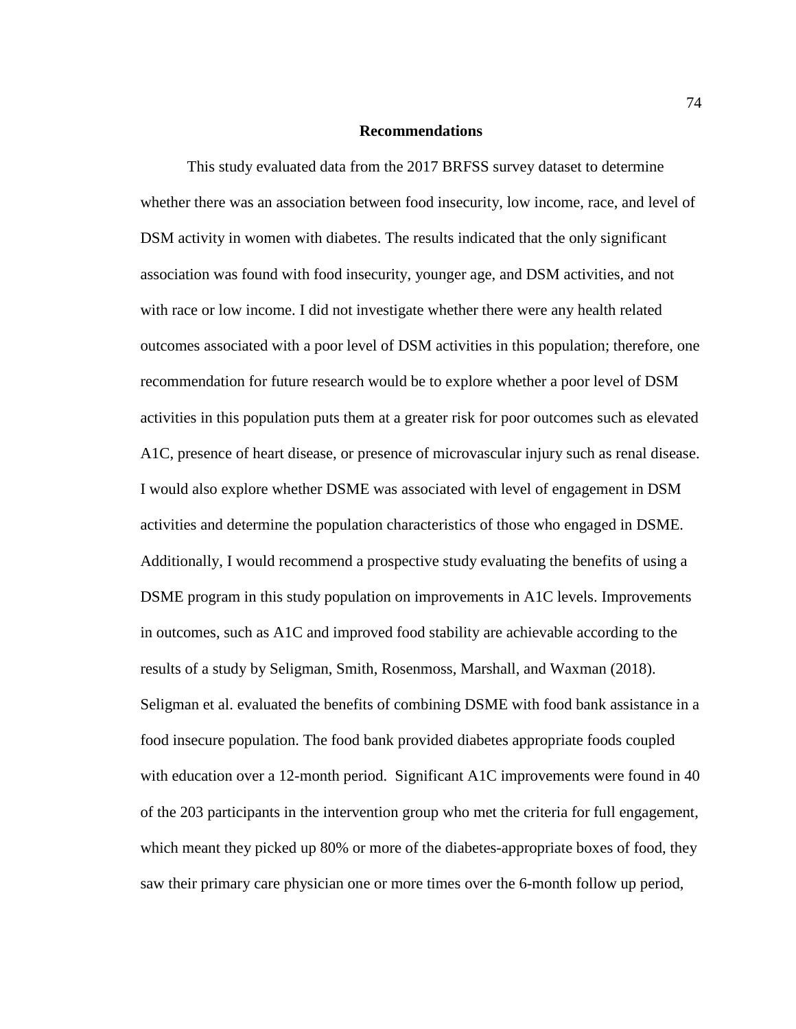## Recommendations

This study evaluated data from the 2017 BRFSS survey dataset to determine whether there was an association between food insecurity, low income, race, and level of DSM activity in women with diabetes. The results indicated that the only significant association was found with food insecurity, younger age, and DSM activities, and not with race or low income. I did not investigate whether there were any health related outcomes associated with a poor level of DSM activities in this population; therefore, one recommendation for future research would be to explore whether a poor level of DSM activities in this population puts them at a greater risk for poor outcomes such as elevated A1C, presence of heart disease, or presence of microvascular injury such as renal disease. I would also explore whether DSME was associated with level of engagement in DSM activities and determine the population characteristics of those who engaged in DSME. Additionally, I would recommend a prospective study evaluating the benefits of using a DSME program in this study population on improvements in A1C levels. Improvements in outcomes, such as A1C and improved food stability are achievable according to the results of a study by Seligman, Smith, Rosenmoss, Marshall, and Waxman (2018). Seligman et al. evaluated the benefits of combining DSME with food bank assistance in a food insecure population. The food bank provided diabetes appropriate foods coupled with education over a 12-month period. Significant A1C improvements were found in 40 of the 203 participants in the intervention group who met the criteria for full engagement, which meant they picked up 80% or more of the diabetes-appropriate boxes of food, they saw their primary care physician one or more times over the 6-month follow up period,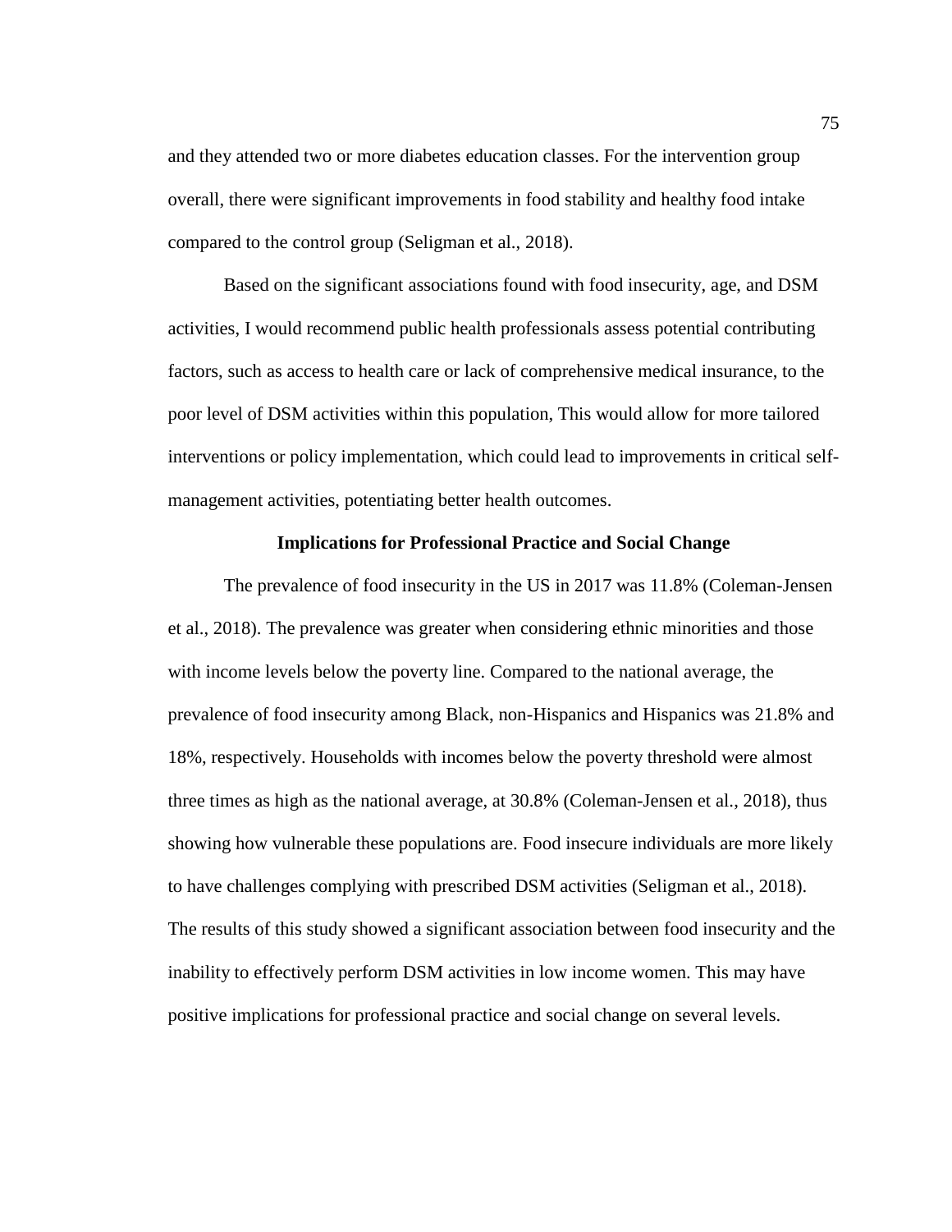and they attended two or more diabetes education classes. For the intervention group overall, there were significant improvements in food stability and healthy food intake compared to the control group (Seligman et al., 2018).

Based on the significant associations found with food insecurity, age, and DSM activities, I would recommend public health professionals assess potential contributing factors, such as access to health care or lack of comprehensive medical insurance, to the poor level of DSM activities within this population, This would allow for more tailored interventions or policy implementation, which could lead to improvements in critical self-management activities, potentiating better health outcomes.

## Implications for Professional Practice and Social Change

The prevalence of food insecurity in the US in 2017 was 11.8% (Coleman-Jensen et al., 2018). The prevalence was greater when considering ethnic minorities and those with income levels below the poverty line. Compared to the national average, the prevalence of food insecurity among Black, non-Hispanics and Hispanics was 21.8% and 18%, respectively. Households with incomes below the poverty threshold were almost three times as high as the national average, at 30.8% (Coleman-Jensen et al., 2018), thus showing how vulnerable these populations are. Food insecure individuals are more likely to have challenges complying with prescribed DSM activities (Seligman et al., 2018). The results of this study showed a significant association between food insecurity and the inability to effectively perform DSM activities in low income women. This may have positive implications for professional practice and social change on several levels.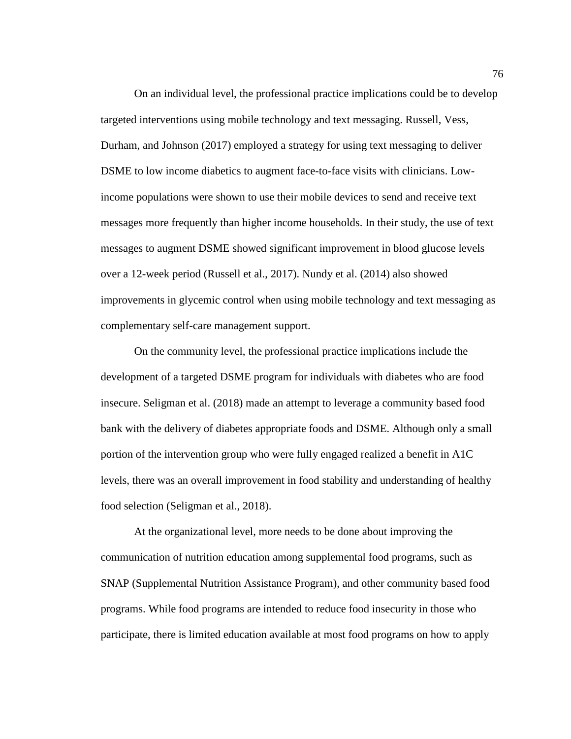On an individual level, the professional practice implications could be to develop targeted interventions using mobile technology and text messaging. Russell, Vess, Durham, and Johnson (2017) employed a strategy for using text messaging to deliver DSME to low income diabetics to augment face-to-face visits with clinicians. Low-income populations were shown to use their mobile devices to send and receive text messages more frequently than higher income households. In their study, the use of text messages to augment DSME showed significant improvement in blood glucose levels over a 12-week period (Russell et al., 2017). Nundy et al. (2014) also showed improvements in glycemic control when using mobile technology and text messaging as complementary self-care management support.

On the community level, the professional practice implications include the development of a targeted DSME program for individuals with diabetes who are food insecure. Seligman et al. (2018) made an attempt to leverage a community based food bank with the delivery of diabetes appropriate foods and DSME. Although only a small portion of the intervention group who were fully engaged realized a benefit in A1C levels, there was an overall improvement in food stability and understanding of healthy food selection (Seligman et al., 2018).

At the organizational level, more needs to be done about improving the communication of nutrition education among supplemental food programs, such as SNAP (Supplemental Nutrition Assistance Program), and other community based food programs. While food programs are intended to reduce food insecurity in those who participate, there is limited education available at most food programs on how to apply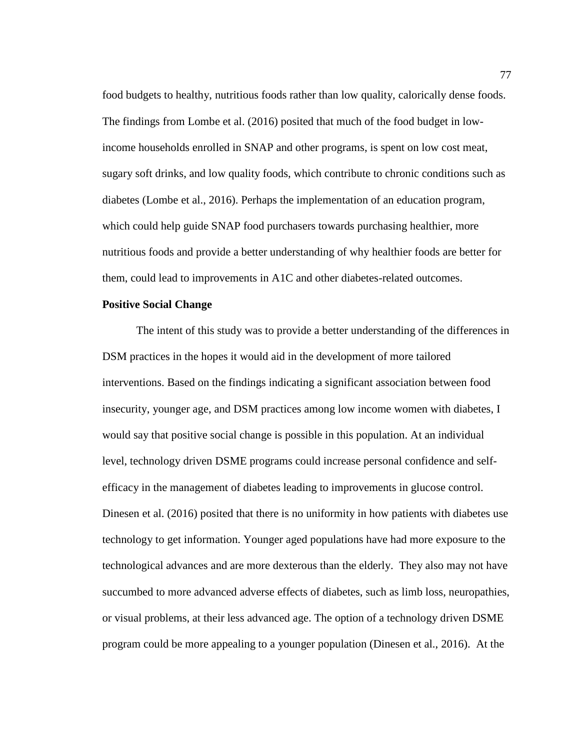food budgets to healthy, nutritious foods rather than low quality, calorically dense foods. The findings from Lombe et al. (2016) posited that much of the food budget in low-income households enrolled in SNAP and other programs, is spent on low cost meat, sugary soft drinks, and low quality foods, which contribute to chronic conditions such as diabetes (Lombe et al., 2016). Perhaps the implementation of an education program, which could help guide SNAP food purchasers towards purchasing healthier, more nutritious foods and provide a better understanding of why healthier foods are better for them, could lead to improvements in A1C and other diabetes-related outcomes.

**Positive Social Change**

The intent of this study was to provide a better understanding of the differences in DSM practices in the hopes it would aid in the development of more tailored interventions. Based on the findings indicating a significant association between food insecurity, younger age, and DSM practices among low income women with diabetes, I would say that positive social change is possible in this population. At an individual level, technology driven DSME programs could increase personal confidence and self-efficacy in the management of diabetes leading to improvements in glucose control. Dinesen et al. (2016) posited that there is no uniformity in how patients with diabetes use technology to get information. Younger aged populations have had more exposure to the technological advances and are more dexterous than the elderly. They also may not have succumbed to more advanced adverse effects of diabetes, such as limb loss, neuropathies, or visual problems, at their less advanced age. The option of a technology driven DSME program could be more appealing to a younger population (Dinesen et al., 2016). At the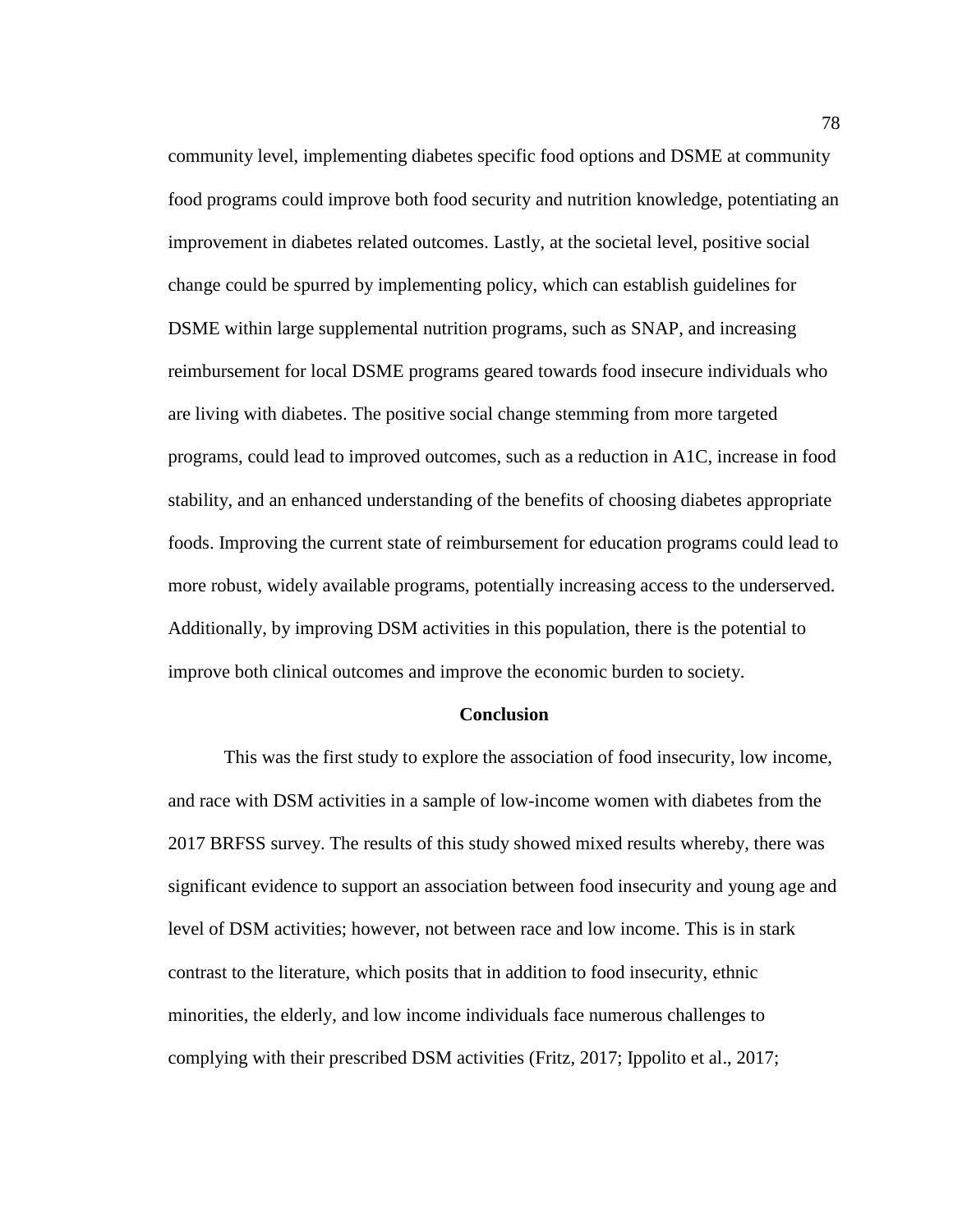community level, implementing diabetes specific food options and DSME at community food programs could improve both food security and nutrition knowledge, potentiating an improvement in diabetes related outcomes. Lastly, at the societal level, positive social change could be spurred by implementing policy, which can establish guidelines for DSME within large supplemental nutrition programs, such as SNAP, and increasing reimbursement for local DSME programs geared towards food insecure individuals who are living with diabetes. The positive social change stemming from more targeted programs, could lead to improved outcomes, such as a reduction in A1C, increase in food stability, and an enhanced understanding of the benefits of choosing diabetes appropriate foods. Improving the current state of reimbursement for education programs could lead to more robust, widely available programs, potentially increasing access to the underserved. Additionally, by improving DSM activities in this population, there is the potential to improve both clinical outcomes and improve the economic burden to society.

## Conclusion

This was the first study to explore the association of food insecurity, low income, and race with DSM activities in a sample of low-income women with diabetes from the 2017 BRFSS survey. The results of this study showed mixed results whereby, there was significant evidence to support an association between food insecurity and young age and level of DSM activities; however, not between race and low income. This is in stark contrast to the literature, which posits that in addition to food insecurity, ethnic minorities, the elderly, and low income individuals face numerous challenges to complying with their prescribed DSM activities (Fritz, 2017; Ippolito et al., 2017;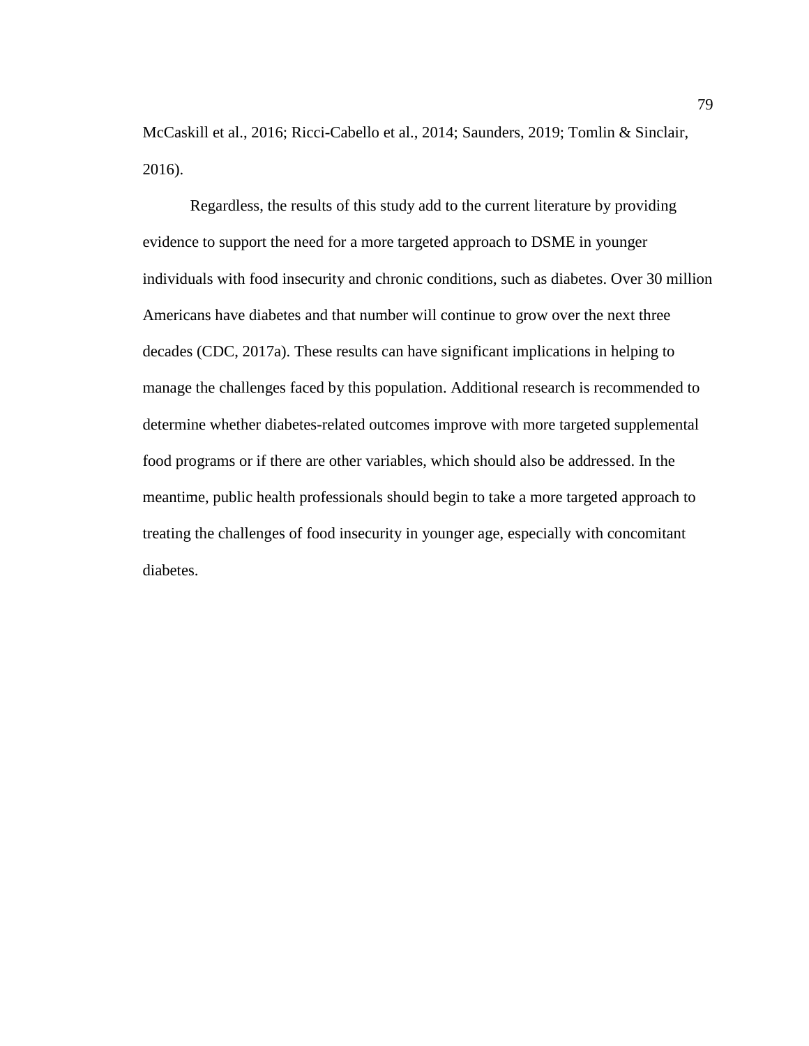McCaskill et al., 2016; Ricci-Cabello et al., 2014; Saunders, 2019; Tomlin & Sinclair, 2016).

Regardless, the results of this study add to the current literature by providing evidence to support the need for a more targeted approach to DSME in younger individuals with food insecurity and chronic conditions, such as diabetes. Over 30 million Americans have diabetes and that number will continue to grow over the next three decades (CDC, 2017a). These results can have significant implications in helping to manage the challenges faced by this population. Additional research is recommended to determine whether diabetes-related outcomes improve with more targeted supplemental food programs or if there are other variables, which should also be addressed. In the meantime, public health professionals should begin to take a more targeted approach to treating the challenges of food insecurity in younger age, especially with concomitant diabetes.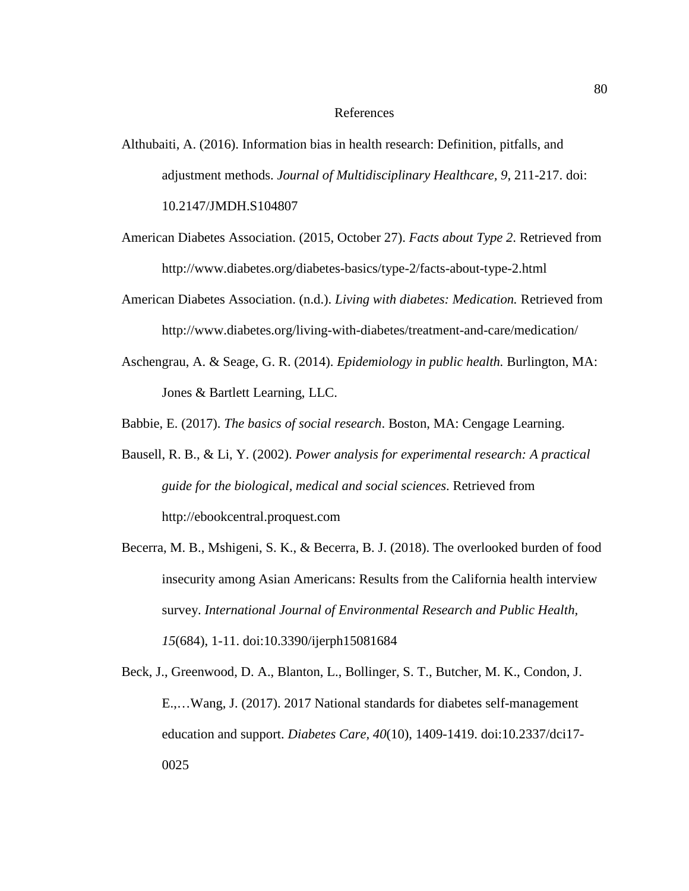# References

Althubaiti, A. (2016). Information bias in health research: Definition, pitfalls, and adjustment methods. *Journal of Multidisciplinary Healthcare, 9*, 211-217. doi: 10.2147/JMDH.S104807

American Diabetes Association. (2015, October 27). *Facts about Type 2*. Retrieved from http://www.diabetes.org/diabetes-basics/type-2/facts-about-type-2.html

American Diabetes Association. (n.d.). *Living with diabetes: Medication.* Retrieved from http://www.diabetes.org/living-with-diabetes/treatment-and-care/medication/

Aschengrau, A. & Seage, G. R. (2014). *Epidemiology in public health.* Burlington, MA: Jones & Bartlett Learning, LLC.

Babbie, E. (2017). *The basics of social research*. Boston, MA: Cengage Learning.

Bausell, R. B., & Li, Y. (2002). *Power analysis for experimental research: A practical guide for the biological, medical and social sciences*. Retrieved from http://ebookcentral.proquest.com

Becerra, M. B., Mshigeni, S. K., & Becerra, B. J. (2018). The overlooked burden of food insecurity among Asian Americans: Results from the California health interview survey. *International Journal of Environmental Research and Public Health, 15*(684), 1-11. doi:10.3390/ijerph15081684

Beck, J., Greenwood, D. A., Blanton, L., Bollinger, S. T., Butcher, M. K., Condon, J. E.,…Wang, J. (2017). 2017 National standards for diabetes self-management education and support. *Diabetes Care, 40*(10), 1409-1419. doi:10.2337/dci17-0025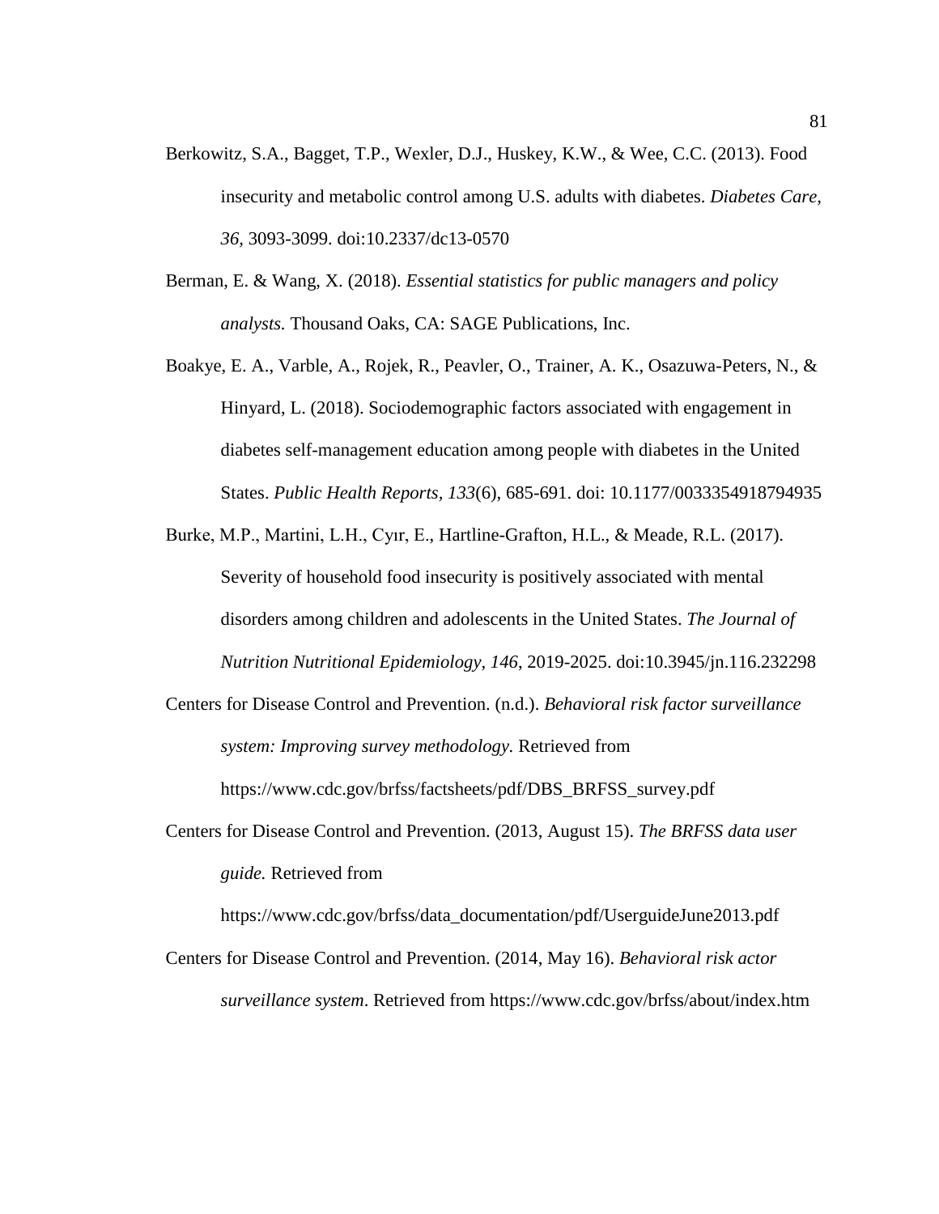Berkowitz, S.A., Bagget, T.P., Wexler, D.J., Huskey, K.W., & Wee, C.C. (2013). Food insecurity and metabolic control among U.S. adults with diabetes. *Diabetes Care, 36*, 3093-3099. doi:10.2337/dc13-0570

Berman, E. & Wang, X. (2018). *Essential statistics for public managers and policy analysts.* Thousand Oaks, CA: SAGE Publications, Inc.

Boakye, E. A., Varble, A., Rojek, R., Peavler, O., Trainer, A. K., Osazuwa-Peters, N., & Hinyard, L. (2018). Sociodemographic factors associated with engagement in diabetes self-management education among people with diabetes in the United States. *Public Health Reports, 133*(6), 685-691. doi: 10.1177/0033354918794935

Burke, M.P., Martini, L.H., Cyır, E., Hartline-Grafton, H.L., & Meade, R.L. (2017). Severity of household food insecurity is positively associated with mental disorders among children and adolescents in the United States. *The Journal of Nutrition Nutritional Epidemiology, 146*, 2019-2025. doi:10.3945/jn.116.232298

Centers for Disease Control and Prevention. (n.d.). *Behavioral risk factor surveillance system: Improving survey methodology.* Retrieved from https://www.cdc.gov/brfss/factsheets/pdf/DBS_BRFSS_survey.pdf

Centers for Disease Control and Prevention. (2013, August 15). *The BRFSS data user guide.* Retrieved from https://www.cdc.gov/brfss/data_documentation/pdf/UserguideJune2013.pdf

Centers for Disease Control and Prevention. (2014, May 16). *Behavioral risk actor surveillance system*. Retrieved from https://www.cdc.gov/brfss/about/index.htm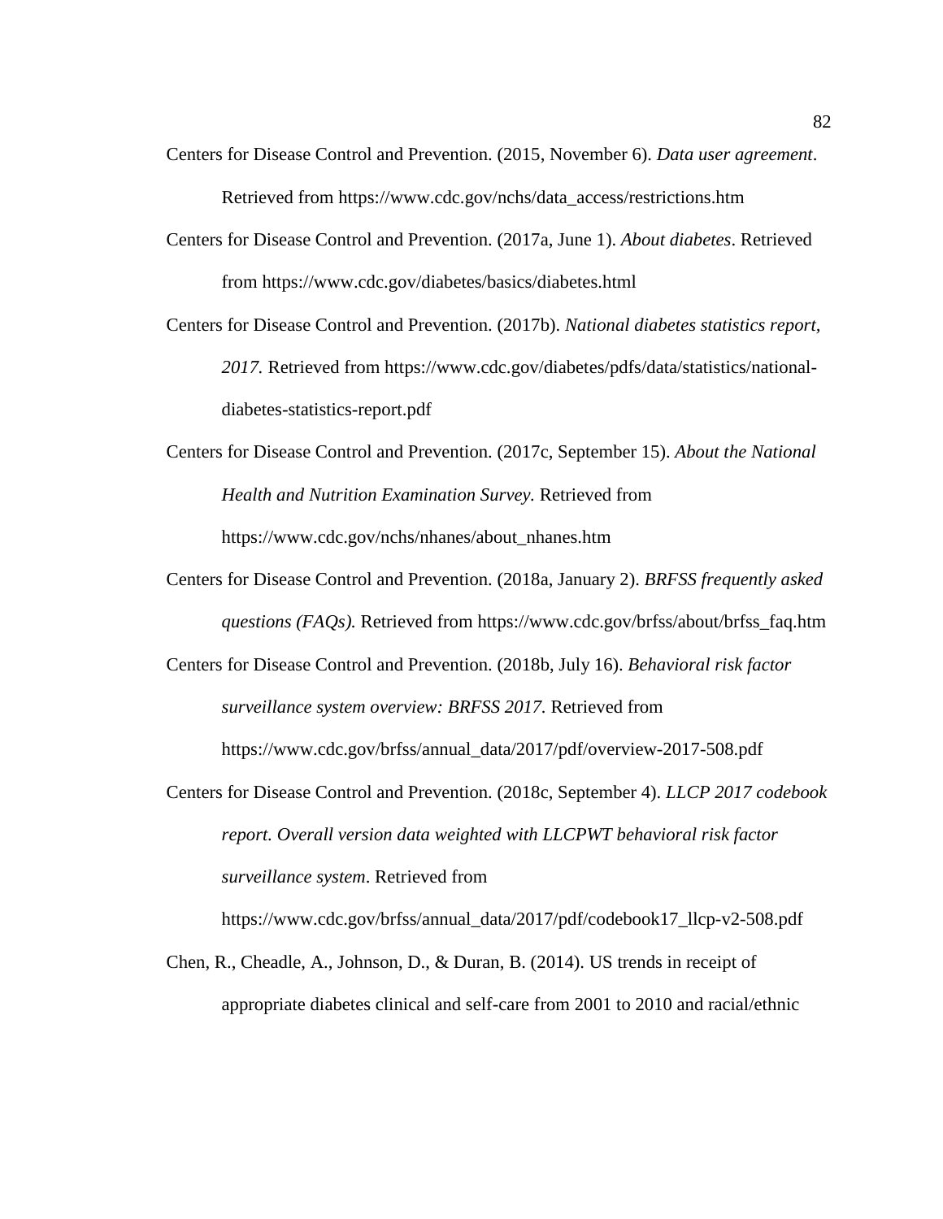Centers for Disease Control and Prevention. (2015, November 6). *Data user agreement*. Retrieved from https://www.cdc.gov/nchs/data_access/restrictions.htm

Centers for Disease Control and Prevention. (2017a, June 1). *About diabetes*. Retrieved from https://www.cdc.gov/diabetes/basics/diabetes.html

Centers for Disease Control and Prevention. (2017b). *National diabetes statistics report, 2017.* Retrieved from https://www.cdc.gov/diabetes/pdfs/data/statistics/national-diabetes-statistics-report.pdf

Centers for Disease Control and Prevention. (2017c, September 15). *About the National Health and Nutrition Examination Survey*. Retrieved from https://www.cdc.gov/nchs/nhanes/about_nhanes.htm

Centers for Disease Control and Prevention. (2018a, January 2). *BRFSS frequently asked questions (FAQs).* Retrieved from https://www.cdc.gov/brfss/about/brfss_faq.htm

Centers for Disease Control and Prevention. (2018b, July 16). *Behavioral risk factor surveillance system overview: BRFSS 2017.* Retrieved from https://www.cdc.gov/brfss/annual_data/2017/pdf/overview-2017-508.pdf

Centers for Disease Control and Prevention. (2018c, September 4). *LLCP 2017 codebook report. Overall version data weighted with LLCPWT behavioral risk factor surveillance system*. Retrieved from https://www.cdc.gov/brfss/annual_data/2017/pdf/codebook17_llcp-v2-508.pdf

Chen, R., Cheadle, A., Johnson, D., & Duran, B. (2014). US trends in receipt of appropriate diabetes clinical and self-care from 2001 to 2010 and racial/ethnic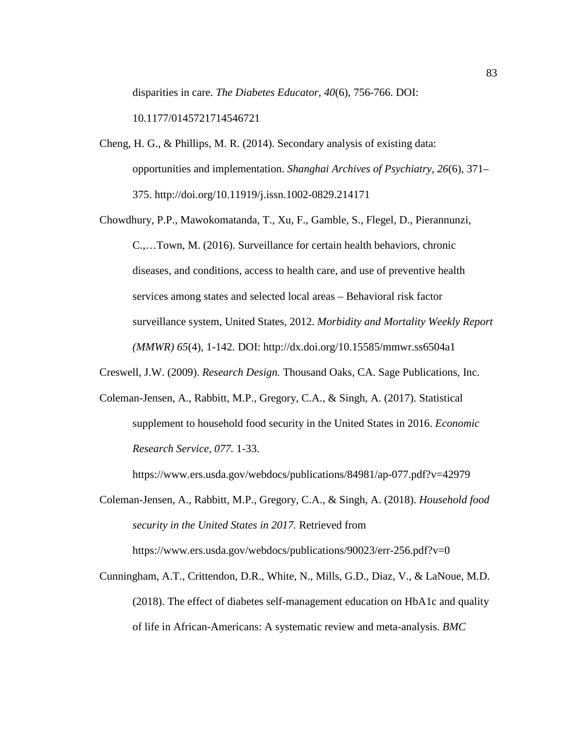disparities in care. *The Diabetes Educator, 40*(6), 756-766. DOI: 10.1177/0145721714546721

Cheng, H. G., & Phillips, M. R. (2014). Secondary analysis of existing data: opportunities and implementation. *Shanghai Archives of Psychiatry, 26*(6), 371–375. http://doi.org/10.11919/j.issn.1002-0829.214171

Chowdhury, P.P., Mawokomatanda, T., Xu, F., Gamble, S., Flegel, D., Pierannunzi, C.,…Town, M. (2016). Surveillance for certain health behaviors, chronic diseases, and conditions, access to health care, and use of preventive health services among states and selected local areas – Behavioral risk factor surveillance system, United States, 2012. *Morbidity and Mortality Weekly Report (MMWR) 65*(4), 1-142. DOI: http://dx.doi.org/10.15585/mmwr.ss6504a1

Creswell, J.W. (2009). *Research Design.* Thousand Oaks, CA. Sage Publications, Inc.

Coleman-Jensen, A., Rabbitt, M.P., Gregory, C.A., & Singh, A. (2017). Statistical supplement to household food security in the United States in 2016. *Economic Research Service, 077.* 1-33. https://www.ers.usda.gov/webdocs/publications/84981/ap-077.pdf?v=42979

Coleman-Jensen, A., Rabbitt, M.P., Gregory, C.A., & Singh, A. (2018). *Household food security in the United States in 2017.* Retrieved from https://www.ers.usda.gov/webdocs/publications/90023/err-256.pdf?v=0

Cunningham, A.T., Crittendon, D.R., White, N., Mills, G.D., Diaz, V., & LaNoue, M.D. (2018). The effect of diabetes self-management education on HbA1c and quality of life in African-Americans: A systematic review and meta-analysis. *BMC*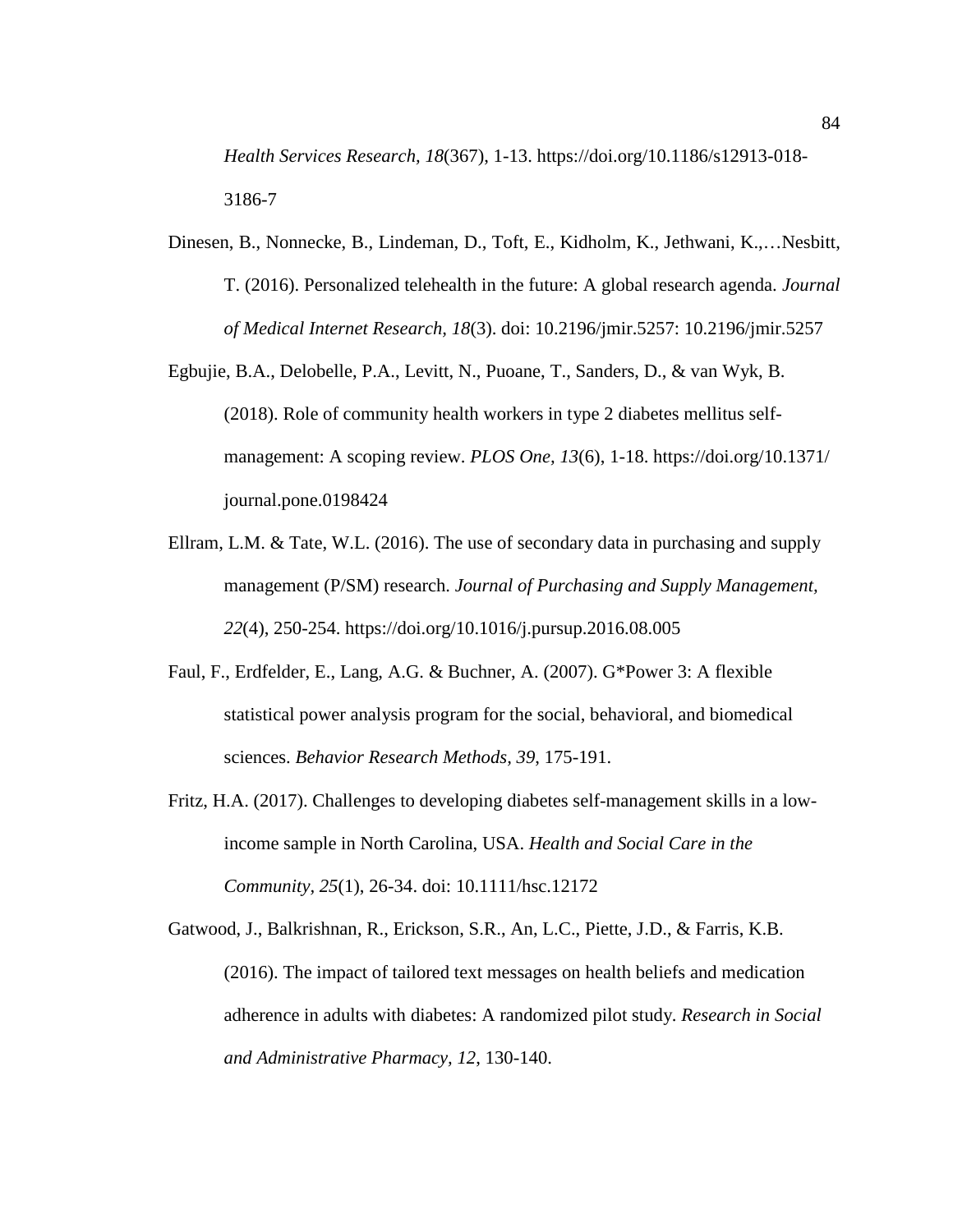*Health Services Research, 18*(367), 1-13. https://doi.org/10.1186/s12913-018-3186-7

Dinesen, B., Nonnecke, B., Lindeman, D., Toft, E., Kidholm, K., Jethwani, K.,…Nesbitt, T. (2016). Personalized telehealth in the future: A global research agenda. *Journal of Medical Internet Research, 18*(3). doi: 10.2196/jmir.5257: 10.2196/jmir.5257

Egbujie, B.A., Delobelle, P.A., Levitt, N., Puoane, T., Sanders, D., & van Wyk, B. (2018). Role of community health workers in type 2 diabetes mellitus self-management: A scoping review. *PLOS One, 13*(6), 1-18. https://doi.org/10.1371/journal.pone.0198424

Ellram, L.M. & Tate, W.L. (2016). The use of secondary data in purchasing and supply management (P/SM) research. *Journal of Purchasing and Supply Management, 22*(4), 250-254. https://doi.org/10.1016/j.pursup.2016.08.005

Faul, F., Erdfelder, E., Lang, A.G. & Buchner, A. (2007). G*Power 3: A flexible statistical power analysis program for the social, behavioral, and biomedical sciences. *Behavior Research Methods, 39,* 175-191.

Fritz, H.A. (2017). Challenges to developing diabetes self-management skills in a low-income sample in North Carolina, USA. *Health and Social Care in the Community, 25*(1), 26-34. doi: 10.1111/hsc.12172

Gatwood, J., Balkrishnan, R., Erickson, S.R., An, L.C., Piette, J.D., & Farris, K.B. (2016). The impact of tailored text messages on health beliefs and medication adherence in adults with diabetes: A randomized pilot study. *Research in Social and Administrative Pharmacy, 12*, 130-140.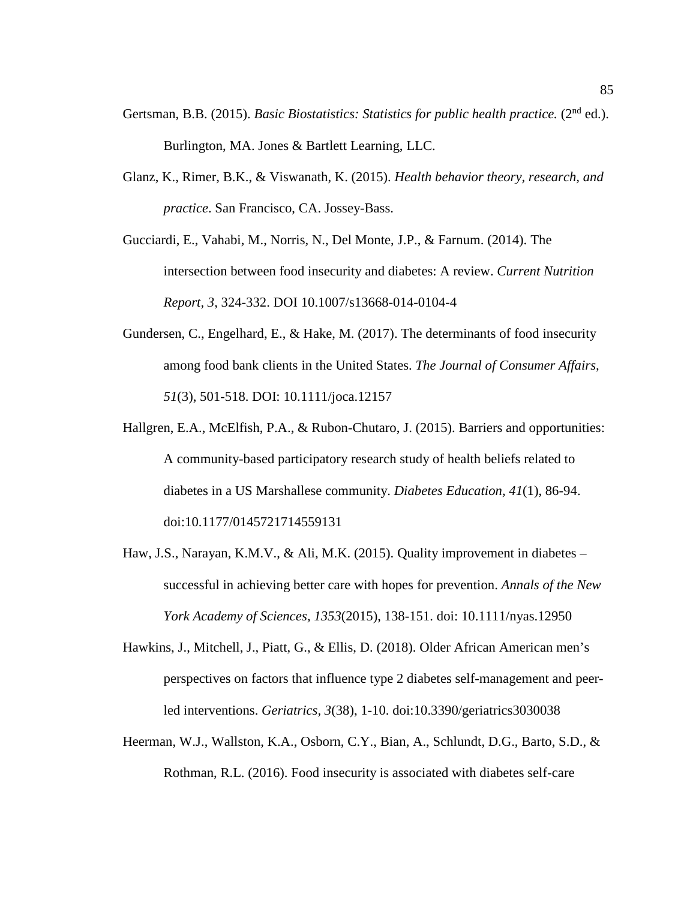Gertsman, B.B. (2015). *Basic Biostatistics: Statistics for public health practice.* ($2^{nd}$ ed.). Burlington, MA. Jones & Bartlett Learning, LLC.

Glanz, K., Rimer, B.K., & Viswanath, K. (2015). *Health behavior theory, research, and practice*. San Francisco, CA. Jossey-Bass.

Gucciardi, E., Vahabi, M., Norris, N., Del Monte, J.P., & Farnum. (2014). The intersection between food insecurity and diabetes: A review. *Current Nutrition Report, 3*, 324-332. DOI 10.1007/s13668-014-0104-4

Gundersen, C., Engelhard, E., & Hake, M. (2017). The determinants of food insecurity among food bank clients in the United States. *The Journal of Consumer Affairs, 51*(3), 501-518. DOI: 10.1111/joca.12157

Hallgren, E.A., McElfish, P.A., & Rubon-Chutaro, J. (2015). Barriers and opportunities: A community-based participatory research study of health beliefs related to diabetes in a US Marshallese community. *Diabetes Education, 41*(1), 86-94. doi:10.1177/0145721714559131

Haw, J.S., Narayan, K.M.V., & Ali, M.K. (2015). Quality improvement in diabetes – successful in achieving better care with hopes for prevention. *Annals of the New York Academy of Sciences, 1353*(2015), 138-151. doi: 10.1111/nyas.12950

Hawkins, J., Mitchell, J., Piatt, G., & Ellis, D. (2018). Older African American men's perspectives on factors that influence type 2 diabetes self-management and peer-led interventions. *Geriatrics, 3*(38), 1-10. doi:10.3390/geriatrics3030038

Heerman, W.J., Wallston, K.A., Osborn, C.Y., Bian, A., Schlundt, D.G., Barto, S.D., & Rothman, R.L. (2016). Food insecurity is associated with diabetes self-care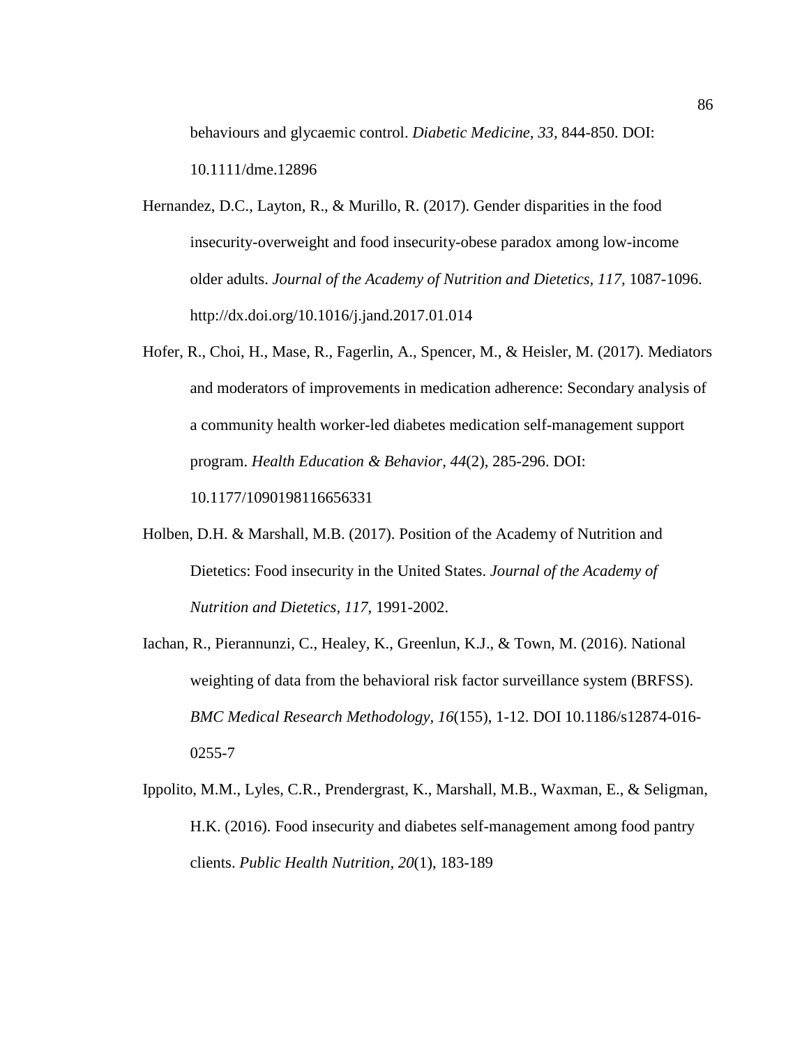behaviours and glycaemic control. *Diabetic Medicine, 33,* 844-850. DOI: 10.1111/dme.12896

Hernandez, D.C., Layton, R., & Murillo, R. (2017). Gender disparities in the food insecurity-overweight and food insecurity-obese paradox among low-income older adults. *Journal of the Academy of Nutrition and Dietetics, 117,* 1087-1096. http://dx.doi.org/10.1016/j.jand.2017.01.014

Hofer, R., Choi, H., Mase, R., Fagerlin, A., Spencer, M., & Heisler, M. (2017). Mediators and moderators of improvements in medication adherence: Secondary analysis of a community health worker-led diabetes medication self-management support program. *Health Education & Behavior, 44*(2), 285-296. DOI: 10.1177/1090198116656331

Holben, D.H. & Marshall, M.B. (2017). Position of the Academy of Nutrition and Dietetics: Food insecurity in the United States. *Journal of the Academy of Nutrition and Dietetics, 117*, 1991-2002.

Iachan, R., Pierannunzi, C., Healey, K., Greenlun, K.J., & Town, M. (2016). National weighting of data from the behavioral risk factor surveillance system (BRFSS). *BMC Medical Research Methodology, 16*(155), 1-12. DOI 10.1186/s12874-016-0255-7

Ippolito, M.M., Lyles, C.R., Prendergrast, K., Marshall, M.B., Waxman, E., & Seligman, H.K. (2016). Food insecurity and diabetes self-management among food pantry clients. *Public Health Nutrition, 20*(1), 183-189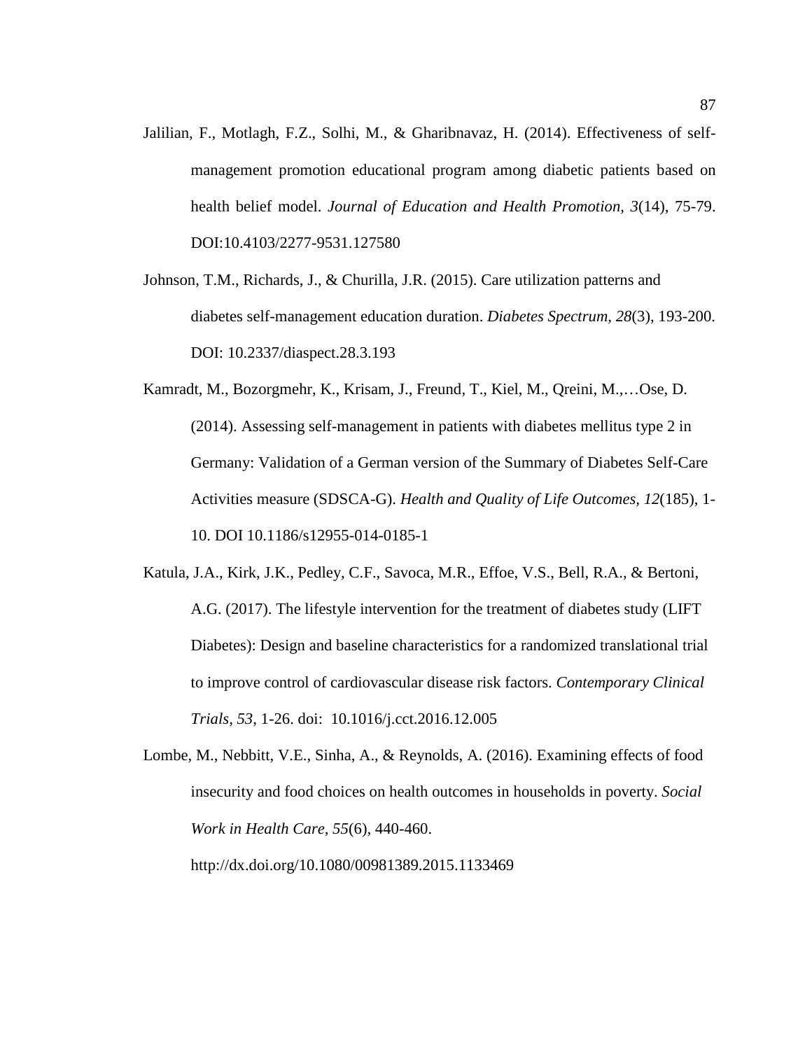Jalilian, F., Motlagh, F.Z., Solhi, M., & Gharibnavaz, H. (2014). Effectiveness of self-management promotion educational program among diabetic patients based on health belief model. *Journal of Education and Health Promotion, 3*(14), 75-79. DOI:10.4103/2277-9531.127580

Johnson, T.M., Richards, J., & Churilla, J.R. (2015). Care utilization patterns and diabetes self-management education duration. *Diabetes Spectrum, 28*(3), 193-200. DOI: 10.2337/diaspect.28.3.193

Kamradt, M., Bozorgmehr, K., Krisam, J., Freund, T., Kiel, M., Qreini, M.,…Ose, D. (2014). Assessing self-management in patients with diabetes mellitus type 2 in Germany: Validation of a German version of the Summary of Diabetes Self-Care Activities measure (SDSCA-G). *Health and Quality of Life Outcomes, 12*(185), 1-10. DOI 10.1186/s12955-014-0185-1

Katula, J.A., Kirk, J.K., Pedley, C.F., Savoca, M.R., Effoe, V.S., Bell, R.A., & Bertoni, A.G. (2017). The lifestyle intervention for the treatment of diabetes study (LIFT Diabetes): Design and baseline characteristics for a randomized translational trial to improve control of cardiovascular disease risk factors. *Contemporary Clinical Trials, 53*, 1-26. doi: 10.1016/j.cct.2016.12.005

Lombe, M., Nebbitt, V.E., Sinha, A., & Reynolds, A. (2016). Examining effects of food insecurity and food choices on health outcomes in households in poverty. *Social Work in Health Care, 55*(6), 440-460. http://dx.doi.org/10.1080/00981389.2015.1133469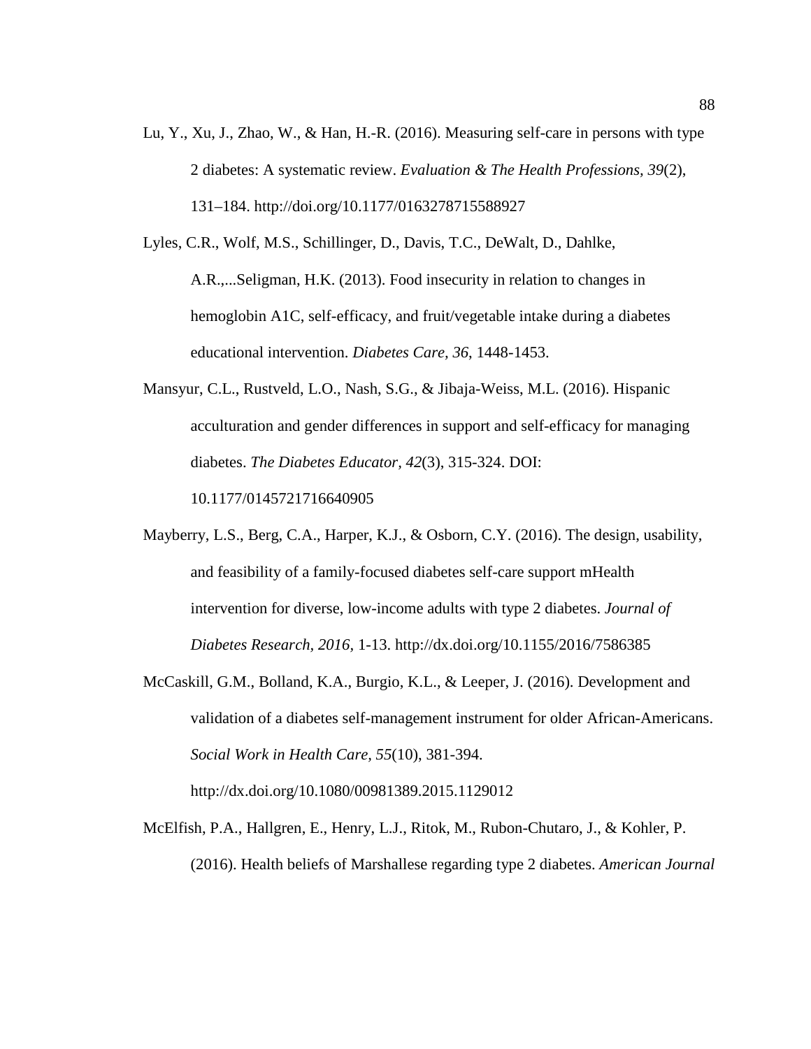Lu, Y., Xu, J., Zhao, W., & Han, H.-R. (2016). Measuring self-care in persons with type 2 diabetes: A systematic review. *Evaluation & The Health Professions, 39*(2), 131–184. http://doi.org/10.1177/0163278715588927

Lyles, C.R., Wolf, M.S., Schillinger, D., Davis, T.C., DeWalt, D., Dahlke, A.R.,...Seligman, H.K. (2013). Food insecurity in relation to changes in hemoglobin A1C, self-efficacy, and fruit/vegetable intake during a diabetes educational intervention. *Diabetes Care, 36*, 1448-1453.

Mansyur, C.L., Rustveld, L.O., Nash, S.G., & Jibaja-Weiss, M.L. (2016). Hispanic acculturation and gender differences in support and self-efficacy for managing diabetes. *The Diabetes Educator, 42*(3), 315-324. DOI: 10.1177/0145721716640905

Mayberry, L.S., Berg, C.A., Harper, K.J., & Osborn, C.Y. (2016). The design, usability, and feasibility of a family-focused diabetes self-care support mHealth intervention for diverse, low-income adults with type 2 diabetes. *Journal of Diabetes Research, 2016*, 1-13. http://dx.doi.org/10.1155/2016/7586385

McCaskill, G.M., Bolland, K.A., Burgio, K.L., & Leeper, J. (2016). Development and validation of a diabetes self-management instrument for older African-Americans. *Social Work in Health Care, 55*(10), 381-394. http://dx.doi.org/10.1080/00981389.2015.1129012

McElfish, P.A., Hallgren, E., Henry, L.J., Ritok, M., Rubon-Chutaro, J., & Kohler, P. (2016). Health beliefs of Marshallese regarding type 2 diabetes. *American Journal*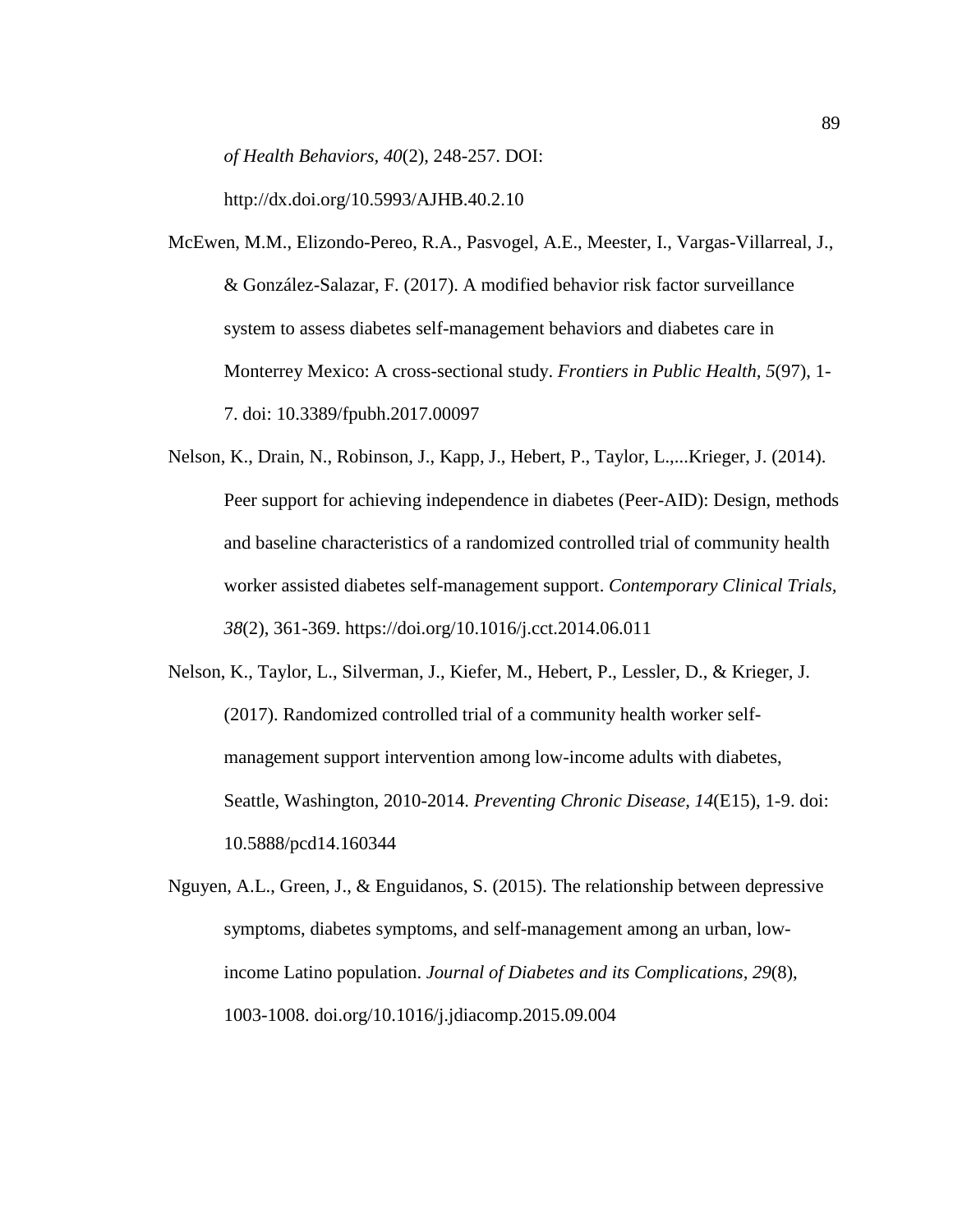*of Health Behaviors, 40*(2), 248-257. DOI: http://dx.doi.org/10.5993/AJHB.40.2.10

McEwen, M.M., Elizondo-Pereo, R.A., Pasvogel, A.E., Meester, I., Vargas-Villarreal, J., & González-Salazar, F. (2017). A modified behavior risk factor surveillance system to assess diabetes self-management behaviors and diabetes care in Monterrey Mexico: A cross-sectional study. *Frontiers in Public Health, 5*(97), 1-7. doi: 10.3389/fpubh.2017.00097

Nelson, K., Drain, N., Robinson, J., Kapp, J., Hebert, P., Taylor, L.,...Krieger, J. (2014). Peer support for achieving independence in diabetes (Peer-AID): Design, methods and baseline characteristics of a randomized controlled trial of community health worker assisted diabetes self-management support. *Contemporary Clinical Trials, 38*(2), 361-369. https://doi.org/10.1016/j.cct.2014.06.011

Nelson, K., Taylor, L., Silverman, J., Kiefer, M., Hebert, P., Lessler, D., & Krieger, J. (2017). Randomized controlled trial of a community health worker self-management support intervention among low-income adults with diabetes, Seattle, Washington, 2010-2014. *Preventing Chronic Disease, 14*(E15), 1-9. doi: 10.5888/pcd14.160344

Nguyen, A.L., Green, J., & Enguidanos, S. (2015). The relationship between depressive symptoms, diabetes symptoms, and self-management among an urban, low-income Latino population. *Journal of Diabetes and its Complications, 29*(8), 1003-1008. doi.org/10.1016/j.jdiacomp.2015.09.004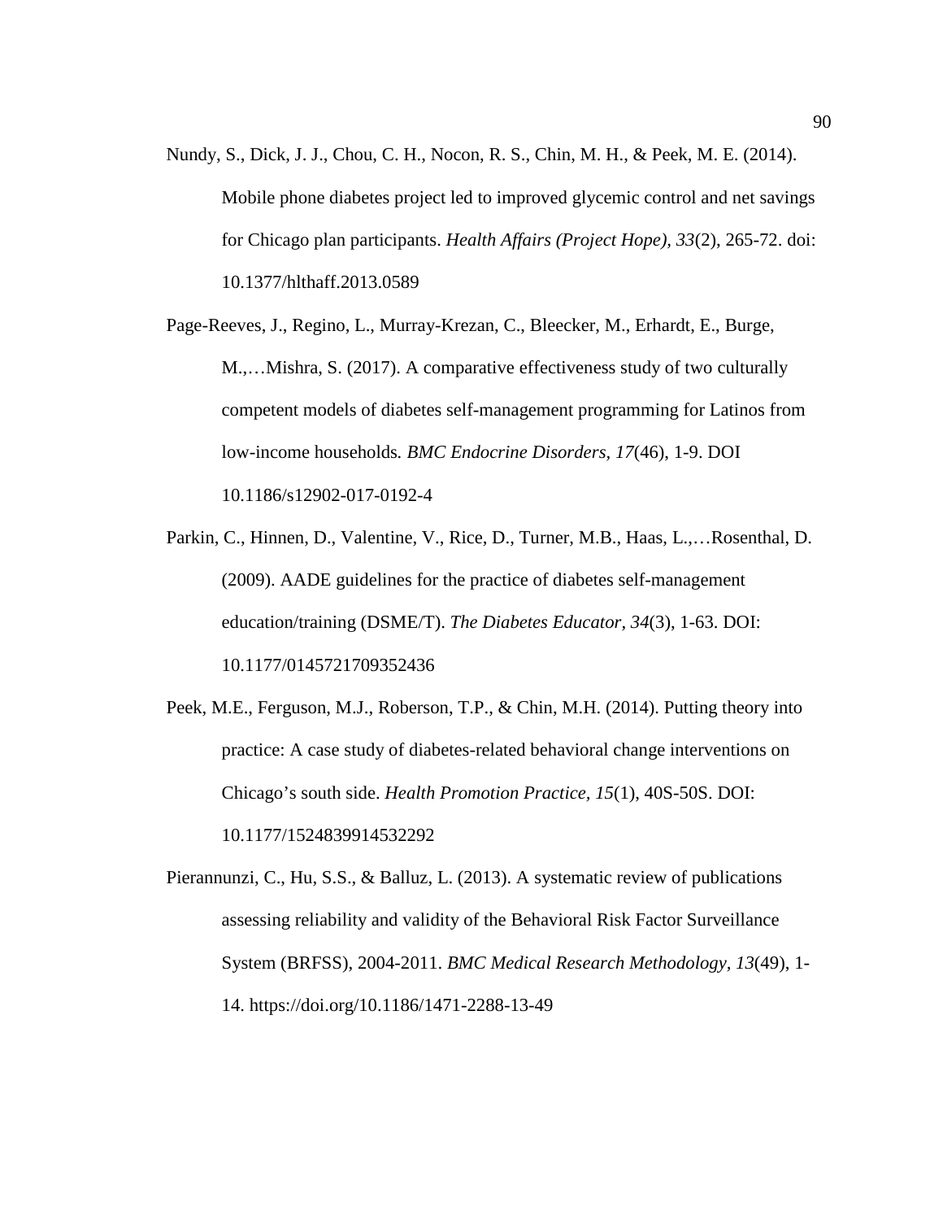Nundy, S., Dick, J. J., Chou, C. H., Nocon, R. S., Chin, M. H., & Peek, M. E. (2014). Mobile phone diabetes project led to improved glycemic control and net savings for Chicago plan participants. *Health Affairs (Project Hope), 33*(2), 265-72. doi: 10.1377/hlthaff.2013.0589

Page-Reeves, J., Regino, L., Murray-Krezan, C., Bleecker, M., Erhardt, E., Burge, M.,…Mishra, S. (2017). A comparative effectiveness study of two culturally competent models of diabetes self-management programming for Latinos from low-income households*. BMC Endocrine Disorders, 17*(46), 1-9. DOI 10.1186/s12902-017-0192-4

Parkin, C., Hinnen, D., Valentine, V., Rice, D., Turner, M.B., Haas, L.,…Rosenthal, D. (2009). AADE guidelines for the practice of diabetes self-management education/training (DSME/T). *The Diabetes Educator, 34*(3), 1-63. DOI: 10.1177/0145721709352436

Peek, M.E., Ferguson, M.J., Roberson, T.P., & Chin, M.H. (2014). Putting theory into practice: A case study of diabetes-related behavioral change interventions on Chicago's south side. *Health Promotion Practice, 15*(1), 40S-50S. DOI: 10.1177/1524839914532292

Pierannunzi, C., Hu, S.S., & Balluz, L. (2013). A systematic review of publications assessing reliability and validity of the Behavioral Risk Factor Surveillance System (BRFSS), 2004-2011. *BMC Medical Research Methodology, 13*(49), 1-14. https://doi.org/10.1186/1471-2288-13-49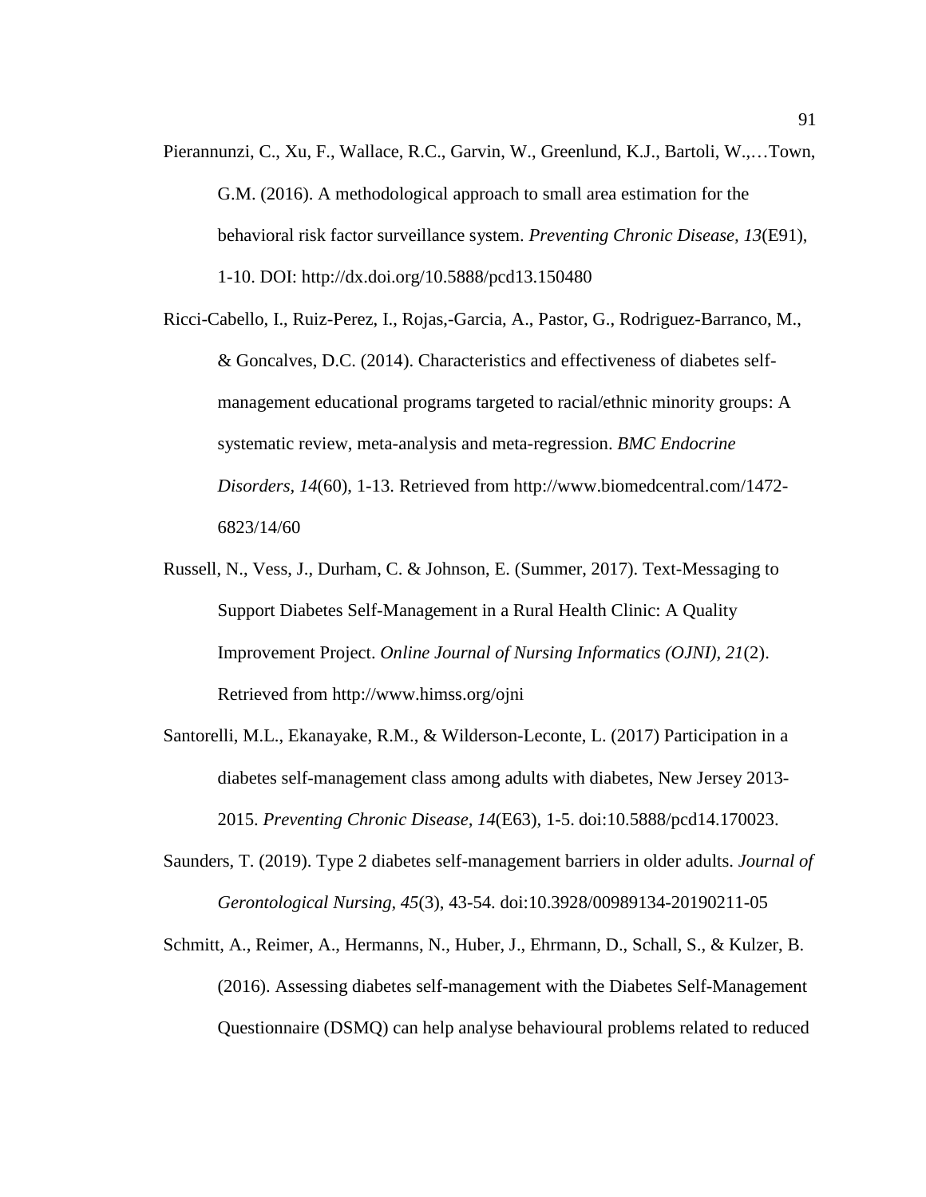Pierannunzi, C., Xu, F., Wallace, R.C., Garvin, W., Greenlund, K.J., Bartoli, W.,…Town, G.M. (2016). A methodological approach to small area estimation for the behavioral risk factor surveillance system. *Preventing Chronic Disease, 13*(E91), 1-10. DOI: http://dx.doi.org/10.5888/pcd13.150480

Ricci-Cabello, I., Ruiz-Perez, I., Rojas,-Garcia, A., Pastor, G., Rodriguez-Barranco, M., & Goncalves, D.C. (2014). Characteristics and effectiveness of diabetes self-management educational programs targeted to racial/ethnic minority groups: A systematic review, meta-analysis and meta-regression. *BMC Endocrine Disorders, 14*(60), 1-13. Retrieved from http://www.biomedcentral.com/1472-6823/14/60

Russell, N., Vess, J., Durham, C. & Johnson, E. (Summer, 2017). Text-Messaging to Support Diabetes Self-Management in a Rural Health Clinic: A Quality Improvement Project. *Online Journal of Nursing Informatics (OJNI), 21*(2). Retrieved from http://www.himss.org/ojni

Santorelli, M.L., Ekanayake, R.M., & Wilderson-Leconte, L. (2017) Participation in a diabetes self-management class among adults with diabetes, New Jersey 2013-2015. *Preventing Chronic Disease, 14*(E63), 1-5. doi:10.5888/pcd14.170023.

Saunders, T. (2019). Type 2 diabetes self-management barriers in older adults. *Journal of Gerontological Nursing, 45*(3), 43-54. doi:10.3928/00989134-20190211-05

Schmitt, A., Reimer, A., Hermanns, N., Huber, J., Ehrmann, D., Schall, S., & Kulzer, B. (2016). Assessing diabetes self-management with the Diabetes Self-Management Questionnaire (DSMQ) can help analyse behavioural problems related to reduced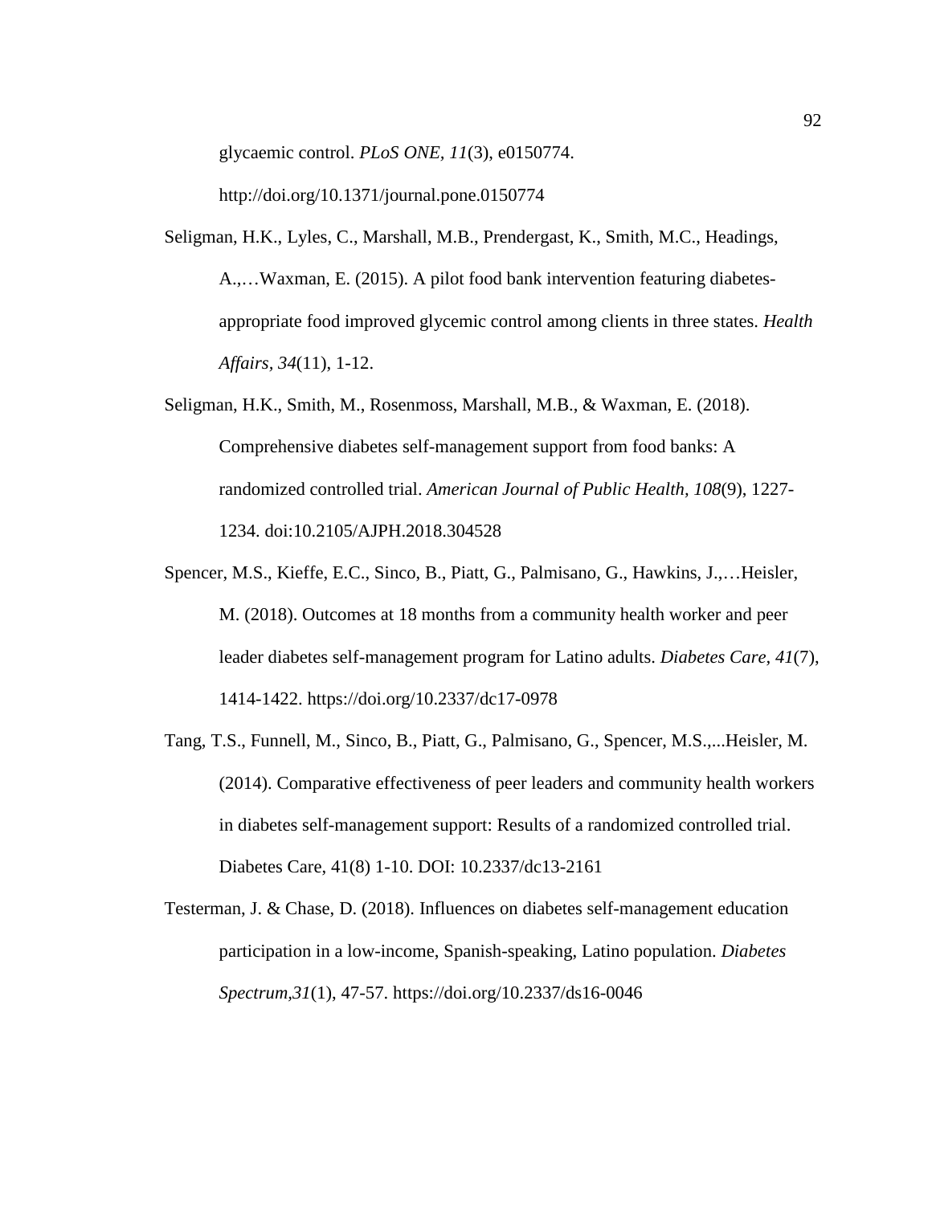glycaemic control. *PLoS ONE, 11*(3), e0150774. http://doi.org/10.1371/journal.pone.0150774

Seligman, H.K., Lyles, C., Marshall, M.B., Prendergast, K., Smith, M.C., Headings, A.,…Waxman, E. (2015). A pilot food bank intervention featuring diabetes-appropriate food improved glycemic control among clients in three states. *Health Affairs, 34*(11), 1-12.

Seligman, H.K., Smith, M., Rosenmoss, Marshall, M.B., & Waxman, E. (2018). Comprehensive diabetes self-management support from food banks: A randomized controlled trial. *American Journal of Public Health, 108*(9), 1227-1234. doi:10.2105/AJPH.2018.304528

Spencer, M.S., Kieffe, E.C., Sinco, B., Piatt, G., Palmisano, G., Hawkins, J.,…Heisler, M. (2018). Outcomes at 18 months from a community health worker and peer leader diabetes self-management program for Latino adults. *Diabetes Care, 41*(7), 1414-1422. https://doi.org/10.2337/dc17-0978

Tang, T.S., Funnell, M., Sinco, B., Piatt, G., Palmisano, G., Spencer, M.S.,...Heisler, M. (2014). Comparative effectiveness of peer leaders and community health workers in diabetes self-management support: Results of a randomized controlled trial. Diabetes Care, 41(8) 1-10. DOI: 10.2337/dc13-2161

Testerman, J. & Chase, D. (2018). Influences on diabetes self-management education participation in a low-income, Spanish-speaking, Latino population. *Diabetes Spectrum,31*(1), 47-57. https://doi.org/10.2337/ds16-0046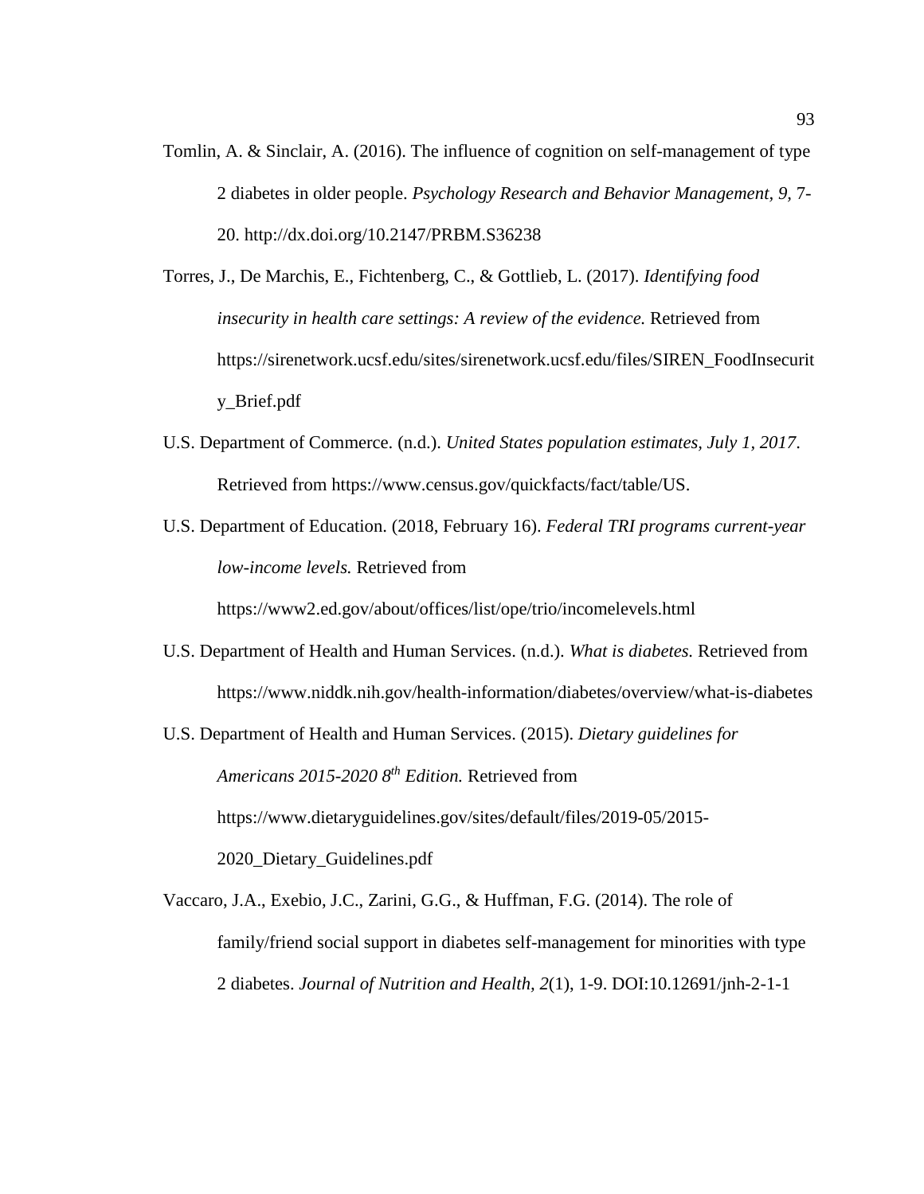Tomlin, A. & Sinclair, A. (2016). The influence of cognition on self-management of type 2 diabetes in older people. *Psychology Research and Behavior Management*, *9*, 7-20. http://dx.doi.org/10.2147/PRBM.S36238

Torres, J., De Marchis, E., Fichtenberg, C., & Gottlieb, L. (2017). *Identifying food insecurity in health care settings: A review of the evidence.* Retrieved from https://sirenetwork.ucsf.edu/sites/sirenetwork.ucsf.edu/files/SIREN_FoodInsecurity_Brief.pdf

U.S. Department of Commerce. (n.d.). *United States population estimates, July 1, 2017*. Retrieved from https://www.census.gov/quickfacts/fact/table/US.

U.S. Department of Education. (2018, February 16). *Federal TRI programs current-year low-income levels.* Retrieved from https://www2.ed.gov/about/offices/list/ope/trio/incomelevels.html

U.S. Department of Health and Human Services. (n.d.). *What is diabetes.* Retrieved from https://www.niddk.nih.gov/health-information/diabetes/overview/what-is-diabetes

U.S. Department of Health and Human Services. (2015). *Dietary guidelines for Americans 2015-2020 8th Edition.* Retrieved from https://www.dietaryguidelines.gov/sites/default/files/2019-05/2015-2020_Dietary_Guidelines.pdf

Vaccaro, J.A., Exebio, J.C., Zarini, G.G., & Huffman, F.G. (2014). The role of family/friend social support in diabetes self-management for minorities with type 2 diabetes. *Journal of Nutrition and Health, 2*(1), 1-9. DOI:10.12691/jnh-2-1-1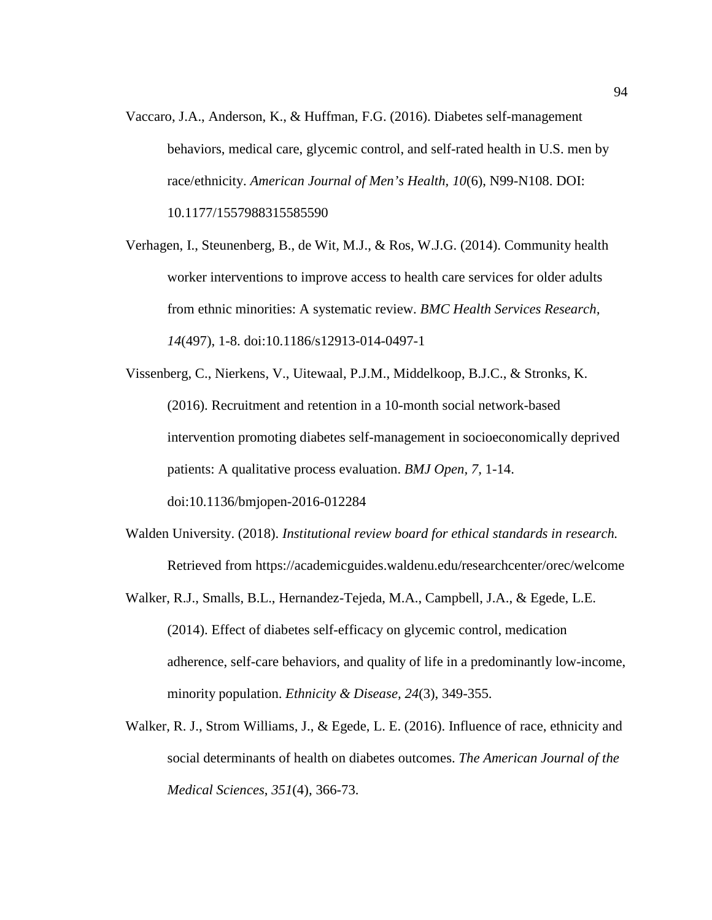Vaccaro, J.A., Anderson, K., & Huffman, F.G. (2016). Diabetes self-management behaviors, medical care, glycemic control, and self-rated health in U.S. men by race/ethnicity. *American Journal of Men's Health, 10*(6), N99-N108. DOI: 10.1177/1557988315585590

Verhagen, I., Steunenberg, B., de Wit, M.J., & Ros, W.J.G. (2014). Community health worker interventions to improve access to health care services for older adults from ethnic minorities: A systematic review. *BMC Health Services Research, 14*(497), 1-8. doi:10.1186/s12913-014-0497-1

Vissenberg, C., Nierkens, V., Uitewaal, P.J.M., Middelkoop, B.J.C., & Stronks, K. (2016). Recruitment and retention in a 10-month social network-based intervention promoting diabetes self-management in socioeconomically deprived patients: A qualitative process evaluation. *BMJ Open, 7*, 1-14. doi:10.1136/bmjopen-2016-012284

Walden University. (2018). *Institutional review board for ethical standards in research.* Retrieved from https://academicguides.waldenu.edu/researchcenter/orec/welcome

Walker, R.J., Smalls, B.L., Hernandez-Tejeda, M.A., Campbell, J.A., & Egede, L.E. (2014). Effect of diabetes self-efficacy on glycemic control, medication adherence, self-care behaviors, and quality of life in a predominantly low-income, minority population. *Ethnicity & Disease, 24*(3), 349-355.

Walker, R. J., Strom Williams, J., & Egede, L. E. (2016). Influence of race, ethnicity and social determinants of health on diabetes outcomes. *The American Journal of the Medical Sciences*, *351*(4), 366-73.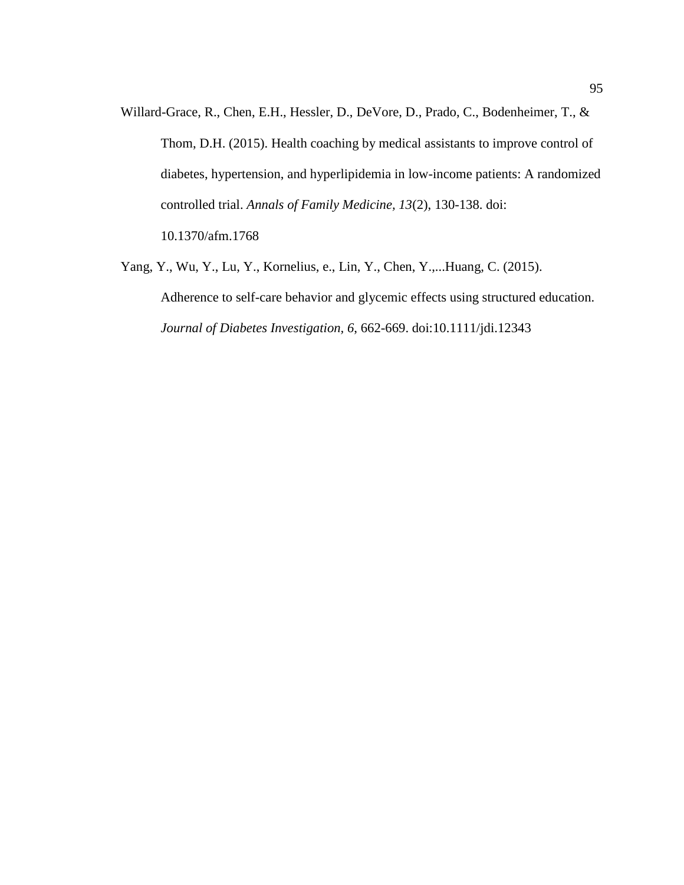Willard-Grace, R., Chen, E.H., Hessler, D., DeVore, D., Prado, C., Bodenheimer, T., & Thom, D.H. (2015). Health coaching by medical assistants to improve control of diabetes, hypertension, and hyperlipidemia in low-income patients: A randomized controlled trial. *Annals of Family Medicine, 13*(2), 130-138. doi: 10.1370/afm.1768

Yang, Y., Wu, Y., Lu, Y., Kornelius, e., Lin, Y., Chen, Y.,...Huang, C. (2015). Adherence to self-care behavior and glycemic effects using structured education. *Journal of Diabetes Investigation, 6*, 662-669. doi:10.1111/jdi.12343